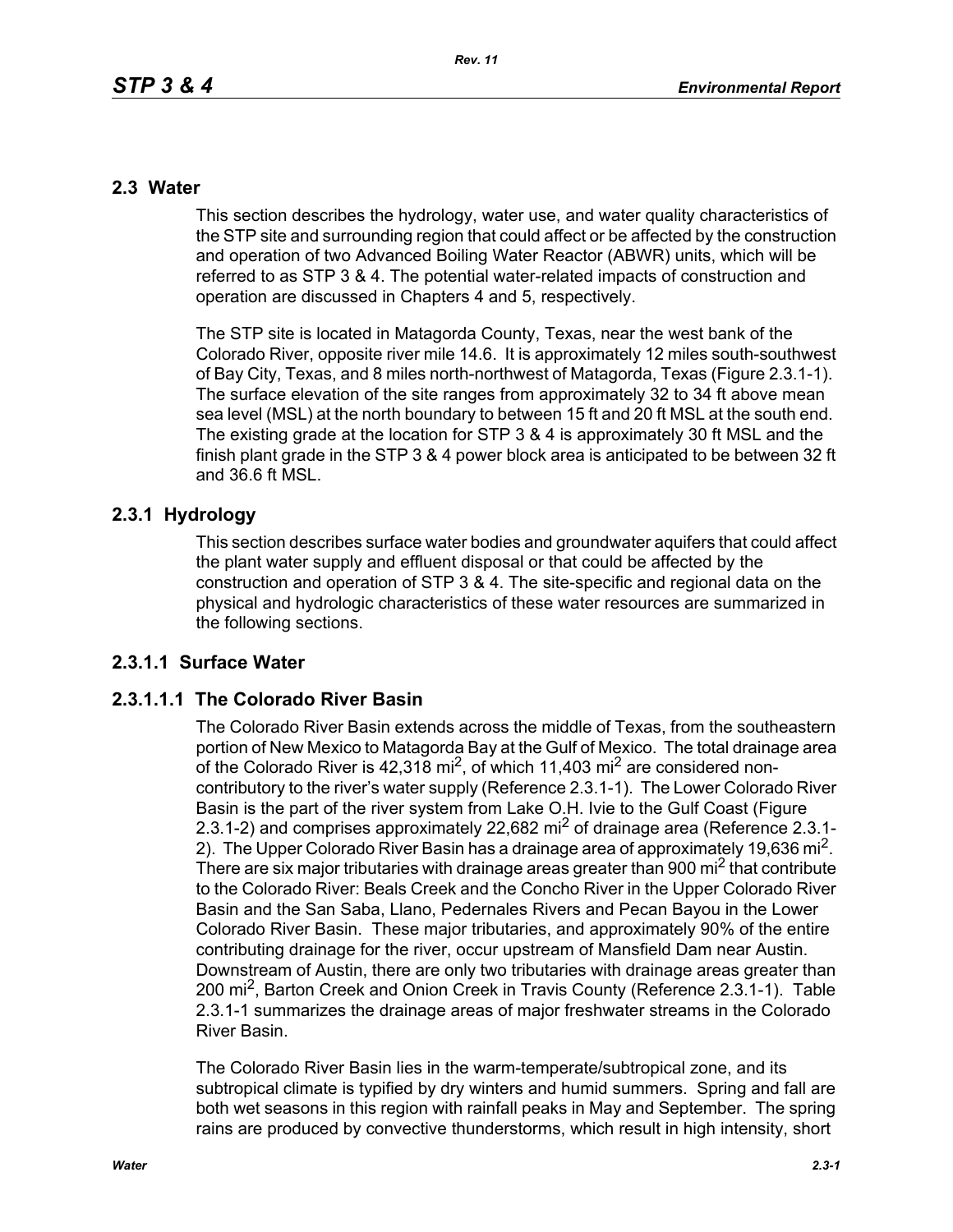## 2.3 Water

This section describes the hydrology, water use, and water quality characteristics of the STP site and surrounding region that could affect or be affected by the construction and operation of two Advanced Boiling Water Reactor (ABWR) units, which will be referred to as STP 3 & 4. The potential water-related impacts of construction and operation are discussed in Chapters 4 and 5, respectively.

The STP site is located in Matagorda County, Texas, near the west bank of the Colorado River, opposite river mile 14.6. It is approximately 12 miles south-southwest of Bay City, Texas, and 8 miles north-northwest of Matagorda, Texas (Figure 2.3.1-1). The surface elevation of the site ranges from approximately 32 to 34 ft above mean sea level (MSL) at the north boundary to between 15 ft and 20 ft MSL at the south end. The existing grade at the location for STP 3 & 4 is approximately 30 ft MSL and the finish plant grade in the STP 3 & 4 power block area is anticipated to be between 32 ft and 36.6 ft MSL.

### 2.3.1 Hydrology

This section describes surface water bodies and groundwater aquifers that could affect the plant water supply and effluent disposal or that could be affected by the construction and operation of STP 3 & 4. The site-specific and regional data on the physical and hydrologic characteristics of these water resources are summarized in the following sections.

### 2.3.1.1 Surface Water

#### 2.3.1.1.1 The Colorado River Basin

The Colorado River Basin extends across the middle of Texas, from the southeastern portion of New Mexico to Matagorda Bay at the Gulf of Mexico. The total drainage area of the Colorado River is 42,318 $mi^2$, of which 11,403 $mi^2$ are considered non-contributory to the river's water supply (Reference 2.3.1-1). The Lower Colorado River Basin is the part of the river system from Lake O.H. Ivie to the Gulf Coast (Figure 2.3.1-2) and comprises approximately 22,682 $mi^2$ of drainage area (Reference 2.3.1-2). The Upper Colorado River Basin has a drainage area of approximately 19,636 $mi^2$. There are six major tributaries with drainage areas greater than 900 $mi^2$ that contribute to the Colorado River: Beals Creek and the Concho River in the Upper Colorado River Basin and the San Saba, Llano, Pedernales Rivers and Pecan Bayou in the Lower Colorado River Basin. These major tributaries, and approximately 90% of the entire contributing drainage for the river, occur upstream of Mansfield Dam near Austin. Downstream of Austin, there are only two tributaries with drainage areas greater than 200 $mi^2$, Barton Creek and Onion Creek in Travis County (Reference 2.3.1-1). Table 2.3.1-1 summarizes the drainage areas of major freshwater streams in the Colorado River Basin.

The Colorado River Basin lies in the warm-temperate/subtropical zone, and its subtropical climate is typified by dry winters and humid summers. Spring and fall are both wet seasons in this region with rainfall peaks in May and September. The spring rains are produced by convective thunderstorms, which result in high intensity, short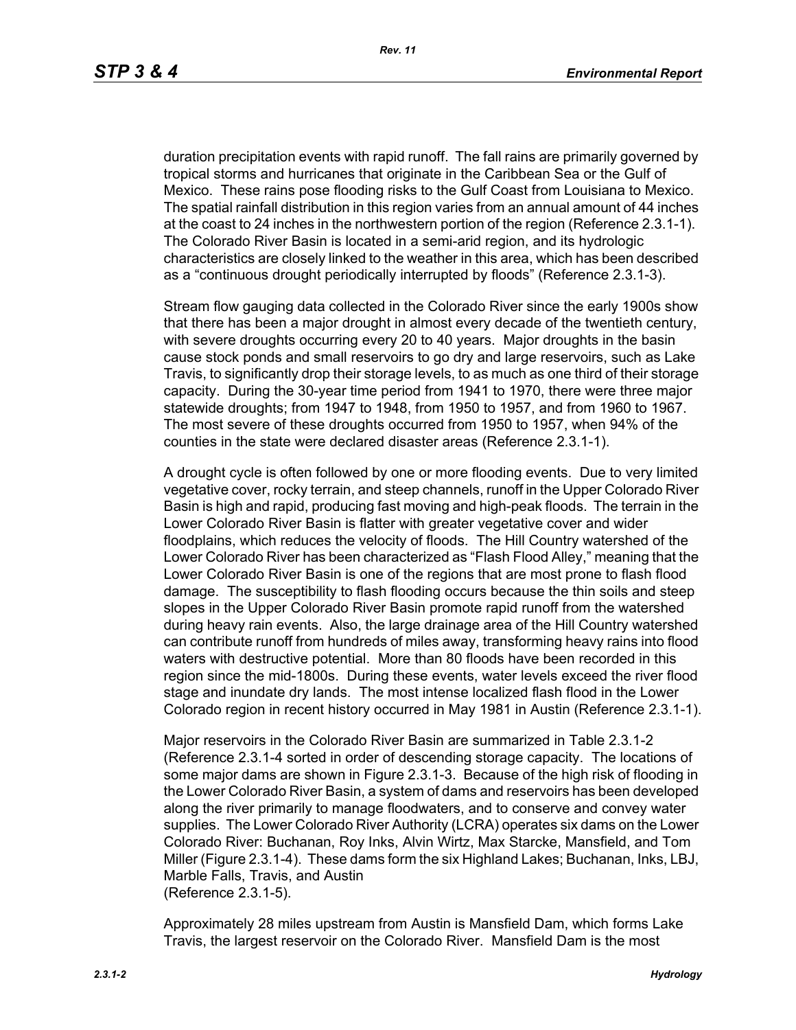duration precipitation events with rapid runoff. The fall rains are primarily governed by tropical storms and hurricanes that originate in the Caribbean Sea or the Gulf of Mexico. These rains pose flooding risks to the Gulf Coast from Louisiana to Mexico. The spatial rainfall distribution in this region varies from an annual amount of 44 inches at the coast to 24 inches in the northwestern portion of the region (Reference 2.3.1-1). The Colorado River Basin is located in a semi-arid region, and its hydrologic characteristics are closely linked to the weather in this area, which has been described as a "continuous drought periodically interrupted by floods" (Reference 2.3.1-3).

Stream flow gauging data collected in the Colorado River since the early 1900s show that there has been a major drought in almost every decade of the twentieth century, with severe droughts occurring every 20 to 40 years. Major droughts in the basin cause stock ponds and small reservoirs to go dry and large reservoirs, such as Lake Travis, to significantly drop their storage levels, to as much as one third of their storage capacity. During the 30-year time period from 1941 to 1970, there were three major statewide droughts; from 1947 to 1948, from 1950 to 1957, and from 1960 to 1967. The most severe of these droughts occurred from 1950 to 1957, when 94% of the counties in the state were declared disaster areas (Reference 2.3.1-1).

A drought cycle is often followed by one or more flooding events. Due to very limited vegetative cover, rocky terrain, and steep channels, runoff in the Upper Colorado River Basin is high and rapid, producing fast moving and high-peak floods. The terrain in the Lower Colorado River Basin is flatter with greater vegetative cover and wider floodplains, which reduces the velocity of floods. The Hill Country watershed of the Lower Colorado River has been characterized as "Flash Flood Alley," meaning that the Lower Colorado River Basin is one of the regions that are most prone to flash flood damage. The susceptibility to flash flooding occurs because the thin soils and steep slopes in the Upper Colorado River Basin promote rapid runoff from the watershed during heavy rain events. Also, the large drainage area of the Hill Country watershed can contribute runoff from hundreds of miles away, transforming heavy rains into flood waters with destructive potential. More than 80 floods have been recorded in this region since the mid-1800s. During these events, water levels exceed the river flood stage and inundate dry lands. The most intense localized flash flood in the Lower Colorado region in recent history occurred in May 1981 in Austin (Reference 2.3.1-1).

Major reservoirs in the Colorado River Basin are summarized in Table 2.3.1-2 (Reference 2.3.1-4 sorted in order of descending storage capacity. The locations of some major dams are shown in Figure 2.3.1-3. Because of the high risk of flooding in the Lower Colorado River Basin, a system of dams and reservoirs has been developed along the river primarily to manage floodwaters, and to conserve and convey water supplies. The Lower Colorado River Authority (LCRA) operates six dams on the Lower Colorado River: Buchanan, Roy Inks, Alvin Wirtz, Max Starcke, Mansfield, and Tom Miller (Figure 2.3.1-4). These dams form the six Highland Lakes; Buchanan, Inks, LBJ, Marble Falls, Travis, and Austin (Reference 2.3.1-5).

Approximately 28 miles upstream from Austin is Mansfield Dam, which forms Lake Travis, the largest reservoir on the Colorado River. Mansfield Dam is the most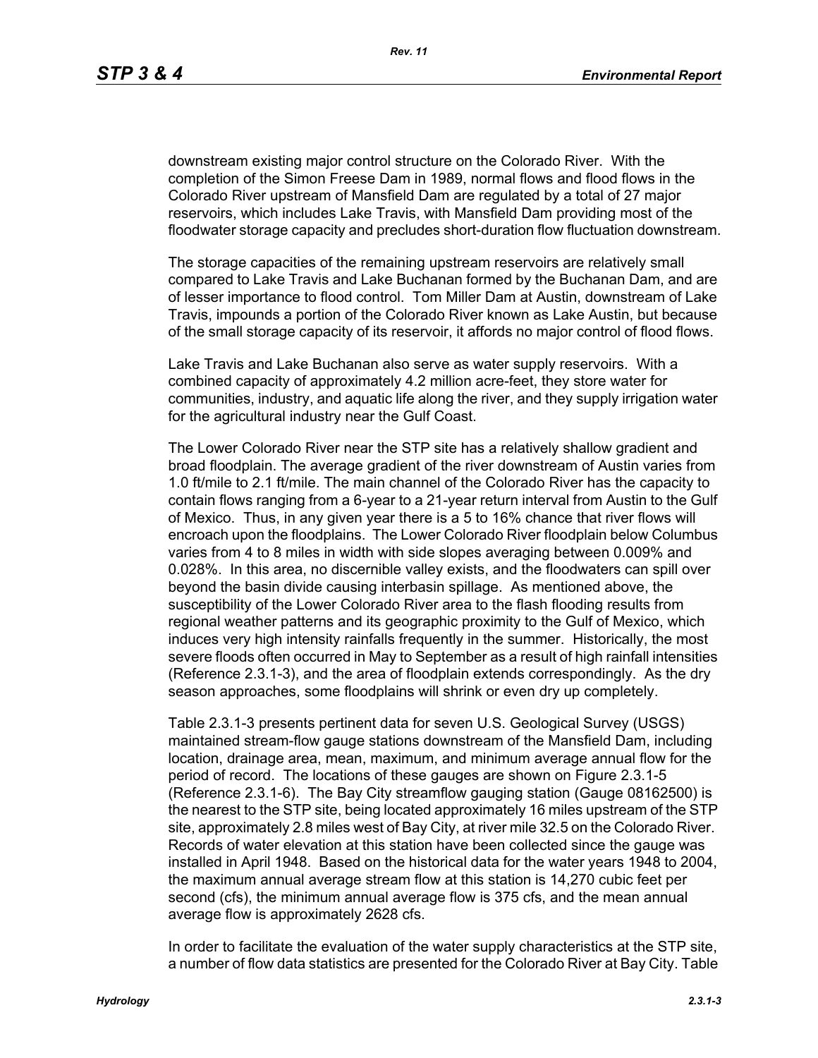downstream existing major control structure on the Colorado River. With the completion of the Simon Freese Dam in 1989, normal flows and flood flows in the Colorado River upstream of Mansfield Dam are regulated by a total of 27 major reservoirs, which includes Lake Travis, with Mansfield Dam providing most of the floodwater storage capacity and precludes short-duration flow fluctuation downstream.

The storage capacities of the remaining upstream reservoirs are relatively small compared to Lake Travis and Lake Buchanan formed by the Buchanan Dam, and are of lesser importance to flood control. Tom Miller Dam at Austin, downstream of Lake Travis, impounds a portion of the Colorado River known as Lake Austin, but because of the small storage capacity of its reservoir, it affords no major control of flood flows.

Lake Travis and Lake Buchanan also serve as water supply reservoirs. With a combined capacity of approximately 4.2 million acre-feet, they store water for communities, industry, and aquatic life along the river, and they supply irrigation water for the agricultural industry near the Gulf Coast.

The Lower Colorado River near the STP site has a relatively shallow gradient and broad floodplain. The average gradient of the river downstream of Austin varies from 1.0 ft/mile to 2.1 ft/mile. The main channel of the Colorado River has the capacity to contain flows ranging from a 6-year to a 21-year return interval from Austin to the Gulf of Mexico. Thus, in any given year there is a 5 to 16% chance that river flows will encroach upon the floodplains. The Lower Colorado River floodplain below Columbus varies from 4 to 8 miles in width with side slopes averaging between 0.009% and 0.028%. In this area, no discernible valley exists, and the floodwaters can spill over beyond the basin divide causing interbasin spillage. As mentioned above, the susceptibility of the Lower Colorado River area to the flash flooding results from regional weather patterns and its geographic proximity to the Gulf of Mexico, which induces very high intensity rainfalls frequently in the summer. Historically, the most severe floods often occurred in May to September as a result of high rainfall intensities (Reference 2.3.1-3), and the area of floodplain extends correspondingly. As the dry season approaches, some floodplains will shrink or even dry up completely.

Table 2.3.1-3 presents pertinent data for seven U.S. Geological Survey (USGS) maintained stream-flow gauge stations downstream of the Mansfield Dam, including location, drainage area, mean, maximum, and minimum average annual flow for the period of record. The locations of these gauges are shown on Figure 2.3.1-5 (Reference 2.3.1-6). The Bay City streamflow gauging station (Gauge 08162500) is the nearest to the STP site, being located approximately 16 miles upstream of the STP site, approximately 2.8 miles west of Bay City, at river mile 32.5 on the Colorado River. Records of water elevation at this station have been collected since the gauge was installed in April 1948. Based on the historical data for the water years 1948 to 2004, the maximum annual average stream flow at this station is 14,270 cubic feet per second (cfs), the minimum annual average flow is 375 cfs, and the mean annual average flow is approximately 2628 cfs.

In order to facilitate the evaluation of the water supply characteristics at the STP site, a number of flow data statistics are presented for the Colorado River at Bay City. Table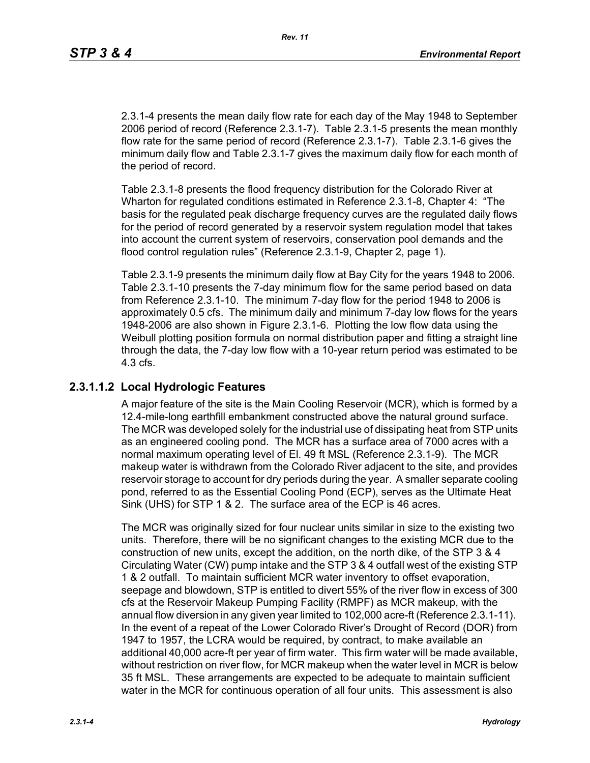2.3.1-4 presents the mean daily flow rate for each day of the May 1948 to September 2006 period of record (Reference 2.3.1-7). Table 2.3.1-5 presents the mean monthly flow rate for the same period of record (Reference 2.3.1-7). Table 2.3.1-6 gives the minimum daily flow and Table 2.3.1-7 gives the maximum daily flow for each month of the period of record.

Table 2.3.1-8 presents the flood frequency distribution for the Colorado River at Wharton for regulated conditions estimated in Reference 2.3.1-8, Chapter 4: "The basis for the regulated peak discharge frequency curves are the regulated daily flows for the period of record generated by a reservoir system regulation model that takes into account the current system of reservoirs, conservation pool demands and the flood control regulation rules" (Reference 2.3.1-9, Chapter 2, page 1).

Table 2.3.1-9 presents the minimum daily flow at Bay City for the years 1948 to 2006. Table 2.3.1-10 presents the 7-day minimum flow for the same period based on data from Reference 2.3.1-10. The minimum 7-day flow for the period 1948 to 2006 is approximately 0.5 cfs. The minimum daily and minimum 7-day low flows for the years 1948-2006 are also shown in Figure 2.3.1-6. Plotting the low flow data using the Weibull plotting position formula on normal distribution paper and fitting a straight line through the data, the 7-day low flow with a 10-year return period was estimated to be 4.3 cfs.

### 2.3.1.1.2 Local Hydrologic Features

A major feature of the site is the Main Cooling Reservoir (MCR), which is formed by a 12.4-mile-long earthfill embankment constructed above the natural ground surface. The MCR was developed solely for the industrial use of dissipating heat from STP units as an engineered cooling pond. The MCR has a surface area of 7000 acres with a normal maximum operating level of El. 49 ft MSL (Reference 2.3.1-9). The MCR makeup water is withdrawn from the Colorado River adjacent to the site, and provides reservoir storage to account for dry periods during the year. A smaller separate cooling pond, referred to as the Essential Cooling Pond (ECP), serves as the Ultimate Heat Sink (UHS) for STP 1 & 2. The surface area of the ECP is 46 acres.

The MCR was originally sized for four nuclear units similar in size to the existing two units. Therefore, there will be no significant changes to the existing MCR due to the construction of new units, except the addition, on the north dike, of the STP 3 & 4 Circulating Water (CW) pump intake and the STP 3 & 4 outfall west of the existing STP 1 & 2 outfall. To maintain sufficient MCR water inventory to offset evaporation, seepage and blowdown, STP is entitled to divert 55% of the river flow in excess of 300 cfs at the Reservoir Makeup Pumping Facility (RMPF) as MCR makeup, with the annual flow diversion in any given year limited to 102,000 acre-ft (Reference 2.3.1-11). In the event of a repeat of the Lower Colorado River's Drought of Record (DOR) from 1947 to 1957, the LCRA would be required, by contract, to make available an additional 40,000 acre-ft per year of firm water. This firm water will be made available, without restriction on river flow, for MCR makeup when the water level in MCR is below 35 ft MSL. These arrangements are expected to be adequate to maintain sufficient water in the MCR for continuous operation of all four units. This assessment is also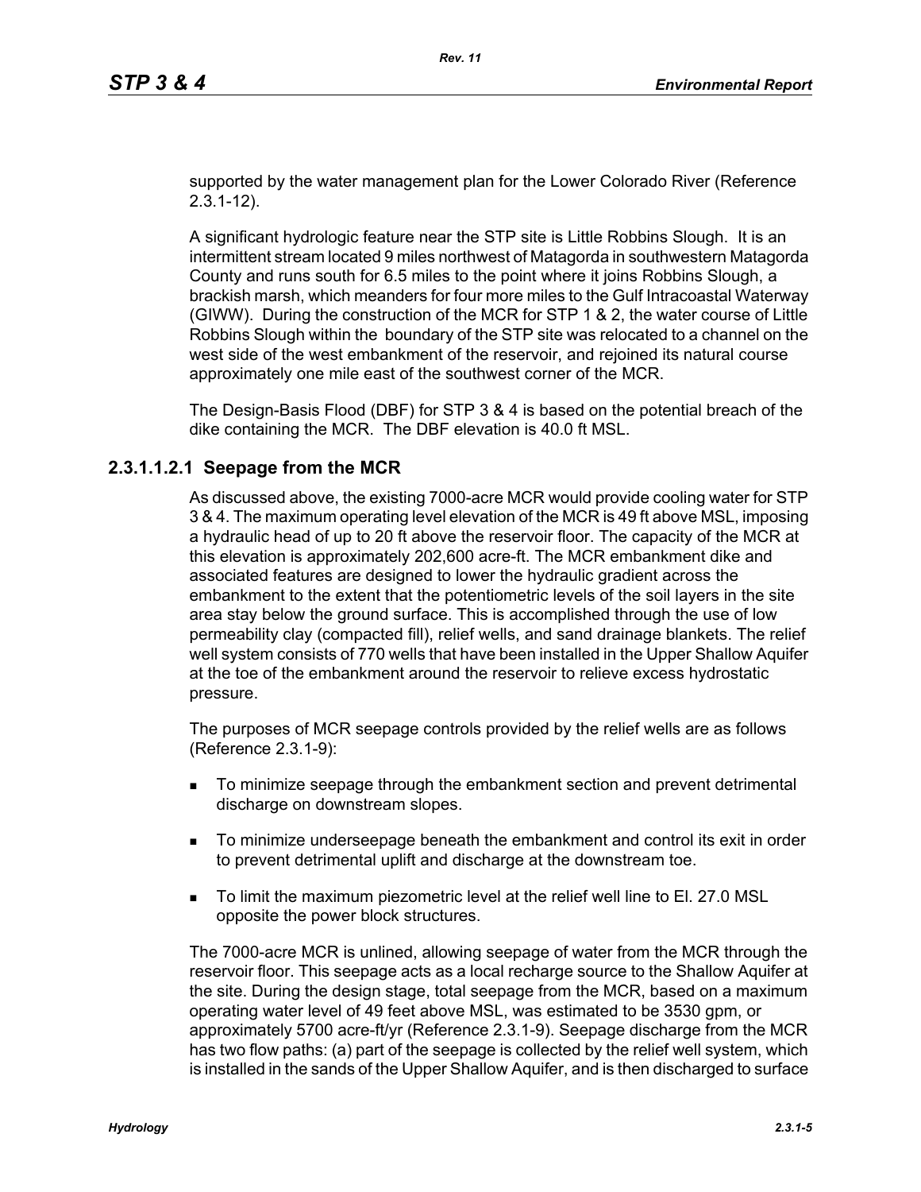supported by the water management plan for the Lower Colorado River (Reference 2.3.1-12).

A significant hydrologic feature near the STP site is Little Robbins Slough. It is an intermittent stream located 9 miles northwest of Matagorda in southwestern Matagorda County and runs south for 6.5 miles to the point where it joins Robbins Slough, a brackish marsh, which meanders for four more miles to the Gulf Intracoastal Waterway (GIWW). During the construction of the MCR for STP 1 & 2, the water course of Little Robbins Slough within the boundary of the STP site was relocated to a channel on the west side of the west embankment of the reservoir, and rejoined its natural course approximately one mile east of the southwest corner of the MCR.

The Design-Basis Flood (DBF) for STP 3 & 4 is based on the potential breach of the dike containing the MCR. The DBF elevation is 40.0 ft MSL.

### 2.3.1.1.2.1 Seepage from the MCR

As discussed above, the existing 7000-acre MCR would provide cooling water for STP 3 & 4. The maximum operating level elevation of the MCR is 49 ft above MSL, imposing a hydraulic head of up to 20 ft above the reservoir floor. The capacity of the MCR at this elevation is approximately 202,600 acre-ft. The MCR embankment dike and associated features are designed to lower the hydraulic gradient across the embankment to the extent that the potentiometric levels of the soil layers in the site area stay below the ground surface. This is accomplished through the use of low permeability clay (compacted fill), relief wells, and sand drainage blankets. The relief well system consists of 770 wells that have been installed in the Upper Shallow Aquifer at the toe of the embankment around the reservoir to relieve excess hydrostatic pressure.

The purposes of MCR seepage controls provided by the relief wells are as follows (Reference 2.3.1-9):

- To minimize seepage through the embankment section and prevent detrimental discharge on downstream slopes.
- To minimize underseepage beneath the embankment and control its exit in order to prevent detrimental uplift and discharge at the downstream toe.
- To limit the maximum piezometric level at the relief well line to El. 27.0 MSL opposite the power block structures.

The 7000-acre MCR is unlined, allowing seepage of water from the MCR through the reservoir floor. This seepage acts as a local recharge source to the Shallow Aquifer at the site. During the design stage, total seepage from the MCR, based on a maximum operating water level of 49 feet above MSL, was estimated to be 3530 gpm, or approximately 5700 acre-ft/yr (Reference 2.3.1-9). Seepage discharge from the MCR has two flow paths: (a) part of the seepage is collected by the relief well system, which is installed in the sands of the Upper Shallow Aquifer, and is then discharged to surface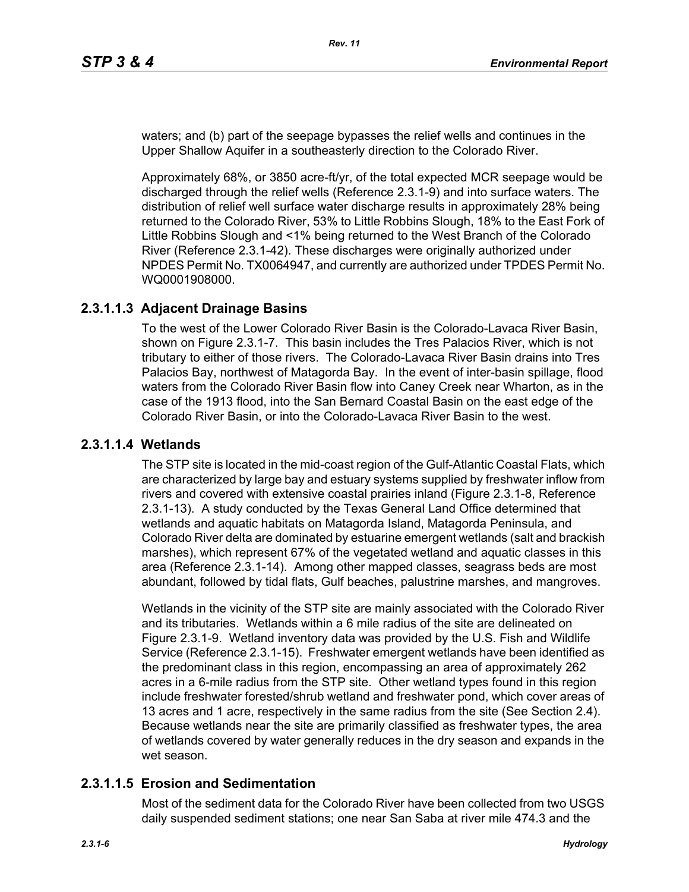waters; and (b) part of the seepage bypasses the relief wells and continues in the Upper Shallow Aquifer in a southeasterly direction to the Colorado River.

Approximately 68%, or 3850 acre-ft/yr, of the total expected MCR seepage would be discharged through the relief wells (Reference 2.3.1-9) and into surface waters. The distribution of relief well surface water discharge results in approximately 28% being returned to the Colorado River, 53% to Little Robbins Slough, 18% to the East Fork of Little Robbins Slough and <1% being returned to the West Branch of the Colorado River (Reference 2.3.1-42). These discharges were originally authorized under NPDES Permit No. TX0064947, and currently are authorized under TPDES Permit No. WQ0001908000.

### 2.3.1.1.3 Adjacent Drainage Basins

To the west of the Lower Colorado River Basin is the Colorado-Lavaca River Basin, shown on Figure 2.3.1-7. This basin includes the Tres Palacios River, which is not tributary to either of those rivers. The Colorado-Lavaca River Basin drains into Tres Palacios Bay, northwest of Matagorda Bay. In the event of inter-basin spillage, flood waters from the Colorado River Basin flow into Caney Creek near Wharton, as in the case of the 1913 flood, into the San Bernard Coastal Basin on the east edge of the Colorado River Basin, or into the Colorado-Lavaca River Basin to the west.

### 2.3.1.1.4 Wetlands

The STP site is located in the mid-coast region of the Gulf-Atlantic Coastal Flats, which are characterized by large bay and estuary systems supplied by freshwater inflow from rivers and covered with extensive coastal prairies inland (Figure 2.3.1-8, Reference 2.3.1-13). A study conducted by the Texas General Land Office determined that wetlands and aquatic habitats on Matagorda Island, Matagorda Peninsula, and Colorado River delta are dominated by estuarine emergent wetlands (salt and brackish marshes), which represent 67% of the vegetated wetland and aquatic classes in this area (Reference 2.3.1-14). Among other mapped classes, seagrass beds are most abundant, followed by tidal flats, Gulf beaches, palustrine marshes, and mangroves.

Wetlands in the vicinity of the STP site are mainly associated with the Colorado River and its tributaries. Wetlands within a 6 mile radius of the site are delineated on Figure 2.3.1-9. Wetland inventory data was provided by the U.S. Fish and Wildlife Service (Reference 2.3.1-15). Freshwater emergent wetlands have been identified as the predominant class in this region, encompassing an area of approximately 262 acres in a 6-mile radius from the STP site. Other wetland types found in this region include freshwater forested/shrub wetland and freshwater pond, which cover areas of 13 acres and 1 acre, respectively in the same radius from the site (See Section 2.4). Because wetlands near the site are primarily classified as freshwater types, the area of wetlands covered by water generally reduces in the dry season and expands in the wet season.

### 2.3.1.1.5 Erosion and Sedimentation

Most of the sediment data for the Colorado River have been collected from two USGS daily suspended sediment stations; one near San Saba at river mile 474.3 and the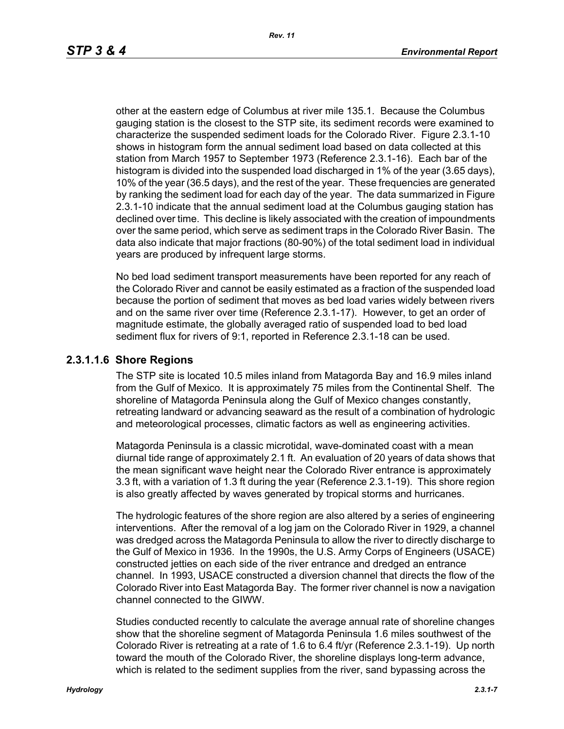other at the eastern edge of Columbus at river mile 135.1. Because the Columbus gauging station is the closest to the STP site, its sediment records were examined to characterize the suspended sediment loads for the Colorado River. Figure 2.3.1-10 shows in histogram form the annual sediment load based on data collected at this station from March 1957 to September 1973 (Reference 2.3.1-16). Each bar of the histogram is divided into the suspended load discharged in 1% of the year (3.65 days), 10% of the year (36.5 days), and the rest of the year. These frequencies are generated by ranking the sediment load for each day of the year. The data summarized in Figure 2.3.1-10 indicate that the annual sediment load at the Columbus gauging station has declined over time. This decline is likely associated with the creation of impoundments over the same period, which serve as sediment traps in the Colorado River Basin. The data also indicate that major fractions (80-90%) of the total sediment load in individual years are produced by infrequent large storms.

No bed load sediment transport measurements have been reported for any reach of the Colorado River and cannot be easily estimated as a fraction of the suspended load because the portion of sediment that moves as bed load varies widely between rivers and on the same river over time (Reference 2.3.1-17). However, to get an order of magnitude estimate, the globally averaged ratio of suspended load to bed load sediment flux for rivers of 9:1, reported in Reference 2.3.1-18 can be used.

### 2.3.1.1.6 Shore Regions

The STP site is located 10.5 miles inland from Matagorda Bay and 16.9 miles inland from the Gulf of Mexico. It is approximately 75 miles from the Continental Shelf. The shoreline of Matagorda Peninsula along the Gulf of Mexico changes constantly, retreating landward or advancing seaward as the result of a combination of hydrologic and meteorological processes, climatic factors as well as engineering activities.

Matagorda Peninsula is a classic microtidal, wave-dominated coast with a mean diurnal tide range of approximately 2.1 ft. An evaluation of 20 years of data shows that the mean significant wave height near the Colorado River entrance is approximately 3.3 ft, with a variation of 1.3 ft during the year (Reference 2.3.1-19). This shore region is also greatly affected by waves generated by tropical storms and hurricanes.

The hydrologic features of the shore region are also altered by a series of engineering interventions. After the removal of a log jam on the Colorado River in 1929, a channel was dredged across the Matagorda Peninsula to allow the river to directly discharge to the Gulf of Mexico in 1936. In the 1990s, the U.S. Army Corps of Engineers (USACE) constructed jetties on each side of the river entrance and dredged an entrance channel. In 1993, USACE constructed a diversion channel that directs the flow of the Colorado River into East Matagorda Bay. The former river channel is now a navigation channel connected to the GIWW.

Studies conducted recently to calculate the average annual rate of shoreline changes show that the shoreline segment of Matagorda Peninsula 1.6 miles southwest of the Colorado River is retreating at a rate of 1.6 to 6.4 ft/yr (Reference 2.3.1-19). Up north toward the mouth of the Colorado River, the shoreline displays long-term advance, which is related to the sediment supplies from the river, sand bypassing across the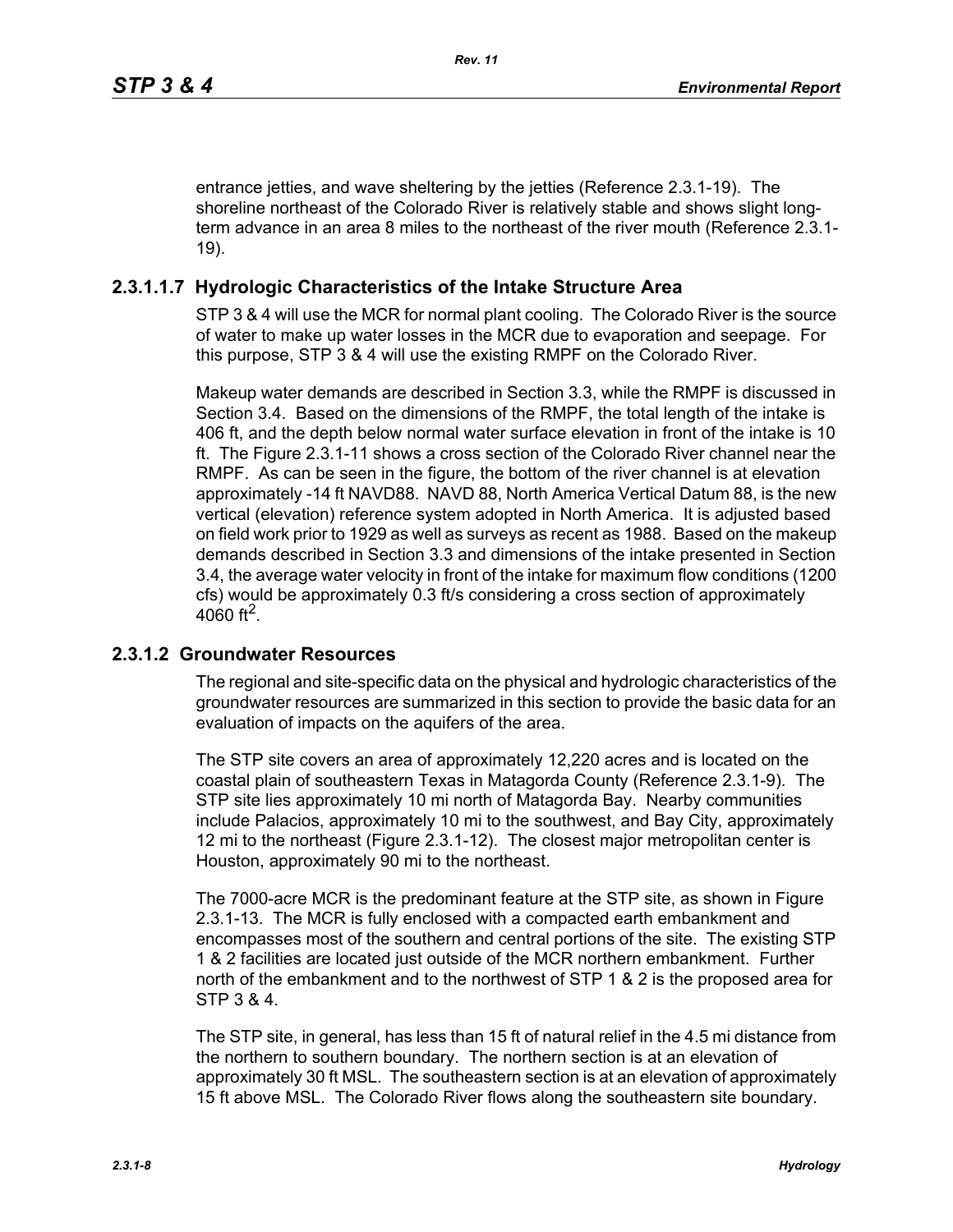entrance jetties, and wave sheltering by the jetties (Reference 2.3.1-19). The shoreline northeast of the Colorado River is relatively stable and shows slight long-term advance in an area 8 miles to the northeast of the river mouth (Reference 2.3.1-19).

### 2.3.1.1.7 Hydrologic Characteristics of the Intake Structure Area

STP 3 & 4 will use the MCR for normal plant cooling. The Colorado River is the source of water to make up water losses in the MCR due to evaporation and seepage. For this purpose, STP 3 & 4 will use the existing RMPF on the Colorado River.

Makeup water demands are described in Section 3.3, while the RMPF is discussed in Section 3.4. Based on the dimensions of the RMPF, the total length of the intake is 406 ft, and the depth below normal water surface elevation in front of the intake is 10 ft. The Figure 2.3.1-11 shows a cross section of the Colorado River channel near the RMPF. As can be seen in the figure, the bottom of the river channel is at elevation approximately -14 ft NAVD88. NAVD 88, North America Vertical Datum 88, is the new vertical (elevation) reference system adopted in North America. It is adjusted based on field work prior to 1929 as well as surveys as recent as 1988. Based on the makeup demands described in Section 3.3 and dimensions of the intake presented in Section 3.4, the average water velocity in front of the intake for maximum flow conditions (1200 cfs) would be approximately 0.3 ft/s considering a cross section of approximately 4060 $ft^2$.

### 2.3.1.2 Groundwater Resources

The regional and site-specific data on the physical and hydrologic characteristics of the groundwater resources are summarized in this section to provide the basic data for an evaluation of impacts on the aquifers of the area.

The STP site covers an area of approximately 12,220 acres and is located on the coastal plain of southeastern Texas in Matagorda County (Reference 2.3.1-9). The STP site lies approximately 10 mi north of Matagorda Bay. Nearby communities include Palacios, approximately 10 mi to the southwest, and Bay City, approximately 12 mi to the northeast (Figure 2.3.1-12). The closest major metropolitan center is Houston, approximately 90 mi to the northeast.

The 7000-acre MCR is the predominant feature at the STP site, as shown in Figure 2.3.1-13. The MCR is fully enclosed with a compacted earth embankment and encompasses most of the southern and central portions of the site. The existing STP 1 & 2 facilities are located just outside of the MCR northern embankment. Further north of the embankment and to the northwest of STP 1 & 2 is the proposed area for STP 3 & 4.

The STP site, in general, has less than 15 ft of natural relief in the 4.5 mi distance from the northern to southern boundary. The northern section is at an elevation of approximately 30 ft MSL. The southeastern section is at an elevation of approximately 15 ft above MSL. The Colorado River flows along the southeastern site boundary.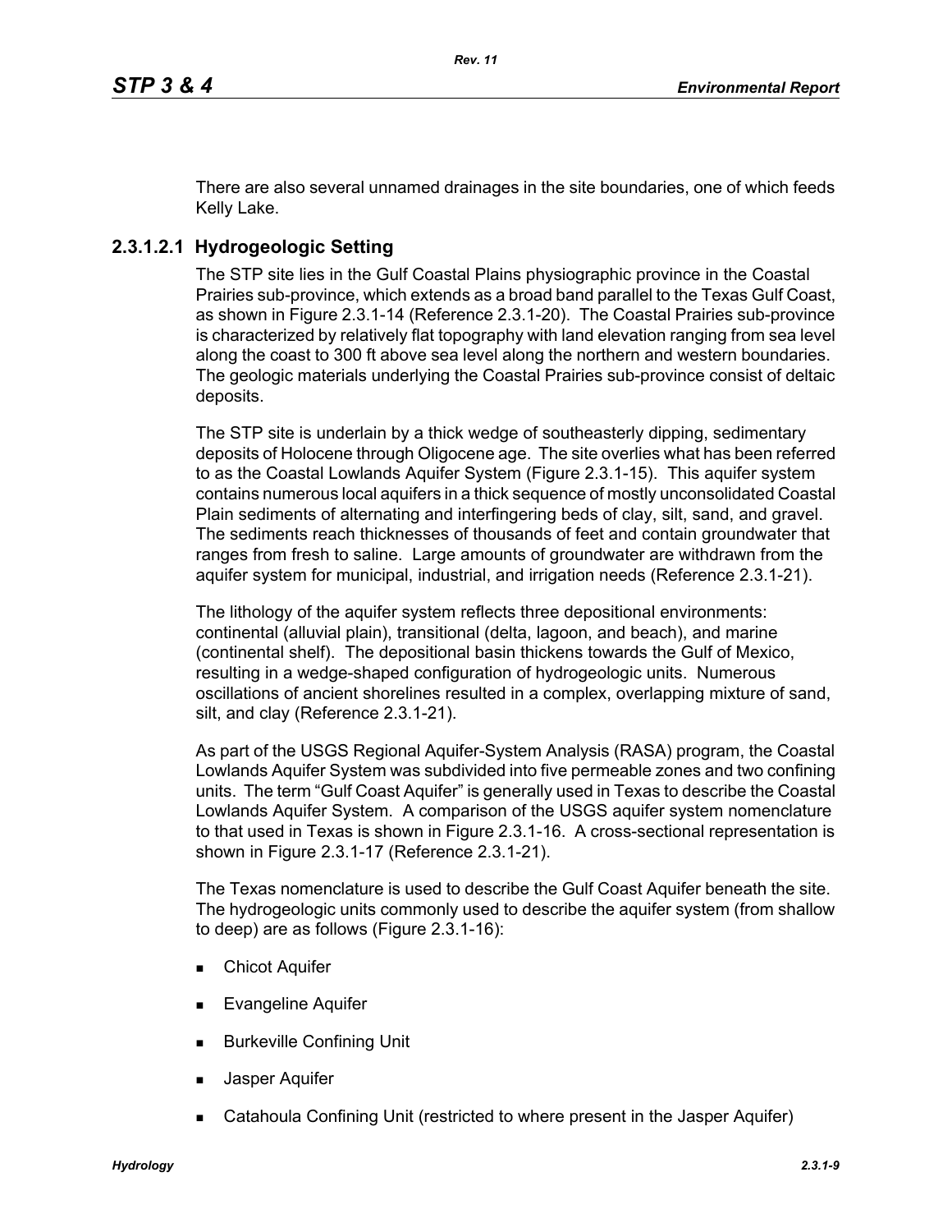There are also several unnamed drainages in the site boundaries, one of which feeds Kelly Lake.

### 2.3.1.2.1 Hydrogeologic Setting

The STP site lies in the Gulf Coastal Plains physiographic province in the Coastal Prairies sub-province, which extends as a broad band parallel to the Texas Gulf Coast, as shown in Figure 2.3.1-14 (Reference 2.3.1-20). The Coastal Prairies sub-province is characterized by relatively flat topography with land elevation ranging from sea level along the coast to 300 ft above sea level along the northern and western boundaries. The geologic materials underlying the Coastal Prairies sub-province consist of deltaic deposits.

The STP site is underlain by a thick wedge of southeasterly dipping, sedimentary deposits of Holocene through Oligocene age. The site overlies what has been referred to as the Coastal Lowlands Aquifer System (Figure 2.3.1-15). This aquifer system contains numerous local aquifers in a thick sequence of mostly unconsolidated Coastal Plain sediments of alternating and interfingering beds of clay, silt, sand, and gravel. The sediments reach thicknesses of thousands of feet and contain groundwater that ranges from fresh to saline. Large amounts of groundwater are withdrawn from the aquifer system for municipal, industrial, and irrigation needs (Reference 2.3.1-21).

The lithology of the aquifer system reflects three depositional environments: continental (alluvial plain), transitional (delta, lagoon, and beach), and marine (continental shelf). The depositional basin thickens towards the Gulf of Mexico, resulting in a wedge-shaped configuration of hydrogeologic units. Numerous oscillations of ancient shorelines resulted in a complex, overlapping mixture of sand, silt, and clay (Reference 2.3.1-21).

As part of the USGS Regional Aquifer-System Analysis (RASA) program, the Coastal Lowlands Aquifer System was subdivided into five permeable zones and two confining units. The term "Gulf Coast Aquifer" is generally used in Texas to describe the Coastal Lowlands Aquifer System. A comparison of the USGS aquifer system nomenclature to that used in Texas is shown in Figure 2.3.1-16. A cross-sectional representation is shown in Figure 2.3.1-17 (Reference 2.3.1-21).

The Texas nomenclature is used to describe the Gulf Coast Aquifer beneath the site. The hydrogeologic units commonly used to describe the aquifer system (from shallow to deep) are as follows (Figure 2.3.1-16):

- Chicot Aquifer
- Evangeline Aquifer
- Burkeville Confining Unit
- Jasper Aquifer
- Catahoula Confining Unit (restricted to where present in the Jasper Aquifer)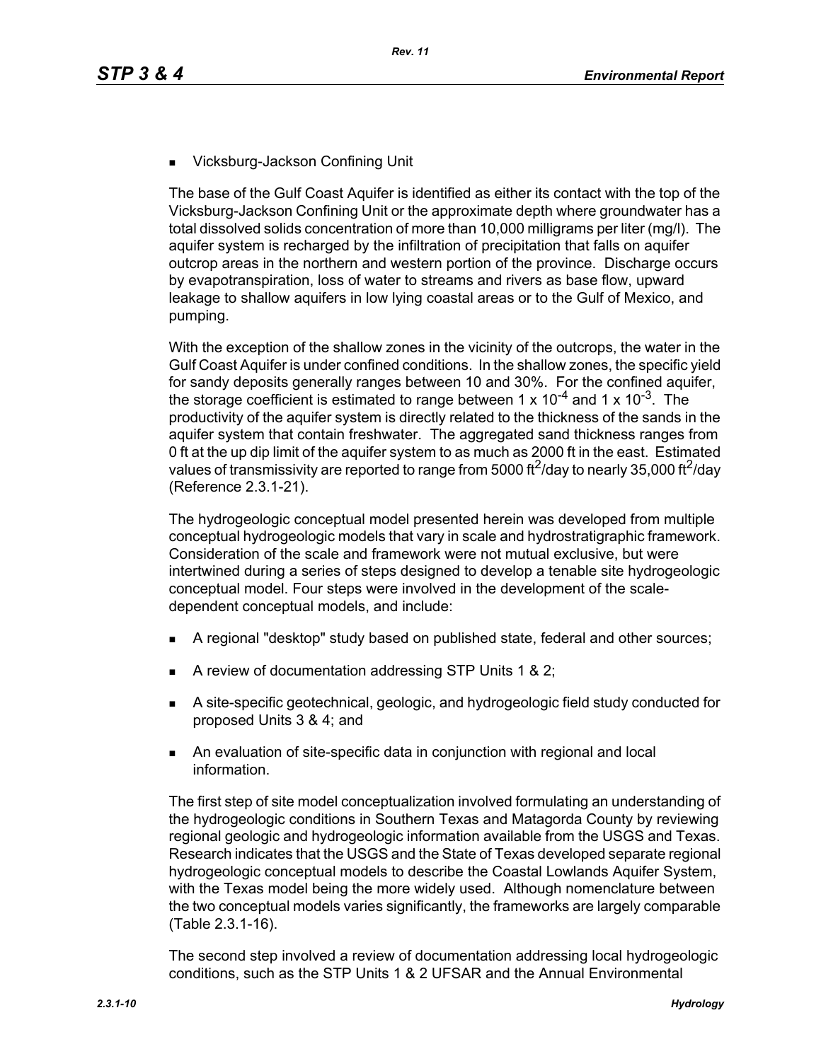- Vicksburg-Jackson Confining Unit

The base of the Gulf Coast Aquifer is identified as either its contact with the top of the Vicksburg-Jackson Confining Unit or the approximate depth where groundwater has a total dissolved solids concentration of more than 10,000 milligrams per liter (mg/l). The aquifer system is recharged by the infiltration of precipitation that falls on aquifer outcrop areas in the northern and western portion of the province. Discharge occurs by evapotranspiration, loss of water to streams and rivers as base flow, upward leakage to shallow aquifers in low lying coastal areas or to the Gulf of Mexico, and pumping.

With the exception of the shallow zones in the vicinity of the outcrops, the water in the Gulf Coast Aquifer is under confined conditions. In the shallow zones, the specific yield for sandy deposits generally ranges between 10 and 30%. For the confined aquifer, the storage coefficient is estimated to range between $1 \times 10^{-4}$ and $1 \times 10^{-3}$. The productivity of the aquifer system is directly related to the thickness of the sands in the aquifer system that contain freshwater. The aggregated sand thickness ranges from 0 ft at the up dip limit of the aquifer system to as much as 2000 ft in the east. Estimated values of transmissivity are reported to range from 5000 $ft^2$/day to nearly 35,000 $ft^2$/day (Reference 2.3.1-21).

The hydrogeologic conceptual model presented herein was developed from multiple conceptual hydrogeologic models that vary in scale and hydrostratigraphic framework. Consideration of the scale and framework were not mutual exclusive, but were intertwined during a series of steps designed to develop a tenable site hydrogeologic conceptual model. Four steps were involved in the development of the scale-dependent conceptual models, and include:

- A regional "desktop" study based on published state, federal and other sources;
- A review of documentation addressing STP Units 1 & 2;
- A site-specific geotechnical, geologic, and hydrogeologic field study conducted for proposed Units 3 & 4; and
- An evaluation of site-specific data in conjunction with regional and local information.

The first step of site model conceptualization involved formulating an understanding of the hydrogeologic conditions in Southern Texas and Matagorda County by reviewing regional geologic and hydrogeologic information available from the USGS and Texas. Research indicates that the USGS and the State of Texas developed separate regional hydrogeologic conceptual models to describe the Coastal Lowlands Aquifer System, with the Texas model being the more widely used. Although nomenclature between the two conceptual models varies significantly, the frameworks are largely comparable (Table 2.3.1-16).

The second step involved a review of documentation addressing local hydrogeologic conditions, such as the STP Units 1 & 2 UFSAR and the Annual Environmental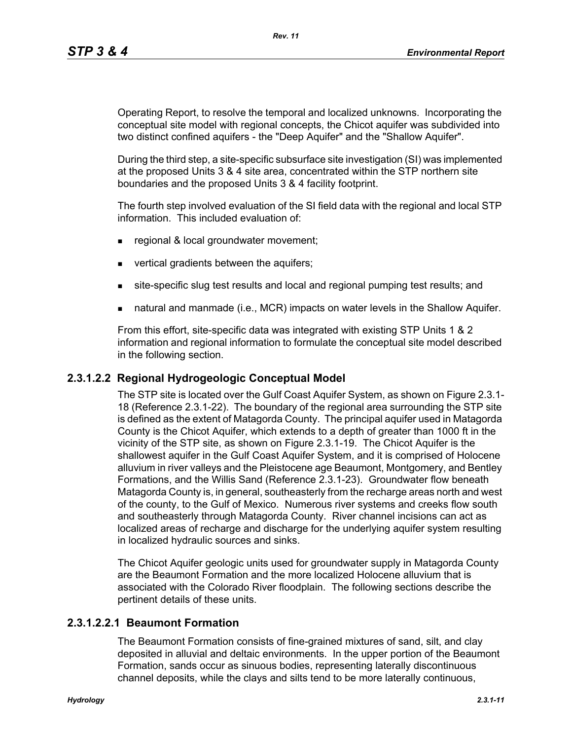Operating Report, to resolve the temporal and localized unknowns. Incorporating the conceptual site model with regional concepts, the Chicot aquifer was subdivided into two distinct confined aquifers - the "Deep Aquifer" and the "Shallow Aquifer".

During the third step, a site-specific subsurface site investigation (SI) was implemented at the proposed Units 3 & 4 site area, concentrated within the STP northern site boundaries and the proposed Units 3 & 4 facility footprint.

The fourth step involved evaluation of the SI field data with the regional and local STP information. This included evaluation of:

- regional & local groundwater movement;
- vertical gradients between the aquifers;
- site-specific slug test results and local and regional pumping test results; and
- natural and manmade (i.e., MCR) impacts on water levels in the Shallow Aquifer.

From this effort, site-specific data was integrated with existing STP Units 1 & 2 information and regional information to formulate the conceptual site model described in the following section.

### 2.3.1.2.2 Regional Hydrogeologic Conceptual Model

The STP site is located over the Gulf Coast Aquifer System, as shown on Figure 2.3.1-18 (Reference 2.3.1-22). The boundary of the regional area surrounding the STP site is defined as the extent of Matagorda County. The principal aquifer used in Matagorda County is the Chicot Aquifer, which extends to a depth of greater than 1000 ft in the vicinity of the STP site, as shown on Figure 2.3.1-19. The Chicot Aquifer is the shallowest aquifer in the Gulf Coast Aquifer System, and it is comprised of Holocene alluvium in river valleys and the Pleistocene age Beaumont, Montgomery, and Bentley Formations, and the Willis Sand (Reference 2.3.1-23). Groundwater flow beneath Matagorda County is, in general, southeasterly from the recharge areas north and west of the county, to the Gulf of Mexico. Numerous river systems and creeks flow south and southeasterly through Matagorda County. River channel incisions can act as localized areas of recharge and discharge for the underlying aquifer system resulting in localized hydraulic sources and sinks.

The Chicot Aquifer geologic units used for groundwater supply in Matagorda County are the Beaumont Formation and the more localized Holocene alluvium that is associated with the Colorado River floodplain. The following sections describe the pertinent details of these units.

#### 2.3.1.2.2.1 Beaumont Formation

The Beaumont Formation consists of fine-grained mixtures of sand, silt, and clay deposited in alluvial and deltaic environments. In the upper portion of the Beaumont Formation, sands occur as sinuous bodies, representing laterally discontinuous channel deposits, while the clays and silts tend to be more laterally continuous,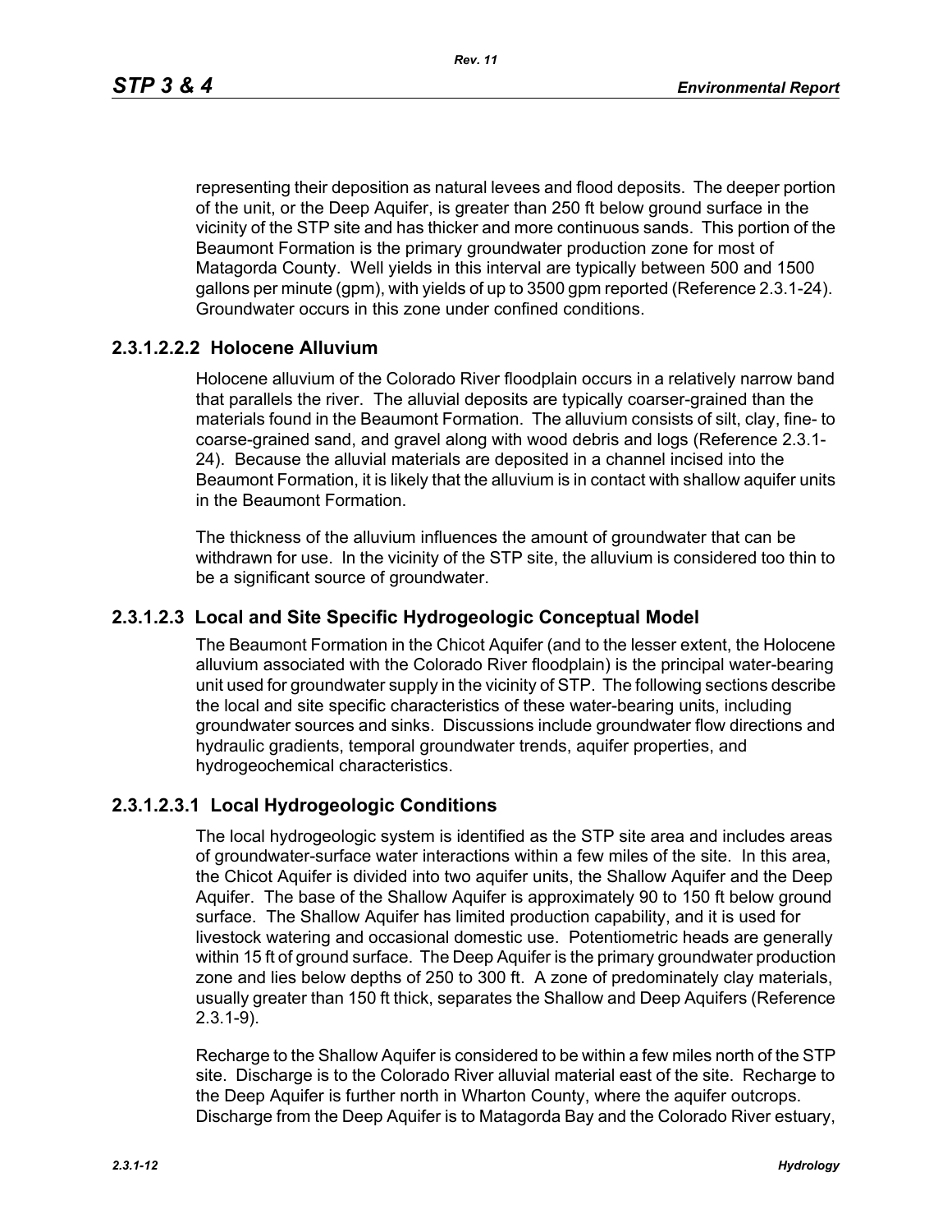representing their deposition as natural levees and flood deposits. The deeper portion of the unit, or the Deep Aquifer, is greater than 250 ft below ground surface in the vicinity of the STP site and has thicker and more continuous sands. This portion of the Beaumont Formation is the primary groundwater production zone for most of Matagorda County. Well yields in this interval are typically between 500 and 1500 gallons per minute (gpm), with yields of up to 3500 gpm reported (Reference 2.3.1-24). Groundwater occurs in this zone under confined conditions.

### 2.3.1.2.2.2 Holocene Alluvium

Holocene alluvium of the Colorado River floodplain occurs in a relatively narrow band that parallels the river. The alluvial deposits are typically coarser-grained than the materials found in the Beaumont Formation. The alluvium consists of silt, clay, fine- to coarse-grained sand, and gravel along with wood debris and logs (Reference 2.3.1-24). Because the alluvial materials are deposited in a channel incised into the Beaumont Formation, it is likely that the alluvium is in contact with shallow aquifer units in the Beaumont Formation.

The thickness of the alluvium influences the amount of groundwater that can be withdrawn for use. In the vicinity of the STP site, the alluvium is considered too thin to be a significant source of groundwater.

### 2.3.1.2.3 Local and Site Specific Hydrogeologic Conceptual Model

The Beaumont Formation in the Chicot Aquifer (and to the lesser extent, the Holocene alluvium associated with the Colorado River floodplain) is the principal water-bearing unit used for groundwater supply in the vicinity of STP. The following sections describe the local and site specific characteristics of these water-bearing units, including groundwater sources and sinks. Discussions include groundwater flow directions and hydraulic gradients, temporal groundwater trends, aquifer properties, and hydrogeochemical characteristics.

### 2.3.1.2.3.1 Local Hydrogeologic Conditions

The local hydrogeologic system is identified as the STP site area and includes areas of groundwater-surface water interactions within a few miles of the site. In this area, the Chicot Aquifer is divided into two aquifer units, the Shallow Aquifer and the Deep Aquifer. The base of the Shallow Aquifer is approximately 90 to 150 ft below ground surface. The Shallow Aquifer has limited production capability, and it is used for livestock watering and occasional domestic use. Potentiometric heads are generally within 15 ft of ground surface. The Deep Aquifer is the primary groundwater production zone and lies below depths of 250 to 300 ft. A zone of predominately clay materials, usually greater than 150 ft thick, separates the Shallow and Deep Aquifers (Reference 2.3.1-9).

Recharge to the Shallow Aquifer is considered to be within a few miles north of the STP site. Discharge is to the Colorado River alluvial material east of the site. Recharge to the Deep Aquifer is further north in Wharton County, where the aquifer outcrops. Discharge from the Deep Aquifer is to Matagorda Bay and the Colorado River estuary,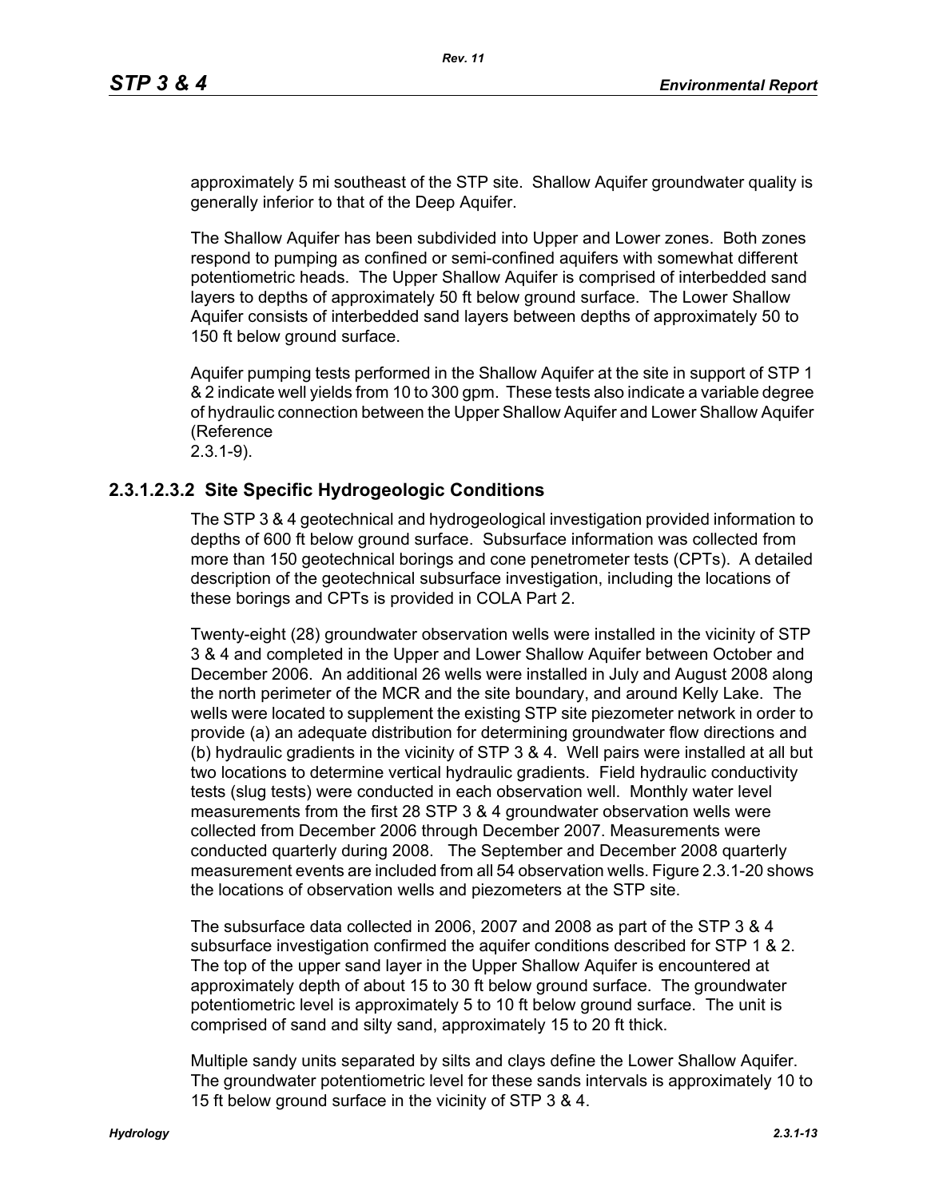approximately 5 mi southeast of the STP site. Shallow Aquifer groundwater quality is generally inferior to that of the Deep Aquifer.

The Shallow Aquifer has been subdivided into Upper and Lower zones. Both zones respond to pumping as confined or semi-confined aquifers with somewhat different potentiometric heads. The Upper Shallow Aquifer is comprised of interbedded sand layers to depths of approximately 50 ft below ground surface. The Lower Shallow Aquifer consists of interbedded sand layers between depths of approximately 50 to 150 ft below ground surface.

Aquifer pumping tests performed in the Shallow Aquifer at the site in support of STP 1 & 2 indicate well yields from 10 to 300 gpm. These tests also indicate a variable degree of hydraulic connection between the Upper Shallow Aquifer and Lower Shallow Aquifer (Reference 2.3.1-9).

### 2.3.1.2.3.2 Site Specific Hydrogeologic Conditions

The STP 3 & 4 geotechnical and hydrogeological investigation provided information to depths of 600 ft below ground surface. Subsurface information was collected from more than 150 geotechnical borings and cone penetrometer tests (CPTs). A detailed description of the geotechnical subsurface investigation, including the locations of these borings and CPTs is provided in COLA Part 2.

Twenty-eight (28) groundwater observation wells were installed in the vicinity of STP 3 & 4 and completed in the Upper and Lower Shallow Aquifer between October and December 2006. An additional 26 wells were installed in July and August 2008 along the north perimeter of the MCR and the site boundary, and around Kelly Lake. The wells were located to supplement the existing STP site piezometer network in order to provide (a) an adequate distribution for determining groundwater flow directions and (b) hydraulic gradients in the vicinity of STP 3 & 4. Well pairs were installed at all but two locations to determine vertical hydraulic gradients. Field hydraulic conductivity tests (slug tests) were conducted in each observation well. Monthly water level measurements from the first 28 STP 3 & 4 groundwater observation wells were collected from December 2006 through December 2007. Measurements were conducted quarterly during 2008. The September and December 2008 quarterly measurement events are included from all 54 observation wells. Figure 2.3.1-20 shows the locations of observation wells and piezometers at the STP site.

The subsurface data collected in 2006, 2007 and 2008 as part of the STP 3 & 4 subsurface investigation confirmed the aquifer conditions described for STP 1 & 2. The top of the upper sand layer in the Upper Shallow Aquifer is encountered at approximately depth of about 15 to 30 ft below ground surface. The groundwater potentiometric level is approximately 5 to 10 ft below ground surface. The unit is comprised of sand and silty sand, approximately 15 to 20 ft thick.

Multiple sandy units separated by silts and clays define the Lower Shallow Aquifer. The groundwater potentiometric level for these sands intervals is approximately 10 to 15 ft below ground surface in the vicinity of STP 3 & 4.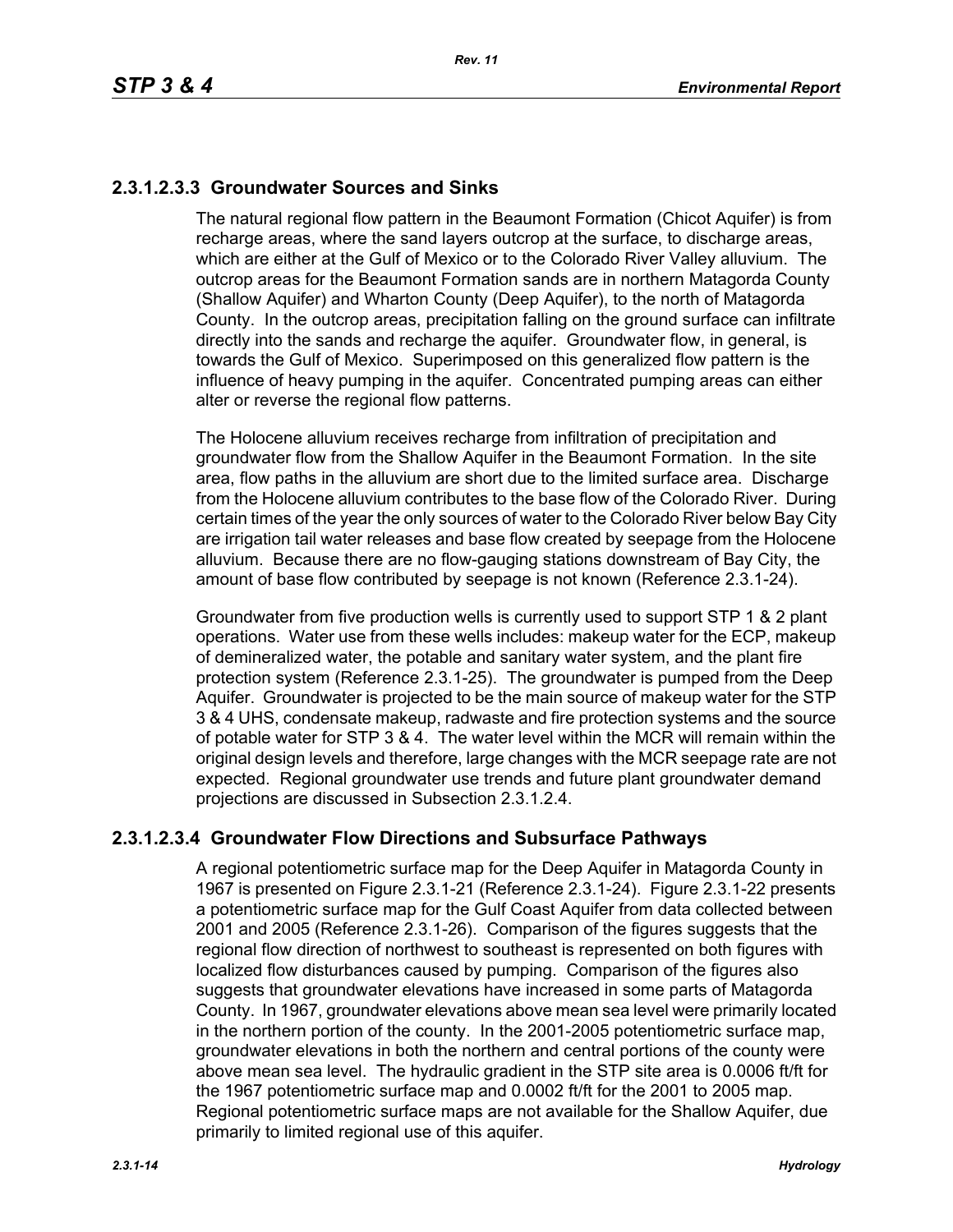## 2.3.1.2.3.3 Groundwater Sources and Sinks

The natural regional flow pattern in the Beaumont Formation (Chicot Aquifer) is from recharge areas, where the sand layers outcrop at the surface, to discharge areas, which are either at the Gulf of Mexico or to the Colorado River Valley alluvium. The outcrop areas for the Beaumont Formation sands are in northern Matagorda County (Shallow Aquifer) and Wharton County (Deep Aquifer), to the north of Matagorda County. In the outcrop areas, precipitation falling on the ground surface can infiltrate directly into the sands and recharge the aquifer. Groundwater flow, in general, is towards the Gulf of Mexico. Superimposed on this generalized flow pattern is the influence of heavy pumping in the aquifer. Concentrated pumping areas can either alter or reverse the regional flow patterns.

The Holocene alluvium receives recharge from infiltration of precipitation and groundwater flow from the Shallow Aquifer in the Beaumont Formation. In the site area, flow paths in the alluvium are short due to the limited surface area. Discharge from the Holocene alluvium contributes to the base flow of the Colorado River. During certain times of the year the only sources of water to the Colorado River below Bay City are irrigation tail water releases and base flow created by seepage from the Holocene alluvium. Because there are no flow-gauging stations downstream of Bay City, the amount of base flow contributed by seepage is not known (Reference 2.3.1-24).

Groundwater from five production wells is currently used to support STP 1 & 2 plant operations. Water use from these wells includes: makeup water for the ECP, makeup of demineralized water, the potable and sanitary water system, and the plant fire protection system (Reference 2.3.1-25). The groundwater is pumped from the Deep Aquifer. Groundwater is projected to be the main source of makeup water for the STP 3 & 4 UHS, condensate makeup, radwaste and fire protection systems and the source of potable water for STP 3 & 4. The water level within the MCR will remain within the original design levels and therefore, large changes with the MCR seepage rate are not expected. Regional groundwater use trends and future plant groundwater demand projections are discussed in Subsection 2.3.1.2.4.

## 2.3.1.2.3.4 Groundwater Flow Directions and Subsurface Pathways

A regional potentiometric surface map for the Deep Aquifer in Matagorda County in 1967 is presented on Figure 2.3.1-21 (Reference 2.3.1-24). Figure 2.3.1-22 presents a potentiometric surface map for the Gulf Coast Aquifer from data collected between 2001 and 2005 (Reference 2.3.1-26). Comparison of the figures suggests that the regional flow direction of northwest to southeast is represented on both figures with localized flow disturbances caused by pumping. Comparison of the figures also suggests that groundwater elevations have increased in some parts of Matagorda County. In 1967, groundwater elevations above mean sea level were primarily located in the northern portion of the county. In the 2001-2005 potentiometric surface map, groundwater elevations in both the northern and central portions of the county were above mean sea level. The hydraulic gradient in the STP site area is 0.0006 ft/ft for the 1967 potentiometric surface map and 0.0002 ft/ft for the 2001 to 2005 map. Regional potentiometric surface maps are not available for the Shallow Aquifer, due primarily to limited regional use of this aquifer.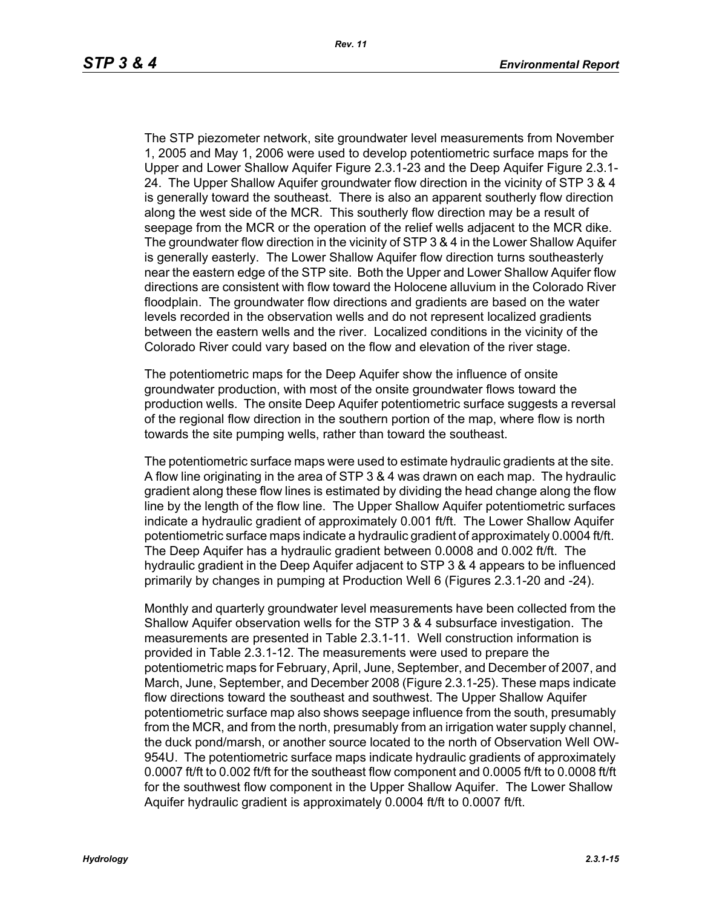The STP piezometer network, site groundwater level measurements from November 1, 2005 and May 1, 2006 were used to develop potentiometric surface maps for the Upper and Lower Shallow Aquifer Figure 2.3.1-23 and the Deep Aquifer Figure 2.3.1-24. The Upper Shallow Aquifer groundwater flow direction in the vicinity of STP 3 & 4 is generally toward the southeast. There is also an apparent southerly flow direction along the west side of the MCR. This southerly flow direction may be a result of seepage from the MCR or the operation of the relief wells adjacent to the MCR dike. The groundwater flow direction in the vicinity of STP 3 & 4 in the Lower Shallow Aquifer is generally easterly. The Lower Shallow Aquifer flow direction turns southeasterly near the eastern edge of the STP site. Both the Upper and Lower Shallow Aquifer flow directions are consistent with flow toward the Holocene alluvium in the Colorado River floodplain. The groundwater flow directions and gradients are based on the water levels recorded in the observation wells and do not represent localized gradients between the eastern wells and the river. Localized conditions in the vicinity of the Colorado River could vary based on the flow and elevation of the river stage.

The potentiometric maps for the Deep Aquifer show the influence of onsite groundwater production, with most of the onsite groundwater flows toward the production wells. The onsite Deep Aquifer potentiometric surface suggests a reversal of the regional flow direction in the southern portion of the map, where flow is north towards the site pumping wells, rather than toward the southeast.

The potentiometric surface maps were used to estimate hydraulic gradients at the site. A flow line originating in the area of STP 3 & 4 was drawn on each map. The hydraulic gradient along these flow lines is estimated by dividing the head change along the flow line by the length of the flow line. The Upper Shallow Aquifer potentiometric surfaces indicate a hydraulic gradient of approximately 0.001 ft/ft. The Lower Shallow Aquifer potentiometric surface maps indicate a hydraulic gradient of approximately 0.0004 ft/ft. The Deep Aquifer has a hydraulic gradient between 0.0008 and 0.002 ft/ft. The hydraulic gradient in the Deep Aquifer adjacent to STP 3 & 4 appears to be influenced primarily by changes in pumping at Production Well 6 (Figures 2.3.1-20 and -24).

Monthly and quarterly groundwater level measurements have been collected from the Shallow Aquifer observation wells for the STP 3 & 4 subsurface investigation. The measurements are presented in Table 2.3.1-11. Well construction information is provided in Table 2.3.1-12. The measurements were used to prepare the potentiometric maps for February, April, June, September, and December of 2007, and March, June, September, and December 2008 (Figure 2.3.1-25). These maps indicate flow directions toward the southeast and southwest. The Upper Shallow Aquifer potentiometric surface map also shows seepage influence from the south, presumably from the MCR, and from the north, presumably from an irrigation water supply channel, the duck pond/marsh, or another source located to the north of Observation Well OW-954U. The potentiometric surface maps indicate hydraulic gradients of approximately 0.0007 ft/ft to 0.002 ft/ft for the southeast flow component and 0.0005 ft/ft to 0.0008 ft/ft for the southwest flow component in the Upper Shallow Aquifer. The Lower Shallow Aquifer hydraulic gradient is approximately 0.0004 ft/ft to 0.0007 ft/ft.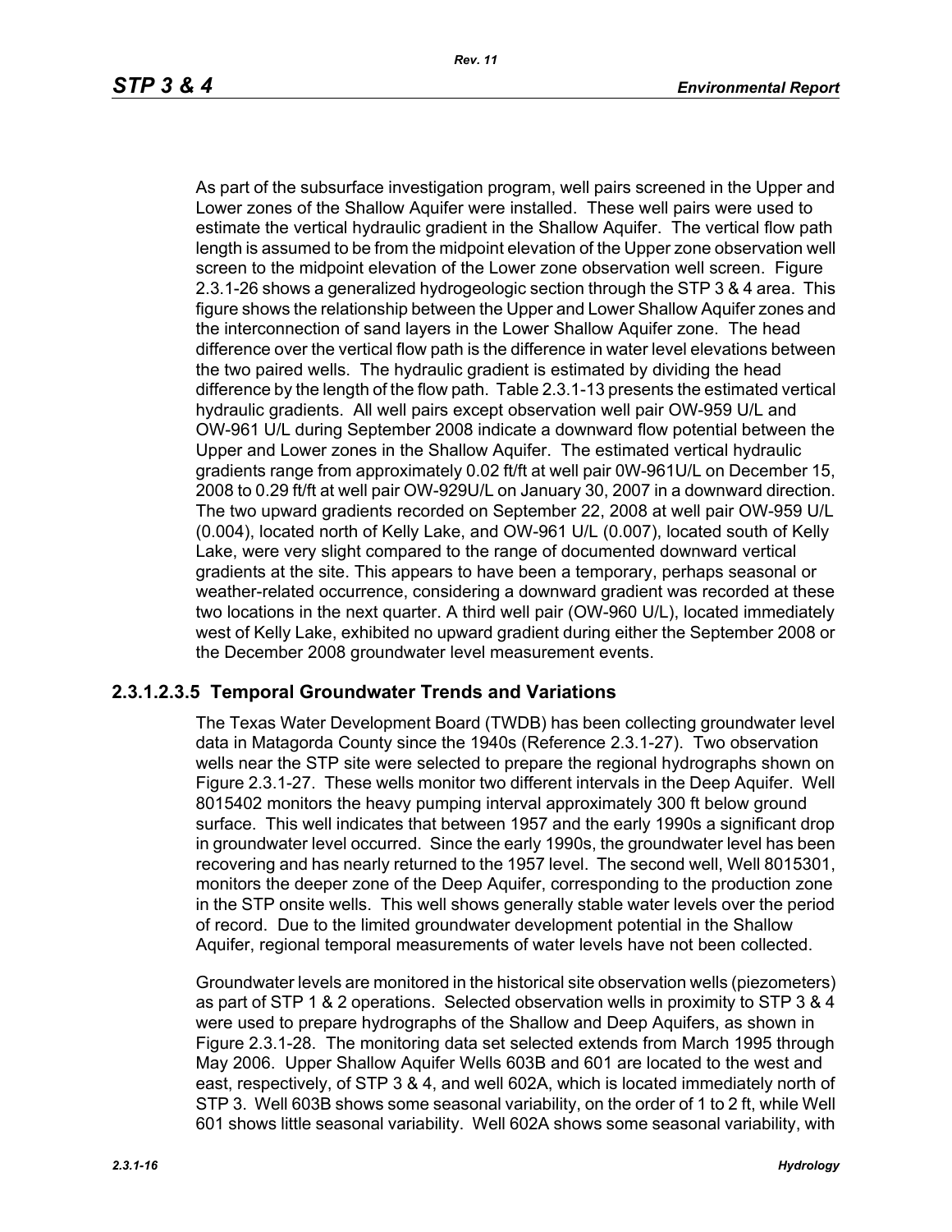As part of the subsurface investigation program, well pairs screened in the Upper and Lower zones of the Shallow Aquifer were installed. These well pairs were used to estimate the vertical hydraulic gradient in the Shallow Aquifer. The vertical flow path length is assumed to be from the midpoint elevation of the Upper zone observation well screen to the midpoint elevation of the Lower zone observation well screen. Figure 2.3.1-26 shows a generalized hydrogeologic section through the STP 3 & 4 area. This figure shows the relationship between the Upper and Lower Shallow Aquifer zones and the interconnection of sand layers in the Lower Shallow Aquifer zone. The head difference over the vertical flow path is the difference in water level elevations between the two paired wells. The hydraulic gradient is estimated by dividing the head difference by the length of the flow path. Table 2.3.1-13 presents the estimated vertical hydraulic gradients. All well pairs except observation well pair OW-959 U/L and OW-961 U/L during September 2008 indicate a downward flow potential between the Upper and Lower zones in the Shallow Aquifer. The estimated vertical hydraulic gradients range from approximately 0.02 ft/ft at well pair 0W-961U/L on December 15, 2008 to 0.29 ft/ft at well pair OW-929U/L on January 30, 2007 in a downward direction. The two upward gradients recorded on September 22, 2008 at well pair OW-959 U/L (0.004), located north of Kelly Lake, and OW-961 U/L (0.007), located south of Kelly Lake, were very slight compared to the range of documented downward vertical gradients at the site. This appears to have been a temporary, perhaps seasonal or weather-related occurrence, considering a downward gradient was recorded at these two locations in the next quarter. A third well pair (OW-960 U/L), located immediately west of Kelly Lake, exhibited no upward gradient during either the September 2008 or the December 2008 groundwater level measurement events.

### 2.3.1.2.3.5 Temporal Groundwater Trends and Variations

The Texas Water Development Board (TWDB) has been collecting groundwater level data in Matagorda County since the 1940s (Reference 2.3.1-27). Two observation wells near the STP site were selected to prepare the regional hydrographs shown on Figure 2.3.1-27. These wells monitor two different intervals in the Deep Aquifer. Well 8015402 monitors the heavy pumping interval approximately 300 ft below ground surface. This well indicates that between 1957 and the early 1990s a significant drop in groundwater level occurred. Since the early 1990s, the groundwater level has been recovering and has nearly returned to the 1957 level. The second well, Well 8015301, monitors the deeper zone of the Deep Aquifer, corresponding to the production zone in the STP onsite wells. This well shows generally stable water levels over the period of record. Due to the limited groundwater development potential in the Shallow Aquifer, regional temporal measurements of water levels have not been collected.

Groundwater levels are monitored in the historical site observation wells (piezometers) as part of STP 1 & 2 operations. Selected observation wells in proximity to STP 3 & 4 were used to prepare hydrographs of the Shallow and Deep Aquifers, as shown in Figure 2.3.1-28. The monitoring data set selected extends from March 1995 through May 2006. Upper Shallow Aquifer Wells 603B and 601 are located to the west and east, respectively, of STP 3 & 4, and well 602A, which is located immediately north of STP 3. Well 603B shows some seasonal variability, on the order of 1 to 2 ft, while Well 601 shows little seasonal variability. Well 602A shows some seasonal variability, with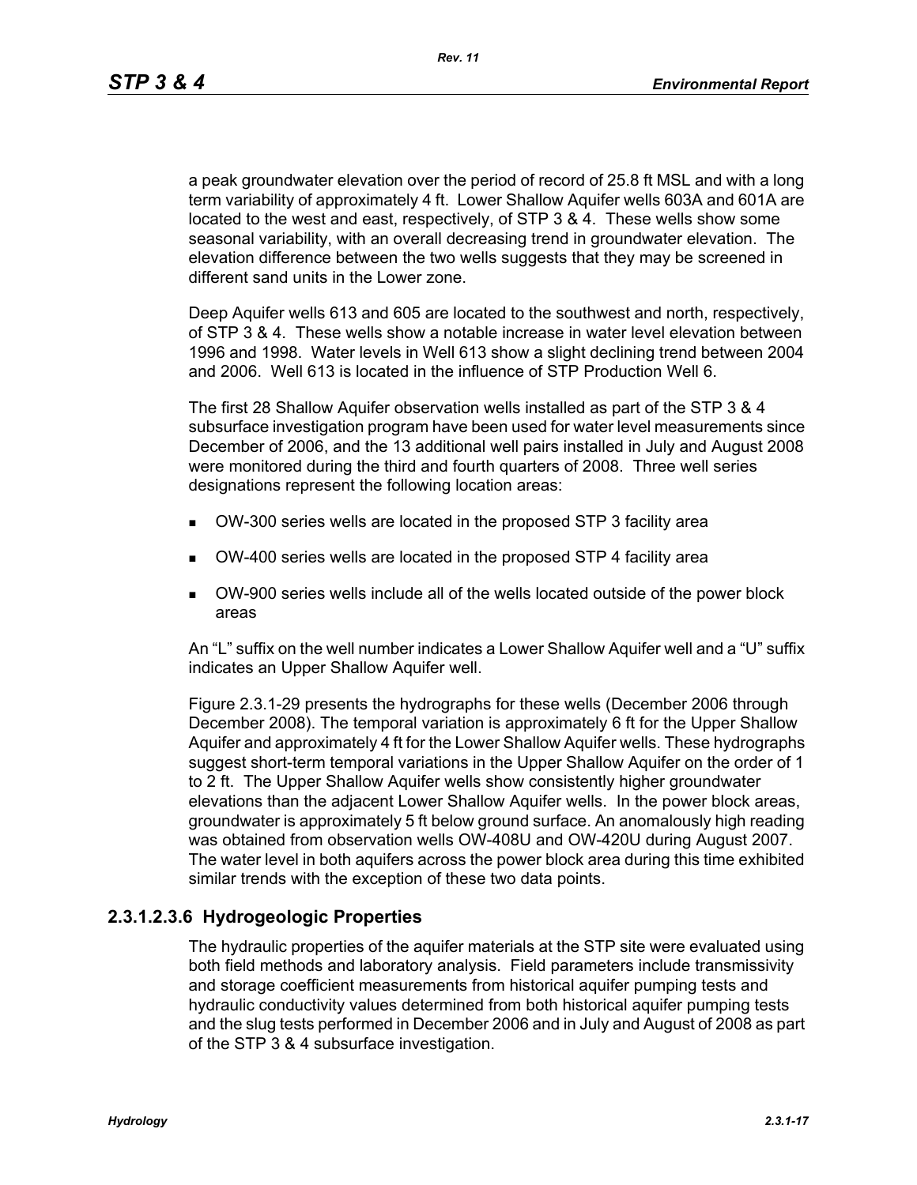a peak groundwater elevation over the period of record of 25.8 ft MSL and with a long term variability of approximately 4 ft. Lower Shallow Aquifer wells 603A and 601A are located to the west and east, respectively, of STP 3 & 4. These wells show some seasonal variability, with an overall decreasing trend in groundwater elevation. The elevation difference between the two wells suggests that they may be screened in different sand units in the Lower zone.

Deep Aquifer wells 613 and 605 are located to the southwest and north, respectively, of STP 3 & 4. These wells show a notable increase in water level elevation between 1996 and 1998. Water levels in Well 613 show a slight declining trend between 2004 and 2006. Well 613 is located in the influence of STP Production Well 6.

The first 28 Shallow Aquifer observation wells installed as part of the STP 3 & 4 subsurface investigation program have been used for water level measurements since December of 2006, and the 13 additional well pairs installed in July and August 2008 were monitored during the third and fourth quarters of 2008. Three well series designations represent the following location areas:

- OW-300 series wells are located in the proposed STP 3 facility area
- OW-400 series wells are located in the proposed STP 4 facility area
- OW-900 series wells include all of the wells located outside of the power block areas

An "L" suffix on the well number indicates a Lower Shallow Aquifer well and a "U" suffix indicates an Upper Shallow Aquifer well.

Figure 2.3.1-29 presents the hydrographs for these wells (December 2006 through December 2008). The temporal variation is approximately 6 ft for the Upper Shallow Aquifer and approximately 4 ft for the Lower Shallow Aquifer wells. These hydrographs suggest short-term temporal variations in the Upper Shallow Aquifer on the order of 1 to 2 ft. The Upper Shallow Aquifer wells show consistently higher groundwater elevations than the adjacent Lower Shallow Aquifer wells. In the power block areas, groundwater is approximately 5 ft below ground surface. An anomalously high reading was obtained from observation wells OW-408U and OW-420U during August 2007. The water level in both aquifers across the power block area during this time exhibited similar trends with the exception of these two data points.

### 2.3.1.2.3.6 Hydrogeologic Properties

The hydraulic properties of the aquifer materials at the STP site were evaluated using both field methods and laboratory analysis. Field parameters include transmissivity and storage coefficient measurements from historical aquifer pumping tests and hydraulic conductivity values determined from both historical aquifer pumping tests and the slug tests performed in December 2006 and in July and August of 2008 as part of the STP 3 & 4 subsurface investigation.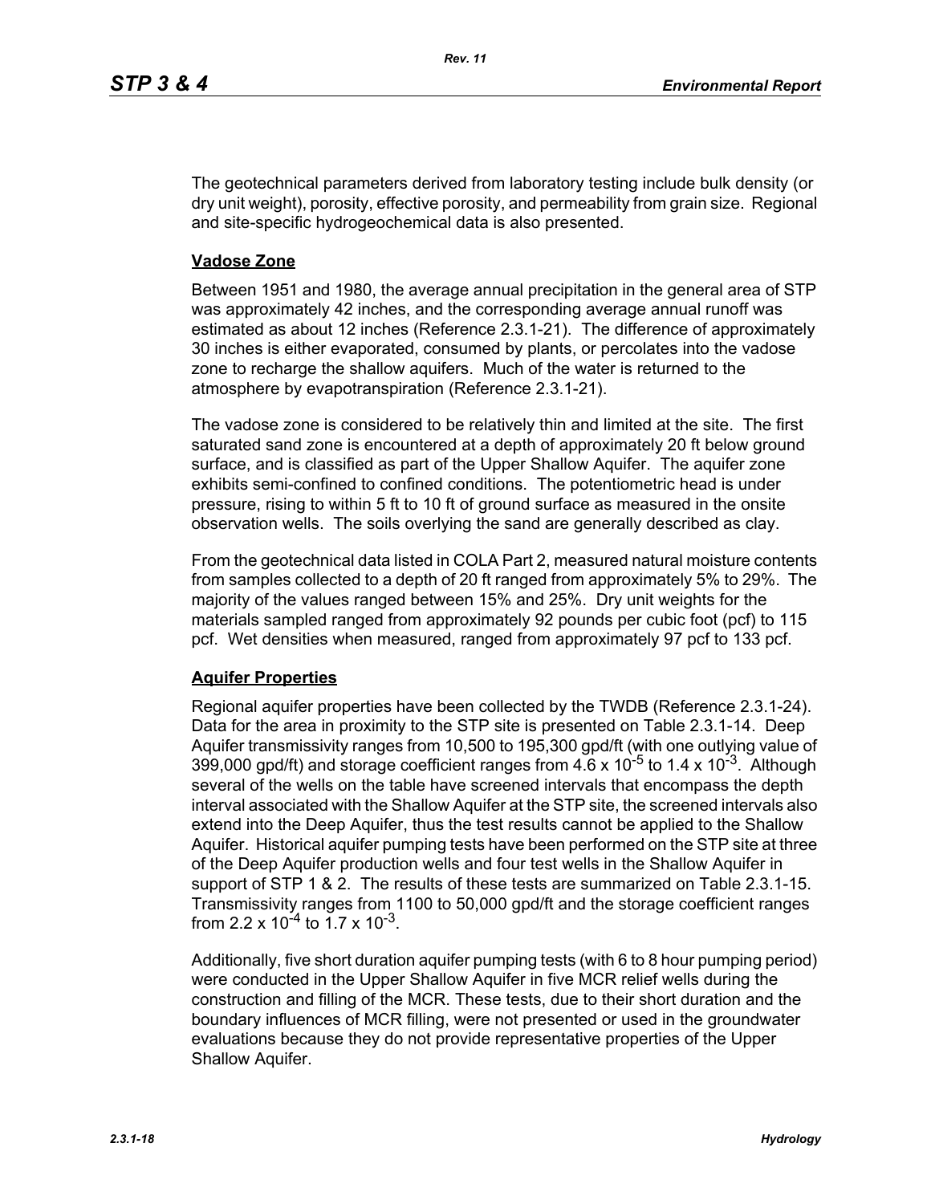The geotechnical parameters derived from laboratory testing include bulk density (or dry unit weight), porosity, effective porosity, and permeability from grain size. Regional and site-specific hydrogeochemical data is also presented.

**Vadose Zone**

Between 1951 and 1980, the average annual precipitation in the general area of STP was approximately 42 inches, and the corresponding average annual runoff was estimated as about 12 inches (Reference 2.3.1-21). The difference of approximately 30 inches is either evaporated, consumed by plants, or percolates into the vadose zone to recharge the shallow aquifers. Much of the water is returned to the atmosphere by evapotranspiration (Reference 2.3.1-21).

The vadose zone is considered to be relatively thin and limited at the site. The first saturated sand zone is encountered at a depth of approximately 20 ft below ground surface, and is classified as part of the Upper Shallow Aquifer. The aquifer zone exhibits semi-confined to confined conditions. The potentiometric head is under pressure, rising to within 5 ft to 10 ft of ground surface as measured in the onsite observation wells. The soils overlying the sand are generally described as clay.

From the geotechnical data listed in COLA Part 2, measured natural moisture contents from samples collected to a depth of 20 ft ranged from approximately 5% to 29%. The majority of the values ranged between 15% and 25%. Dry unit weights for the materials sampled ranged from approximately 92 pounds per cubic foot (pcf) to 115 pcf. Wet densities when measured, ranged from approximately 97 pcf to 133 pcf.

**Aquifer Properties**

Regional aquifer properties have been collected by the TWDB (Reference 2.3.1-24). Data for the area in proximity to the STP site is presented on Table 2.3.1-14. Deep Aquifer transmissivity ranges from 10,500 to 195,300 gpd/ft (with one outlying value of 399,000 gpd/ft) and storage coefficient ranges from $4.6 \times 10^{-5}$ to $1.4 \times 10^{-3}$. Although several of the wells on the table have screened intervals that encompass the depth interval associated with the Shallow Aquifer at the STP site, the screened intervals also extend into the Deep Aquifer, thus the test results cannot be applied to the Shallow Aquifer. Historical aquifer pumping tests have been performed on the STP site at three of the Deep Aquifer production wells and four test wells in the Shallow Aquifer in support of STP 1 & 2. The results of these tests are summarized on Table 2.3.1-15. Transmissivity ranges from 1100 to 50,000 gpd/ft and the storage coefficient ranges from $2.2 \times 10^{-4}$ to $1.7 \times 10^{-3}$.

Additionally, five short duration aquifer pumping tests (with 6 to 8 hour pumping period) were conducted in the Upper Shallow Aquifer in five MCR relief wells during the construction and filling of the MCR. These tests, due to their short duration and the boundary influences of MCR filling, were not presented or used in the groundwater evaluations because they do not provide representative properties of the Upper Shallow Aquifer.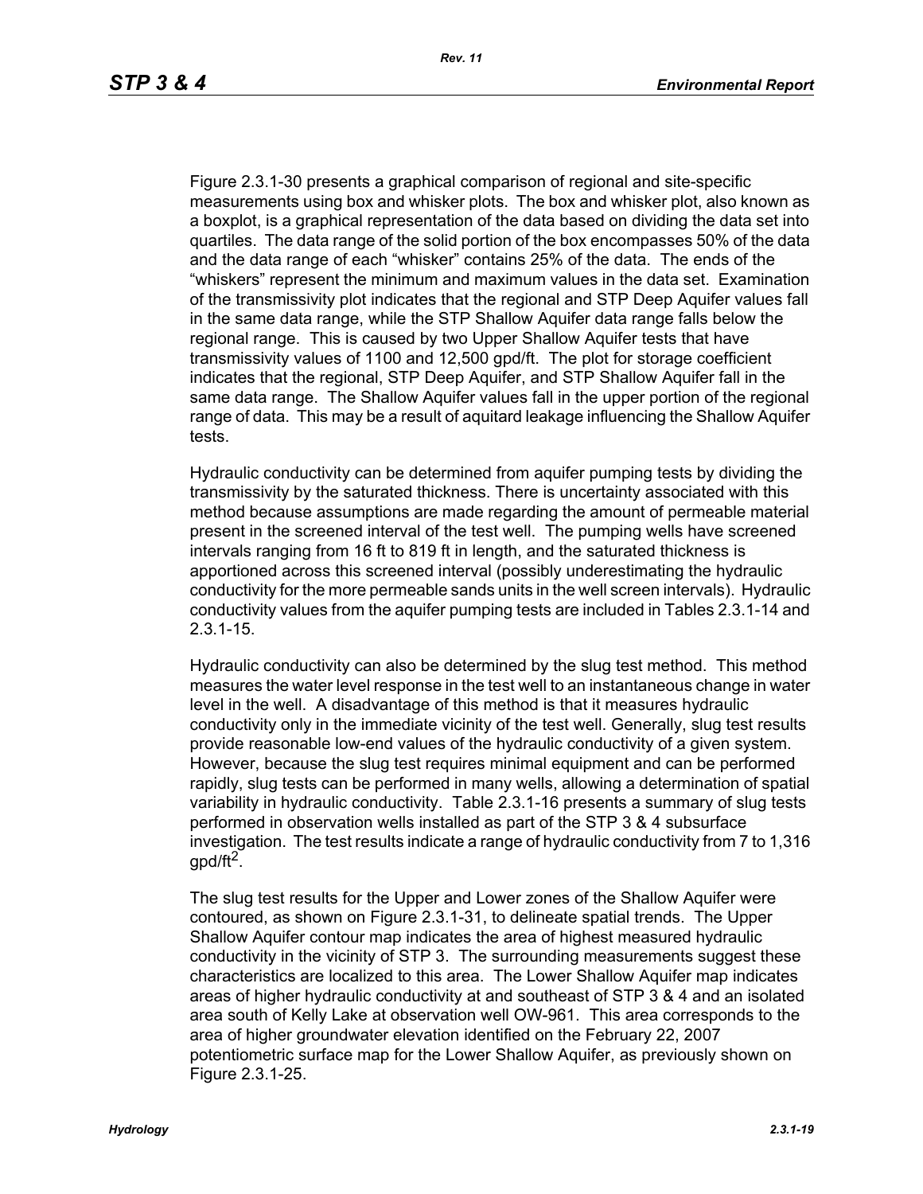Figure 2.3.1-30 presents a graphical comparison of regional and site-specific measurements using box and whisker plots. The box and whisker plot, also known as a boxplot, is a graphical representation of the data based on dividing the data set into quartiles. The data range of the solid portion of the box encompasses 50% of the data and the data range of each "whisker" contains 25% of the data. The ends of the "whiskers" represent the minimum and maximum values in the data set. Examination of the transmissivity plot indicates that the regional and STP Deep Aquifer values fall in the same data range, while the STP Shallow Aquifer data range falls below the regional range. This is caused by two Upper Shallow Aquifer tests that have transmissivity values of 1100 and 12,500 gpd/ft. The plot for storage coefficient indicates that the regional, STP Deep Aquifer, and STP Shallow Aquifer fall in the same data range. The Shallow Aquifer values fall in the upper portion of the regional range of data. This may be a result of aquitard leakage influencing the Shallow Aquifer tests.

Hydraulic conductivity can be determined from aquifer pumping tests by dividing the transmissivity by the saturated thickness. There is uncertainty associated with this method because assumptions are made regarding the amount of permeable material present in the screened interval of the test well. The pumping wells have screened intervals ranging from 16 ft to 819 ft in length, and the saturated thickness is apportioned across this screened interval (possibly underestimating the hydraulic conductivity for the more permeable sands units in the well screen intervals). Hydraulic conductivity values from the aquifer pumping tests are included in Tables 2.3.1-14 and 2.3.1-15.

Hydraulic conductivity can also be determined by the slug test method. This method measures the water level response in the test well to an instantaneous change in water level in the well. A disadvantage of this method is that it measures hydraulic conductivity only in the immediate vicinity of the test well. Generally, slug test results provide reasonable low-end values of the hydraulic conductivity of a given system. However, because the slug test requires minimal equipment and can be performed rapidly, slug tests can be performed in many wells, allowing a determination of spatial variability in hydraulic conductivity. Table 2.3.1-16 presents a summary of slug tests performed in observation wells installed as part of the STP 3 & 4 subsurface investigation. The test results indicate a range of hydraulic conductivity from 7 to 1,316 gpd/ft$^2$.

The slug test results for the Upper and Lower zones of the Shallow Aquifer were contoured, as shown on Figure 2.3.1-31, to delineate spatial trends. The Upper Shallow Aquifer contour map indicates the area of highest measured hydraulic conductivity in the vicinity of STP 3. The surrounding measurements suggest these characteristics are localized to this area. The Lower Shallow Aquifer map indicates areas of higher hydraulic conductivity at and southeast of STP 3 & 4 and an isolated area south of Kelly Lake at observation well OW-961. This area corresponds to the area of higher groundwater elevation identified on the February 22, 2007 potentiometric surface map for the Lower Shallow Aquifer, as previously shown on Figure 2.3.1-25.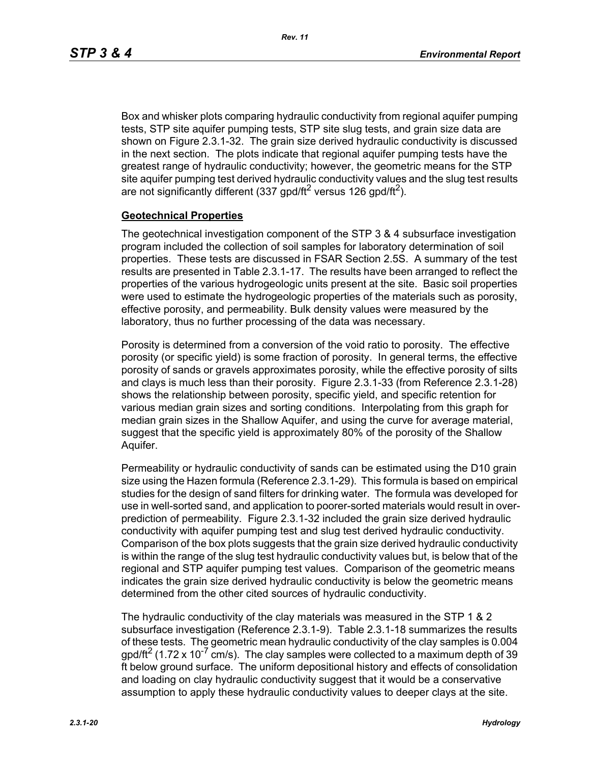Box and whisker plots comparing hydraulic conductivity from regional aquifer pumping tests, STP site aquifer pumping tests, STP site slug tests, and grain size data are shown on Figure 2.3.1-32. The grain size derived hydraulic conductivity is discussed in the next section. The plots indicate that regional aquifer pumping tests have the greatest range of hydraulic conductivity; however, the geometric means for the STP site aquifer pumping test derived hydraulic conductivity values and the slug test results are not significantly different (337 gpd/ft$^2$ versus 126 gpd/ft$^2$).

**Geotechnical Properties**

The geotechnical investigation component of the STP 3 & 4 subsurface investigation program included the collection of soil samples for laboratory determination of soil properties. These tests are discussed in FSAR Section 2.5S. A summary of the test results are presented in Table 2.3.1-17. The results have been arranged to reflect the properties of the various hydrogeologic units present at the site. Basic soil properties were used to estimate the hydrogeologic properties of the materials such as porosity, effective porosity, and permeability. Bulk density values were measured by the laboratory, thus no further processing of the data was necessary.

Porosity is determined from a conversion of the void ratio to porosity. The effective porosity (or specific yield) is some fraction of porosity. In general terms, the effective porosity of sands or gravels approximates porosity, while the effective porosity of silts and clays is much less than their porosity. Figure 2.3.1-33 (from Reference 2.3.1-28) shows the relationship between porosity, specific yield, and specific retention for various median grain sizes and sorting conditions. Interpolating from this graph for median grain sizes in the Shallow Aquifer, and using the curve for average material, suggest that the specific yield is approximately 80% of the porosity of the Shallow Aquifer.

Permeability or hydraulic conductivity of sands can be estimated using the D10 grain size using the Hazen formula (Reference 2.3.1-29). This formula is based on empirical studies for the design of sand filters for drinking water. The formula was developed for use in well-sorted sand, and application to poorer-sorted materials would result in over-prediction of permeability. Figure 2.3.1-32 included the grain size derived hydraulic conductivity with aquifer pumping test and slug test derived hydraulic conductivity. Comparison of the box plots suggests that the grain size derived hydraulic conductivity is within the range of the slug test hydraulic conductivity values but, is below that of the regional and STP aquifer pumping test values. Comparison of the geometric means indicates the grain size derived hydraulic conductivity is below the geometric means determined from the other cited sources of hydraulic conductivity.

The hydraulic conductivity of the clay materials was measured in the STP 1 & 2 subsurface investigation (Reference 2.3.1-9). Table 2.3.1-18 summarizes the results of these tests. The geometric mean hydraulic conductivity of the clay samples is 0.004 gpd/ft$^2$ ($1.72 \times 10^{-7}$ cm/s). The clay samples were collected to a maximum depth of 39 ft below ground surface. The uniform depositional history and effects of consolidation and loading on clay hydraulic conductivity suggest that it would be a conservative assumption to apply these hydraulic conductivity values to deeper clays at the site.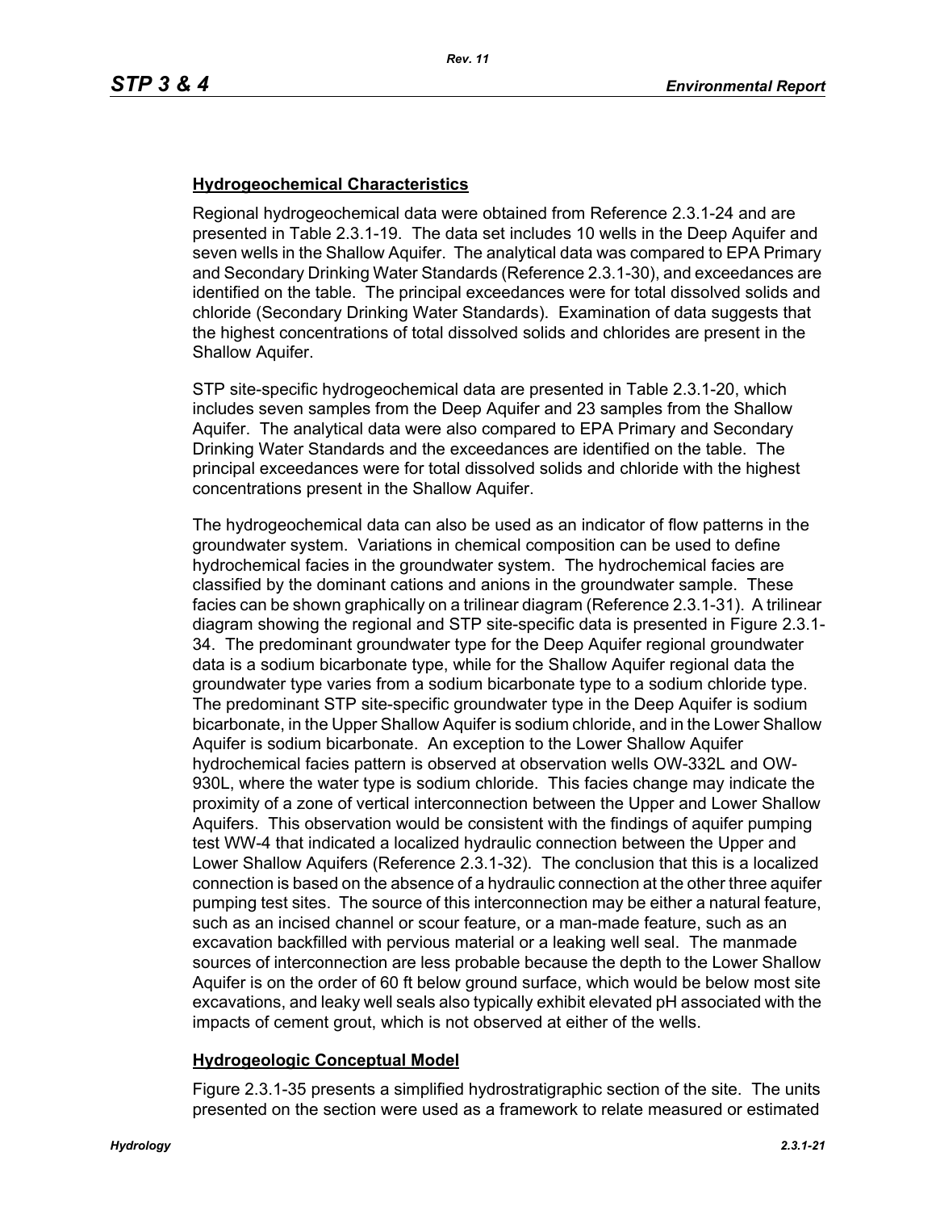## Hydrogeochemical Characteristics

Regional hydrogeochemical data were obtained from Reference 2.3.1-24 and are presented in Table 2.3.1-19. The data set includes 10 wells in the Deep Aquifer and seven wells in the Shallow Aquifer. The analytical data was compared to EPA Primary and Secondary Drinking Water Standards (Reference 2.3.1-30), and exceedances are identified on the table. The principal exceedances were for total dissolved solids and chloride (Secondary Drinking Water Standards). Examination of data suggests that the highest concentrations of total dissolved solids and chlorides are present in the Shallow Aquifer.

STP site-specific hydrogeochemical data are presented in Table 2.3.1-20, which includes seven samples from the Deep Aquifer and 23 samples from the Shallow Aquifer. The analytical data were also compared to EPA Primary and Secondary Drinking Water Standards and the exceedances are identified on the table. The principal exceedances were for total dissolved solids and chloride with the highest concentrations present in the Shallow Aquifer.

The hydrogeochemical data can also be used as an indicator of flow patterns in the groundwater system. Variations in chemical composition can be used to define hydrochemical facies in the groundwater system. The hydrochemical facies are classified by the dominant cations and anions in the groundwater sample. These facies can be shown graphically on a trilinear diagram (Reference 2.3.1-31). A trilinear diagram showing the regional and STP site-specific data is presented in Figure 2.3.1-34. The predominant groundwater type for the Deep Aquifer regional groundwater data is a sodium bicarbonate type, while for the Shallow Aquifer regional data the groundwater type varies from a sodium bicarbonate type to a sodium chloride type. The predominant STP site-specific groundwater type in the Deep Aquifer is sodium bicarbonate, in the Upper Shallow Aquifer is sodium chloride, and in the Lower Shallow Aquifer is sodium bicarbonate. An exception to the Lower Shallow Aquifer hydrochemical facies pattern is observed at observation wells OW-332L and OW-930L, where the water type is sodium chloride. This facies change may indicate the proximity of a zone of vertical interconnection between the Upper and Lower Shallow Aquifers. This observation would be consistent with the findings of aquifer pumping test WW-4 that indicated a localized hydraulic connection between the Upper and Lower Shallow Aquifers (Reference 2.3.1-32). The conclusion that this is a localized connection is based on the absence of a hydraulic connection at the other three aquifer pumping test sites. The source of this interconnection may be either a natural feature, such as an incised channel or scour feature, or a man-made feature, such as an excavation backfilled with pervious material or a leaking well seal. The manmade sources of interconnection are less probable because the depth to the Lower Shallow Aquifer is on the order of 60 ft below ground surface, which would be below most site excavations, and leaky well seals also typically exhibit elevated pH associated with the impacts of cement grout, which is not observed at either of the wells.

## Hydrogeologic Conceptual Model

Figure 2.3.1-35 presents a simplified hydrostratigraphic section of the site. The units presented on the section were used as a framework to relate measured or estimated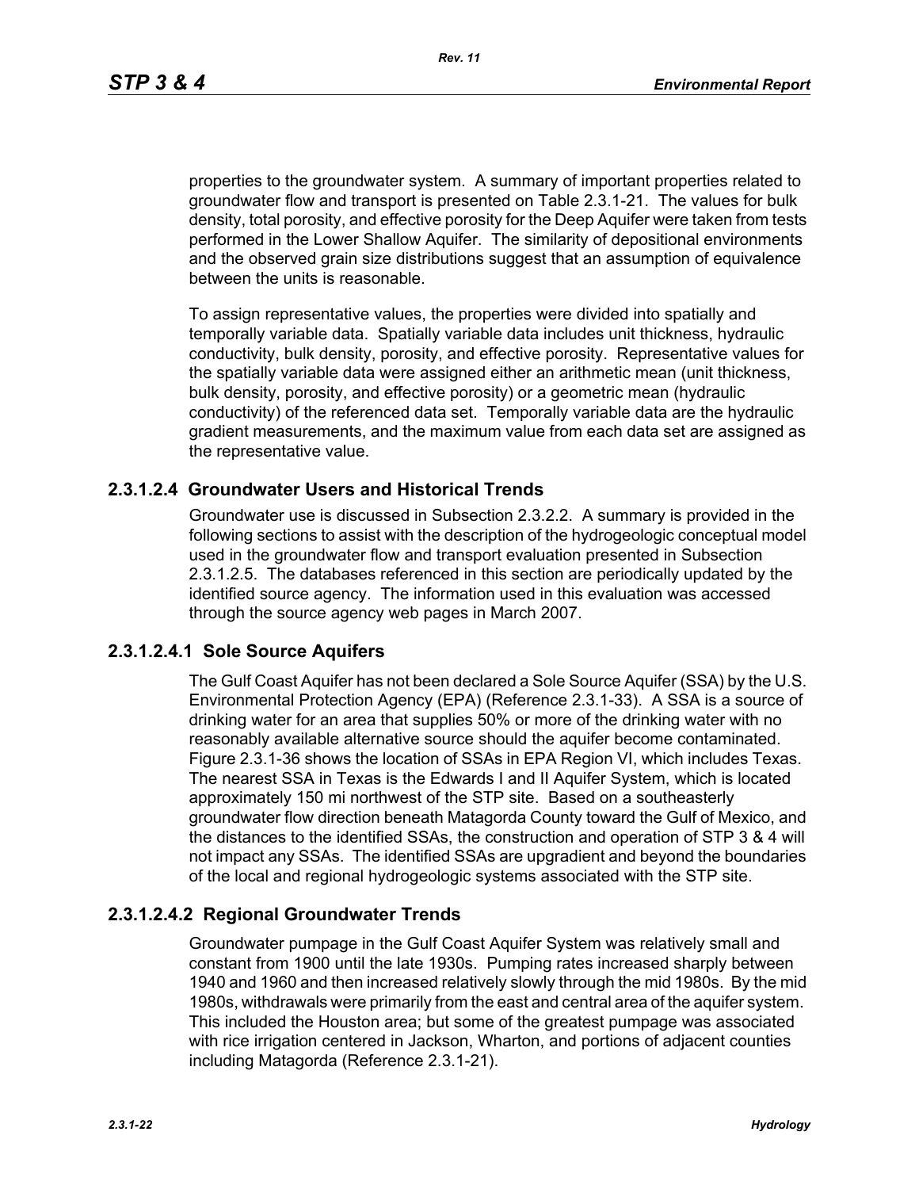properties to the groundwater system. A summary of important properties related to groundwater flow and transport is presented on Table 2.3.1-21. The values for bulk density, total porosity, and effective porosity for the Deep Aquifer were taken from tests performed in the Lower Shallow Aquifer. The similarity of depositional environments and the observed grain size distributions suggest that an assumption of equivalence between the units is reasonable.

To assign representative values, the properties were divided into spatially and temporally variable data. Spatially variable data includes unit thickness, hydraulic conductivity, bulk density, porosity, and effective porosity. Representative values for the spatially variable data were assigned either an arithmetic mean (unit thickness, bulk density, porosity, and effective porosity) or a geometric mean (hydraulic conductivity) of the referenced data set. Temporally variable data are the hydraulic gradient measurements, and the maximum value from each data set are assigned as the representative value.

## 2.3.1.2.4 Groundwater Users and Historical Trends

Groundwater use is discussed in Subsection 2.3.2.2. A summary is provided in the following sections to assist with the description of the hydrogeologic conceptual model used in the groundwater flow and transport evaluation presented in Subsection 2.3.1.2.5. The databases referenced in this section are periodically updated by the identified source agency. The information used in this evaluation was accessed through the source agency web pages in March 2007.

### 2.3.1.2.4.1 Sole Source Aquifers

The Gulf Coast Aquifer has not been declared a Sole Source Aquifer (SSA) by the U.S. Environmental Protection Agency (EPA) (Reference 2.3.1-33). A SSA is a source of drinking water for an area that supplies 50% or more of the drinking water with no reasonably available alternative source should the aquifer become contaminated. Figure 2.3.1-36 shows the location of SSAs in EPA Region VI, which includes Texas. The nearest SSA in Texas is the Edwards I and II Aquifer System, which is located approximately 150 mi northwest of the STP site. Based on a southeasterly groundwater flow direction beneath Matagorda County toward the Gulf of Mexico, and the distances to the identified SSAs, the construction and operation of STP 3 & 4 will not impact any SSAs. The identified SSAs are upgradient and beyond the boundaries of the local and regional hydrogeologic systems associated with the STP site.

### 2.3.1.2.4.2 Regional Groundwater Trends

Groundwater pumpage in the Gulf Coast Aquifer System was relatively small and constant from 1900 until the late 1930s. Pumping rates increased sharply between 1940 and 1960 and then increased relatively slowly through the mid 1980s. By the mid 1980s, withdrawals were primarily from the east and central area of the aquifer system. This included the Houston area; but some of the greatest pumpage was associated with rice irrigation centered in Jackson, Wharton, and portions of adjacent counties including Matagorda (Reference 2.3.1-21).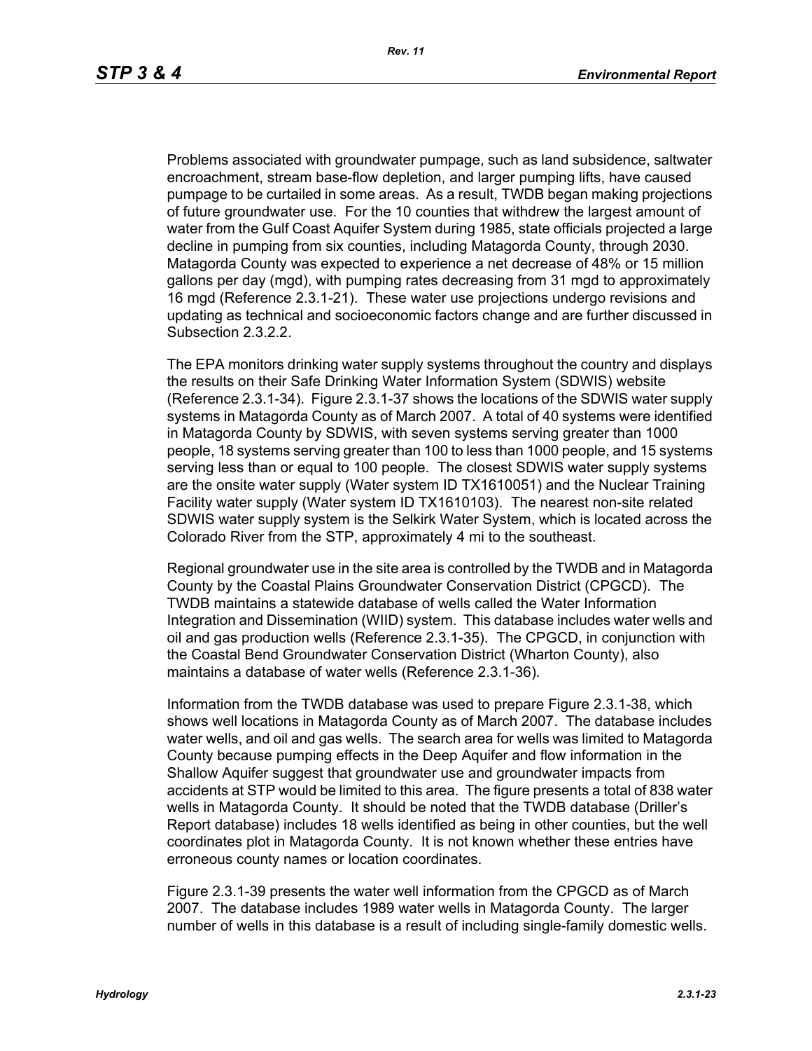Problems associated with groundwater pumpage, such as land subsidence, saltwater encroachment, stream base-flow depletion, and larger pumping lifts, have caused pumpage to be curtailed in some areas. As a result, TWDB began making projections of future groundwater use. For the 10 counties that withdrew the largest amount of water from the Gulf Coast Aquifer System during 1985, state officials projected a large decline in pumping from six counties, including Matagorda County, through 2030. Matagorda County was expected to experience a net decrease of 48% or 15 million gallons per day (mgd), with pumping rates decreasing from 31 mgd to approximately 16 mgd (Reference 2.3.1-21). These water use projections undergo revisions and updating as technical and socioeconomic factors change and are further discussed in Subsection 2.3.2.2.

The EPA monitors drinking water supply systems throughout the country and displays the results on their Safe Drinking Water Information System (SDWIS) website (Reference 2.3.1-34). Figure 2.3.1-37 shows the locations of the SDWIS water supply systems in Matagorda County as of March 2007. A total of 40 systems were identified in Matagorda County by SDWIS, with seven systems serving greater than 1000 people, 18 systems serving greater than 100 to less than 1000 people, and 15 systems serving less than or equal to 100 people. The closest SDWIS water supply systems are the onsite water supply (Water system ID TX1610051) and the Nuclear Training Facility water supply (Water system ID TX1610103). The nearest non-site related SDWIS water supply system is the Selkirk Water System, which is located across the Colorado River from the STP, approximately 4 mi to the southeast.

Regional groundwater use in the site area is controlled by the TWDB and in Matagorda County by the Coastal Plains Groundwater Conservation District (CPGCD). The TWDB maintains a statewide database of wells called the Water Information Integration and Dissemination (WIID) system. This database includes water wells and oil and gas production wells (Reference 2.3.1-35). The CPGCD, in conjunction with the Coastal Bend Groundwater Conservation District (Wharton County), also maintains a database of water wells (Reference 2.3.1-36).

Information from the TWDB database was used to prepare Figure 2.3.1-38, which shows well locations in Matagorda County as of March 2007. The database includes water wells, and oil and gas wells. The search area for wells was limited to Matagorda County because pumping effects in the Deep Aquifer and flow information in the Shallow Aquifer suggest that groundwater use and groundwater impacts from accidents at STP would be limited to this area. The figure presents a total of 838 water wells in Matagorda County. It should be noted that the TWDB database (Driller's Report database) includes 18 wells identified as being in other counties, but the well coordinates plot in Matagorda County. It is not known whether these entries have erroneous county names or location coordinates.

Figure 2.3.1-39 presents the water well information from the CPGCD as of March 2007. The database includes 1989 water wells in Matagorda County. The larger number of wells in this database is a result of including single-family domestic wells.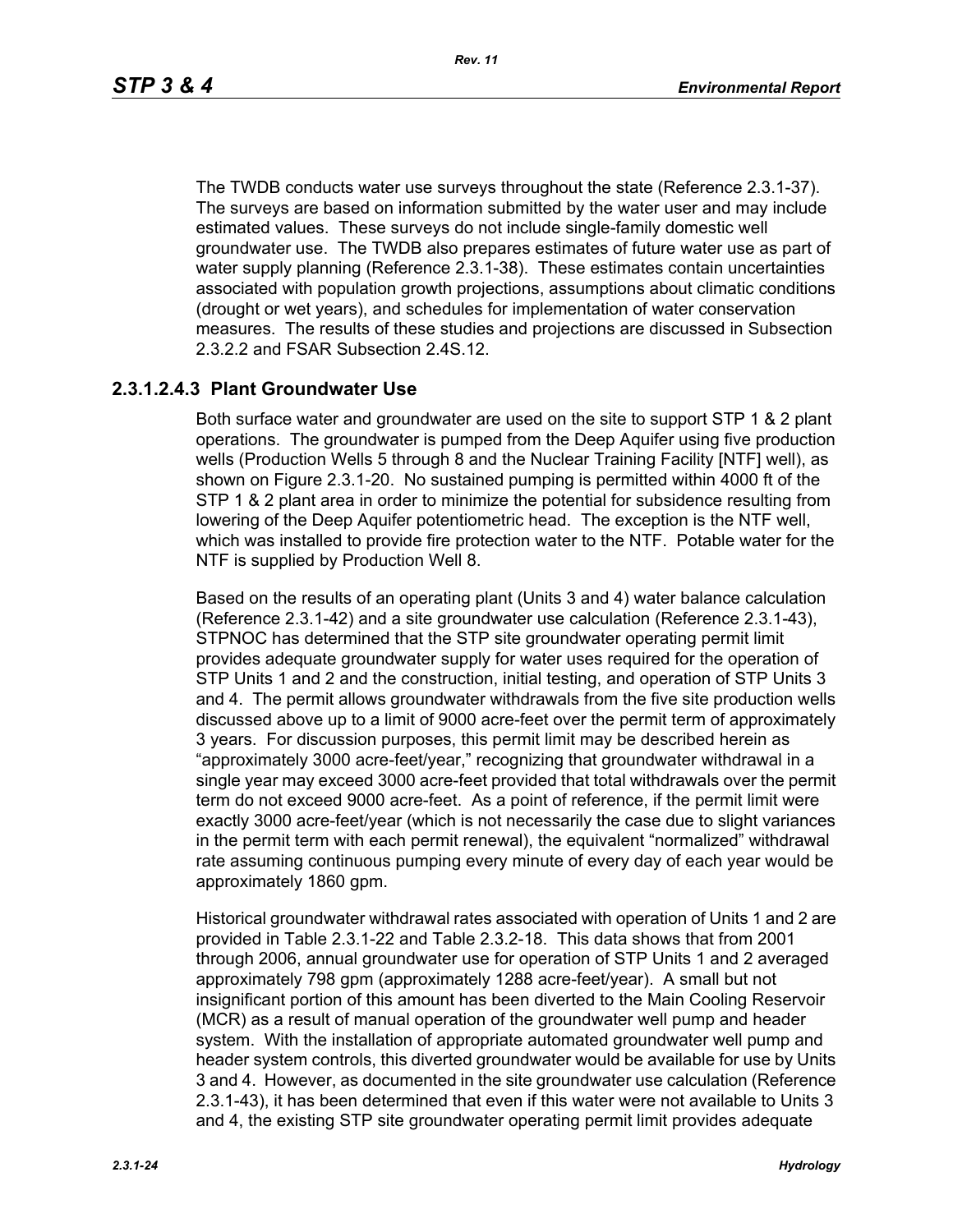The TWDB conducts water use surveys throughout the state (Reference 2.3.1-37). The surveys are based on information submitted by the water user and may include estimated values. These surveys do not include single-family domestic well groundwater use. The TWDB also prepares estimates of future water use as part of water supply planning (Reference 2.3.1-38). These estimates contain uncertainties associated with population growth projections, assumptions about climatic conditions (drought or wet years), and schedules for implementation of water conservation measures. The results of these studies and projections are discussed in Subsection 2.3.2.2 and FSAR Subsection 2.4S.12.

### 2.3.1.2.4.3 Plant Groundwater Use

Both surface water and groundwater are used on the site to support STP 1 & 2 plant operations. The groundwater is pumped from the Deep Aquifer using five production wells (Production Wells 5 through 8 and the Nuclear Training Facility [NTF] well), as shown on Figure 2.3.1-20. No sustained pumping is permitted within 4000 ft of the STP 1 & 2 plant area in order to minimize the potential for subsidence resulting from lowering of the Deep Aquifer potentiometric head. The exception is the NTF well, which was installed to provide fire protection water to the NTF. Potable water for the NTF is supplied by Production Well 8.

Based on the results of an operating plant (Units 3 and 4) water balance calculation (Reference 2.3.1-42) and a site groundwater use calculation (Reference 2.3.1-43), STPNOC has determined that the STP site groundwater operating permit limit provides adequate groundwater supply for water uses required for the operation of STP Units 1 and 2 and the construction, initial testing, and operation of STP Units 3 and 4. The permit allows groundwater withdrawals from the five site production wells discussed above up to a limit of 9000 acre-feet over the permit term of approximately 3 years. For discussion purposes, this permit limit may be described herein as "approximately 3000 acre-feet/year," recognizing that groundwater withdrawal in a single year may exceed 3000 acre-feet provided that total withdrawals over the permit term do not exceed 9000 acre-feet. As a point of reference, if the permit limit were exactly 3000 acre-feet/year (which is not necessarily the case due to slight variances in the permit term with each permit renewal), the equivalent "normalized" withdrawal rate assuming continuous pumping every minute of every day of each year would be approximately 1860 gpm.

Historical groundwater withdrawal rates associated with operation of Units 1 and 2 are provided in Table 2.3.1-22 and Table 2.3.2-18. This data shows that from 2001 through 2006, annual groundwater use for operation of STP Units 1 and 2 averaged approximately 798 gpm (approximately 1288 acre-feet/year). A small but not insignificant portion of this amount has been diverted to the Main Cooling Reservoir (MCR) as a result of manual operation of the groundwater well pump and header system. With the installation of appropriate automated groundwater well pump and header system controls, this diverted groundwater would be available for use by Units 3 and 4. However, as documented in the site groundwater use calculation (Reference 2.3.1-43), it has been determined that even if this water were not available to Units 3 and 4, the existing STP site groundwater operating permit limit provides adequate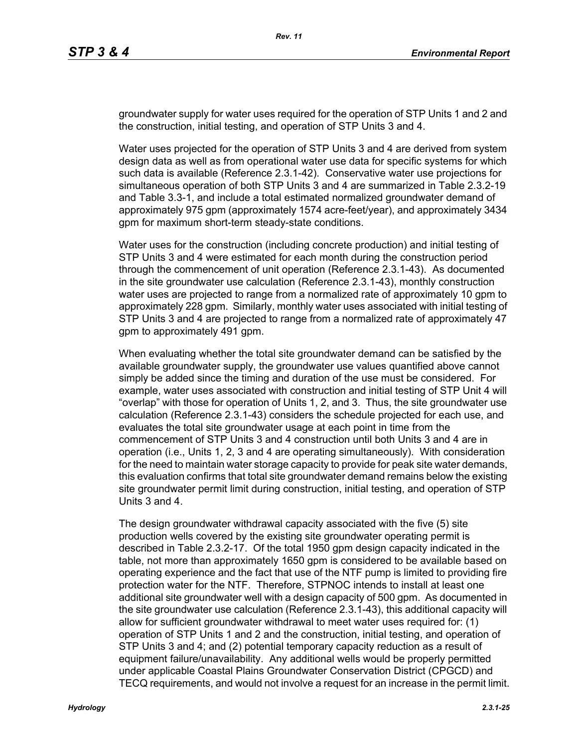groundwater supply for water uses required for the operation of STP Units 1 and 2 and the construction, initial testing, and operation of STP Units 3 and 4.

Water uses projected for the operation of STP Units 3 and 4 are derived from system design data as well as from operational water use data for specific systems for which such data is available (Reference 2.3.1-42). Conservative water use projections for simultaneous operation of both STP Units 3 and 4 are summarized in Table 2.3.2-19 and Table 3.3-1, and include a total estimated normalized groundwater demand of approximately 975 gpm (approximately 1574 acre-feet/year), and approximately 3434 gpm for maximum short-term steady-state conditions.

Water uses for the construction (including concrete production) and initial testing of STP Units 3 and 4 were estimated for each month during the construction period through the commencement of unit operation (Reference 2.3.1-43). As documented in the site groundwater use calculation (Reference 2.3.1-43), monthly construction water uses are projected to range from a normalized rate of approximately 10 gpm to approximately 228 gpm. Similarly, monthly water uses associated with initial testing of STP Units 3 and 4 are projected to range from a normalized rate of approximately 47 gpm to approximately 491 gpm.

When evaluating whether the total site groundwater demand can be satisfied by the available groundwater supply, the groundwater use values quantified above cannot simply be added since the timing and duration of the use must be considered. For example, water uses associated with construction and initial testing of STP Unit 4 will "overlap" with those for operation of Units 1, 2, and 3. Thus, the site groundwater use calculation (Reference 2.3.1-43) considers the schedule projected for each use, and evaluates the total site groundwater usage at each point in time from the commencement of STP Units 3 and 4 construction until both Units 3 and 4 are in operation (i.e., Units 1, 2, 3 and 4 are operating simultaneously). With consideration for the need to maintain water storage capacity to provide for peak site water demands, this evaluation confirms that total site groundwater demand remains below the existing site groundwater permit limit during construction, initial testing, and operation of STP Units 3 and 4.

The design groundwater withdrawal capacity associated with the five (5) site production wells covered by the existing site groundwater operating permit is described in Table 2.3.2-17. Of the total 1950 gpm design capacity indicated in the table, not more than approximately 1650 gpm is considered to be available based on operating experience and the fact that use of the NTF pump is limited to providing fire protection water for the NTF. Therefore, STPNOC intends to install at least one additional site groundwater well with a design capacity of 500 gpm. As documented in the site groundwater use calculation (Reference 2.3.1-43), this additional capacity will allow for sufficient groundwater withdrawal to meet water uses required for: (1) operation of STP Units 1 and 2 and the construction, initial testing, and operation of STP Units 3 and 4; and (2) potential temporary capacity reduction as a result of equipment failure/unavailability. Any additional wells would be properly permitted under applicable Coastal Plains Groundwater Conservation District (CPGCD) and TECQ requirements, and would not involve a request for an increase in the permit limit.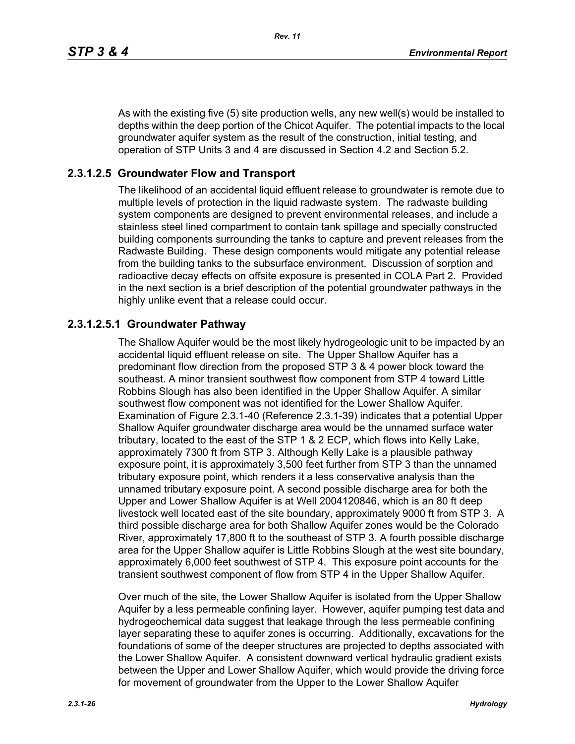As with the existing five (5) site production wells, any new well(s) would be installed to depths within the deep portion of the Chicot Aquifer. The potential impacts to the local groundwater aquifer system as the result of the construction, initial testing, and operation of STP Units 3 and 4 are discussed in Section 4.2 and Section 5.2.

### 2.3.1.2.5 Groundwater Flow and Transport

The likelihood of an accidental liquid effluent release to groundwater is remote due to multiple levels of protection in the liquid radwaste system. The radwaste building system components are designed to prevent environmental releases, and include a stainless steel lined compartment to contain tank spillage and specially constructed building components surrounding the tanks to capture and prevent releases from the Radwaste Building. These design components would mitigate any potential release from the building tanks to the subsurface environment. Discussion of sorption and radioactive decay effects on offsite exposure is presented in COLA Part 2. Provided in the next section is a brief description of the potential groundwater pathways in the highly unlike event that a release could occur.

#### 2.3.1.2.5.1 Groundwater Pathway

The Shallow Aquifer would be the most likely hydrogeologic unit to be impacted by an accidental liquid effluent release on site. The Upper Shallow Aquifer has a predominant flow direction from the proposed STP 3 & 4 power block toward the southeast. A minor transient southwest flow component from STP 4 toward Little Robbins Slough has also been identified in the Upper Shallow Aquifer. A similar southwest flow component was not identified for the Lower Shallow Aquifer. Examination of Figure 2.3.1-40 (Reference 2.3.1-39) indicates that a potential Upper Shallow Aquifer groundwater discharge area would be the unnamed surface water tributary, located to the east of the STP 1 & 2 ECP, which flows into Kelly Lake, approximately 7300 ft from STP 3. Although Kelly Lake is a plausible pathway exposure point, it is approximately 3,500 feet further from STP 3 than the unnamed tributary exposure point, which renders it a less conservative analysis than the unnamed tributary exposure point. A second possible discharge area for both the Upper and Lower Shallow Aquifer is at Well 2004120846, which is an 80 ft deep livestock well located east of the site boundary, approximately 9000 ft from STP 3. A third possible discharge area for both Shallow Aquifer zones would be the Colorado River, approximately 17,800 ft to the southeast of STP 3. A fourth possible discharge area for the Upper Shallow aquifer is Little Robbins Slough at the west site boundary, approximately 6,000 feet southwest of STP 4. This exposure point accounts for the transient southwest component of flow from STP 4 in the Upper Shallow Aquifer.

Over much of the site, the Lower Shallow Aquifer is isolated from the Upper Shallow Aquifer by a less permeable confining layer. However, aquifer pumping test data and hydrogeochemical data suggest that leakage through the less permeable confining layer separating these to aquifer zones is occurring. Additionally, excavations for the foundations of some of the deeper structures are projected to depths associated with the Lower Shallow Aquifer. A consistent downward vertical hydraulic gradient exists between the Upper and Lower Shallow Aquifer, which would provide the driving force for movement of groundwater from the Upper to the Lower Shallow Aquifer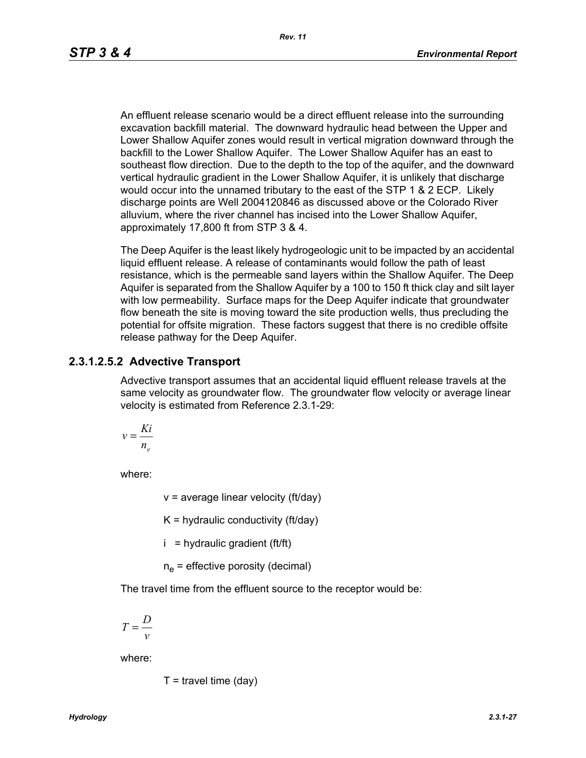An effluent release scenario would be a direct effluent release into the surrounding excavation backfill material. The downward hydraulic head between the Upper and Lower Shallow Aquifer zones would result in vertical migration downward through the backfill to the Lower Shallow Aquifer. The Lower Shallow Aquifer has an east to southeast flow direction. Due to the depth to the top of the aquifer, and the downward vertical hydraulic gradient in the Lower Shallow Aquifer, it is unlikely that discharge would occur into the unnamed tributary to the east of the STP 1 & 2 ECP. Likely discharge points are Well 2004120846 as discussed above or the Colorado River alluvium, where the river channel has incised into the Lower Shallow Aquifer, approximately 17,800 ft from STP 3 & 4.

The Deep Aquifer is the least likely hydrogeologic unit to be impacted by an accidental liquid effluent release. A release of contaminants would follow the path of least resistance, which is the permeable sand layers within the Shallow Aquifer. The Deep Aquifer is separated from the Shallow Aquifer by a 100 to 150 ft thick clay and silt layer with low permeability. Surface maps for the Deep Aquifer indicate that groundwater flow beneath the site is moving toward the site production wells, thus precluding the potential for offsite migration. These factors suggest that there is no credible offsite release pathway for the Deep Aquifer.

### 2.3.1.2.5.2 Advective Transport

Advective transport assumes that an accidental liquid effluent release travels at the same velocity as groundwater flow. The groundwater flow velocity or average linear velocity is estimated from Reference 2.3.1-29:

$$v = \frac{Ki}{n_e}$$

where:

$v$ = average linear velocity (ft/day)

$K$ = hydraulic conductivity (ft/day)

$i$ = hydraulic gradient (ft/ft)

$n_e$ = effective porosity (decimal)

The travel time from the effluent source to the receptor would be:

$$T = \frac{D}{v}$$

where:

$T$ = travel time (day)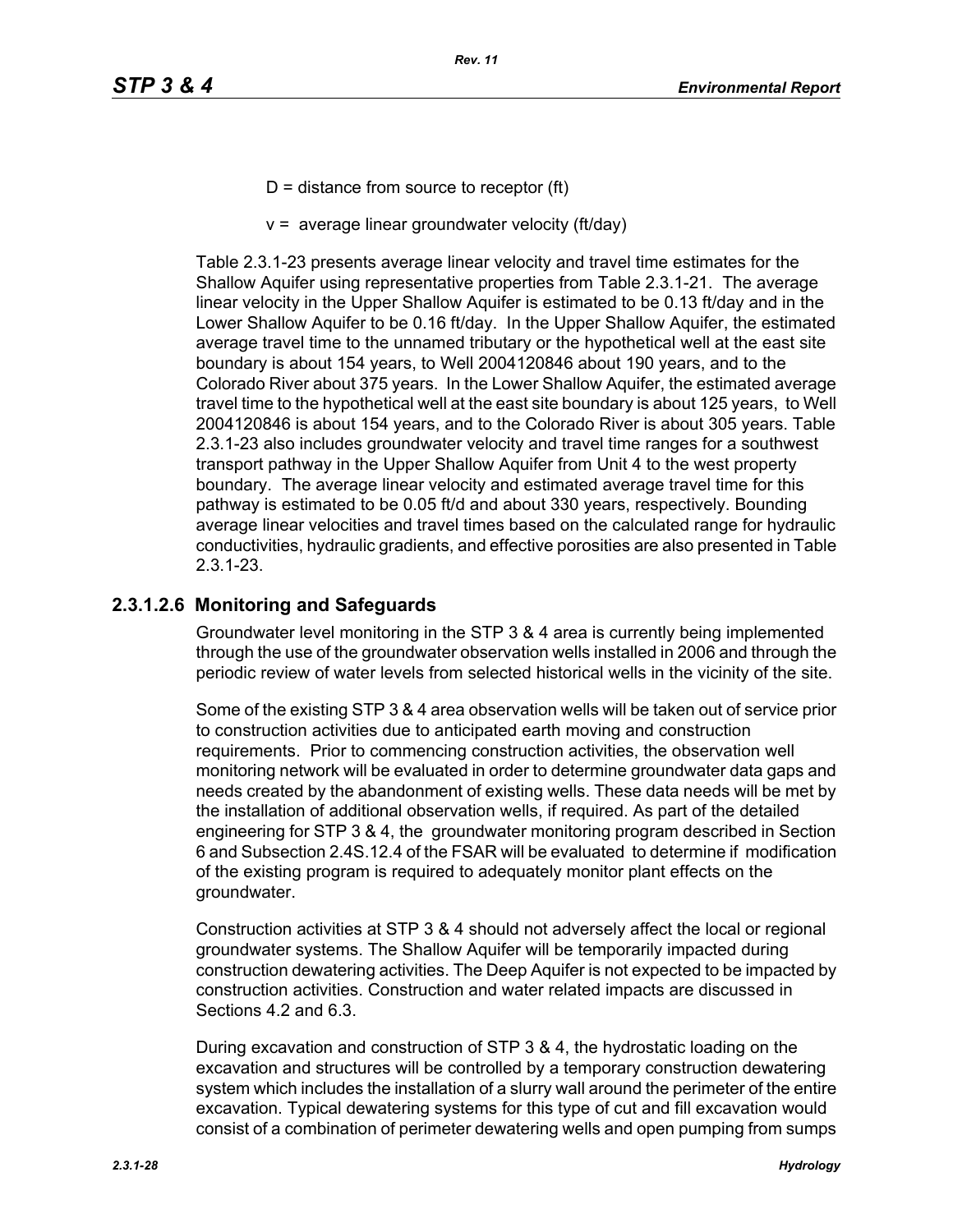D = distance from source to receptor (ft)

v = average linear groundwater velocity (ft/day)

Table 2.3.1-23 presents average linear velocity and travel time estimates for the Shallow Aquifer using representative properties from Table 2.3.1-21. The average linear velocity in the Upper Shallow Aquifer is estimated to be 0.13 ft/day and in the Lower Shallow Aquifer to be 0.16 ft/day. In the Upper Shallow Aquifer, the estimated average travel time to the unnamed tributary or the hypothetical well at the east site boundary is about 154 years, to Well 2004120846 about 190 years, and to the Colorado River about 375 years. In the Lower Shallow Aquifer, the estimated average travel time to the hypothetical well at the east site boundary is about 125 years, to Well 2004120846 is about 154 years, and to the Colorado River is about 305 years. Table 2.3.1-23 also includes groundwater velocity and travel time ranges for a southwest transport pathway in the Upper Shallow Aquifer from Unit 4 to the west property boundary. The average linear velocity and estimated average travel time for this pathway is estimated to be 0.05 ft/d and about 330 years, respectively. Bounding average linear velocities and travel times based on the calculated range for hydraulic conductivities, hydraulic gradients, and effective porosities are also presented in Table 2.3.1-23.

### 2.3.1.2.6 Monitoring and Safeguards

Groundwater level monitoring in the STP 3 & 4 area is currently being implemented through the use of the groundwater observation wells installed in 2006 and through the periodic review of water levels from selected historical wells in the vicinity of the site.

Some of the existing STP 3 & 4 area observation wells will be taken out of service prior to construction activities due to anticipated earth moving and construction requirements. Prior to commencing construction activities, the observation well monitoring network will be evaluated in order to determine groundwater data gaps and needs created by the abandonment of existing wells. These data needs will be met by the installation of additional observation wells, if required. As part of the detailed engineering for STP 3 & 4, the groundwater monitoring program described in Section 6 and Subsection 2.4S.12.4 of the FSAR will be evaluated to determine if modification of the existing program is required to adequately monitor plant effects on the groundwater.

Construction activities at STP 3 & 4 should not adversely affect the local or regional groundwater systems. The Shallow Aquifer will be temporarily impacted during construction dewatering activities. The Deep Aquifer is not expected to be impacted by construction activities. Construction and water related impacts are discussed in Sections 4.2 and 6.3.

During excavation and construction of STP 3 & 4, the hydrostatic loading on the excavation and structures will be controlled by a temporary construction dewatering system which includes the installation of a slurry wall around the perimeter of the entire excavation. Typical dewatering systems for this type of cut and fill excavation would consist of a combination of perimeter dewatering wells and open pumping from sumps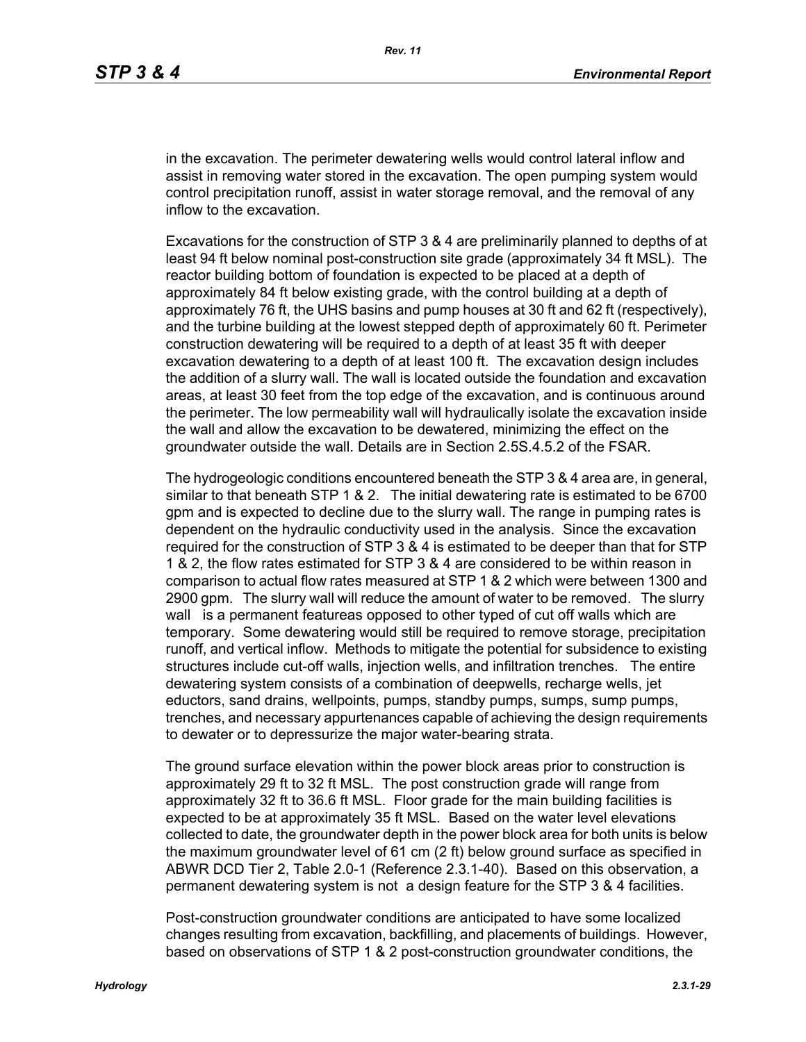in the excavation. The perimeter dewatering wells would control lateral inflow and assist in removing water stored in the excavation. The open pumping system would control precipitation runoff, assist in water storage removal, and the removal of any inflow to the excavation.

Excavations for the construction of STP 3 & 4 are preliminarily planned to depths of at least 94 ft below nominal post-construction site grade (approximately 34 ft MSL). The reactor building bottom of foundation is expected to be placed at a depth of approximately 84 ft below existing grade, with the control building at a depth of approximately 76 ft, the UHS basins and pump houses at 30 ft and 62 ft (respectively), and the turbine building at the lowest stepped depth of approximately 60 ft. Perimeter construction dewatering will be required to a depth of at least 35 ft with deeper excavation dewatering to a depth of at least 100 ft. The excavation design includes the addition of a slurry wall. The wall is located outside the foundation and excavation areas, at least 30 feet from the top edge of the excavation, and is continuous around the perimeter. The low permeability wall will hydraulically isolate the excavation inside the wall and allow the excavation to be dewatered, minimizing the effect on the groundwater outside the wall. Details are in Section 2.5S.4.5.2 of the FSAR.

The hydrogeologic conditions encountered beneath the STP 3 & 4 area are, in general, similar to that beneath STP 1 & 2. The initial dewatering rate is estimated to be 6700 gpm and is expected to decline due to the slurry wall. The range in pumping rates is dependent on the hydraulic conductivity used in the analysis. Since the excavation required for the construction of STP 3 & 4 is estimated to be deeper than that for STP 1 & 2, the flow rates estimated for STP 3 & 4 are considered to be within reason in comparison to actual flow rates measured at STP 1 & 2 which were between 1300 and 2900 gpm. The slurry wall will reduce the amount of water to be removed. The slurry wall is a permanent featureas opposed to other typed of cut off walls which are temporary. Some dewatering would still be required to remove storage, precipitation runoff, and vertical inflow. Methods to mitigate the potential for subsidence to existing structures include cut-off walls, injection wells, and infiltration trenches. The entire dewatering system consists of a combination of deepwells, recharge wells, jet eductors, sand drains, wellpoints, pumps, standby pumps, sumps, sump pumps, trenches, and necessary appurtenances capable of achieving the design requirements to dewater or to depressurize the major water-bearing strata.

The ground surface elevation within the power block areas prior to construction is approximately 29 ft to 32 ft MSL. The post construction grade will range from approximately 32 ft to 36.6 ft MSL. Floor grade for the main building facilities is expected to be at approximately 35 ft MSL. Based on the water level elevations collected to date, the groundwater depth in the power block area for both units is below the maximum groundwater level of 61 cm (2 ft) below ground surface as specified in ABWR DCD Tier 2, Table 2.0-1 (Reference 2.3.1-40). Based on this observation, a permanent dewatering system is not a design feature for the STP 3 & 4 facilities.

Post-construction groundwater conditions are anticipated to have some localized changes resulting from excavation, backfilling, and placements of buildings. However, based on observations of STP 1 & 2 post-construction groundwater conditions, the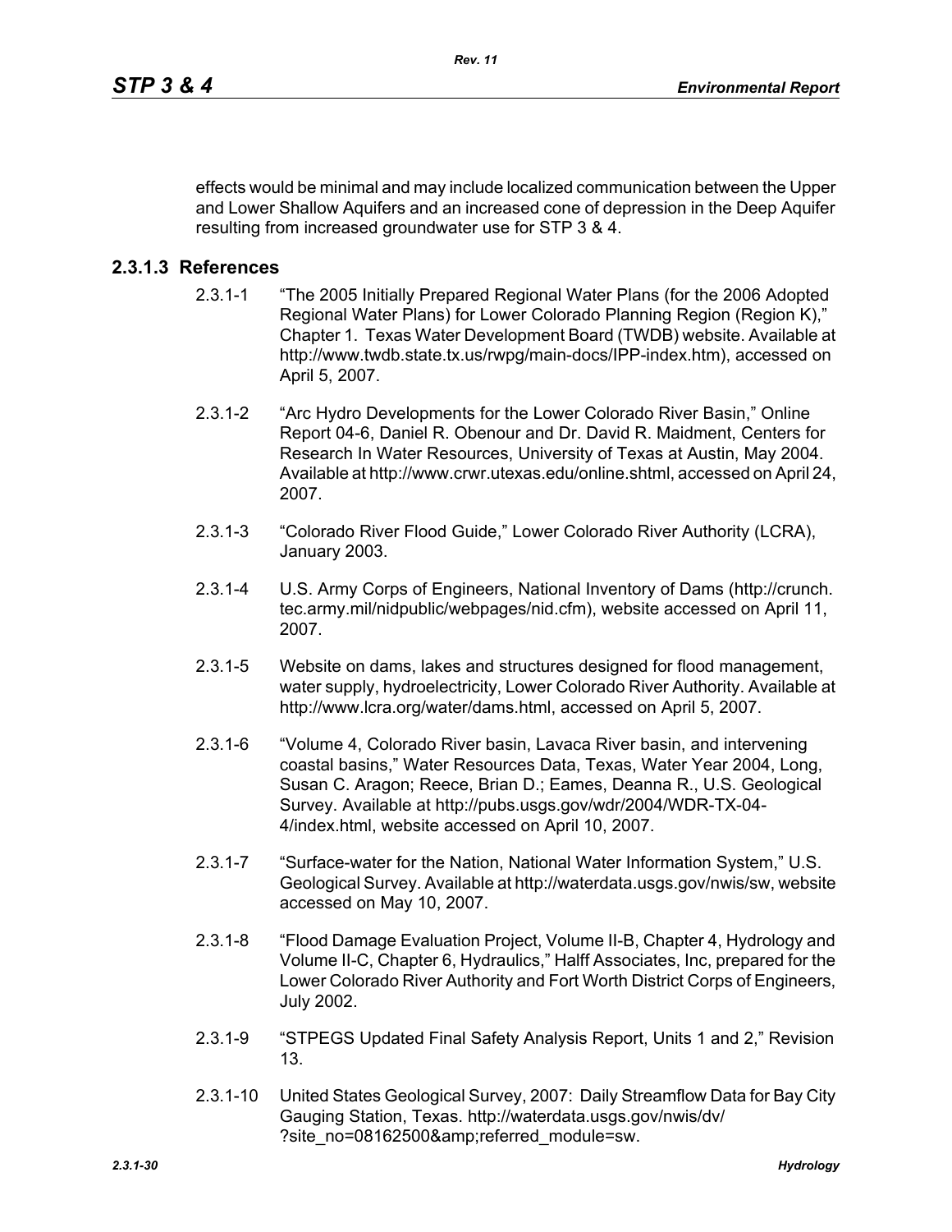effects would be minimal and may include localized communication between the Upper and Lower Shallow Aquifers and an increased cone of depression in the Deep Aquifer resulting from increased groundwater use for STP 3 & 4.

### 2.3.1.3 References

2.3.1-1 "The 2005 Initially Prepared Regional Water Plans (for the 2006 Adopted Regional Water Plans) for Lower Colorado Planning Region (Region K)," Chapter 1. Texas Water Development Board (TWDB) website. Available at http://www.twdb.state.tx.us/rwpg/main-docs/IPP-index.htm), accessed on April 5, 2007.

2.3.1-2 "Arc Hydro Developments for the Lower Colorado River Basin," Online Report 04-6, Daniel R. Obenour and Dr. David R. Maidment, Centers for Research In Water Resources, University of Texas at Austin, May 2004. Available at http://www.crwr.utexas.edu/online.shtml, accessed on April 24, 2007.

2.3.1-3 "Colorado River Flood Guide," Lower Colorado River Authority (LCRA), January 2003.

2.3.1-4 U.S. Army Corps of Engineers, National Inventory of Dams (http://crunch.tec.army.mil/nidpublic/webpages/nid.cfm), website accessed on April 11, 2007.

2.3.1-5 Website on dams, lakes and structures designed for flood management, water supply, hydroelectricity, Lower Colorado River Authority. Available at http://www.lcra.org/water/dams.html, accessed on April 5, 2007.

2.3.1-6 "Volume 4, Colorado River basin, Lavaca River basin, and intervening coastal basins," Water Resources Data, Texas, Water Year 2004, Long, Susan C. Aragon; Reece, Brian D.; Eames, Deanna R., U.S. Geological Survey. Available at http://pubs.usgs.gov/wdr/2004/WDR-TX-04-4/index.html, website accessed on April 10, 2007.

2.3.1-7 "Surface-water for the Nation, National Water Information System," U.S. Geological Survey. Available at http://waterdata.usgs.gov/nwis/sw, website accessed on May 10, 2007.

2.3.1-8 "Flood Damage Evaluation Project, Volume II-B, Chapter 4, Hydrology and Volume II-C, Chapter 6, Hydraulics," Halff Associates, Inc, prepared for the Lower Colorado River Authority and Fort Worth District Corps of Engineers, July 2002.

2.3.1-9 "STPEGS Updated Final Safety Analysis Report, Units 1 and 2," Revision 13.

2.3.1-10 United States Geological Survey, 2007: Daily Streamflow Data for Bay City Gauging Station, Texas. http://waterdata.usgs.gov/nwis/dv/?site_no=08162500&amp;referred_module=sw.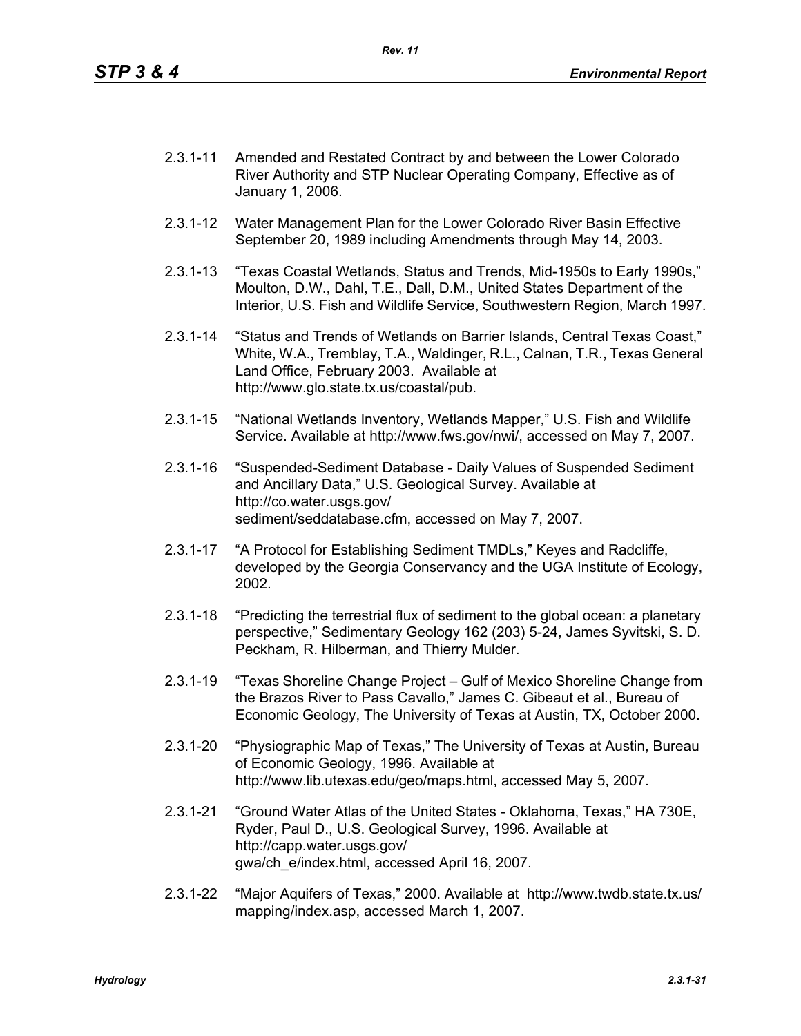2.3.1-11 Amended and Restated Contract by and between the Lower Colorado River Authority and STP Nuclear Operating Company, Effective as of January 1, 2006.

2.3.1-12 Water Management Plan for the Lower Colorado River Basin Effective September 20, 1989 including Amendments through May 14, 2003.

2.3.1-13 "Texas Coastal Wetlands, Status and Trends, Mid-1950s to Early 1990s," Moulton, D.W., Dahl, T.E., Dall, D.M., United States Department of the Interior, U.S. Fish and Wildlife Service, Southwestern Region, March 1997.

2.3.1-14 "Status and Trends of Wetlands on Barrier Islands, Central Texas Coast," White, W.A., Tremblay, T.A., Waldinger, R.L., Calnan, T.R., Texas General Land Office, February 2003. Available at http://www.glo.state.tx.us/coastal/pub.

2.3.1-15 "National Wetlands Inventory, Wetlands Mapper," U.S. Fish and Wildlife Service. Available at http://www.fws.gov/nwi/, accessed on May 7, 2007.

2.3.1-16 "Suspended-Sediment Database - Daily Values of Suspended Sediment and Ancillary Data," U.S. Geological Survey. Available at http://co.water.usgs.gov/sediment/seddatabase.cfm, accessed on May 7, 2007.

2.3.1-17 "A Protocol for Establishing Sediment TMDLs," Keyes and Radcliffe, developed by the Georgia Conservancy and the UGA Institute of Ecology, 2002.

2.3.1-18 "Predicting the terrestrial flux of sediment to the global ocean: a planetary perspective," Sedimentary Geology 162 (203) 5-24, James Syvitski, S. D. Peckham, R. Hilberman, and Thierry Mulder.

2.3.1-19 "Texas Shoreline Change Project – Gulf of Mexico Shoreline Change from the Brazos River to Pass Cavallo," James C. Gibeaut et al., Bureau of Economic Geology, The University of Texas at Austin, TX, October 2000.

2.3.1-20 "Physiographic Map of Texas," The University of Texas at Austin, Bureau of Economic Geology, 1996. Available at http://www.lib.utexas.edu/geo/maps.html, accessed May 5, 2007.

2.3.1-21 "Ground Water Atlas of the United States - Oklahoma, Texas," HA 730E, Ryder, Paul D., U.S. Geological Survey, 1996. Available at http://capp.water.usgs.gov/gwa/ch_e/index.html, accessed April 16, 2007.

2.3.1-22 "Major Aquifers of Texas," 2000. Available at http://www.twdb.state.tx.us/mapping/index.asp, accessed March 1, 2007.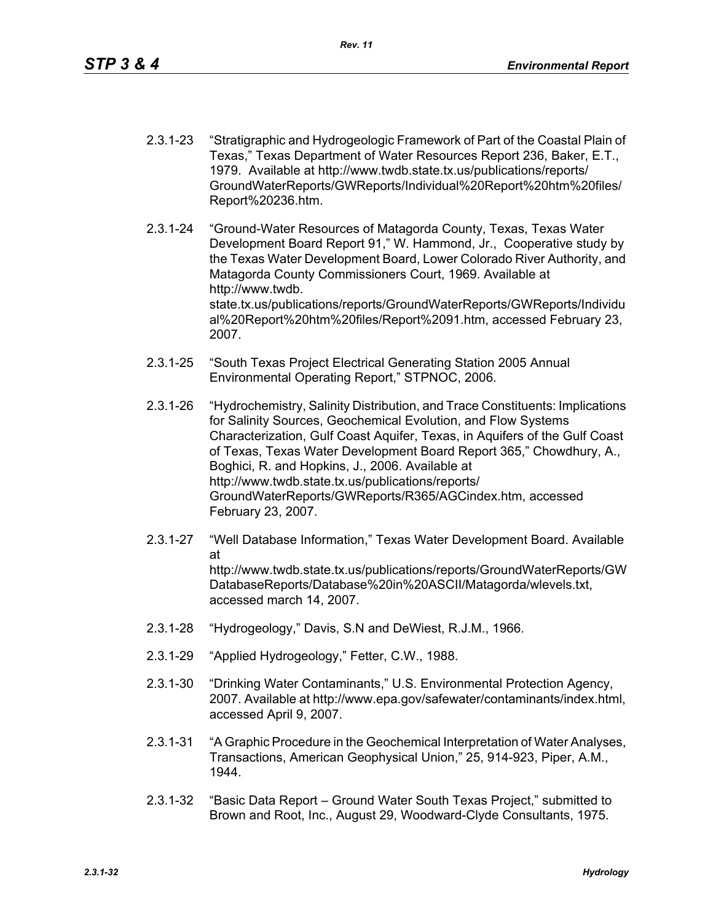2.3.1-23 "Stratigraphic and Hydrogeologic Framework of Part of the Coastal Plain of Texas," Texas Department of Water Resources Report 236, Baker, E.T., 1979. Available at http://www.twdb.state.tx.us/publications/reports/GroundWaterReports/GWReports/Individual%20Report%20htm%20files/Report%20236.htm.

2.3.1-24 "Ground-Water Resources of Matagorda County, Texas, Texas Water Development Board Report 91," W. Hammond, Jr., Cooperative study by the Texas Water Development Board, Lower Colorado River Authority, and Matagorda County Commissioners Court, 1969. Available at http://www.twdb.state.tx.us/publications/reports/GroundWaterReports/GWReports/Individual%20Report%20htm%20files/Report%2091.htm, accessed February 23, 2007.

2.3.1-25 "South Texas Project Electrical Generating Station 2005 Annual Environmental Operating Report," STPNOC, 2006.

2.3.1-26 "Hydrochemistry, Salinity Distribution, and Trace Constituents: Implications for Salinity Sources, Geochemical Evolution, and Flow Systems Characterization, Gulf Coast Aquifer, Texas, in Aquifers of the Gulf Coast of Texas, Texas Water Development Board Report 365," Chowdhury, A., Boghici, R. and Hopkins, J., 2006. Available at http://www.twdb.state.tx.us/publications/reports/GroundWaterReports/GWReports/R365/AGCindex.htm, accessed February 23, 2007.

2.3.1-27 "Well Database Information," Texas Water Development Board. Available at http://www.twdb.state.tx.us/publications/reports/GroundWaterReports/GWDatabaseReports/Database%20in%20ASCII/Matagorda/wlevels.txt, accessed march 14, 2007.

2.3.1-28 "Hydrogeology," Davis, S.N and DeWiest, R.J.M., 1966.

2.3.1-29 "Applied Hydrogeology," Fetter, C.W., 1988.

2.3.1-30 "Drinking Water Contaminants," U.S. Environmental Protection Agency, 2007. Available at http://www.epa.gov/safewater/contaminants/index.html, accessed April 9, 2007.

2.3.1-31 "A Graphic Procedure in the Geochemical Interpretation of Water Analyses, Transactions, American Geophysical Union," 25, 914-923, Piper, A.M., 1944.

2.3.1-32 "Basic Data Report – Ground Water South Texas Project," submitted to Brown and Root, Inc., August 29, Woodward-Clyde Consultants, 1975.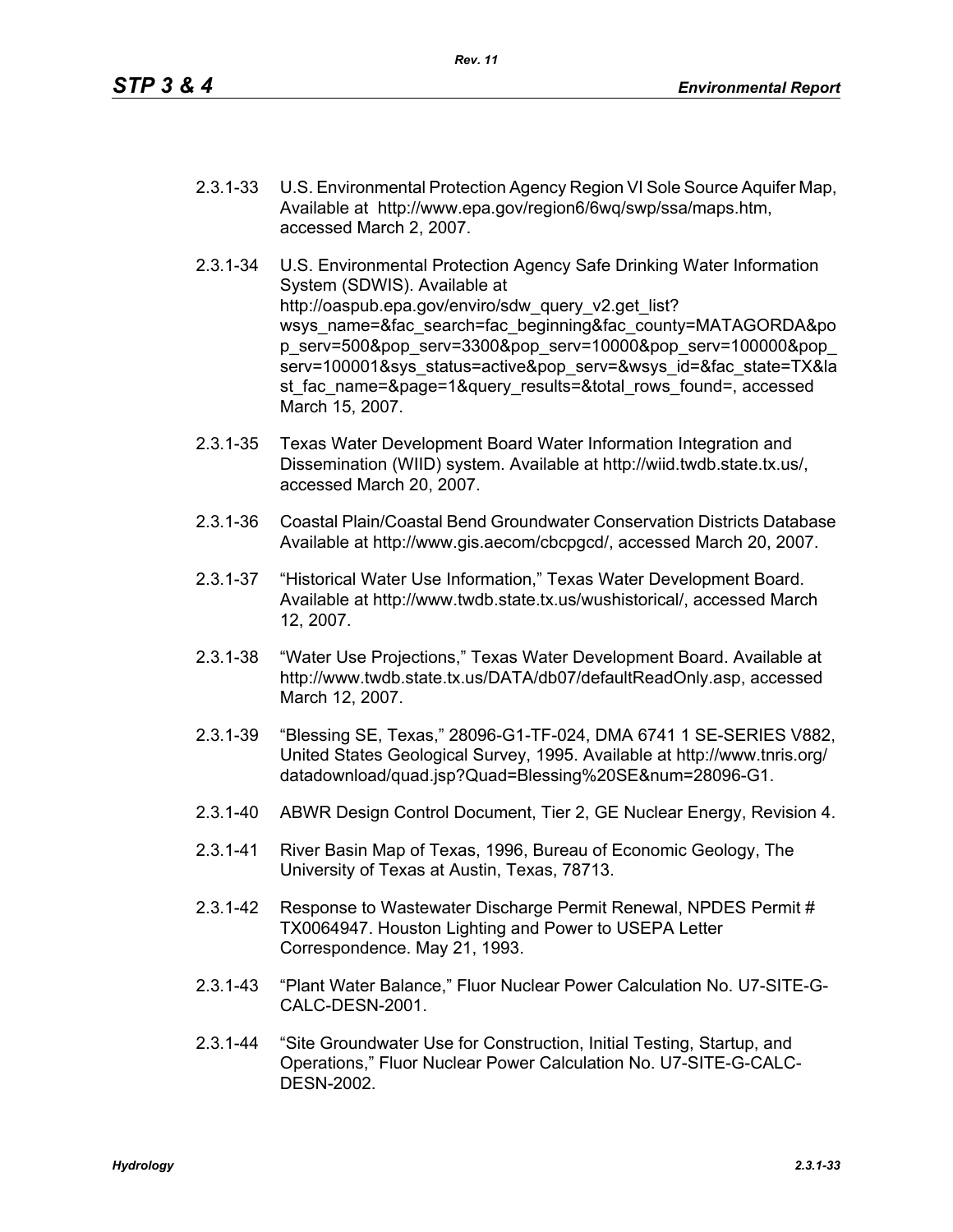2.3.1-33 U.S. Environmental Protection Agency Region VI Sole Source Aquifer Map, Available at http://www.epa.gov/region6/6wq/swp/ssa/maps.htm, accessed March 2, 2007.

2.3.1-34 U.S. Environmental Protection Agency Safe Drinking Water Information System (SDWIS). Available at http://oaspub.epa.gov/enviro/sdw_query_v2.get_list?wsys_name=&fac_search=fac_beginning&fac_county=MATAGORDA&pop_serv=500&pop_serv=3300&pop_serv=10000&pop_serv=100000&pop_serv=100001&sys_status=active&pop_serv=&wsys_id=&fac_state=TX&last_fac_name=&page=1&query_results=&total_rows_found=, accessed March 15, 2007.

2.3.1-35 Texas Water Development Board Water Information Integration and Dissemination (WIID) system. Available at http://wiid.twdb.state.tx.us/, accessed March 20, 2007.

2.3.1-36 Coastal Plain/Coastal Bend Groundwater Conservation Districts Database Available at http://www.gis.aecom/cbcpgcd/, accessed March 20, 2007.

2.3.1-37 "Historical Water Use Information," Texas Water Development Board. Available at http://www.twdb.state.tx.us/wushistorical/, accessed March 12, 2007.

2.3.1-38 "Water Use Projections," Texas Water Development Board. Available at http://www.twdb.state.tx.us/DATA/db07/defaultReadOnly.asp, accessed March 12, 2007.

2.3.1-39 "Blessing SE, Texas," 28096-G1-TF-024, DMA 6741 1 SE-SERIES V882, United States Geological Survey, 1995. Available at http://www.tnris.org/datadownload/quad.jsp?Quad=Blessing%20SE&num=28096-G1.

2.3.1-40 ABWR Design Control Document, Tier 2, GE Nuclear Energy, Revision 4.

2.3.1-41 River Basin Map of Texas, 1996, Bureau of Economic Geology, The University of Texas at Austin, Texas, 78713.

2.3.1-42 Response to Wastewater Discharge Permit Renewal, NPDES Permit # TX0064947. Houston Lighting and Power to USEPA Letter Correspondence. May 21, 1993.

2.3.1-43 "Plant Water Balance," Fluor Nuclear Power Calculation No. U7-SITE-G-CALC-DESN-2001.

2.3.1-44 "Site Groundwater Use for Construction, Initial Testing, Startup, and Operations," Fluor Nuclear Power Calculation No. U7-SITE-G-CALC-DESN-2002.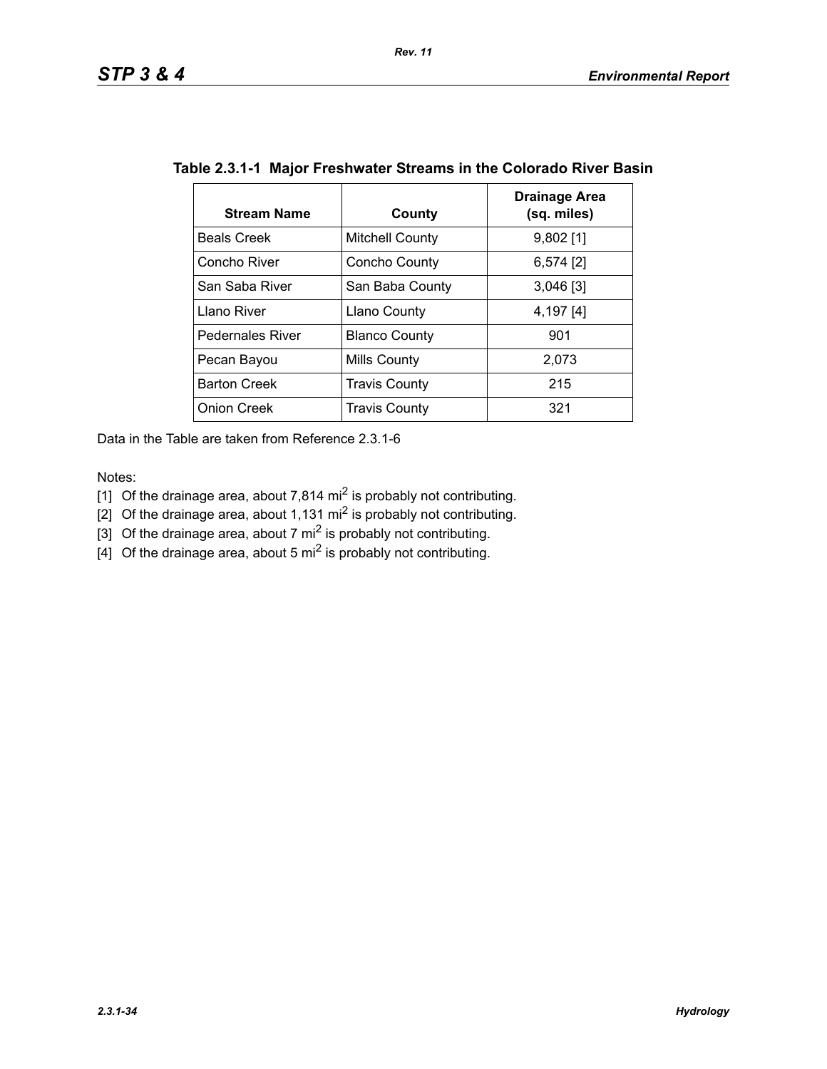**Table 2.3.1-1 Major Freshwater Streams in the Colorado River Basin**

| Stream Name | County | Drainage Area (sq. miles) |
|---|---|---|
| Beals Creek | Mitchell County | 9,802 [1] |
| Concho River | Concho County | 6,574 [2] |
| San Saba River | San Baba County | 3,046 [3] |
| Llano River | Llano County | 4,197 [4] |
| Pedernales River | Blanco County | 901 |
| Pecan Bayou | Mills County | 2,073 |
| Barton Creek | Travis County | 215 |
| Onion Creek | Travis County | 321 |

Data in the Table are taken from Reference 2.3.1-6

Notes:

[1] Of the drainage area, about 7,814 $mi^2$ is probably not contributing.

[2] Of the drainage area, about 1,131 $mi^2$ is probably not contributing.

[3] Of the drainage area, about 7 $mi^2$ is probably not contributing.

[4] Of the drainage area, about 5 $mi^2$ is probably not contributing.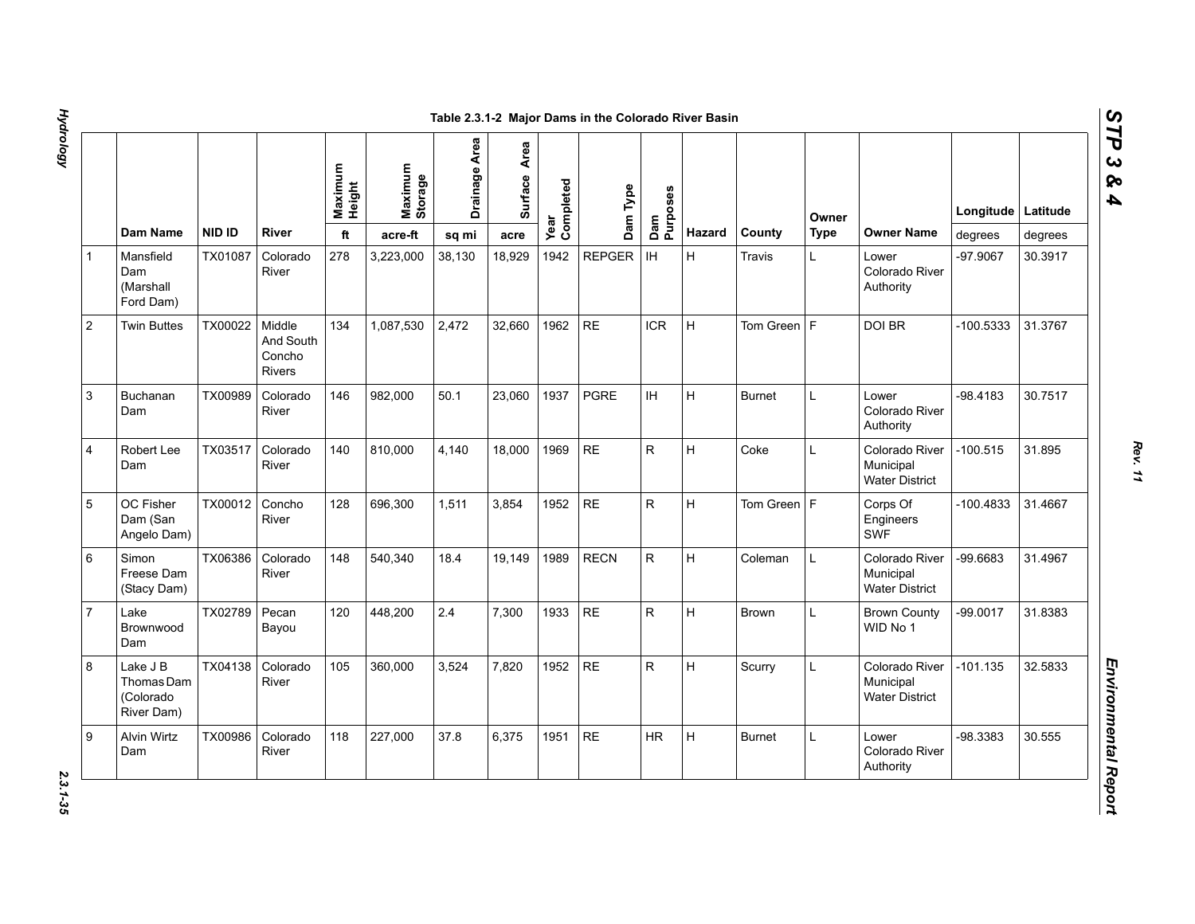Table 2.3.1-2 Major Dams in the Colorado River Basin

| | Dam Name | NID ID | River | Maximum Height | Maximum Storage | Drainage Area | Surface Area | Year Completed | Dam Type | Dam Purposes | Hazard | County | Owner Type | Owner Name | Longitude | Latitude |
|---|---|---|---|---|---|---|---|---|---|---|---|---|---|---|---|---|
| | | | | ft | acre-ft | sq mi | acre | | | | | | | | degrees | degrees |
| 1 | Mansfield Dam (Marshall Ford Dam) | TX01087 | Colorado River | 278 | 3,223,000 | 38,130 | 18,929 | 1942 | REPGER | IH | H | Travis | L | Lower Colorado River Authority | -97.9067 | 30.3917 |
| 2 | Twin Buttes | TX00022 | Middle And South Concho Rivers | 134 | 1,087,530 | 2,472 | 32,660 | 1962 | RE | ICR | H | Tom Green | F | DOI BR | -100.5333 | 31.3767 |
| 3 | Buchanan Dam | TX00989 | Colorado River | 146 | 982,000 | 50.1 | 23,060 | 1937 | PGRE | IH | H | Burnet | L | Lower Colorado River Authority | -98.4183 | 30.7517 |
| 4 | Robert Lee Dam | TX03517 | Colorado River | 140 | 810,000 | 4,140 | 18,000 | 1969 | RE | R | H | Coke | L | Colorado River Municipal Water District | -100.515 | 31.895 |
| 5 | OC Fisher Dam (San Angelo Dam) | TX00012 | Concho River | 128 | 696,300 | 1,511 | 3,854 | 1952 | RE | R | H | Tom Green | F | Corps Of Engineers SWF | -100.4833 | 31.4667 |
| 6 | Simon Freese Dam (Stacy Dam) | TX06386 | Colorado River | 148 | 540,340 | 18.4 | 19,149 | 1989 | RECN | R | H | Coleman | L | Colorado River Municipal Water District | -99.6683 | 31.4967 |
| 7 | Lake Brownwood Dam | TX02789 | Pecan Bayou | 120 | 448,200 | 2.4 | 7,300 | 1933 | RE | R | H | Brown | L | Brown County WID No 1 | -99.0017 | 31.8383 |
| 8 | Lake J B Thomas Dam (Colorado River Dam) | TX04138 | Colorado River | 105 | 360,000 | 3,524 | 7,820 | 1952 | RE | R | H | Scurry | L | Colorado River Municipal Water District | -101.135 | 32.5833 |
| 9 | Alvin Wirtz Dam | TX00986 | Colorado River | 118 | 227,000 | 37.8 | 6,375 | 1951 | RE | HR | H | Burnet | L | Lower Colorado River Authority | -98.3383 | 30.555 |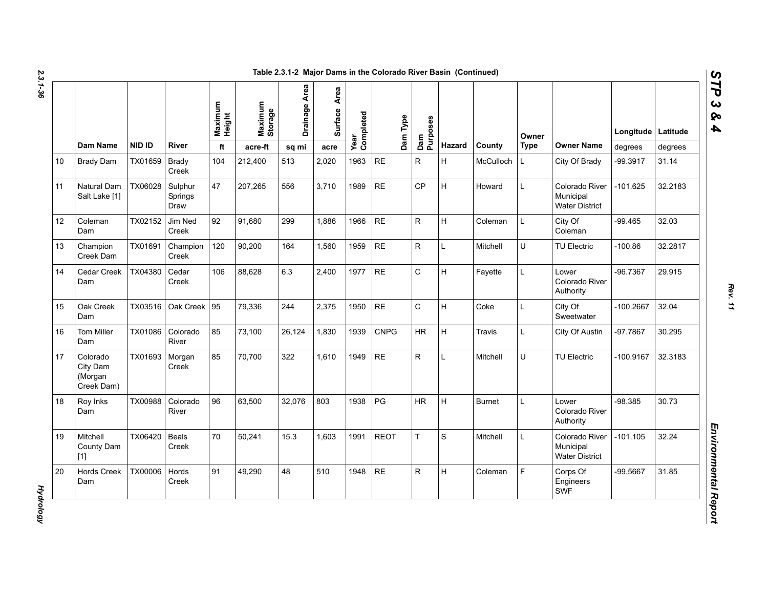Table 2.3.1-2 Major Dams in the Colorado River Basin (Continued)

| | Dam Name | NID ID | River | Maximum Height | Maximum Storage | Drainage Area | Surface Area | Year Completed | Dam Type | Dam Purposes | Hazard | County | Owner Type | Owner Name | Longitude | Latitude |
|---|---|---|---|---|---|---|---|---|---|---|---|---|---|---|---|---|
| | | | | ft | acre-ft | sq mi | acre | | | | | | | | degrees | degrees |
| 10 | Brady Dam | TX01659 | Brady Creek | 104 | 212,400 | 513 | 2,020 | 1963 | RE | R | H | McCulloch | L | City Of Brady | -99.3917 | 31.14 |
| 11 | Natural Dam Salt Lake [1] | TX06028 | Sulphur Springs Draw | 47 | 207,265 | 556 | 3,710 | 1989 | RE | CP | H | Howard | L | Colorado River Municipal Water District | -101.625 | 32.2183 |
| 12 | Coleman Dam | TX02152 | Jim Ned Creek | 92 | 91,680 | 299 | 1,886 | 1966 | RE | R | H | Coleman | L | City Of Coleman | -99.465 | 32.03 |
| 13 | Champion Creek Dam | TX01691 | Champion Creek | 120 | 90,200 | 164 | 1,560 | 1959 | RE | R | L | Mitchell | U | TU Electric | -100.86 | 32.2817 |
| 14 | Cedar Creek Dam | TX04380 | Cedar Creek | 106 | 88,628 | 6.3 | 2,400 | 1977 | RE | C | H | Fayette | L | Lower Colorado River Authority | -96.7367 | 29.915 |
| 15 | Oak Creek Dam | TX03516 | Oak Creek | 95 | 79,336 | 244 | 2,375 | 1950 | RE | C | H | Coke | L | City Of Sweetwater | -100.2667 | 32.04 |
| 16 | Tom Miller Dam | TX01086 | Colorado River | 85 | 73,100 | 26,124 | 1,830 | 1939 | CNPG | HR | H | Travis | L | City Of Austin | -97.7867 | 30.295 |
| 17 | Colorado City Dam (Morgan Creek Dam) | TX01693 | Morgan Creek | 85 | 70,700 | 322 | 1,610 | 1949 | RE | R | L | Mitchell | U | TU Electric | -100.9167 | 32.3183 |
| 18 | Roy Inks Dam | TX00988 | Colorado River | 96 | 63,500 | 32,076 | 803 | 1938 | PG | HR | H | Burnet | L | Lower Colorado River Authority | -98.385 | 30.73 |
| 19 | Mitchell County Dam [1] | TX06420 | Beals Creek | 70 | 50,241 | 15.3 | 1,603 | 1991 | REOT | T | S | Mitchell | L | Colorado River Municipal Water District | -101.105 | 32.24 |
| 20 | Hords Creek Dam | TX00006 | Hords Creek | 91 | 49,290 | 48 | 510 | 1948 | RE | R | H | Coleman | F | Corps Of Engineers SWF | -99.5667 | 31.85 |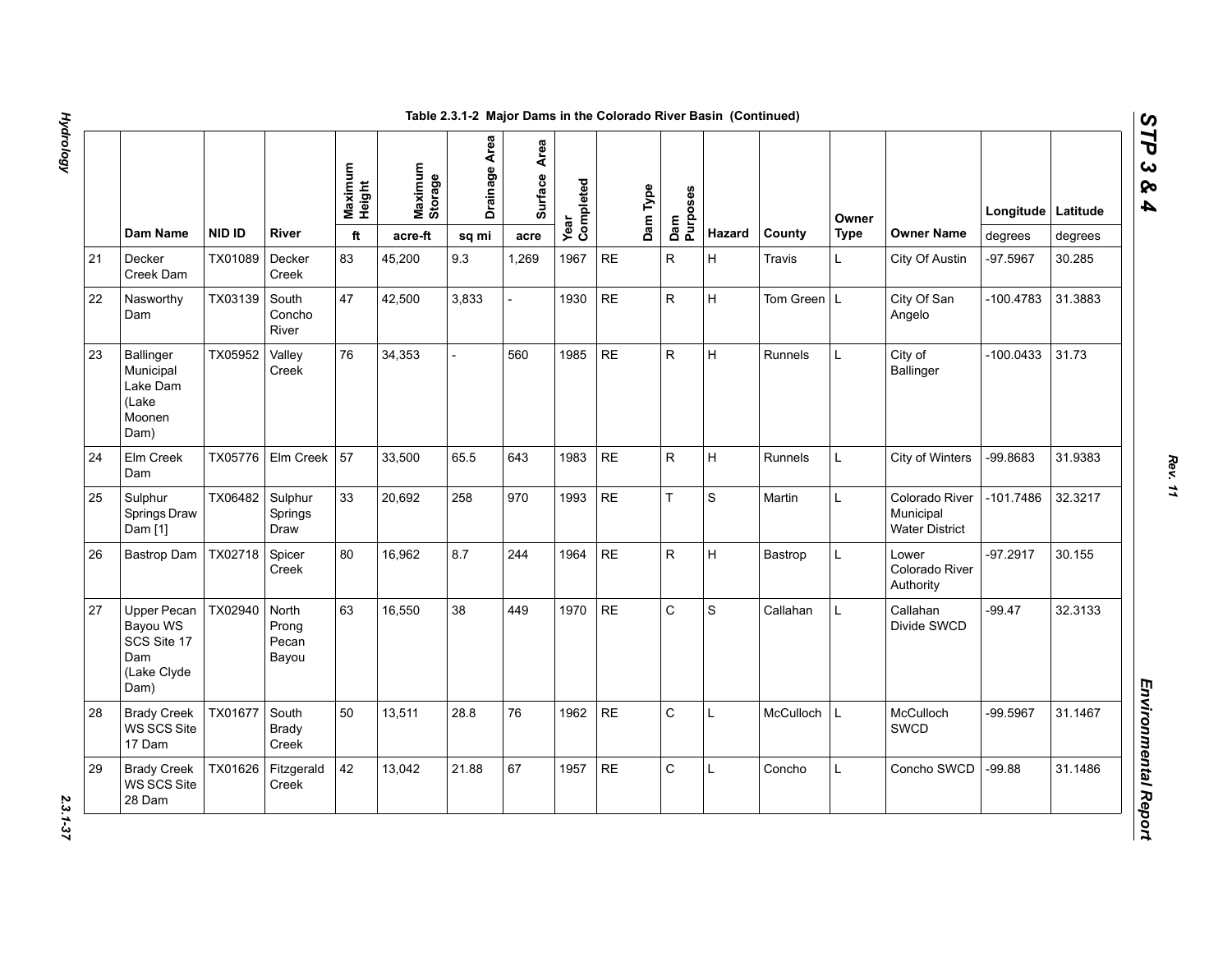Table 2.3.1-2 Major Dams in the Colorado River Basin (Continued)

| | Dam Name | NID ID | River | Maximum Height | Maximum Storage | Drainage Area | Surface Area | Year Completed | Dam Type | Dam Purposes | Hazard | County | Owner Type | Owner Name | Longitude | Latitude |
|---|---|---|---|---|---|---|---|---|---|---|---|---|---|---|---|---|
| | | | | ft | acre-ft | sq mi | acre | | | | | | | | degrees | degrees |
| 21 | Decker Creek Dam | TX01089 | Decker Creek | 83 | 45,200 | 9.3 | 1,269 | 1967 | RE | R | H | Travis | L | City Of Austin | -97.5967 | 30.285 |
| 22 | Nasworthy Dam | TX03139 | South Concho River | 47 | 42,500 | 3,833 | - | 1930 | RE | R | H | Tom Green | L | City Of San Angelo | -100.4783 | 31.3883 |
| 23 | Ballinger Municipal Lake Dam (Lake Moonen Dam) | TX05952 | Valley Creek | 76 | 34,353 | - | 560 | 1985 | RE | R | H | Runnels | L | City of Ballinger | -100.0433 | 31.73 |
| 24 | Elm Creek Dam | TX05776 | Elm Creek | 57 | 33,500 | 65.5 | 643 | 1983 | RE | R | H | Runnels | L | City of Winters | -99.8683 | 31.9383 |
| 25 | Sulphur Springs Draw Dam [1] | TX06482 | Sulphur Springs Draw | 33 | 20,692 | 258 | 970 | 1993 | RE | T | S | Martin | L | Colorado River Municipal Water District | -101.7486 | 32.3217 |
| 26 | Bastrop Dam | TX02718 | Spicer Creek | 80 | 16,962 | 8.7 | 244 | 1964 | RE | R | H | Bastrop | L | Lower Colorado River Authority | -97.2917 | 30.155 |
| 27 | Upper Pecan Bayou WS SCS Site 17 Dam (Lake Clyde Dam) | TX02940 | North Prong Pecan Bayou | 63 | 16,550 | 38 | 449 | 1970 | RE | C | S | Callahan | L | Callahan Divide SWCD | -99.47 | 32.3133 |
| 28 | Brady Creek WS SCS Site 17 Dam | TX01677 | South Brady Creek | 50 | 13,511 | 28.8 | 76 | 1962 | RE | C | L | McCulloch | L | McCulloch SWCD | -99.5967 | 31.1467 |
| 29 | Brady Creek WS SCS Site 28 Dam | TX01626 | Fitzgerald Creek | 42 | 13,042 | 21.88 | 67 | 1957 | RE | C | L | Concho | L | Concho SWCD | -99.88 | 31.1486 |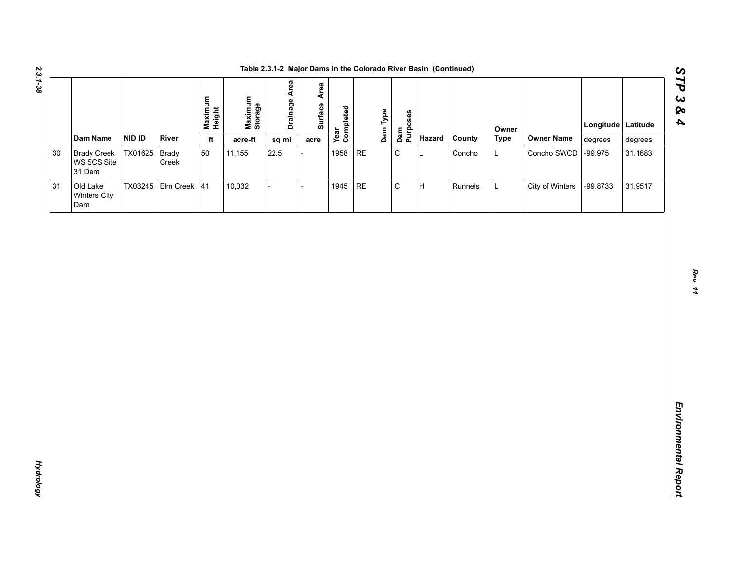**Table 2.3.1-2 Major Dams in the Colorado River Basin (Continued)**

| | Dam Name | NID ID | River | Maximum Height | Maximum Storage | Drainage Area | Surface Area | Year Completed | Dam Type | Dam Purposes | Hazard | County | Owner Type | Owner Name | Longitude | Latitude |
|---|---|---|---|---|---|---|---|---|---|---|---|---|---|---|---|---|
| | | | | ft | acre-ft | sq mi | acre | | | | | | | | degrees | degrees |
| 30 | Brady Creek WS SCS Site 31 Dam | TX01625 | Brady Creek | 50 | 11,155 | 22.5 | - | 1958 | RE | C | L | Concho | L | Concho SWCD | -99.975 | 31.1683 |
| 31 | Old Lake Winters City Dam | TX03245 | Elm Creek | 41 | 10,032 | - | - | 1945 | RE | C | H | Runnels | L | City of Winters | -99.8733 | 31.9517 |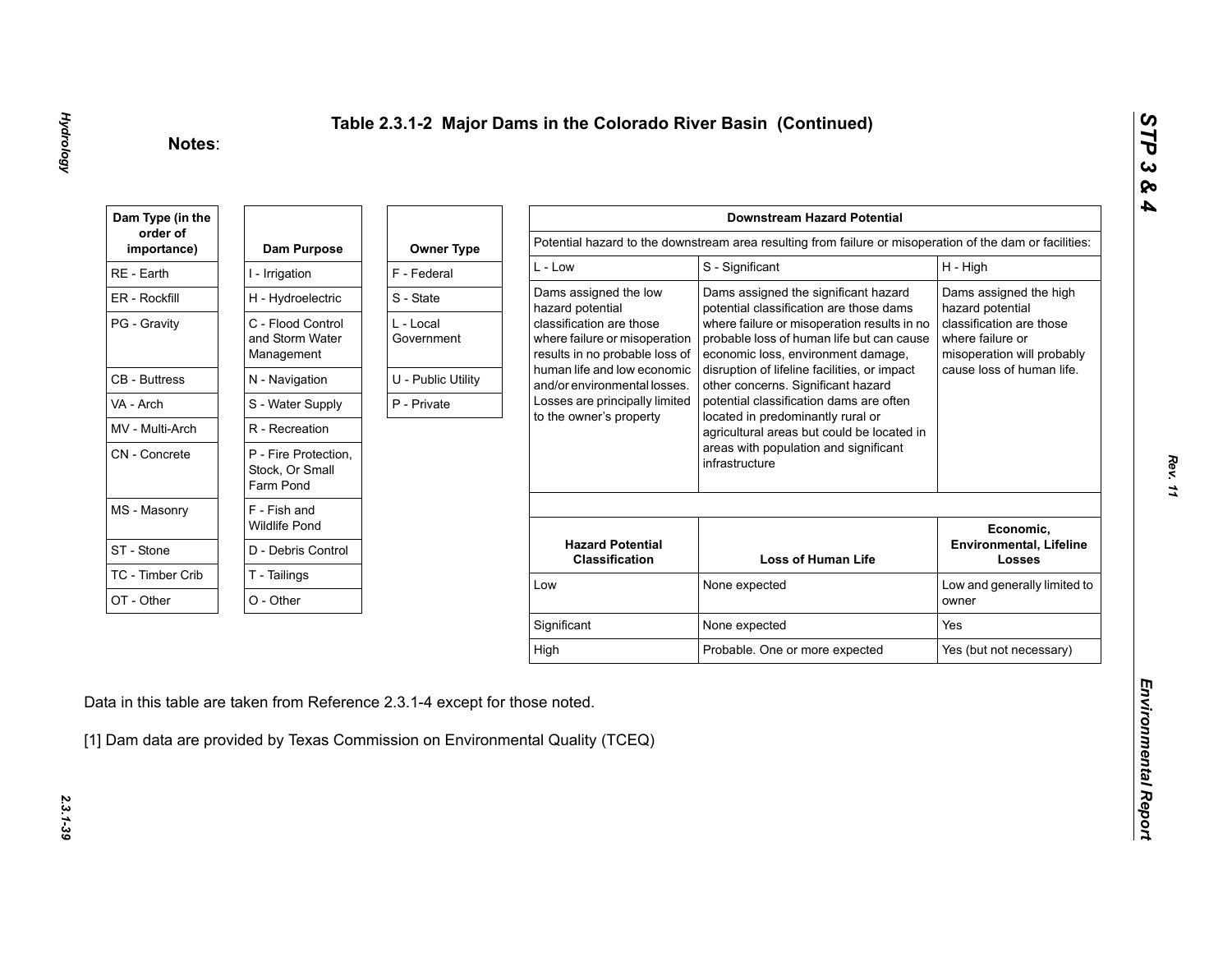# Table 2.3.1-2 Major Dams in the Colorado River Basin (Continued)

**Notes**:

| Dam Type (in the order of importance) |
|---|
| RE - Earth |
| ER - Rockfill |
| PG - Gravity |
| CB - Buttress |
| VA - Arch |
| MV - Multi-Arch |
| CN - Concrete |
| MS - Masonry |
| ST - Stone |
| TC - Timber Crib |
| OT - Other |

| Dam Purpose |
|---|
| I - Irrigation |
| H - Hydroelectric |
| C - Flood Control and Storm Water Management |
| N - Navigation |
| S - Water Supply |
| R - Recreation |
| P - Fire Protection, Stock, Or Small Farm Pond |
| F - Fish and Wildlife Pond |
| D - Debris Control |
| T - Tailings |
| O - Other |

| Owner Type |
|---|
| F - Federal |
| S - State |
| L - Local Government |
| U - Public Utility |
| P - Private |

| Downstream Hazard Potential | | |
|---|---|---|
| Potential hazard to the downstream area resulting from failure or misoperation of the dam or facilities: | | |
| L - Low | S - Significant | H - High |
| Dams assigned the low hazard potential classification are those where failure or misoperation results in no probable loss of human life and low economic and/or environmental losses. Losses are principally limited to the owner's property | Dams assigned the significant hazard potential classification are those dams where failure or misoperation results in no probable loss of human life but can cause economic loss, environment damage, disruption of lifeline facilities, or impact other concerns. Significant hazard potential classification dams are often located in predominantly rural or agricultural areas but could be located in areas with population and significant infrastructure | Dams assigned the high hazard potential classification are those where failure or misoperation will probably cause loss of human life. |

| Hazard Potential Classification | Loss of Human Life | Economic, Environmental, Lifeline Losses |
|---|---|---|
| Low | None expected | Low and generally limited to owner |
| Significant | None expected | Yes |
| High | Probable. One or more expected | Yes (but not necessary) |

Data in this table are taken from Reference 2.3.1-4 except for those noted.

[1] Dam data are provided by Texas Commission on Environmental Quality (TCEQ)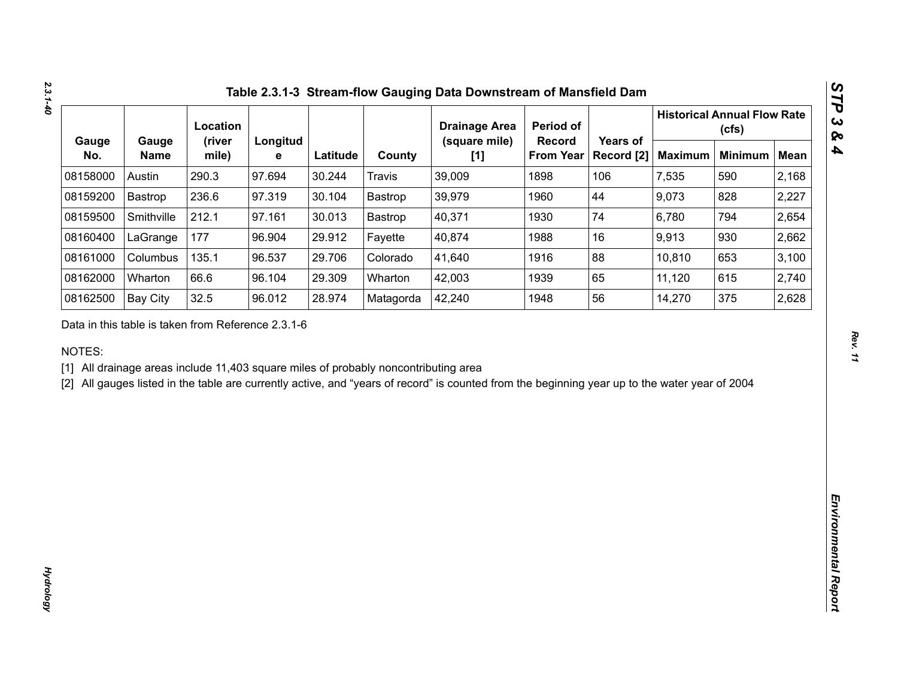## Table 2.3.1-3 Stream-flow Gauging Data Downstream of Mansfield Dam

| Gauge No. | Gauge Name | Location (river mile) | Longitude | Latitude | County | Drainage Area (square mile) [1] | Period of Record From Year | Years of Record [2] | Historical Annual Flow Rate (cfs) | | |
|---|---|---|---|---|---|---|---|---|---|---|---|
| | | | | | | | | | Maximum | Minimum | Mean |
| 08158000 | Austin | 290.3 | 97.694 | 30.244 | Travis | 39,009 | 1898 | 106 | 7,535 | 590 | 2,168 |
| 08159200 | Bastrop | 236.6 | 97.319 | 30.104 | Bastrop | 39,979 | 1960 | 44 | 9,073 | 828 | 2,227 |
| 08159500 | Smithville | 212.1 | 97.161 | 30.013 | Bastrop | 40,371 | 1930 | 74 | 6,780 | 794 | 2,654 |
| 08160400 | LaGrange | 177 | 96.904 | 29.912 | Fayette | 40,874 | 1988 | 16 | 9,913 | 930 | 2,662 |
| 08161000 | Columbus | 135.1 | 96.537 | 29.706 | Colorado | 41,640 | 1916 | 88 | 10,810 | 653 | 3,100 |
| 08162000 | Wharton | 66.6 | 96.104 | 29.309 | Wharton | 42,003 | 1939 | 65 | 11,120 | 615 | 2,740 |
| 08162500 | Bay City | 32.5 | 96.012 | 28.974 | Matagorda | 42,240 | 1948 | 56 | 14,270 | 375 | 2,628 |

Data in this table is taken from Reference 2.3.1-6

NOTES:

[1] All drainage areas include 11,403 square miles of probably noncontributing area

[2] All gauges listed in the table are currently active, and "years of record" is counted from the beginning year up to the water year of 2004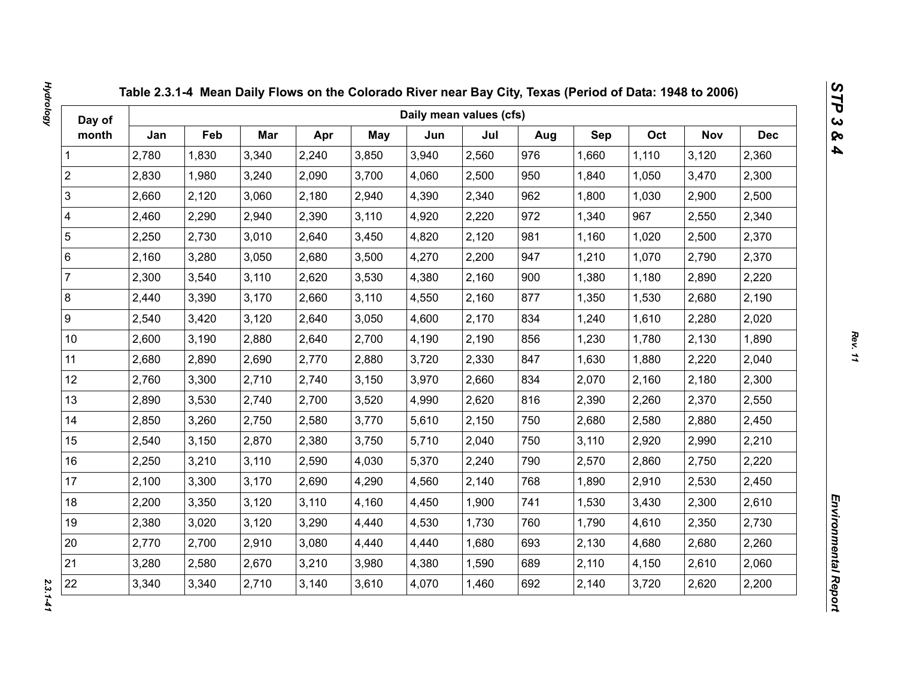## Table 2.3.1-4 Mean Daily Flows on the Colorado River near Bay City, Texas (Period of Data: 1948 to 2006)

| Day of month | Daily mean values (cfs) | | | | | | | | | | | |
|---|---|---|---|---|---|---|---|---|---|---|---|---|
| | Jan | Feb | Mar | Apr | May | Jun | Jul | Aug | Sep | Oct | Nov | Dec |
| 1 | 2,780 | 1,830 | 3,340 | 2,240 | 3,850 | 3,940 | 2,560 | 976 | 1,660 | 1,110 | 3,120 | 2,360 |
| 2 | 2,830 | 1,980 | 3,240 | 2,090 | 3,700 | 4,060 | 2,500 | 950 | 1,840 | 1,050 | 3,470 | 2,300 |
| 3 | 2,660 | 2,120 | 3,060 | 2,180 | 2,940 | 4,390 | 2,340 | 962 | 1,800 | 1,030 | 2,900 | 2,500 |
| 4 | 2,460 | 2,290 | 2,940 | 2,390 | 3,110 | 4,920 | 2,220 | 972 | 1,340 | 967 | 2,550 | 2,340 |
| 5 | 2,250 | 2,730 | 3,010 | 2,640 | 3,450 | 4,820 | 2,120 | 981 | 1,160 | 1,020 | 2,500 | 2,370 |
| 6 | 2,160 | 3,280 | 3,050 | 2,680 | 3,500 | 4,270 | 2,200 | 947 | 1,210 | 1,070 | 2,790 | 2,370 |
| 7 | 2,300 | 3,540 | 3,110 | 2,620 | 3,530 | 4,380 | 2,160 | 900 | 1,380 | 1,180 | 2,890 | 2,220 |
| 8 | 2,440 | 3,390 | 3,170 | 2,660 | 3,110 | 4,550 | 2,160 | 877 | 1,350 | 1,530 | 2,680 | 2,190 |
| 9 | 2,540 | 3,420 | 3,120 | 2,640 | 3,050 | 4,600 | 2,170 | 834 | 1,240 | 1,610 | 2,280 | 2,020 |
| 10 | 2,600 | 3,190 | 2,880 | 2,640 | 2,700 | 4,190 | 2,190 | 856 | 1,230 | 1,780 | 2,130 | 1,890 |
| 11 | 2,680 | 2,890 | 2,690 | 2,770 | 2,880 | 3,720 | 2,330 | 847 | 1,630 | 1,880 | 2,220 | 2,040 |
| 12 | 2,760 | 3,300 | 2,710 | 2,740 | 3,150 | 3,970 | 2,660 | 834 | 2,070 | 2,160 | 2,180 | 2,300 |
| 13 | 2,890 | 3,530 | 2,740 | 2,700 | 3,520 | 4,990 | 2,620 | 816 | 2,390 | 2,260 | 2,370 | 2,550 |
| 14 | 2,850 | 3,260 | 2,750 | 2,580 | 3,770 | 5,610 | 2,150 | 750 | 2,680 | 2,580 | 2,880 | 2,450 |
| 15 | 2,540 | 3,150 | 2,870 | 2,380 | 3,750 | 5,710 | 2,040 | 750 | 3,110 | 2,920 | 2,990 | 2,210 |
| 16 | 2,250 | 3,210 | 3,110 | 2,590 | 4,030 | 5,370 | 2,240 | 790 | 2,570 | 2,860 | 2,750 | 2,220 |
| 17 | 2,100 | 3,300 | 3,170 | 2,690 | 4,290 | 4,560 | 2,140 | 768 | 1,890 | 2,910 | 2,530 | 2,450 |
| 18 | 2,200 | 3,350 | 3,120 | 3,110 | 4,160 | 4,450 | 1,900 | 741 | 1,530 | 3,430 | 2,300 | 2,610 |
| 19 | 2,380 | 3,020 | 3,120 | 3,290 | 4,440 | 4,530 | 1,730 | 760 | 1,790 | 4,610 | 2,350 | 2,730 |
| 20 | 2,770 | 2,700 | 2,910 | 3,080 | 4,440 | 4,440 | 1,680 | 693 | 2,130 | 4,680 | 2,680 | 2,260 |
| 21 | 3,280 | 2,580 | 2,670 | 3,210 | 3,980 | 4,380 | 1,590 | 689 | 2,110 | 4,150 | 2,610 | 2,060 |
| 22 | 3,340 | 3,340 | 2,710 | 3,140 | 3,610 | 4,070 | 1,460 | 692 | 2,140 | 3,720 | 2,620 | 2,200 |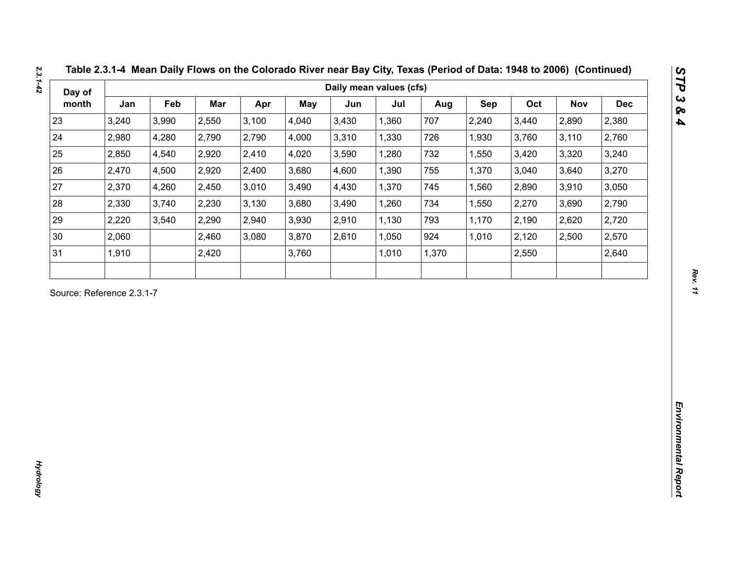**Table 2.3.1-4 Mean Daily Flows on the Colorado River near Bay City, Texas (Period of Data: 1948 to 2006) (Continued)**

| Day of month | Daily mean values (cfs) | | | | | | | | | | | |
|---|---|---|---|---|---|---|---|---|---|---|---|---|
| | Jan | Feb | Mar | Apr | May | Jun | Jul | Aug | Sep | Oct | Nov | Dec |
| 23 | 3,240 | 3,990 | 2,550 | 3,100 | 4,040 | 3,430 | 1,360 | 707 | 2,240 | 3,440 | 2,890 | 2,380 |
| 24 | 2,980 | 4,280 | 2,790 | 2,790 | 4,000 | 3,310 | 1,330 | 726 | 1,930 | 3,760 | 3,110 | 2,760 |
| 25 | 2,850 | 4,540 | 2,920 | 2,410 | 4,020 | 3,590 | 1,280 | 732 | 1,550 | 3,420 | 3,320 | 3,240 |
| 26 | 2,470 | 4,500 | 2,920 | 2,400 | 3,680 | 4,600 | 1,390 | 755 | 1,370 | 3,040 | 3,640 | 3,270 |
| 27 | 2,370 | 4,260 | 2,450 | 3,010 | 3,490 | 4,430 | 1,370 | 745 | 1,560 | 2,890 | 3,910 | 3,050 |
| 28 | 2,330 | 3,740 | 2,230 | 3,130 | 3,680 | 3,490 | 1,260 | 734 | 1,550 | 2,270 | 3,690 | 2,790 |
| 29 | 2,220 | 3,540 | 2,290 | 2,940 | 3,930 | 2,910 | 1,130 | 793 | 1,170 | 2,190 | 2,620 | 2,720 |
| 30 | 2,060 | | 2,460 | 3,080 | 3,870 | 2,610 | 1,050 | 924 | 1,010 | 2,120 | 2,500 | 2,570 |
| 31 | 1,910 | | 2,420 | | 3,760 | | 1,010 | 1,370 | | 2,550 | | 2,640 |
| | | | | | | | | | | | | |

Source: Reference 2.3.1-7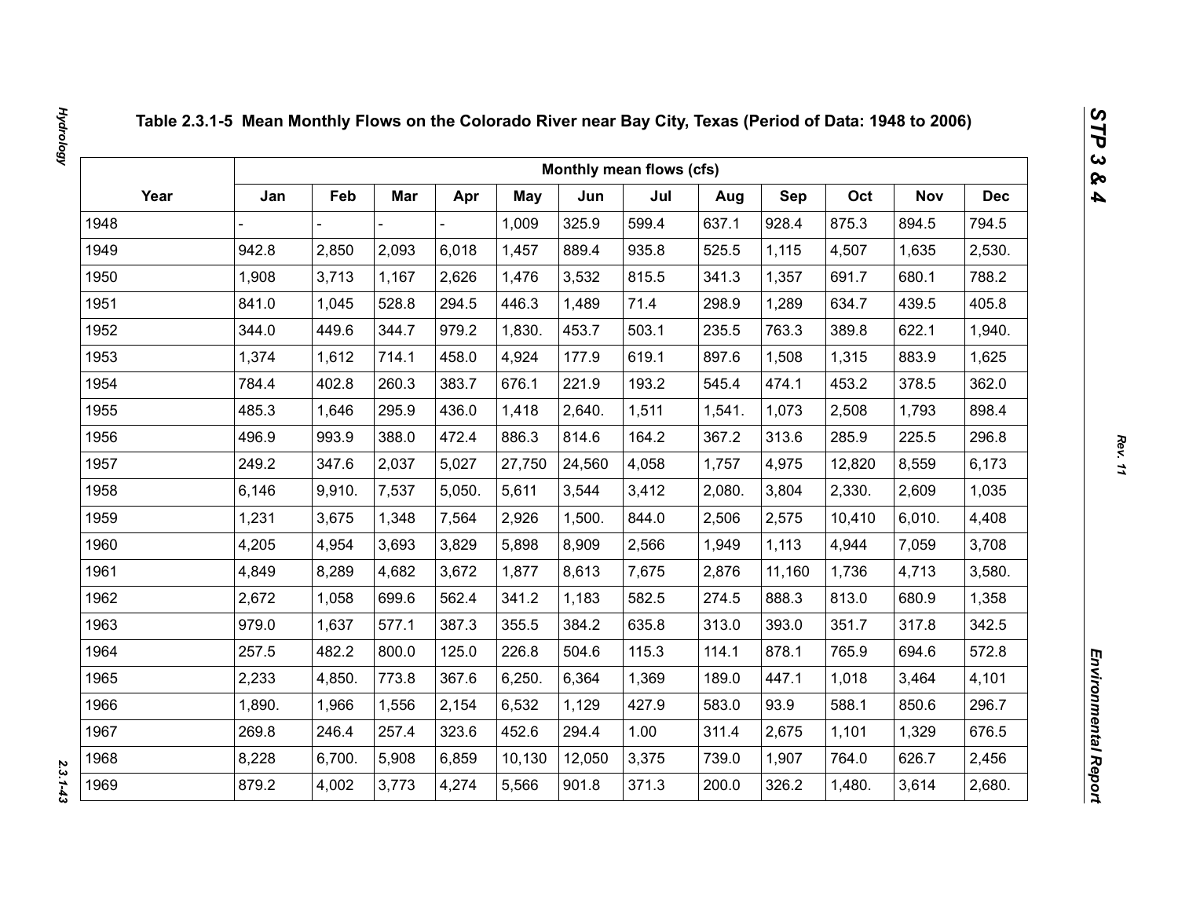## Table 2.3.1-5 Mean Monthly Flows on the Colorado River near Bay City, Texas (Period of Data: 1948 to 2006)

| Year | Monthly mean flows (cfs) | | | | | | | | | | | |
|---|---|---|---|---|---|---|---|---|---|---|---|---|
| | Jan | Feb | Mar | Apr | May | Jun | Jul | Aug | Sep | Oct | Nov | Dec |
| 1948 | - | - | - | - | 1,009 | 325.9 | 599.4 | 637.1 | 928.4 | 875.3 | 894.5 | 794.5 |
| 1949 | 942.8 | 2,850 | 2,093 | 6,018 | 1,457 | 889.4 | 935.8 | 525.5 | 1,115 | 4,507 | 1,635 | 2,530. |
| 1950 | 1,908 | 3,713 | 1,167 | 2,626 | 1,476 | 3,532 | 815.5 | 341.3 | 1,357 | 691.7 | 680.1 | 788.2 |
| 1951 | 841.0 | 1,045 | 528.8 | 294.5 | 446.3 | 1,489 | 71.4 | 298.9 | 1,289 | 634.7 | 439.5 | 405.8 |
| 1952 | 344.0 | 449.6 | 344.7 | 979.2 | 1,830. | 453.7 | 503.1 | 235.5 | 763.3 | 389.8 | 622.1 | 1,940. |
| 1953 | 1,374 | 1,612 | 714.1 | 458.0 | 4,924 | 177.9 | 619.1 | 897.6 | 1,508 | 1,315 | 883.9 | 1,625 |
| 1954 | 784.4 | 402.8 | 260.3 | 383.7 | 676.1 | 221.9 | 193.2 | 545.4 | 474.1 | 453.2 | 378.5 | 362.0 |
| 1955 | 485.3 | 1,646 | 295.9 | 436.0 | 1,418 | 2,640. | 1,511 | 1,541. | 1,073 | 2,508 | 1,793 | 898.4 |
| 1956 | 496.9 | 993.9 | 388.0 | 472.4 | 886.3 | 814.6 | 164.2 | 367.2 | 313.6 | 285.9 | 225.5 | 296.8 |
| 1957 | 249.2 | 347.6 | 2,037 | 5,027 | 27,750 | 24,560 | 4,058 | 1,757 | 4,975 | 12,820 | 8,559 | 6,173 |
| 1958 | 6,146 | 9,910. | 7,537 | 5,050. | 5,611 | 3,544 | 3,412 | 2,080. | 3,804 | 2,330. | 2,609 | 1,035 |
| 1959 | 1,231 | 3,675 | 1,348 | 7,564 | 2,926 | 1,500. | 844.0 | 2,506 | 2,575 | 10,410 | 6,010. | 4,408 |
| 1960 | 4,205 | 4,954 | 3,693 | 3,829 | 5,898 | 8,909 | 2,566 | 1,949 | 1,113 | 4,944 | 7,059 | 3,708 |
| 1961 | 4,849 | 8,289 | 4,682 | 3,672 | 1,877 | 8,613 | 7,675 | 2,876 | 11,160 | 1,736 | 4,713 | 3,580. |
| 1962 | 2,672 | 1,058 | 699.6 | 562.4 | 341.2 | 1,183 | 582.5 | 274.5 | 888.3 | 813.0 | 680.9 | 1,358 |
| 1963 | 979.0 | 1,637 | 577.1 | 387.3 | 355.5 | 384.2 | 635.8 | 313.0 | 393.0 | 351.7 | 317.8 | 342.5 |
| 1964 | 257.5 | 482.2 | 800.0 | 125.0 | 226.8 | 504.6 | 115.3 | 114.1 | 878.1 | 765.9 | 694.6 | 572.8 |
| 1965 | 2,233 | 4,850. | 773.8 | 367.6 | 6,250. | 6,364 | 1,369 | 189.0 | 447.1 | 1,018 | 3,464 | 4,101 |
| 1966 | 1,890. | 1,966 | 1,556 | 2,154 | 6,532 | 1,129 | 427.9 | 583.0 | 93.9 | 588.1 | 850.6 | 296.7 |
| 1967 | 269.8 | 246.4 | 257.4 | 323.6 | 452.6 | 294.4 | 1.00 | 311.4 | 2,675 | 1,101 | 1,329 | 676.5 |
| 1968 | 8,228 | 6,700. | 5,908 | 6,859 | 10,130 | 12,050 | 3,375 | 739.0 | 1,907 | 764.0 | 626.7 | 2,456 |
| 1969 | 879.2 | 4,002 | 3,773 | 4,274 | 5,566 | 901.8 | 371.3 | 200.0 | 326.2 | 1,480. | 3,614 | 2,680. |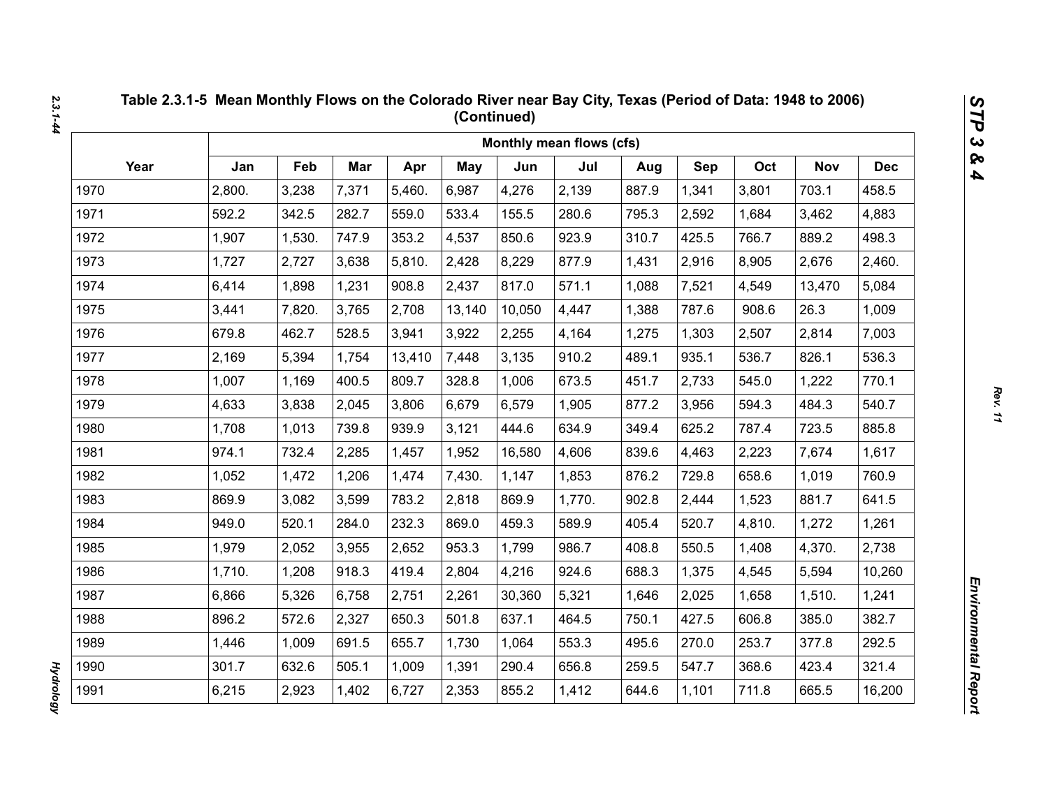## Table 2.3.1-5 Mean Monthly Flows on the Colorado River near Bay City, Texas (Period of Data: 1948 to 2006) (Continued)

| Year | Monthly mean flows (cfs) | | | | | | | | | | | |
|---|---|---|---|---|---|---|---|---|---|---|---|---|
| | Jan | Feb | Mar | Apr | May | Jun | Jul | Aug | Sep | Oct | Nov | Dec |
| 1970 | 2,800. | 3,238 | 7,371 | 5,460. | 6,987 | 4,276 | 2,139 | 887.9 | 1,341 | 3,801 | 703.1 | 458.5 |
| 1971 | 592.2 | 342.5 | 282.7 | 559.0 | 533.4 | 155.5 | 280.6 | 795.3 | 2,592 | 1,684 | 3,462 | 4,883 |
| 1972 | 1,907 | 1,530. | 747.9 | 353.2 | 4,537 | 850.6 | 923.9 | 310.7 | 425.5 | 766.7 | 889.2 | 498.3 |
| 1973 | 1,727 | 2,727 | 3,638 | 5,810. | 2,428 | 8,229 | 877.9 | 1,431 | 2,916 | 8,905 | 2,676 | 2,460. |
| 1974 | 6,414 | 1,898 | 1,231 | 908.8 | 2,437 | 817.0 | 571.1 | 1,088 | 7,521 | 4,549 | 13,470 | 5,084 |
| 1975 | 3,441 | 7,820. | 3,765 | 2,708 | 13,140 | 10,050 | 4,447 | 1,388 | 787.6 | 908.6 | 26.3 | 1,009 |
| 1976 | 679.8 | 462.7 | 528.5 | 3,941 | 3,922 | 2,255 | 4,164 | 1,275 | 1,303 | 2,507 | 2,814 | 7,003 |
| 1977 | 2,169 | 5,394 | 1,754 | 13,410 | 7,448 | 3,135 | 910.2 | 489.1 | 935.1 | 536.7 | 826.1 | 536.3 |
| 1978 | 1,007 | 1,169 | 400.5 | 809.7 | 328.8 | 1,006 | 673.5 | 451.7 | 2,733 | 545.0 | 1,222 | 770.1 |
| 1979 | 4,633 | 3,838 | 2,045 | 3,806 | 6,679 | 6,579 | 1,905 | 877.2 | 3,956 | 594.3 | 484.3 | 540.7 |
| 1980 | 1,708 | 1,013 | 739.8 | 939.9 | 3,121 | 444.6 | 634.9 | 349.4 | 625.2 | 787.4 | 723.5 | 885.8 |
| 1981 | 974.1 | 732.4 | 2,285 | 1,457 | 1,952 | 16,580 | 4,606 | 839.6 | 4,463 | 2,223 | 7,674 | 1,617 |
| 1982 | 1,052 | 1,472 | 1,206 | 1,474 | 7,430. | 1,147 | 1,853 | 876.2 | 729.8 | 658.6 | 1,019 | 760.9 |
| 1983 | 869.9 | 3,082 | 3,599 | 783.2 | 2,818 | 869.9 | 1,770. | 902.8 | 2,444 | 1,523 | 881.7 | 641.5 |
| 1984 | 949.0 | 520.1 | 284.0 | 232.3 | 869.0 | 459.3 | 589.9 | 405.4 | 520.7 | 4,810. | 1,272 | 1,261 |
| 1985 | 1,979 | 2,052 | 3,955 | 2,652 | 953.3 | 1,799 | 986.7 | 408.8 | 550.5 | 1,408 | 4,370. | 2,738 |
| 1986 | 1,710. | 1,208 | 918.3 | 419.4 | 2,804 | 4,216 | 924.6 | 688.3 | 1,375 | 4,545 | 5,594 | 10,260 |
| 1987 | 6,866 | 5,326 | 6,758 | 2,751 | 2,261 | 30,360 | 5,321 | 1,646 | 2,025 | 1,658 | 1,510. | 1,241 |
| 1988 | 896.2 | 572.6 | 2,327 | 650.3 | 501.8 | 637.1 | 464.5 | 750.1 | 427.5 | 606.8 | 385.0 | 382.7 |
| 1989 | 1,446 | 1,009 | 691.5 | 655.7 | 1,730 | 1,064 | 553.3 | 495.6 | 270.0 | 253.7 | 377.8 | 292.5 |
| 1990 | 301.7 | 632.6 | 505.1 | 1,009 | 1,391 | 290.4 | 656.8 | 259.5 | 547.7 | 368.6 | 423.4 | 321.4 |
| 1991 | 6,215 | 2,923 | 1,402 | 6,727 | 2,353 | 855.2 | 1,412 | 644.6 | 1,101 | 711.8 | 665.5 | 16,200 |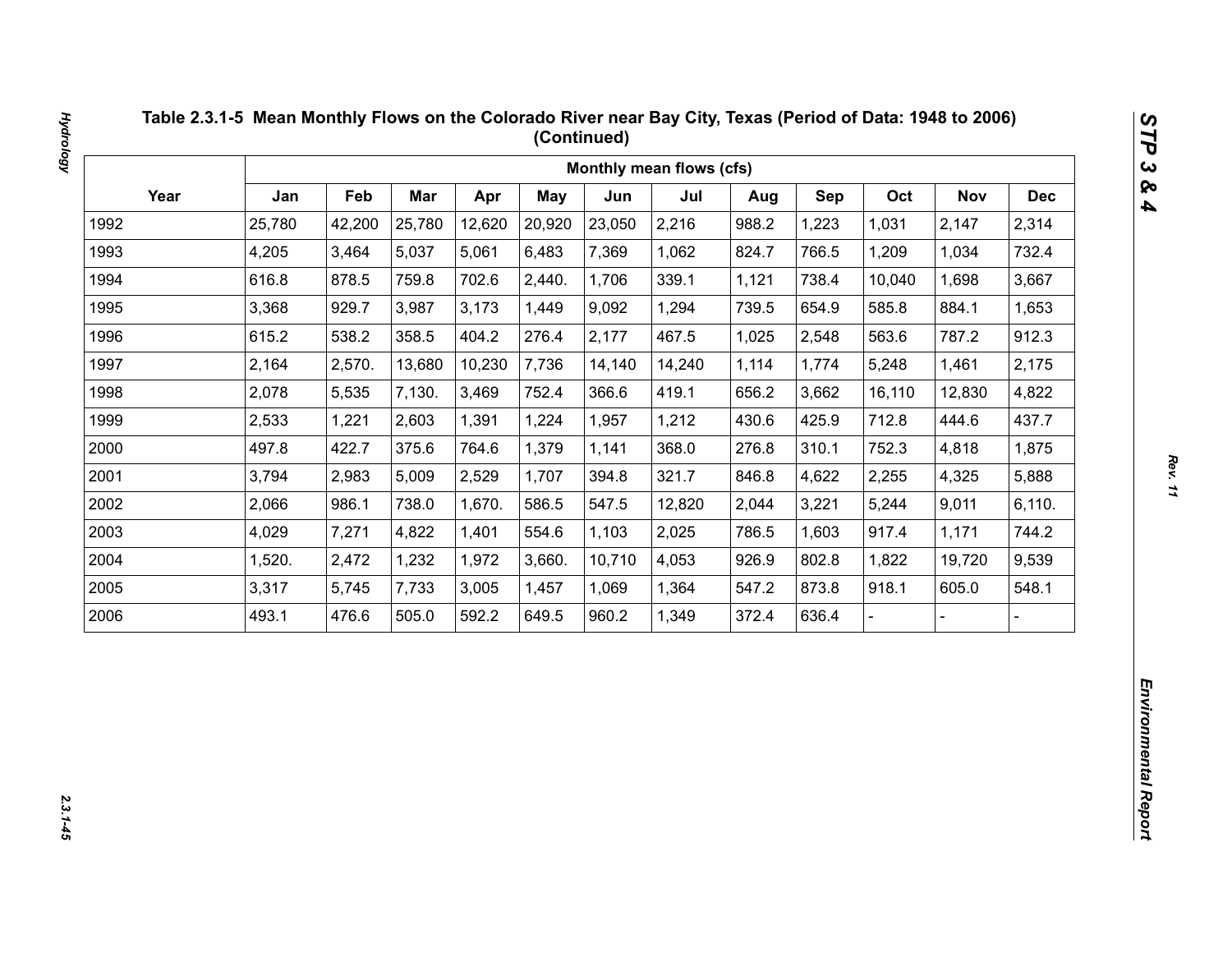## Table 2.3.1-5 Mean Monthly Flows on the Colorado River near Bay City, Texas (Period of Data: 1948 to 2006) (Continued)

| Year | Monthly mean flows (cfs) | | | | | | | | | | | |
|---|---|---|---|---|---|---|---|---|---|---|---|---|
| | Jan | Feb | Mar | Apr | May | Jun | Jul | Aug | Sep | Oct | Nov | Dec |
| 1992 | 25,780 | 42,200 | 25,780 | 12,620 | 20,920 | 23,050 | 2,216 | 988.2 | 1,223 | 1,031 | 2,147 | 2,314 |
| 1993 | 4,205 | 3,464 | 5,037 | 5,061 | 6,483 | 7,369 | 1,062 | 824.7 | 766.5 | 1,209 | 1,034 | 732.4 |
| 1994 | 616.8 | 878.5 | 759.8 | 702.6 | 2,440. | 1,706 | 339.1 | 1,121 | 738.4 | 10,040 | 1,698 | 3,667 |
| 1995 | 3,368 | 929.7 | 3,987 | 3,173 | 1,449 | 9,092 | 1,294 | 739.5 | 654.9 | 585.8 | 884.1 | 1,653 |
| 1996 | 615.2 | 538.2 | 358.5 | 404.2 | 276.4 | 2,177 | 467.5 | 1,025 | 2,548 | 563.6 | 787.2 | 912.3 |
| 1997 | 2,164 | 2,570. | 13,680 | 10,230 | 7,736 | 14,140 | 14,240 | 1,114 | 1,774 | 5,248 | 1,461 | 2,175 |
| 1998 | 2,078 | 5,535 | 7,130. | 3,469 | 752.4 | 366.6 | 419.1 | 656.2 | 3,662 | 16,110 | 12,830 | 4,822 |
| 1999 | 2,533 | 1,221 | 2,603 | 1,391 | 1,224 | 1,957 | 1,212 | 430.6 | 425.9 | 712.8 | 444.6 | 437.7 |
| 2000 | 497.8 | 422.7 | 375.6 | 764.6 | 1,379 | 1,141 | 368.0 | 276.8 | 310.1 | 752.3 | 4,818 | 1,875 |
| 2001 | 3,794 | 2,983 | 5,009 | 2,529 | 1,707 | 394.8 | 321.7 | 846.8 | 4,622 | 2,255 | 4,325 | 5,888 |
| 2002 | 2,066 | 986.1 | 738.0 | 1,670. | 586.5 | 547.5 | 12,820 | 2,044 | 3,221 | 5,244 | 9,011 | 6,110. |
| 2003 | 4,029 | 7,271 | 4,822 | 1,401 | 554.6 | 1,103 | 2,025 | 786.5 | 1,603 | 917.4 | 1,171 | 744.2 |
| 2004 | 1,520. | 2,472 | 1,232 | 1,972 | 3,660. | 10,710 | 4,053 | 926.9 | 802.8 | 1,822 | 19,720 | 9,539 |
| 2005 | 3,317 | 5,745 | 7,733 | 3,005 | 1,457 | 1,069 | 1,364 | 547.2 | 873.8 | 918.1 | 605.0 | 548.1 |
| 2006 | 493.1 | 476.6 | 505.0 | 592.2 | 649.5 | 960.2 | 1,349 | 372.4 | 636.4 | - | - | - |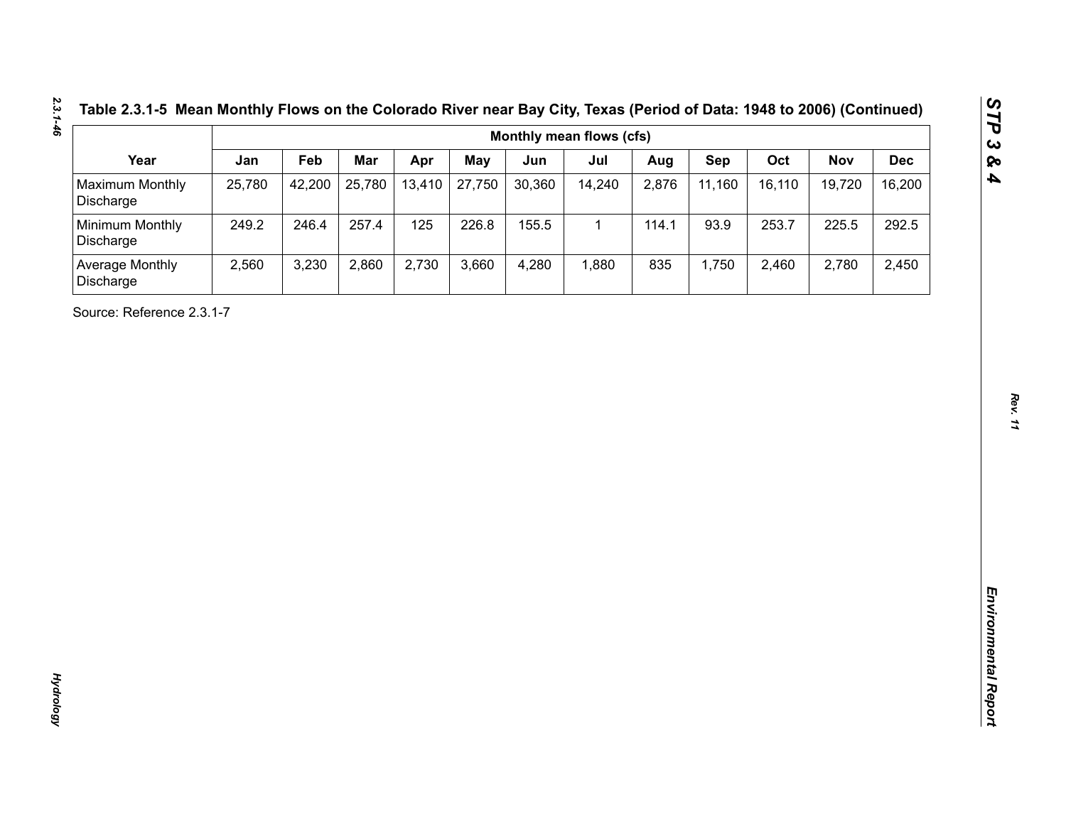**Table 2.3.1-5 Mean Monthly Flows on the Colorado River near Bay City, Texas (Period of Data: 1948 to 2006) (Continued)**

| Year | Monthly mean flows (cfs) | | | | | | | | | | | |
|---|---|---|---|---|---|---|---|---|---|---|---|---|
| | Jan | Feb | Mar | Apr | May | Jun | Jul | Aug | Sep | Oct | Nov | Dec |
| Maximum Monthly Discharge | 25,780 | 42,200 | 25,780 | 13,410 | 27,750 | 30,360 | 14,240 | 2,876 | 11,160 | 16,110 | 19,720 | 16,200 |
| Minimum Monthly Discharge | 249.2 | 246.4 | 257.4 | 125 | 226.8 | 155.5 | 1 | 114.1 | 93.9 | 253.7 | 225.5 | 292.5 |
| Average Monthly Discharge | 2,560 | 3,230 | 2,860 | 2,730 | 3,660 | 4,280 | 1,880 | 835 | 1,750 | 2,460 | 2,780 | 2,450 |

Source: Reference 2.3.1-7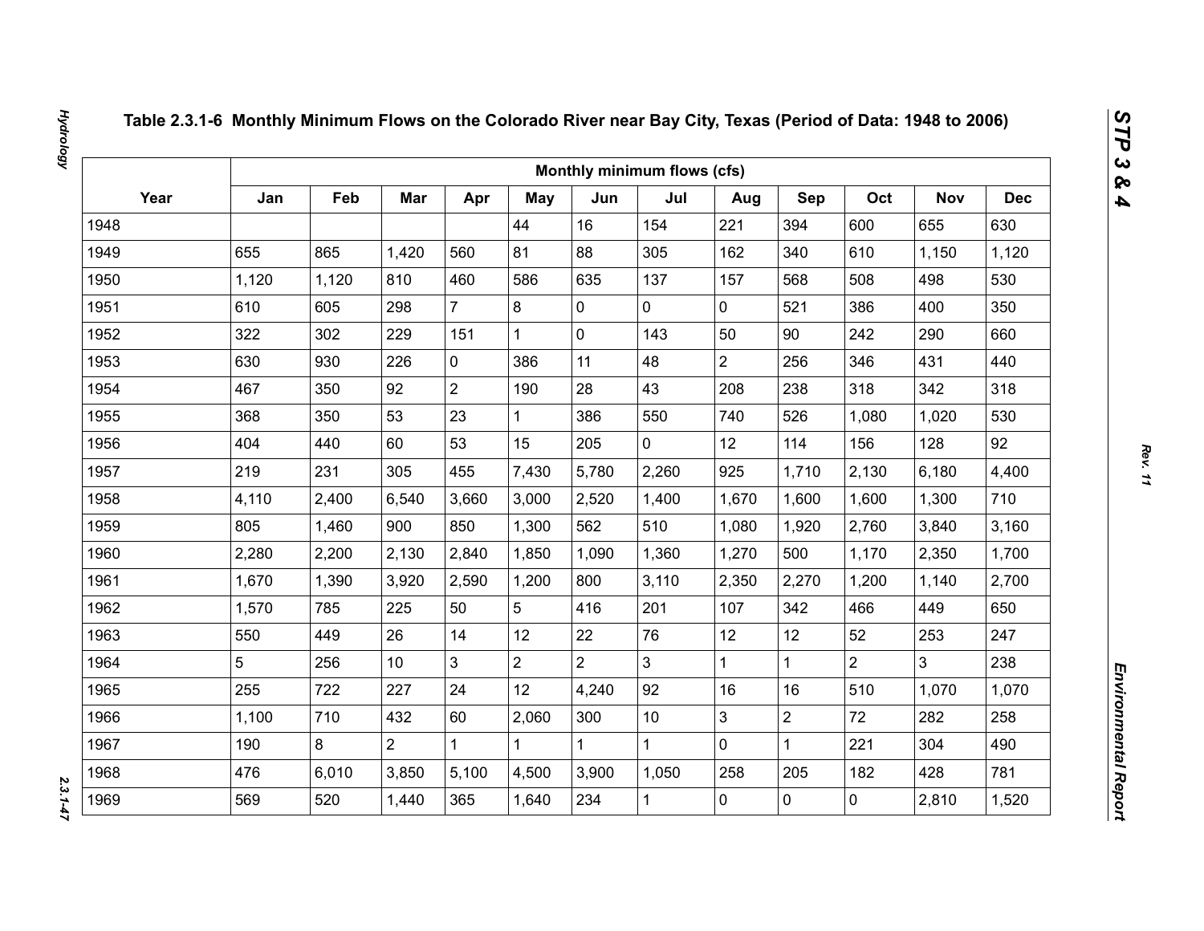**Table 2.3.1-6 Monthly Minimum Flows on the Colorado River near Bay City, Texas (Period of Data: 1948 to 2006)**

| Year | Monthly minimum flows (cfs) | | | | | | | | | | | |
|---|---|---|---|---|---|---|---|---|---|---|---|---|
| | Jan | Feb | Mar | Apr | May | Jun | Jul | Aug | Sep | Oct | Nov | Dec |
| 1948 | | | | | 44 | 16 | 154 | 221 | 394 | 600 | 655 | 630 |
| 1949 | 655 | 865 | 1,420 | 560 | 81 | 88 | 305 | 162 | 340 | 610 | 1,150 | 1,120 |
| 1950 | 1,120 | 1,120 | 810 | 460 | 586 | 635 | 137 | 157 | 568 | 508 | 498 | 530 |
| 1951 | 610 | 605 | 298 | 7 | 8 | 0 | 0 | 0 | 521 | 386 | 400 | 350 |
| 1952 | 322 | 302 | 229 | 151 | 1 | 0 | 143 | 50 | 90 | 242 | 290 | 660 |
| 1953 | 630 | 930 | 226 | 0 | 386 | 11 | 48 | 2 | 256 | 346 | 431 | 440 |
| 1954 | 467 | 350 | 92 | 2 | 190 | 28 | 43 | 208 | 238 | 318 | 342 | 318 |
| 1955 | 368 | 350 | 53 | 23 | 1 | 386 | 550 | 740 | 526 | 1,080 | 1,020 | 530 |
| 1956 | 404 | 440 | 60 | 53 | 15 | 205 | 0 | 12 | 114 | 156 | 128 | 92 |
| 1957 | 219 | 231 | 305 | 455 | 7,430 | 5,780 | 2,260 | 925 | 1,710 | 2,130 | 6,180 | 4,400 |
| 1958 | 4,110 | 2,400 | 6,540 | 3,660 | 3,000 | 2,520 | 1,400 | 1,670 | 1,600 | 1,600 | 1,300 | 710 |
| 1959 | 805 | 1,460 | 900 | 850 | 1,300 | 562 | 510 | 1,080 | 1,920 | 2,760 | 3,840 | 3,160 |
| 1960 | 2,280 | 2,200 | 2,130 | 2,840 | 1,850 | 1,090 | 1,360 | 1,270 | 500 | 1,170 | 2,350 | 1,700 |
| 1961 | 1,670 | 1,390 | 3,920 | 2,590 | 1,200 | 800 | 3,110 | 2,350 | 2,270 | 1,200 | 1,140 | 2,700 |
| 1962 | 1,570 | 785 | 225 | 50 | 5 | 416 | 201 | 107 | 342 | 466 | 449 | 650 |
| 1963 | 550 | 449 | 26 | 14 | 12 | 22 | 76 | 12 | 12 | 52 | 253 | 247 |
| 1964 | 5 | 256 | 10 | 3 | 2 | 2 | 3 | 1 | 1 | 2 | 3 | 238 |
| 1965 | 255 | 722 | 227 | 24 | 12 | 4,240 | 92 | 16 | 16 | 510 | 1,070 | 1,070 |
| 1966 | 1,100 | 710 | 432 | 60 | 2,060 | 300 | 10 | 3 | 2 | 72 | 282 | 258 |
| 1967 | 190 | 8 | 2 | 1 | 1 | 1 | 1 | 0 | 1 | 221 | 304 | 490 |
| 1968 | 476 | 6,010 | 3,850 | 5,100 | 4,500 | 3,900 | 1,050 | 258 | 205 | 182 | 428 | 781 |
| 1969 | 569 | 520 | 1,440 | 365 | 1,640 | 234 | 1 | 0 | 0 | 0 | 2,810 | 1,520 |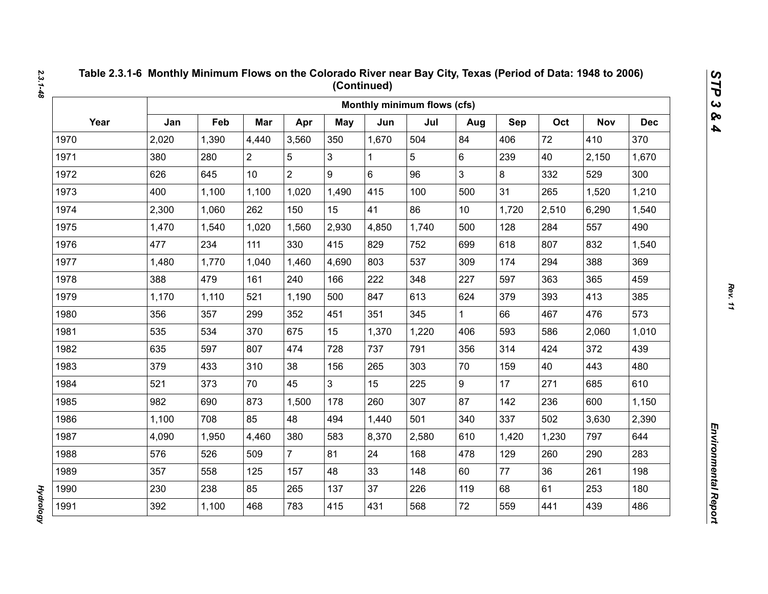# Table 2.3.1-6 Monthly Minimum Flows on the Colorado River near Bay City, Texas (Period of Data: 1948 to 2006) (Continued)

| Year | Monthly minimum flows (cfs) | | | | | | | | | | | |
|---|---|---|---|---|---|---|---|---|---|---|---|---|
| | Jan | Feb | Mar | Apr | May | Jun | Jul | Aug | Sep | Oct | Nov | Dec |
| 1970 | 2,020 | 1,390 | 4,440 | 3,560 | 350 | 1,670 | 504 | 84 | 406 | 72 | 410 | 370 |
| 1971 | 380 | 280 | 2 | 5 | 3 | 1 | 5 | 6 | 239 | 40 | 2,150 | 1,670 |
| 1972 | 626 | 645 | 10 | 2 | 9 | 6 | 96 | 3 | 8 | 332 | 529 | 300 |
| 1973 | 400 | 1,100 | 1,100 | 1,020 | 1,490 | 415 | 100 | 500 | 31 | 265 | 1,520 | 1,210 |
| 1974 | 2,300 | 1,060 | 262 | 150 | 15 | 41 | 86 | 10 | 1,720 | 2,510 | 6,290 | 1,540 |
| 1975 | 1,470 | 1,540 | 1,020 | 1,560 | 2,930 | 4,850 | 1,740 | 500 | 128 | 284 | 557 | 490 |
| 1976 | 477 | 234 | 111 | 330 | 415 | 829 | 752 | 699 | 618 | 807 | 832 | 1,540 |
| 1977 | 1,480 | 1,770 | 1,040 | 1,460 | 4,690 | 803 | 537 | 309 | 174 | 294 | 388 | 369 |
| 1978 | 388 | 479 | 161 | 240 | 166 | 222 | 348 | 227 | 597 | 363 | 365 | 459 |
| 1979 | 1,170 | 1,110 | 521 | 1,190 | 500 | 847 | 613 | 624 | 379 | 393 | 413 | 385 |
| 1980 | 356 | 357 | 299 | 352 | 451 | 351 | 345 | 1 | 66 | 467 | 476 | 573 |
| 1981 | 535 | 534 | 370 | 675 | 15 | 1,370 | 1,220 | 406 | 593 | 586 | 2,060 | 1,010 |
| 1982 | 635 | 597 | 807 | 474 | 728 | 737 | 791 | 356 | 314 | 424 | 372 | 439 |
| 1983 | 379 | 433 | 310 | 38 | 156 | 265 | 303 | 70 | 159 | 40 | 443 | 480 |
| 1984 | 521 | 373 | 70 | 45 | 3 | 15 | 225 | 9 | 17 | 271 | 685 | 610 |
| 1985 | 982 | 690 | 873 | 1,500 | 178 | 260 | 307 | 87 | 142 | 236 | 600 | 1,150 |
| 1986 | 1,100 | 708 | 85 | 48 | 494 | 1,440 | 501 | 340 | 337 | 502 | 3,630 | 2,390 |
| 1987 | 4,090 | 1,950 | 4,460 | 380 | 583 | 8,370 | 2,580 | 610 | 1,420 | 1,230 | 797 | 644 |
| 1988 | 576 | 526 | 509 | 7 | 81 | 24 | 168 | 478 | 129 | 260 | 290 | 283 |
| 1989 | 357 | 558 | 125 | 157 | 48 | 33 | 148 | 60 | 77 | 36 | 261 | 198 |
| 1990 | 230 | 238 | 85 | 265 | 137 | 37 | 226 | 119 | 68 | 61 | 253 | 180 |
| 1991 | 392 | 1,100 | 468 | 783 | 415 | 431 | 568 | 72 | 559 | 441 | 439 | 486 |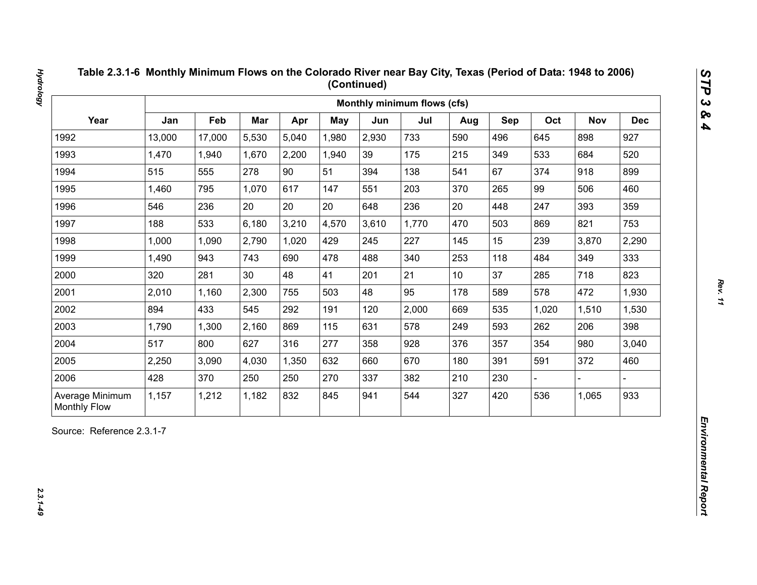**Table 2.3.1-6 Monthly Minimum Flows on the Colorado River near Bay City, Texas (Period of Data: 1948 to 2006) (Continued)**

| Year | Monthly minimum flows (cfs) | | | | | | | | | | | |
|---|---|---|---|---|---|---|---|---|---|---|---|---|
| | Jan | Feb | Mar | Apr | May | Jun | Jul | Aug | Sep | Oct | Nov | Dec |
| 1992 | 13,000 | 17,000 | 5,530 | 5,040 | 1,980 | 2,930 | 733 | 590 | 496 | 645 | 898 | 927 |
| 1993 | 1,470 | 1,940 | 1,670 | 2,200 | 1,940 | 39 | 175 | 215 | 349 | 533 | 684 | 520 |
| 1994 | 515 | 555 | 278 | 90 | 51 | 394 | 138 | 541 | 67 | 374 | 918 | 899 |
| 1995 | 1,460 | 795 | 1,070 | 617 | 147 | 551 | 203 | 370 | 265 | 99 | 506 | 460 |
| 1996 | 546 | 236 | 20 | 20 | 20 | 648 | 236 | 20 | 448 | 247 | 393 | 359 |
| 1997 | 188 | 533 | 6,180 | 3,210 | 4,570 | 3,610 | 1,770 | 470 | 503 | 869 | 821 | 753 |
| 1998 | 1,000 | 1,090 | 2,790 | 1,020 | 429 | 245 | 227 | 145 | 15 | 239 | 3,870 | 2,290 |
| 1999 | 1,490 | 943 | 743 | 690 | 478 | 488 | 340 | 253 | 118 | 484 | 349 | 333 |
| 2000 | 320 | 281 | 30 | 48 | 41 | 201 | 21 | 10 | 37 | 285 | 718 | 823 |
| 2001 | 2,010 | 1,160 | 2,300 | 755 | 503 | 48 | 95 | 178 | 589 | 578 | 472 | 1,930 |
| 2002 | 894 | 433 | 545 | 292 | 191 | 120 | 2,000 | 669 | 535 | 1,020 | 1,510 | 1,530 |
| 2003 | 1,790 | 1,300 | 2,160 | 869 | 115 | 631 | 578 | 249 | 593 | 262 | 206 | 398 |
| 2004 | 517 | 800 | 627 | 316 | 277 | 358 | 928 | 376 | 357 | 354 | 980 | 3,040 |
| 2005 | 2,250 | 3,090 | 4,030 | 1,350 | 632 | 660 | 670 | 180 | 391 | 591 | 372 | 460 |
| 2006 | 428 | 370 | 250 | 250 | 270 | 337 | 382 | 210 | 230 | - | - | - |
| Average Minimum Monthly Flow | 1,157 | 1,212 | 1,182 | 832 | 845 | 941 | 544 | 327 | 420 | 536 | 1,065 | 933 |

Source: Reference 2.3.1-7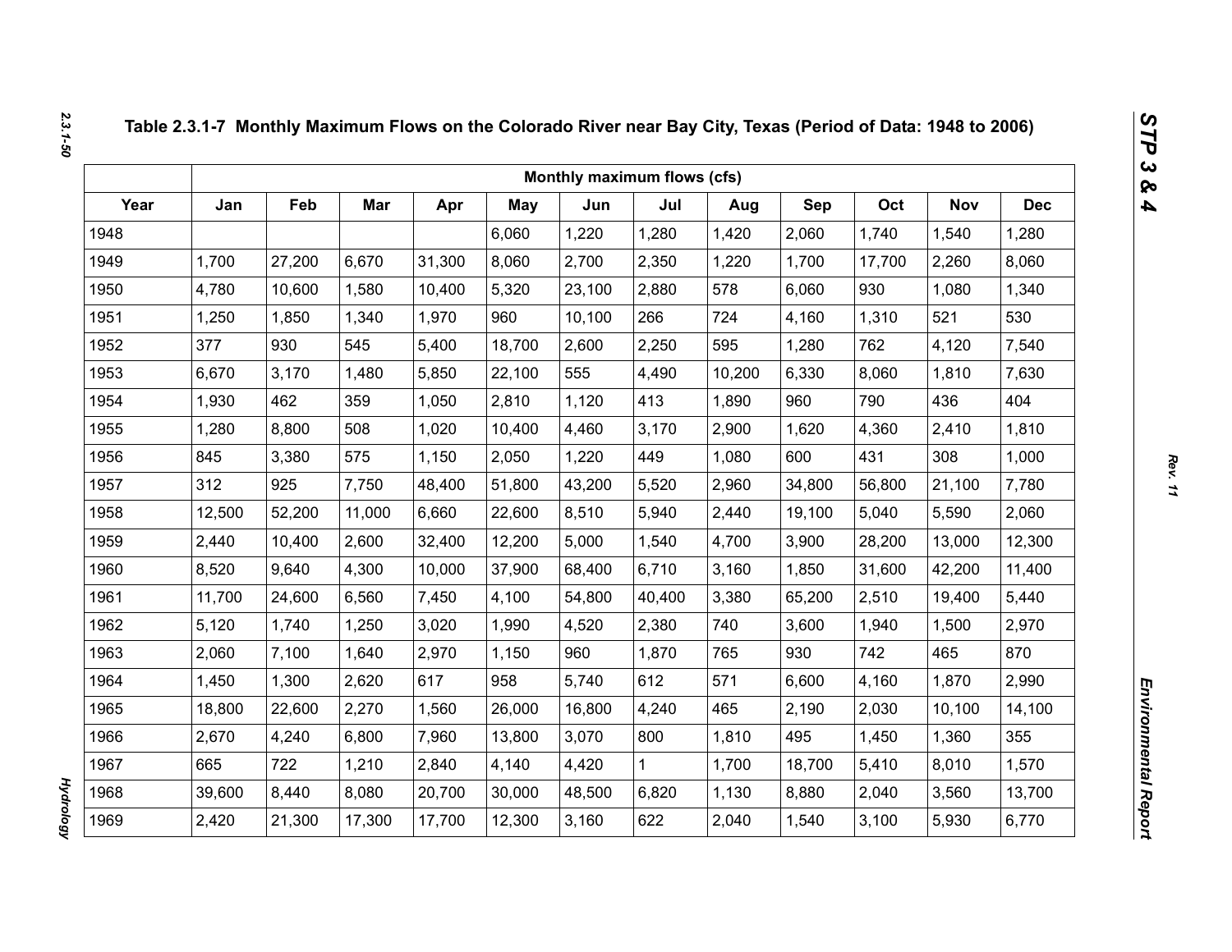**Table 2.3.1-7 Monthly Maximum Flows on the Colorado River near Bay City, Texas (Period of Data: 1948 to 2006)**

| | Monthly maximum flows (cfs) | | | | | | | | | | | |
|---|---|---|---|---|---|---|---|---|---|---|---|---|
| Year | Jan | Feb | Mar | Apr | May | Jun | Jul | Aug | Sep | Oct | Nov | Dec |
| 1948 | | | | | 6,060 | 1,220 | 1,280 | 1,420 | 2,060 | 1,740 | 1,540 | 1,280 |
| 1949 | 1,700 | 27,200 | 6,670 | 31,300 | 8,060 | 2,700 | 2,350 | 1,220 | 1,700 | 17,700 | 2,260 | 8,060 |
| 1950 | 4,780 | 10,600 | 1,580 | 10,400 | 5,320 | 23,100 | 2,880 | 578 | 6,060 | 930 | 1,080 | 1,340 |
| 1951 | 1,250 | 1,850 | 1,340 | 1,970 | 960 | 10,100 | 266 | 724 | 4,160 | 1,310 | 521 | 530 |
| 1952 | 377 | 930 | 545 | 5,400 | 18,700 | 2,600 | 2,250 | 595 | 1,280 | 762 | 4,120 | 7,540 |
| 1953 | 6,670 | 3,170 | 1,480 | 5,850 | 22,100 | 555 | 4,490 | 10,200 | 6,330 | 8,060 | 1,810 | 7,630 |
| 1954 | 1,930 | 462 | 359 | 1,050 | 2,810 | 1,120 | 413 | 1,890 | 960 | 790 | 436 | 404 |
| 1955 | 1,280 | 8,800 | 508 | 1,020 | 10,400 | 4,460 | 3,170 | 2,900 | 1,620 | 4,360 | 2,410 | 1,810 |
| 1956 | 845 | 3,380 | 575 | 1,150 | 2,050 | 1,220 | 449 | 1,080 | 600 | 431 | 308 | 1,000 |
| 1957 | 312 | 925 | 7,750 | 48,400 | 51,800 | 43,200 | 5,520 | 2,960 | 34,800 | 56,800 | 21,100 | 7,780 |
| 1958 | 12,500 | 52,200 | 11,000 | 6,660 | 22,600 | 8,510 | 5,940 | 2,440 | 19,100 | 5,040 | 5,590 | 2,060 |
| 1959 | 2,440 | 10,400 | 2,600 | 32,400 | 12,200 | 5,000 | 1,540 | 4,700 | 3,900 | 28,200 | 13,000 | 12,300 |
| 1960 | 8,520 | 9,640 | 4,300 | 10,000 | 37,900 | 68,400 | 6,710 | 3,160 | 1,850 | 31,600 | 42,200 | 11,400 |
| 1961 | 11,700 | 24,600 | 6,560 | 7,450 | 4,100 | 54,800 | 40,400 | 3,380 | 65,200 | 2,510 | 19,400 | 5,440 |
| 1962 | 5,120 | 1,740 | 1,250 | 3,020 | 1,990 | 4,520 | 2,380 | 740 | 3,600 | 1,940 | 1,500 | 2,970 |
| 1963 | 2,060 | 7,100 | 1,640 | 2,970 | 1,150 | 960 | 1,870 | 765 | 930 | 742 | 465 | 870 |
| 1964 | 1,450 | 1,300 | 2,620 | 617 | 958 | 5,740 | 612 | 571 | 6,600 | 4,160 | 1,870 | 2,990 |
| 1965 | 18,800 | 22,600 | 2,270 | 1,560 | 26,000 | 16,800 | 4,240 | 465 | 2,190 | 2,030 | 10,100 | 14,100 |
| 1966 | 2,670 | 4,240 | 6,800 | 7,960 | 13,800 | 3,070 | 800 | 1,810 | 495 | 1,450 | 1,360 | 355 |
| 1967 | 665 | 722 | 1,210 | 2,840 | 4,140 | 4,420 | 1 | 1,700 | 18,700 | 5,410 | 8,010 | 1,570 |
| 1968 | 39,600 | 8,440 | 8,080 | 20,700 | 30,000 | 48,500 | 6,820 | 1,130 | 8,880 | 2,040 | 3,560 | 13,700 |
| 1969 | 2,420 | 21,300 | 17,300 | 17,700 | 12,300 | 3,160 | 622 | 2,040 | 1,540 | 3,100 | 5,930 | 6,770 |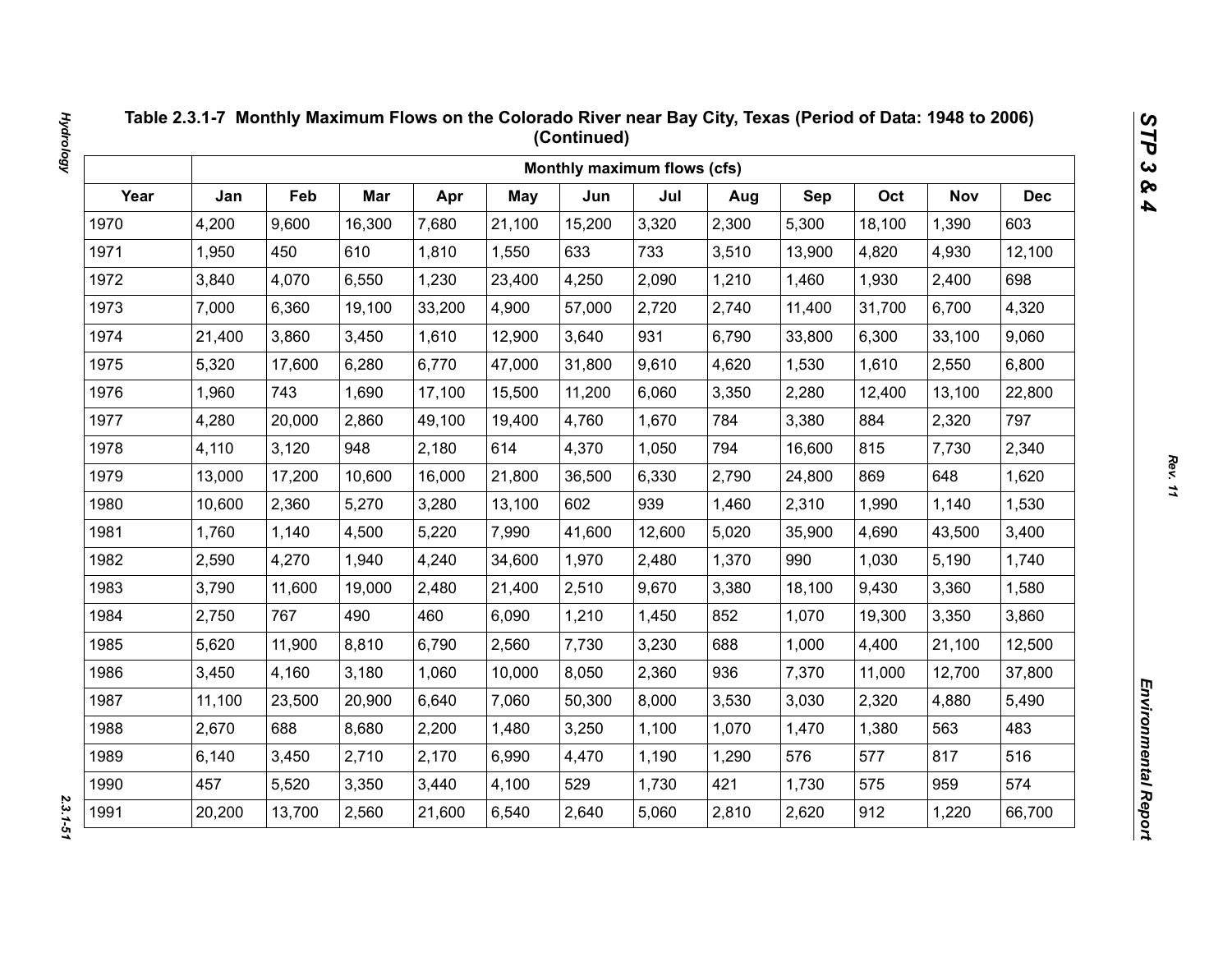## Table 2.3.1-7 Monthly Maximum Flows on the Colorado River near Bay City, Texas (Period of Data: 1948 to 2006) (Continued)

| | Monthly maximum flows (cfs) | | | | | | | | | | | |
|---|---|---|---|---|---|---|---|---|---|---|---|---|
| Year | Jan | Feb | Mar | Apr | May | Jun | Jul | Aug | Sep | Oct | Nov | Dec |
| 1970 | 4,200 | 9,600 | 16,300 | 7,680 | 21,100 | 15,200 | 3,320 | 2,300 | 5,300 | 18,100 | 1,390 | 603 |
| 1971 | 1,950 | 450 | 610 | 1,810 | 1,550 | 633 | 733 | 3,510 | 13,900 | 4,820 | 4,930 | 12,100 |
| 1972 | 3,840 | 4,070 | 6,550 | 1,230 | 23,400 | 4,250 | 2,090 | 1,210 | 1,460 | 1,930 | 2,400 | 698 |
| 1973 | 7,000 | 6,360 | 19,100 | 33,200 | 4,900 | 57,000 | 2,720 | 2,740 | 11,400 | 31,700 | 6,700 | 4,320 |
| 1974 | 21,400 | 3,860 | 3,450 | 1,610 | 12,900 | 3,640 | 931 | 6,790 | 33,800 | 6,300 | 33,100 | 9,060 |
| 1975 | 5,320 | 17,600 | 6,280 | 6,770 | 47,000 | 31,800 | 9,610 | 4,620 | 1,530 | 1,610 | 2,550 | 6,800 |
| 1976 | 1,960 | 743 | 1,690 | 17,100 | 15,500 | 11,200 | 6,060 | 3,350 | 2,280 | 12,400 | 13,100 | 22,800 |
| 1977 | 4,280 | 20,000 | 2,860 | 49,100 | 19,400 | 4,760 | 1,670 | 784 | 3,380 | 884 | 2,320 | 797 |
| 1978 | 4,110 | 3,120 | 948 | 2,180 | 614 | 4,370 | 1,050 | 794 | 16,600 | 815 | 7,730 | 2,340 |
| 1979 | 13,000 | 17,200 | 10,600 | 16,000 | 21,800 | 36,500 | 6,330 | 2,790 | 24,800 | 869 | 648 | 1,620 |
| 1980 | 10,600 | 2,360 | 5,270 | 3,280 | 13,100 | 602 | 939 | 1,460 | 2,310 | 1,990 | 1,140 | 1,530 |
| 1981 | 1,760 | 1,140 | 4,500 | 5,220 | 7,990 | 41,600 | 12,600 | 5,020 | 35,900 | 4,690 | 43,500 | 3,400 |
| 1982 | 2,590 | 4,270 | 1,940 | 4,240 | 34,600 | 1,970 | 2,480 | 1,370 | 990 | 1,030 | 5,190 | 1,740 |
| 1983 | 3,790 | 11,600 | 19,000 | 2,480 | 21,400 | 2,510 | 9,670 | 3,380 | 18,100 | 9,430 | 3,360 | 1,580 |
| 1984 | 2,750 | 767 | 490 | 460 | 6,090 | 1,210 | 1,450 | 852 | 1,070 | 19,300 | 3,350 | 3,860 |
| 1985 | 5,620 | 11,900 | 8,810 | 6,790 | 2,560 | 7,730 | 3,230 | 688 | 1,000 | 4,400 | 21,100 | 12,500 |
| 1986 | 3,450 | 4,160 | 3,180 | 1,060 | 10,000 | 8,050 | 2,360 | 936 | 7,370 | 11,000 | 12,700 | 37,800 |
| 1987 | 11,100 | 23,500 | 20,900 | 6,640 | 7,060 | 50,300 | 8,000 | 3,530 | 3,030 | 2,320 | 4,880 | 5,490 |
| 1988 | 2,670 | 688 | 8,680 | 2,200 | 1,480 | 3,250 | 1,100 | 1,070 | 1,470 | 1,380 | 563 | 483 |
| 1989 | 6,140 | 3,450 | 2,710 | 2,170 | 6,990 | 4,470 | 1,190 | 1,290 | 576 | 577 | 817 | 516 |
| 1990 | 457 | 5,520 | 3,350 | 3,440 | 4,100 | 529 | 1,730 | 421 | 1,730 | 575 | 959 | 574 |
| 1991 | 20,200 | 13,700 | 2,560 | 21,600 | 6,540 | 2,640 | 5,060 | 2,810 | 2,620 | 912 | 1,220 | 66,700 |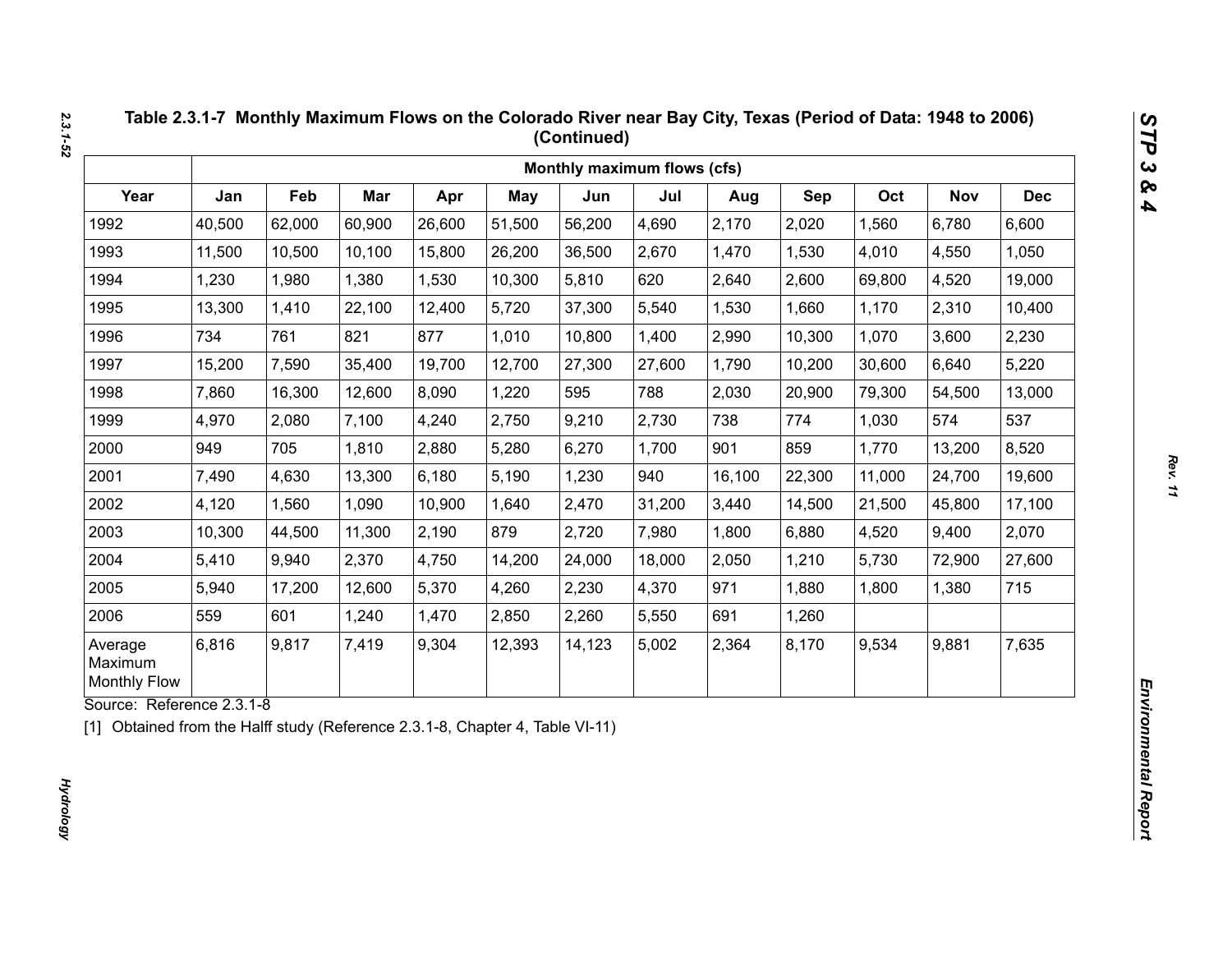**Table 2.3.1-7 Monthly Maximum Flows on the Colorado River near Bay City, Texas (Period of Data: 1948 to 2006) (Continued)**

| | Monthly maximum flows (cfs) | | | | | | | | | | | |
|---|---|---|---|---|---|---|---|---|---|---|---|---|
| Year | Jan | Feb | Mar | Apr | May | Jun | Jul | Aug | Sep | Oct | Nov | Dec |
| 1992 | 40,500 | 62,000 | 60,900 | 26,600 | 51,500 | 56,200 | 4,690 | 2,170 | 2,020 | 1,560 | 6,780 | 6,600 |
| 1993 | 11,500 | 10,500 | 10,100 | 15,800 | 26,200 | 36,500 | 2,670 | 1,470 | 1,530 | 4,010 | 4,550 | 1,050 |
| 1994 | 1,230 | 1,980 | 1,380 | 1,530 | 10,300 | 5,810 | 620 | 2,640 | 2,600 | 69,800 | 4,520 | 19,000 |
| 1995 | 13,300 | 1,410 | 22,100 | 12,400 | 5,720 | 37,300 | 5,540 | 1,530 | 1,660 | 1,170 | 2,310 | 10,400 |
| 1996 | 734 | 761 | 821 | 877 | 1,010 | 10,800 | 1,400 | 2,990 | 10,300 | 1,070 | 3,600 | 2,230 |
| 1997 | 15,200 | 7,590 | 35,400 | 19,700 | 12,700 | 27,300 | 27,600 | 1,790 | 10,200 | 30,600 | 6,640 | 5,220 |
| 1998 | 7,860 | 16,300 | 12,600 | 8,090 | 1,220 | 595 | 788 | 2,030 | 20,900 | 79,300 | 54,500 | 13,000 |
| 1999 | 4,970 | 2,080 | 7,100 | 4,240 | 2,750 | 9,210 | 2,730 | 738 | 774 | 1,030 | 574 | 537 |
| 2000 | 949 | 705 | 1,810 | 2,880 | 5,280 | 6,270 | 1,700 | 901 | 859 | 1,770 | 13,200 | 8,520 |
| 2001 | 7,490 | 4,630 | 13,300 | 6,180 | 5,190 | 1,230 | 940 | 16,100 | 22,300 | 11,000 | 24,700 | 19,600 |
| 2002 | 4,120 | 1,560 | 1,090 | 10,900 | 1,640 | 2,470 | 31,200 | 3,440 | 14,500 | 21,500 | 45,800 | 17,100 |
| 2003 | 10,300 | 44,500 | 11,300 | 2,190 | 879 | 2,720 | 7,980 | 1,800 | 6,880 | 4,520 | 9,400 | 2,070 |
| 2004 | 5,410 | 9,940 | 2,370 | 4,750 | 14,200 | 24,000 | 18,000 | 2,050 | 1,210 | 5,730 | 72,900 | 27,600 |
| 2005 | 5,940 | 17,200 | 12,600 | 5,370 | 4,260 | 2,230 | 4,370 | 971 | 1,880 | 1,800 | 1,380 | 715 |
| 2006 | 559 | 601 | 1,240 | 1,470 | 2,850 | 2,260 | 5,550 | 691 | 1,260 | | | |
| Average Maximum Monthly Flow | 6,816 | 9,817 | 7,419 | 9,304 | 12,393 | 14,123 | 5,002 | 2,364 | 8,170 | 9,534 | 9,881 | 7,635 |

Source: Reference 2.3.1-8

[1] Obtained from the Halff study (Reference 2.3.1-8, Chapter 4, Table VI-11)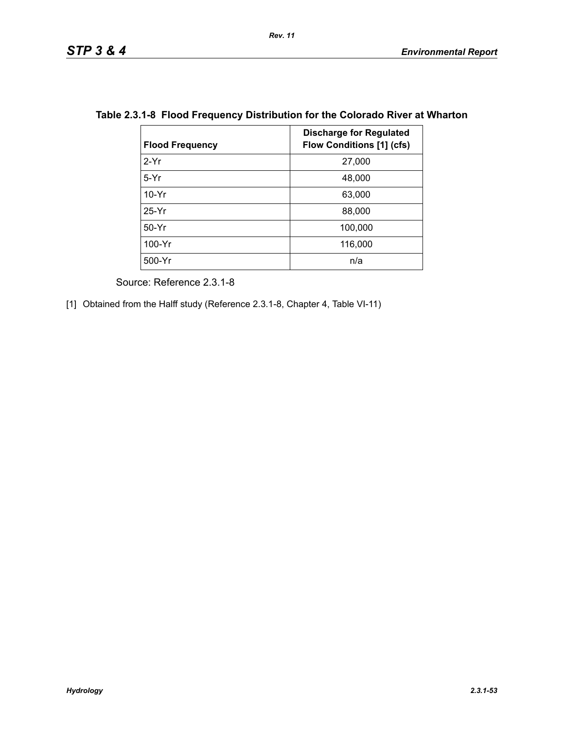**Table 2.3.1-8 Flood Frequency Distribution for the Colorado River at Wharton**

| Flood Frequency | Discharge for Regulated Flow Conditions [1] (cfs) |
|---|---|
| 2-Yr | 27,000 |
| 5-Yr | 48,000 |
| 10-Yr | 63,000 |
| 25-Yr | 88,000 |
| 50-Yr | 100,000 |
| 100-Yr | 116,000 |
| 500-Yr | n/a |

Source: Reference 2.3.1-8

[1] Obtained from the Halff study (Reference 2.3.1-8, Chapter 4, Table VI-11)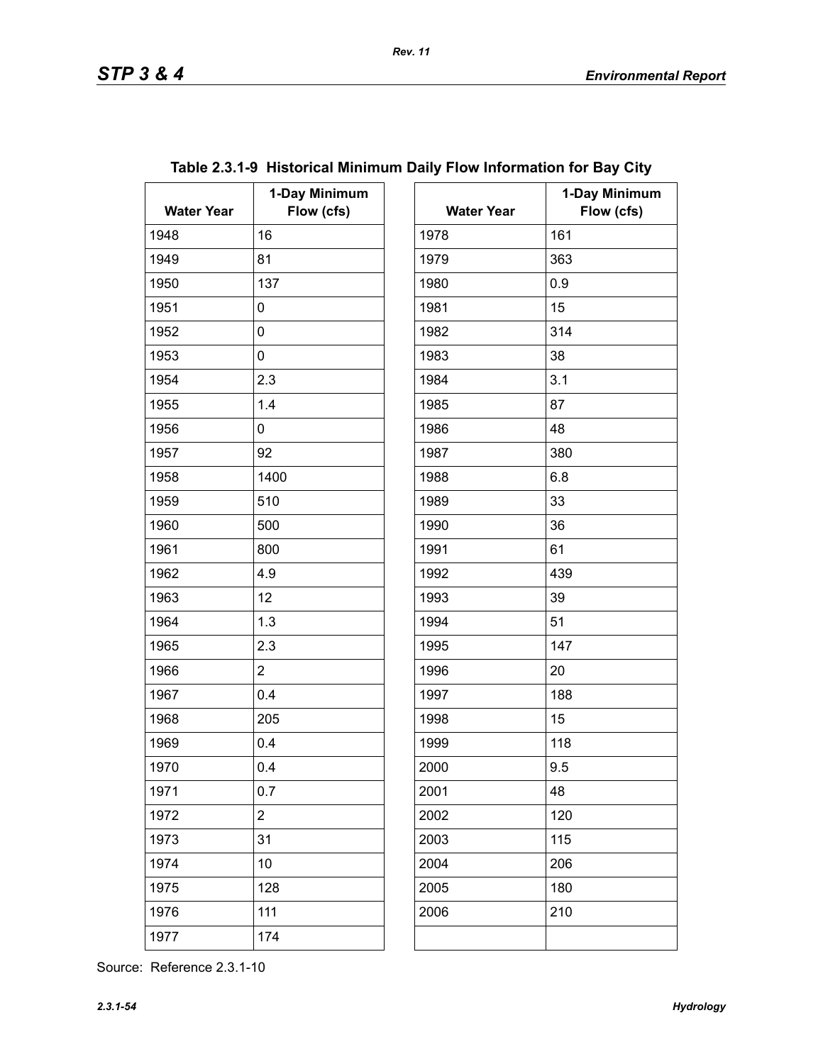**Table 2.3.1-9 Historical Minimum Daily Flow Information for Bay City**

| Water Year | 1-Day Minimum Flow (cfs) | Water Year | 1-Day Minimum Flow (cfs) |
|---|---|---|---|
| 1948 | 16 | 1978 | 161 |
| 1949 | 81 | 1979 | 363 |
| 1950 | 137 | 1980 | 0.9 |
| 1951 | 0 | 1981 | 15 |
| 1952 | 0 | 1982 | 314 |
| 1953 | 0 | 1983 | 38 |
| 1954 | 2.3 | 1984 | 3.1 |
| 1955 | 1.4 | 1985 | 87 |
| 1956 | 0 | 1986 | 48 |
| 1957 | 92 | 1987 | 380 |
| 1958 | 1400 | 1988 | 6.8 |
| 1959 | 510 | 1989 | 33 |
| 1960 | 500 | 1990 | 36 |
| 1961 | 800 | 1991 | 61 |
| 1962 | 4.9 | 1992 | 439 |
| 1963 | 12 | 1993 | 39 |
| 1964 | 1.3 | 1994 | 51 |
| 1965 | 2.3 | 1995 | 147 |
| 1966 | 2 | 1996 | 20 |
| 1967 | 0.4 | 1997 | 188 |
| 1968 | 205 | 1998 | 15 |
| 1969 | 0.4 | 1999 | 118 |
| 1970 | 0.4 | 2000 | 9.5 |
| 1971 | 0.7 | 2001 | 48 |
| 1972 | 2 | 2002 | 120 |
| 1973 | 31 | 2003 | 115 |
| 1974 | 10 | 2004 | 206 |
| 1975 | 128 | 2005 | 180 |
| 1976 | 111 | 2006 | 210 |
| 1977 | 174 | | |

Source: Reference 2.3.1-10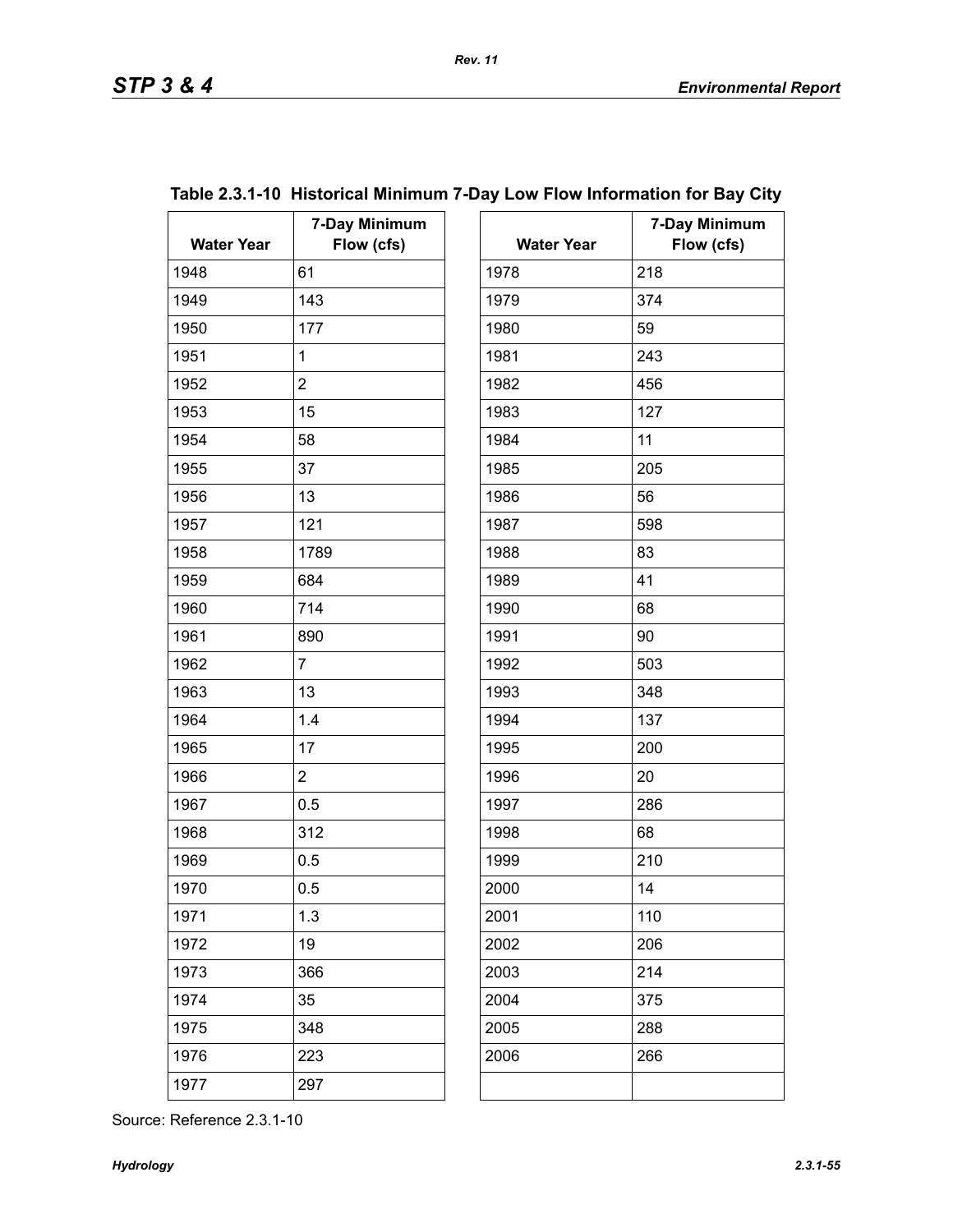**Table 2.3.1-10 Historical Minimum 7-Day Low Flow Information for Bay City**

| Water Year | 7-Day Minimum Flow (cfs) | Water Year | 7-Day Minimum Flow (cfs) |
|---|---|---|---|
| 1948 | 61 | 1978 | 218 |
| 1949 | 143 | 1979 | 374 |
| 1950 | 177 | 1980 | 59 |
| 1951 | 1 | 1981 | 243 |
| 1952 | 2 | 1982 | 456 |
| 1953 | 15 | 1983 | 127 |
| 1954 | 58 | 1984 | 11 |
| 1955 | 37 | 1985 | 205 |
| 1956 | 13 | 1986 | 56 |
| 1957 | 121 | 1987 | 598 |
| 1958 | 1789 | 1988 | 83 |
| 1959 | 684 | 1989 | 41 |
| 1960 | 714 | 1990 | 68 |
| 1961 | 890 | 1991 | 90 |
| 1962 | 7 | 1992 | 503 |
| 1963 | 13 | 1993 | 348 |
| 1964 | 1.4 | 1994 | 137 |
| 1965 | 17 | 1995 | 200 |
| 1966 | 2 | 1996 | 20 |
| 1967 | 0.5 | 1997 | 286 |
| 1968 | 312 | 1998 | 68 |
| 1969 | 0.5 | 1999 | 210 |
| 1970 | 0.5 | 2000 | 14 |
| 1971 | 1.3 | 2001 | 110 |
| 1972 | 19 | 2002 | 206 |
| 1973 | 366 | 2003 | 214 |
| 1974 | 35 | 2004 | 375 |
| 1975 | 348 | 2005 | 288 |
| 1976 | 223 | 2006 | 266 |
| 1977 | 297 | | |

Source: Reference 2.3.1-10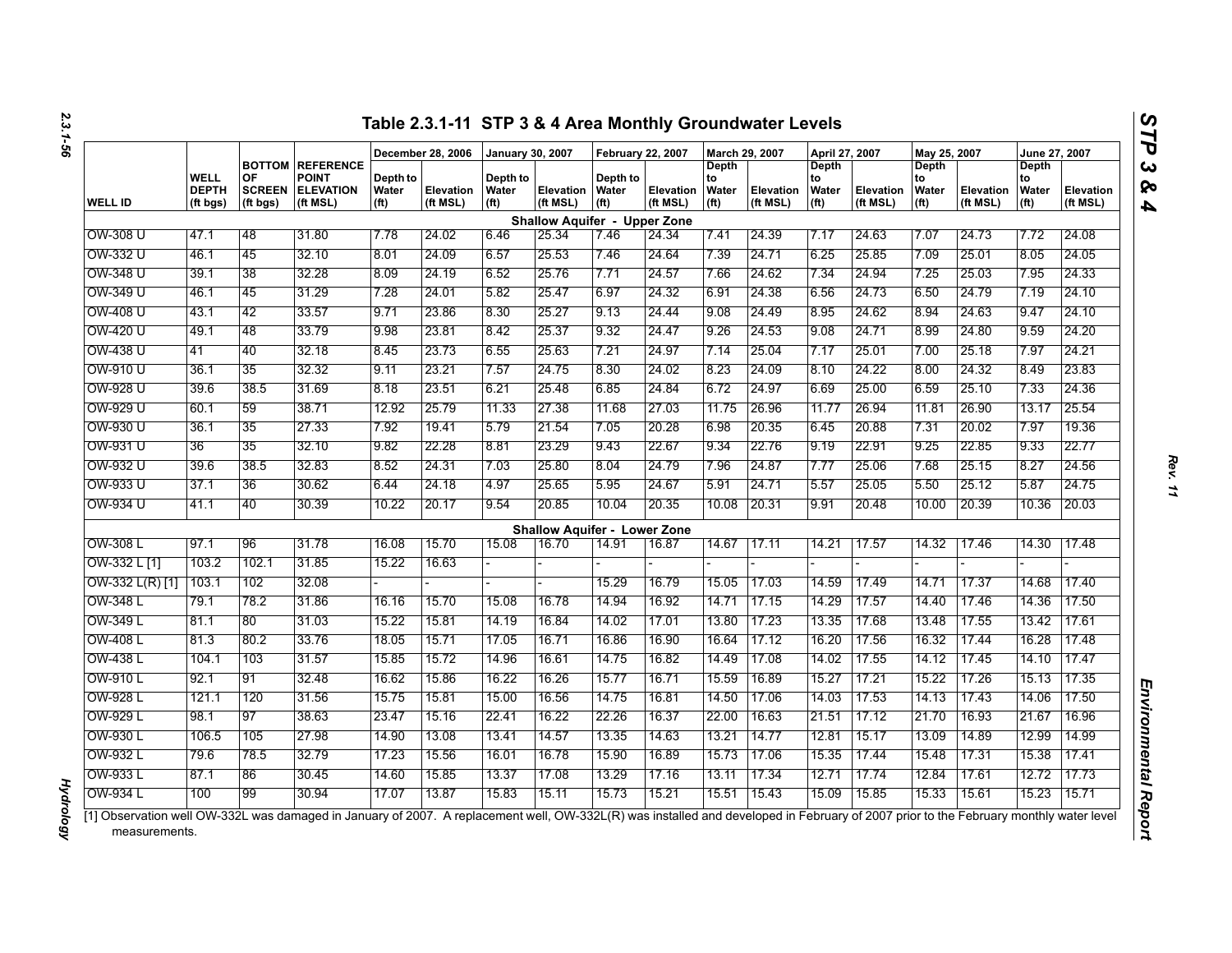## Table 2.3.1-11 STP 3 & 4 Area Monthly Groundwater Levels

| WELL ID | WELL DEPTH (ft bgs) | BOTTOM OF SCREEN (ft bgs) | REFERENCE POINT ELEVATION (ft MSL) | December 28, 2006 | | January 30, 2007 | | February 22, 2007 | | March 29, 2007 | | April 27, 2007 | | May 25, 2007 | | June 27, 2007 | |
|---|---|---|---|---|---|---|---|---|---|---|---|---|---|---|---|---|---|
| | | | | Depth to Water (ft) | Elevation (ft MSL) | Depth to Water (ft) | Elevation (ft MSL) | Depth to Water (ft) | Elevation (ft MSL) | Depth to Water (ft) | Elevation (ft MSL) | Depth to Water (ft) | Elevation (ft MSL) | Depth to Water (ft) | Elevation (ft MSL) | Depth to Water (ft) | Elevation (ft MSL) |
| **Shallow Aquifer - Upper Zone** | | | | | | | | | | | | | | | | | |
| OW-308 U | 47.1 | 48 | 31.80 | 7.78 | 24.02 | 6.46 | 25.34 | 7.46 | 24.34 | 7.41 | 24.39 | 7.17 | 24.63 | 7.07 | 24.73 | 7.72 | 24.08 |
| OW-332 U | 46.1 | 45 | 32.10 | 8.01 | 24.09 | 6.57 | 25.53 | 7.46 | 24.64 | 7.39 | 24.71 | 6.25 | 25.85 | 7.09 | 25.01 | 8.05 | 24.05 |
| OW-348 U | 39.1 | 38 | 32.28 | 8.09 | 24.19 | 6.52 | 25.76 | 7.71 | 24.57 | 7.66 | 24.62 | 7.34 | 24.94 | 7.25 | 25.03 | 7.95 | 24.33 |
| OW-349 U | 46.1 | 45 | 31.29 | 7.28 | 24.01 | 5.82 | 25.47 | 6.97 | 24.32 | 6.91 | 24.38 | 6.56 | 24.73 | 6.50 | 24.79 | 7.19 | 24.10 |
| OW-408 U | 43.1 | 42 | 33.57 | 9.71 | 23.86 | 8.30 | 25.27 | 9.13 | 24.44 | 9.08 | 24.49 | 8.95 | 24.62 | 8.94 | 24.63 | 9.47 | 24.10 |
| OW-420 U | 49.1 | 48 | 33.79 | 9.98 | 23.81 | 8.42 | 25.37 | 9.32 | 24.47 | 9.26 | 24.53 | 9.08 | 24.71 | 8.99 | 24.80 | 9.59 | 24.20 |
| OW-438 U | 41 | 40 | 32.18 | 8.45 | 23.73 | 6.55 | 25.63 | 7.21 | 24.97 | 7.14 | 25.04 | 7.17 | 25.01 | 7.00 | 25.18 | 7.97 | 24.21 |
| OW-910 U | 36.1 | 35 | 32.32 | 9.11 | 23.21 | 7.57 | 24.75 | 8.30 | 24.02 | 8.23 | 24.09 | 8.10 | 24.22 | 8.00 | 24.32 | 8.49 | 23.83 |
| OW-928 U | 39.6 | 38.5 | 31.69 | 8.18 | 23.51 | 6.21 | 25.48 | 6.85 | 24.84 | 6.72 | 24.97 | 6.69 | 25.00 | 6.59 | 25.10 | 7.33 | 24.36 |
| OW-929 U | 60.1 | 59 | 38.71 | 12.92 | 25.79 | 11.33 | 27.38 | 11.68 | 27.03 | 11.75 | 26.96 | 11.77 | 26.94 | 11.81 | 26.90 | 13.17 | 25.54 |
| OW-930 U | 36.1 | 35 | 27.33 | 7.92 | 19.41 | 5.79 | 21.54 | 7.05 | 20.28 | 6.98 | 20.35 | 6.45 | 20.88 | 7.31 | 20.02 | 7.97 | 19.36 |
| OW-931 U | 36 | 35 | 32.10 | 9.82 | 22.28 | 8.81 | 23.29 | 9.43 | 22.67 | 9.34 | 22.76 | 9.19 | 22.91 | 9.25 | 22.85 | 9.33 | 22.77 |
| OW-932 U | 39.6 | 38.5 | 32.83 | 8.52 | 24.31 | 7.03 | 25.80 | 8.04 | 24.79 | 7.96 | 24.87 | 7.77 | 25.06 | 7.68 | 25.15 | 8.27 | 24.56 |
| OW-933 U | 37.1 | 36 | 30.62 | 6.44 | 24.18 | 4.97 | 25.65 | 5.95 | 24.67 | 5.91 | 24.71 | 5.57 | 25.05 | 5.50 | 25.12 | 5.87 | 24.75 |
| OW-934 U | 41.1 | 40 | 30.39 | 10.22 | 20.17 | 9.54 | 20.85 | 10.04 | 20.35 | 10.08 | 20.31 | 9.91 | 20.48 | 10.00 | 20.39 | 10.36 | 20.03 |
| **Shallow Aquifer - Lower Zone** | | | | | | | | | | | | | | | | | |
| OW-308 L | 97.1 | 96 | 31.78 | 16.08 | 15.70 | 15.08 | 16.70 | 14.91 | 16.87 | 14.67 | 17.11 | 14.21 | 17.57 | 14.32 | 17.46 | 14.30 | 17.48 |
| OW-332 L [1] | 103.2 | 102.1 | 31.85 | 15.22 | 16.63 | - | - | - | - | - | - | - | - | - | - | - | - |
| OW-332 L(R) [1] | 103.1 | 102 | 32.08 | - | - | - | - | 15.29 | 16.79 | 15.05 | 17.03 | 14.59 | 17.49 | 14.71 | 17.37 | 14.68 | 17.40 |
| OW-348 L | 79.1 | 78.2 | 31.86 | 16.16 | 15.70 | 15.08 | 16.78 | 14.94 | 16.92 | 14.71 | 17.15 | 14.29 | 17.57 | 14.40 | 17.46 | 14.36 | 17.50 |
| OW-349 L | 81.1 | 80 | 31.03 | 15.22 | 15.81 | 14.19 | 16.84 | 14.02 | 17.01 | 13.80 | 17.23 | 13.35 | 17.68 | 13.48 | 17.55 | 13.42 | 17.61 |
| OW-408 L | 81.3 | 80.2 | 33.76 | 18.05 | 15.71 | 17.05 | 16.71 | 16.86 | 16.90 | 16.64 | 17.12 | 16.20 | 17.56 | 16.32 | 17.44 | 16.28 | 17.48 |
| OW-438 L | 104.1 | 103 | 31.57 | 15.85 | 15.72 | 14.96 | 16.61 | 14.75 | 16.82 | 14.49 | 17.08 | 14.02 | 17.55 | 14.12 | 17.45 | 14.10 | 17.47 |
| OW-910 L | 92.1 | 91 | 32.48 | 16.62 | 15.86 | 16.22 | 16.26 | 15.77 | 16.71 | 15.59 | 16.89 | 15.27 | 17.21 | 15.22 | 17.26 | 15.13 | 17.35 |
| OW-928 L | 121.1 | 120 | 31.56 | 15.75 | 15.81 | 15.00 | 16.56 | 14.75 | 16.81 | 14.50 | 17.06 | 14.03 | 17.53 | 14.13 | 17.43 | 14.06 | 17.50 |
| OW-929 L | 98.1 | 97 | 38.63 | 23.47 | 15.16 | 22.41 | 16.22 | 22.26 | 16.37 | 22.00 | 16.63 | 21.51 | 17.12 | 21.70 | 16.93 | 21.67 | 16.96 |
| OW-930 L | 106.5 | 105 | 27.98 | 14.90 | 13.08 | 13.41 | 14.57 | 13.35 | 14.63 | 13.21 | 14.77 | 12.81 | 15.17 | 13.09 | 14.89 | 12.99 | 14.99 |
| OW-932 L | 79.6 | 78.5 | 32.79 | 17.23 | 15.56 | 16.01 | 16.78 | 15.90 | 16.89 | 15.73 | 17.06 | 15.35 | 17.44 | 15.48 | 17.31 | 15.38 | 17.41 |
| OW-933 L | 87.1 | 86 | 30.45 | 14.60 | 15.85 | 13.37 | 17.08 | 13.29 | 17.16 | 13.11 | 17.34 | 12.71 | 17.74 | 12.84 | 17.61 | 12.72 | 17.73 |
| OW-934 L | 100 | 99 | 30.94 | 17.07 | 13.87 | 15.83 | 15.11 | 15.73 | 15.21 | 15.51 | 15.43 | 15.09 | 15.85 | 15.33 | 15.61 | 15.23 | 15.71 |

[1] Observation well OW-332L was damaged in January of 2007. A replacement well, OW-332L(R) was installed and developed in February of 2007 prior to the February monthly water level measurements.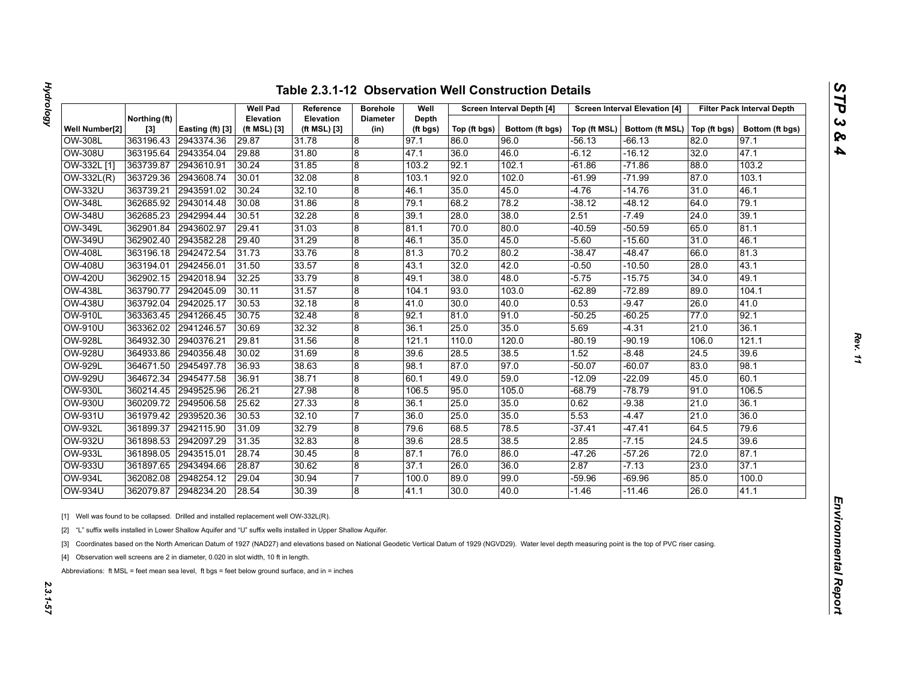## Table 2.3.1-12 Observation Well Construction Details

| Well Number[2] | Northing (ft) [3] | Easting (ft) [3] | Well Pad Elevation (ft MSL) [3] | Reference Elevation (ft MSL) [3] | Borehole Diameter (in) | Well Depth (ft bgs) | Screen Interval Depth [4] | | Screen Interval Elevation [4] | | Filter Pack Interval Depth | |
|---|---|---|---|---|---|---|---|---|---|---|---|---|
| | | | | | | | Top (ft bgs) | Bottom (ft bgs) | Top (ft MSL) | Bottom (ft MSL) | Top (ft bgs) | Bottom (ft bgs) |
| OW-308L | 363196.43 | 2943374.36 | 29.87 | 31.78 | 8 | 97.1 | 86.0 | 96.0 | -56.13 | -66.13 | 82.0 | 97.1 |
| OW-308U | 363195.64 | 2943354.04 | 29.88 | 31.80 | 8 | 47.1 | 36.0 | 46.0 | -6.12 | -16.12 | 32.0 | 47.1 |
| OW-332L [1] | 363739.87 | 2943610.91 | 30.24 | 31.85 | 8 | 103.2 | 92.1 | 102.1 | -61.86 | -71.86 | 88.0 | 103.2 |
| OW-332L(R) | 363729.36 | 2943608.74 | 30.01 | 32.08 | 8 | 103.1 | 92.0 | 102.0 | -61.99 | -71.99 | 87.0 | 103.1 |
| OW-332U | 363739.21 | 2943591.02 | 30.24 | 32.10 | 8 | 46.1 | 35.0 | 45.0 | -4.76 | -14.76 | 31.0 | 46.1 |
| OW-348L | 362685.92 | 2943014.48 | 30.08 | 31.86 | 8 | 79.1 | 68.2 | 78.2 | -38.12 | -48.12 | 64.0 | 79.1 |
| OW-348U | 362685.23 | 2942994.44 | 30.51 | 32.28 | 8 | 39.1 | 28.0 | 38.0 | 2.51 | -7.49 | 24.0 | 39.1 |
| OW-349L | 362901.84 | 2943602.97 | 29.41 | 31.03 | 8 | 81.1 | 70.0 | 80.0 | -40.59 | -50.59 | 65.0 | 81.1 |
| OW-349U | 362902.40 | 2943582.28 | 29.40 | 31.29 | 8 | 46.1 | 35.0 | 45.0 | -5.60 | -15.60 | 31.0 | 46.1 |
| OW-408L | 363196.18 | 2942472.54 | 31.73 | 33.76 | 8 | 81.3 | 70.2 | 80.2 | -38.47 | -48.47 | 66.0 | 81.3 |
| OW-408U | 363194.01 | 2942456.01 | 31.50 | 33.57 | 8 | 43.1 | 32.0 | 42.0 | -0.50 | -10.50 | 28.0 | 43.1 |
| OW-420U | 362902.15 | 2942018.94 | 32.25 | 33.79 | 8 | 49.1 | 38.0 | 48.0 | -5.75 | -15.75 | 34.0 | 49.1 |
| OW-438L | 363790.77 | 2942045.09 | 30.11 | 31.57 | 8 | 104.1 | 93.0 | 103.0 | -62.89 | -72.89 | 89.0 | 104.1 |
| OW-438U | 363792.04 | 2942025.17 | 30.53 | 32.18 | 8 | 41.0 | 30.0 | 40.0 | 0.53 | -9.47 | 26.0 | 41.0 |
| OW-910L | 363363.45 | 2941266.45 | 30.75 | 32.48 | 8 | 92.1 | 81.0 | 91.0 | -50.25 | -60.25 | 77.0 | 92.1 |
| OW-910U | 363362.02 | 2941246.57 | 30.69 | 32.32 | 8 | 36.1 | 25.0 | 35.0 | 5.69 | -4.31 | 21.0 | 36.1 |
| OW-928L | 364932.30 | 2940376.21 | 29.81 | 31.56 | 8 | 121.1 | 110.0 | 120.0 | -80.19 | -90.19 | 106.0 | 121.1 |
| OW-928U | 364933.86 | 2940356.48 | 30.02 | 31.69 | 8 | 39.6 | 28.5 | 38.5 | 1.52 | -8.48 | 24.5 | 39.6 |
| OW-929L | 364671.50 | 2945497.78 | 36.93 | 38.63 | 8 | 98.1 | 87.0 | 97.0 | -50.07 | -60.07 | 83.0 | 98.1 |
| OW-929U | 364672.34 | 2945477.58 | 36.91 | 38.71 | 8 | 60.1 | 49.0 | 59.0 | -12.09 | -22.09 | 45.0 | 60.1 |
| OW-930L | 360214.45 | 2949525.96 | 26.21 | 27.98 | 8 | 106.5 | 95.0 | 105.0 | -68.79 | -78.79 | 91.0 | 106.5 |
| OW-930U | 360209.72 | 2949506.58 | 25.62 | 27.33 | 8 | 36.1 | 25.0 | 35.0 | 0.62 | -9.38 | 21.0 | 36.1 |
| OW-931U | 361979.42 | 2939520.36 | 30.53 | 32.10 | 7 | 36.0 | 25.0 | 35.0 | 5.53 | -4.47 | 21.0 | 36.0 |
| OW-932L | 361899.37 | 2942115.90 | 31.09 | 32.79 | 8 | 79.6 | 68.5 | 78.5 | -37.41 | -47.41 | 64.5 | 79.6 |
| OW-932U | 361898.53 | 2942097.29 | 31.35 | 32.83 | 8 | 39.6 | 28.5 | 38.5 | 2.85 | -7.15 | 24.5 | 39.6 |
| OW-933L | 361898.05 | 2943515.01 | 28.74 | 30.45 | 8 | 87.1 | 76.0 | 86.0 | -47.26 | -57.26 | 72.0 | 87.1 |
| OW-933U | 361897.65 | 2943494.66 | 28.87 | 30.62 | 8 | 37.1 | 26.0 | 36.0 | 2.87 | -7.13 | 23.0 | 37.1 |
| OW-934L | 362082.08 | 2948254.12 | 29.04 | 30.94 | 7 | 100.0 | 89.0 | 99.0 | -59.96 | -69.96 | 85.0 | 100.0 |
| OW-934U | 362079.87 | 2948234.20 | 28.54 | 30.39 | 8 | 41.1 | 30.0 | 40.0 | -1.46 | -11.46 | 26.0 | 41.1 |

[1] Well was found to be collapsed. Drilled and installed replacement well OW-332L(R).

[2] "L" suffix wells installed in Lower Shallow Aquifer and "U" suffix wells installed in Upper Shallow Aquifer.

[3] Coordinates based on the North American Datum of 1927 (NAD27) and elevations based on National Geodetic Vertical Datum of 1929 (NGVD29). Water level depth measuring point is the top of PVC riser casing.

[4] Observation well screens are 2 in diameter, 0.020 in slot width, 10 ft in length.

Abbreviations: ft MSL = feet mean sea level, ft bgs = feet below ground surface, and in = inches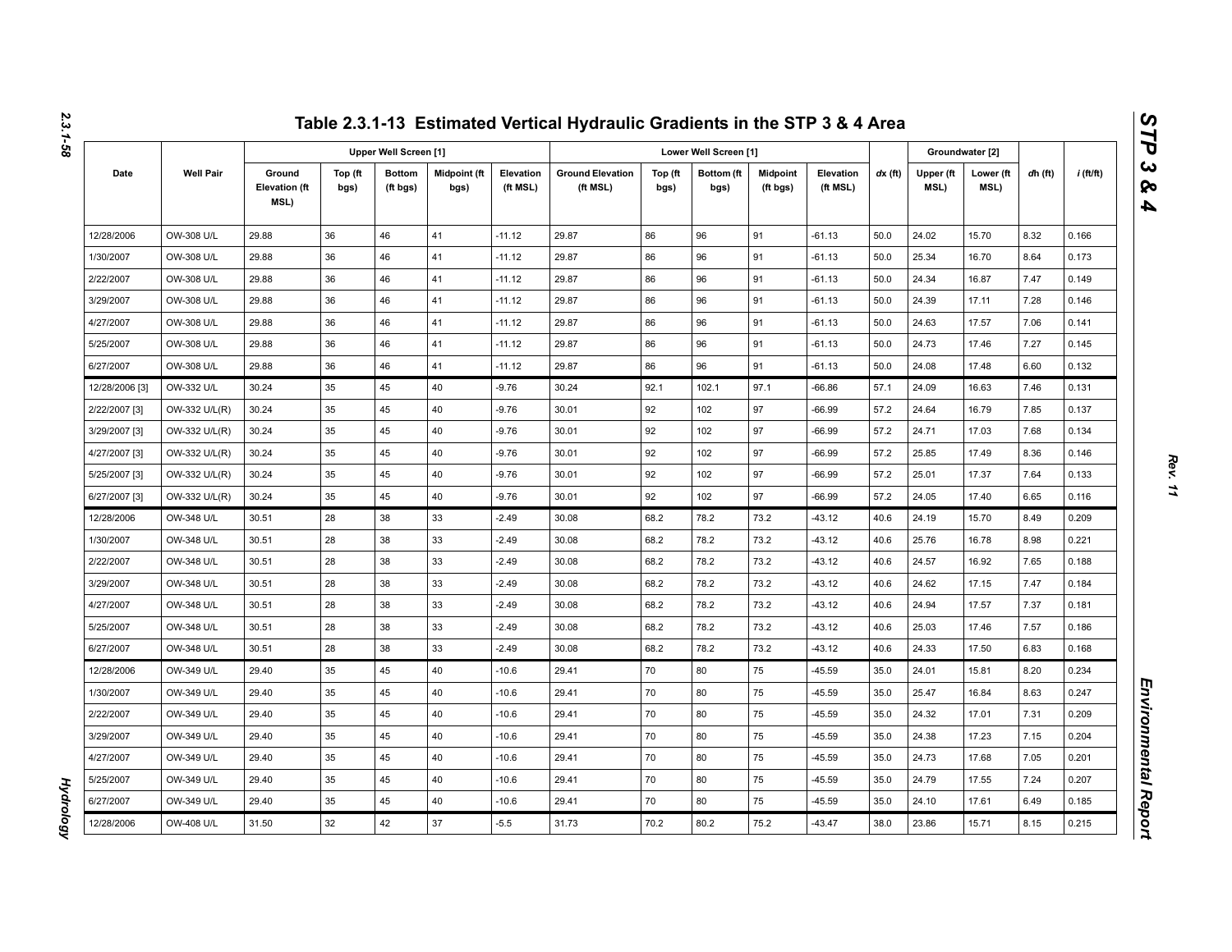# Table 2.3.1-13 Estimated Vertical Hydraulic Gradients in the STP 3 & 4 Area

| Date | Well Pair | Upper Well Screen [1] | | | | | Lower Well Screen [1] | | | | | *dx* (ft) | Groundwater [2] | | *dh* (ft) | *i* (ft/ft) |
|---|---|---|---|---|---|---|---|---|---|---|---|---|---|---|---|---|
| | | Ground Elevation (ft MSL) | Top (ft bgs) | Bottom (ft bgs) | Midpoint (ft bgs) | Elevation (ft MSL) | Ground Elevation (ft MSL) | Top (ft bgs) | Bottom (ft bgs) | Midpoint (ft bgs) | Elevation (ft MSL) | | Upper (ft MSL) | Lower (ft MSL) | | |
| 12/28/2006 | OW-308 U/L | 29.88 | 36 | 46 | 41 | -11.12 | 29.87 | 86 | 96 | 91 | -61.13 | 50.0 | 24.02 | 15.70 | 8.32 | 0.166 |
| 1/30/2007 | OW-308 U/L | 29.88 | 36 | 46 | 41 | -11.12 | 29.87 | 86 | 96 | 91 | -61.13 | 50.0 | 25.34 | 16.70 | 8.64 | 0.173 |
| 2/22/2007 | OW-308 U/L | 29.88 | 36 | 46 | 41 | -11.12 | 29.87 | 86 | 96 | 91 | -61.13 | 50.0 | 24.34 | 16.87 | 7.47 | 0.149 |
| 3/29/2007 | OW-308 U/L | 29.88 | 36 | 46 | 41 | -11.12 | 29.87 | 86 | 96 | 91 | -61.13 | 50.0 | 24.39 | 17.11 | 7.28 | 0.146 |
| 4/27/2007 | OW-308 U/L | 29.88 | 36 | 46 | 41 | -11.12 | 29.87 | 86 | 96 | 91 | -61.13 | 50.0 | 24.63 | 17.57 | 7.06 | 0.141 |
| 5/25/2007 | OW-308 U/L | 29.88 | 36 | 46 | 41 | -11.12 | 29.87 | 86 | 96 | 91 | -61.13 | 50.0 | 24.73 | 17.46 | 7.27 | 0.145 |
| 6/27/2007 | OW-308 U/L | 29.88 | 36 | 46 | 41 | -11.12 | 29.87 | 86 | 96 | 91 | -61.13 | 50.0 | 24.08 | 17.48 | 6.60 | 0.132 |
| 12/28/2006 [3] | OW-332 U/L | 30.24 | 35 | 45 | 40 | -9.76 | 30.24 | 92.1 | 102.1 | 97.1 | -66.86 | 57.1 | 24.09 | 16.63 | 7.46 | 0.131 |
| 2/22/2007 [3] | OW-332 U/L(R) | 30.24 | 35 | 45 | 40 | -9.76 | 30.01 | 92 | 102 | 97 | -66.99 | 57.2 | 24.64 | 16.79 | 7.85 | 0.137 |
| 3/29/2007 [3] | OW-332 U/L(R) | 30.24 | 35 | 45 | 40 | -9.76 | 30.01 | 92 | 102 | 97 | -66.99 | 57.2 | 24.71 | 17.03 | 7.68 | 0.134 |
| 4/27/2007 [3] | OW-332 U/L(R) | 30.24 | 35 | 45 | 40 | -9.76 | 30.01 | 92 | 102 | 97 | -66.99 | 57.2 | 25.85 | 17.49 | 8.36 | 0.146 |
| 5/25/2007 [3] | OW-332 U/L(R) | 30.24 | 35 | 45 | 40 | -9.76 | 30.01 | 92 | 102 | 97 | -66.99 | 57.2 | 25.01 | 17.37 | 7.64 | 0.133 |
| 6/27/2007 [3] | OW-332 U/L(R) | 30.24 | 35 | 45 | 40 | -9.76 | 30.01 | 92 | 102 | 97 | -66.99 | 57.2 | 24.05 | 17.40 | 6.65 | 0.116 |
| 12/28/2006 | OW-348 U/L | 30.51 | 28 | 38 | 33 | -2.49 | 30.08 | 68.2 | 78.2 | 73.2 | -43.12 | 40.6 | 24.19 | 15.70 | 8.49 | 0.209 |
| 1/30/2007 | OW-348 U/L | 30.51 | 28 | 38 | 33 | -2.49 | 30.08 | 68.2 | 78.2 | 73.2 | -43.12 | 40.6 | 25.76 | 16.78 | 8.98 | 0.221 |
| 2/22/2007 | OW-348 U/L | 30.51 | 28 | 38 | 33 | -2.49 | 30.08 | 68.2 | 78.2 | 73.2 | -43.12 | 40.6 | 24.57 | 16.92 | 7.65 | 0.188 |
| 3/29/2007 | OW-348 U/L | 30.51 | 28 | 38 | 33 | -2.49 | 30.08 | 68.2 | 78.2 | 73.2 | -43.12 | 40.6 | 24.62 | 17.15 | 7.47 | 0.184 |
| 4/27/2007 | OW-348 U/L | 30.51 | 28 | 38 | 33 | -2.49 | 30.08 | 68.2 | 78.2 | 73.2 | -43.12 | 40.6 | 24.94 | 17.57 | 7.37 | 0.181 |
| 5/25/2007 | OW-348 U/L | 30.51 | 28 | 38 | 33 | -2.49 | 30.08 | 68.2 | 78.2 | 73.2 | -43.12 | 40.6 | 25.03 | 17.46 | 7.57 | 0.186 |
| 6/27/2007 | OW-348 U/L | 30.51 | 28 | 38 | 33 | -2.49 | 30.08 | 68.2 | 78.2 | 73.2 | -43.12 | 40.6 | 24.33 | 17.50 | 6.83 | 0.168 |
| 12/28/2006 | OW-349 U/L | 29.40 | 35 | 45 | 40 | -10.6 | 29.41 | 70 | 80 | 75 | -45.59 | 35.0 | 24.01 | 15.81 | 8.20 | 0.234 |
| 1/30/2007 | OW-349 U/L | 29.40 | 35 | 45 | 40 | -10.6 | 29.41 | 70 | 80 | 75 | -45.59 | 35.0 | 25.47 | 16.84 | 8.63 | 0.247 |
| 2/22/2007 | OW-349 U/L | 29.40 | 35 | 45 | 40 | -10.6 | 29.41 | 70 | 80 | 75 | -45.59 | 35.0 | 24.32 | 17.01 | 7.31 | 0.209 |
| 3/29/2007 | OW-349 U/L | 29.40 | 35 | 45 | 40 | -10.6 | 29.41 | 70 | 80 | 75 | -45.59 | 35.0 | 24.38 | 17.23 | 7.15 | 0.204 |
| 4/27/2007 | OW-349 U/L | 29.40 | 35 | 45 | 40 | -10.6 | 29.41 | 70 | 80 | 75 | -45.59 | 35.0 | 24.73 | 17.68 | 7.05 | 0.201 |
| 5/25/2007 | OW-349 U/L | 29.40 | 35 | 45 | 40 | -10.6 | 29.41 | 70 | 80 | 75 | -45.59 | 35.0 | 24.79 | 17.55 | 7.24 | 0.207 |
| 6/27/2007 | OW-349 U/L | 29.40 | 35 | 45 | 40 | -10.6 | 29.41 | 70 | 80 | 75 | -45.59 | 35.0 | 24.10 | 17.61 | 6.49 | 0.185 |
| 12/28/2006 | OW-408 U/L | 31.50 | 32 | 42 | 37 | -5.5 | 31.73 | 70.2 | 80.2 | 75.2 | -43.47 | 38.0 | 23.86 | 15.71 | 8.15 | 0.215 |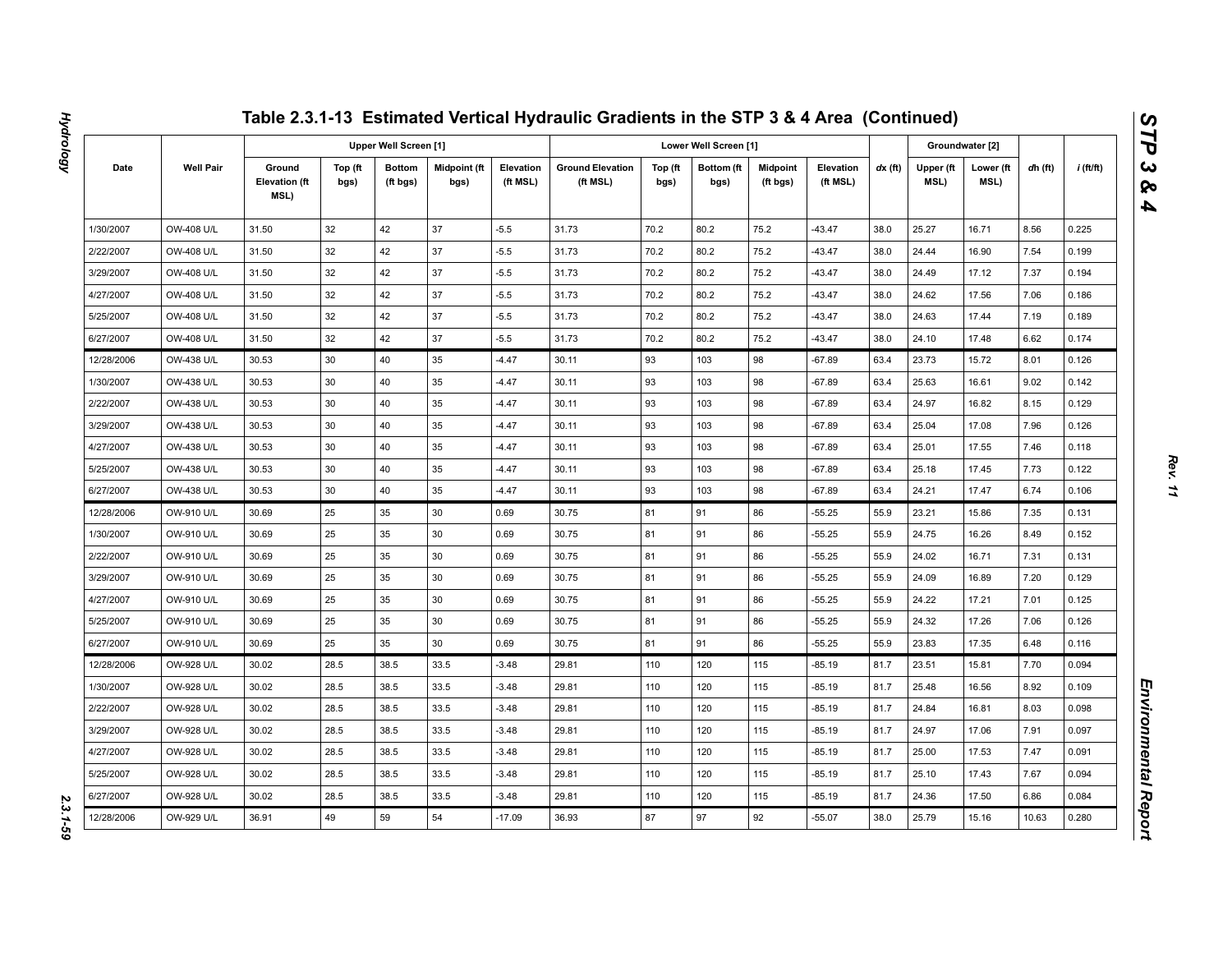# Table 2.3.1-13 Estimated Vertical Hydraulic Gradients in the STP 3 & 4 Area (Continued)

| Date | Well Pair | Upper Well Screen [1] | | | | | Lower Well Screen [1] | | | | | | Groundwater [2] | | | |
|---|---|---|---|---|---|---|---|---|---|---|---|---|---|---|---|---|
| | | Ground Elevation (ft MSL) | Top (ft bgs) | Bottom (ft bgs) | Midpoint (ft bgs) | Elevation (ft MSL) | Ground Elevation (ft MSL) | Top (ft bgs) | Bottom (ft bgs) | Midpoint (ft bgs) | Elevation (ft MSL) | *dx* (ft) | Upper (ft MSL) | Lower (ft MSL) | *dh* (ft) | *i* (ft/ft) |
| 1/30/2007 | OW-408 U/L | 31.50 | 32 | 42 | 37 | -5.5 | 31.73 | 70.2 | 80.2 | 75.2 | -43.47 | 38.0 | 25.27 | 16.71 | 8.56 | 0.225 |
| 2/22/2007 | OW-408 U/L | 31.50 | 32 | 42 | 37 | -5.5 | 31.73 | 70.2 | 80.2 | 75.2 | -43.47 | 38.0 | 24.44 | 16.90 | 7.54 | 0.199 |
| 3/29/2007 | OW-408 U/L | 31.50 | 32 | 42 | 37 | -5.5 | 31.73 | 70.2 | 80.2 | 75.2 | -43.47 | 38.0 | 24.49 | 17.12 | 7.37 | 0.194 |
| 4/27/2007 | OW-408 U/L | 31.50 | 32 | 42 | 37 | -5.5 | 31.73 | 70.2 | 80.2 | 75.2 | -43.47 | 38.0 | 24.62 | 17.56 | 7.06 | 0.186 |
| 5/25/2007 | OW-408 U/L | 31.50 | 32 | 42 | 37 | -5.5 | 31.73 | 70.2 | 80.2 | 75.2 | -43.47 | 38.0 | 24.63 | 17.44 | 7.19 | 0.189 |
| 6/27/2007 | OW-408 U/L | 31.50 | 32 | 42 | 37 | -5.5 | 31.73 | 70.2 | 80.2 | 75.2 | -43.47 | 38.0 | 24.10 | 17.48 | 6.62 | 0.174 |
| 12/28/2006 | OW-438 U/L | 30.53 | 30 | 40 | 35 | -4.47 | 30.11 | 93 | 103 | 98 | -67.89 | 63.4 | 23.73 | 15.72 | 8.01 | 0.126 |
| 1/30/2007 | OW-438 U/L | 30.53 | 30 | 40 | 35 | -4.47 | 30.11 | 93 | 103 | 98 | -67.89 | 63.4 | 25.63 | 16.61 | 9.02 | 0.142 |
| 2/22/2007 | OW-438 U/L | 30.53 | 30 | 40 | 35 | -4.47 | 30.11 | 93 | 103 | 98 | -67.89 | 63.4 | 24.97 | 16.82 | 8.15 | 0.129 |
| 3/29/2007 | OW-438 U/L | 30.53 | 30 | 40 | 35 | -4.47 | 30.11 | 93 | 103 | 98 | -67.89 | 63.4 | 25.04 | 17.08 | 7.96 | 0.126 |
| 4/27/2007 | OW-438 U/L | 30.53 | 30 | 40 | 35 | -4.47 | 30.11 | 93 | 103 | 98 | -67.89 | 63.4 | 25.01 | 17.55 | 7.46 | 0.118 |
| 5/25/2007 | OW-438 U/L | 30.53 | 30 | 40 | 35 | -4.47 | 30.11 | 93 | 103 | 98 | -67.89 | 63.4 | 25.18 | 17.45 | 7.73 | 0.122 |
| 6/27/2007 | OW-438 U/L | 30.53 | 30 | 40 | 35 | -4.47 | 30.11 | 93 | 103 | 98 | -67.89 | 63.4 | 24.21 | 17.47 | 6.74 | 0.106 |
| 12/28/2006 | OW-910 U/L | 30.69 | 25 | 35 | 30 | 0.69 | 30.75 | 81 | 91 | 86 | -55.25 | 55.9 | 23.21 | 15.86 | 7.35 | 0.131 |
| 1/30/2007 | OW-910 U/L | 30.69 | 25 | 35 | 30 | 0.69 | 30.75 | 81 | 91 | 86 | -55.25 | 55.9 | 24.75 | 16.26 | 8.49 | 0.152 |
| 2/22/2007 | OW-910 U/L | 30.69 | 25 | 35 | 30 | 0.69 | 30.75 | 81 | 91 | 86 | -55.25 | 55.9 | 24.02 | 16.71 | 7.31 | 0.131 |
| 3/29/2007 | OW-910 U/L | 30.69 | 25 | 35 | 30 | 0.69 | 30.75 | 81 | 91 | 86 | -55.25 | 55.9 | 24.09 | 16.89 | 7.20 | 0.129 |
| 4/27/2007 | OW-910 U/L | 30.69 | 25 | 35 | 30 | 0.69 | 30.75 | 81 | 91 | 86 | -55.25 | 55.9 | 24.22 | 17.21 | 7.01 | 0.125 |
| 5/25/2007 | OW-910 U/L | 30.69 | 25 | 35 | 30 | 0.69 | 30.75 | 81 | 91 | 86 | -55.25 | 55.9 | 24.32 | 17.26 | 7.06 | 0.126 |
| 6/27/2007 | OW-910 U/L | 30.69 | 25 | 35 | 30 | 0.69 | 30.75 | 81 | 91 | 86 | -55.25 | 55.9 | 23.83 | 17.35 | 6.48 | 0.116 |
| 12/28/2006 | OW-928 U/L | 30.02 | 28.5 | 38.5 | 33.5 | -3.48 | 29.81 | 110 | 120 | 115 | -85.19 | 81.7 | 23.51 | 15.81 | 7.70 | 0.094 |
| 1/30/2007 | OW-928 U/L | 30.02 | 28.5 | 38.5 | 33.5 | -3.48 | 29.81 | 110 | 120 | 115 | -85.19 | 81.7 | 25.48 | 16.56 | 8.92 | 0.109 |
| 2/22/2007 | OW-928 U/L | 30.02 | 28.5 | 38.5 | 33.5 | -3.48 | 29.81 | 110 | 120 | 115 | -85.19 | 81.7 | 24.84 | 16.81 | 8.03 | 0.098 |
| 3/29/2007 | OW-928 U/L | 30.02 | 28.5 | 38.5 | 33.5 | -3.48 | 29.81 | 110 | 120 | 115 | -85.19 | 81.7 | 24.97 | 17.06 | 7.91 | 0.097 |
| 4/27/2007 | OW-928 U/L | 30.02 | 28.5 | 38.5 | 33.5 | -3.48 | 29.81 | 110 | 120 | 115 | -85.19 | 81.7 | 25.00 | 17.53 | 7.47 | 0.091 |
| 5/25/2007 | OW-928 U/L | 30.02 | 28.5 | 38.5 | 33.5 | -3.48 | 29.81 | 110 | 120 | 115 | -85.19 | 81.7 | 25.10 | 17.43 | 7.67 | 0.094 |
| 6/27/2007 | OW-928 U/L | 30.02 | 28.5 | 38.5 | 33.5 | -3.48 | 29.81 | 110 | 120 | 115 | -85.19 | 81.7 | 24.36 | 17.50 | 6.86 | 0.084 |
| 12/28/2006 | OW-929 U/L | 36.91 | 49 | 59 | 54 | -17.09 | 36.93 | 87 | 97 | 92 | -55.07 | 38.0 | 25.79 | 15.16 | 10.63 | 0.280 |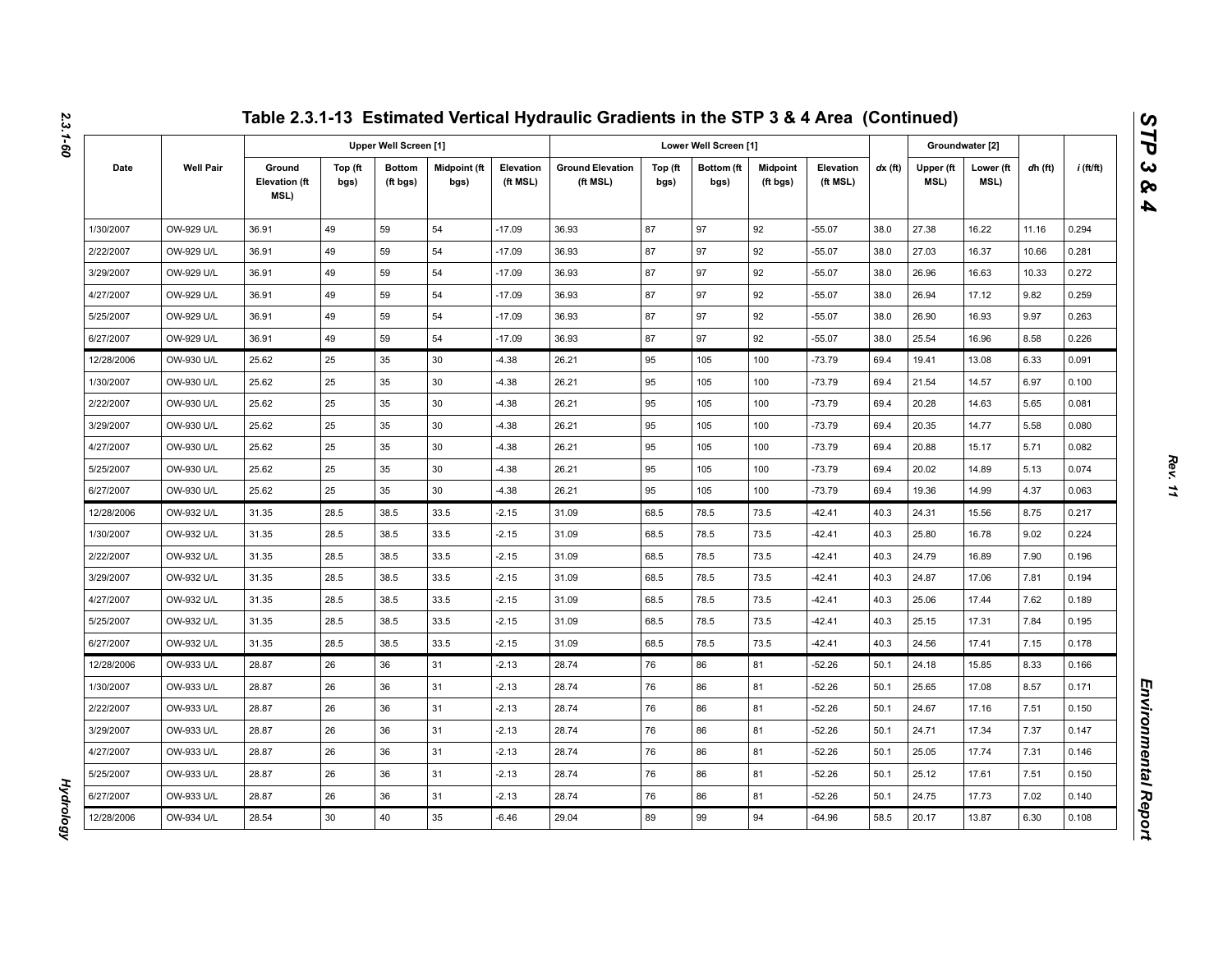# Table 2.3.1-13 Estimated Vertical Hydraulic Gradients in the STP 3 & 4 Area (Continued)

| Date | Well Pair | Upper Well Screen [1] | | | | | Lower Well Screen [1] | | | | | dx (ft) | Groundwater [2] | | dh (ft) | i (ft/ft) |
|---|---|---|---|---|---|---|---|---|---|---|---|---|---|---|---|---|
| | | Ground Elevation (ft MSL) | Top (ft bgs) | Bottom (ft bgs) | Midpoint (ft bgs) | Elevation (ft MSL) | Ground Elevation (ft MSL) | Top (ft bgs) | Bottom (ft bgs) | Midpoint (ft bgs) | Elevation (ft MSL) | | Upper (ft MSL) | Lower (ft MSL) | | |
| 1/30/2007 | OW-929 U/L | 36.91 | 49 | 59 | 54 | -17.09 | 36.93 | 87 | 97 | 92 | -55.07 | 38.0 | 27.38 | 16.22 | 11.16 | 0.294 |
| 2/22/2007 | OW-929 U/L | 36.91 | 49 | 59 | 54 | -17.09 | 36.93 | 87 | 97 | 92 | -55.07 | 38.0 | 27.03 | 16.37 | 10.66 | 0.281 |
| 3/29/2007 | OW-929 U/L | 36.91 | 49 | 59 | 54 | -17.09 | 36.93 | 87 | 97 | 92 | -55.07 | 38.0 | 26.96 | 16.63 | 10.33 | 0.272 |
| 4/27/2007 | OW-929 U/L | 36.91 | 49 | 59 | 54 | -17.09 | 36.93 | 87 | 97 | 92 | -55.07 | 38.0 | 26.94 | 17.12 | 9.82 | 0.259 |
| 5/25/2007 | OW-929 U/L | 36.91 | 49 | 59 | 54 | -17.09 | 36.93 | 87 | 97 | 92 | -55.07 | 38.0 | 26.90 | 16.93 | 9.97 | 0.263 |
| 6/27/2007 | OW-929 U/L | 36.91 | 49 | 59 | 54 | -17.09 | 36.93 | 87 | 97 | 92 | -55.07 | 38.0 | 25.54 | 16.96 | 8.58 | 0.226 |
| 12/28/2006 | OW-930 U/L | 25.62 | 25 | 35 | 30 | -4.38 | 26.21 | 95 | 105 | 100 | -73.79 | 69.4 | 19.41 | 13.08 | 6.33 | 0.091 |
| 1/30/2007 | OW-930 U/L | 25.62 | 25 | 35 | 30 | -4.38 | 26.21 | 95 | 105 | 100 | -73.79 | 69.4 | 21.54 | 14.57 | 6.97 | 0.100 |
| 2/22/2007 | OW-930 U/L | 25.62 | 25 | 35 | 30 | -4.38 | 26.21 | 95 | 105 | 100 | -73.79 | 69.4 | 20.28 | 14.63 | 5.65 | 0.081 |
| 3/29/2007 | OW-930 U/L | 25.62 | 25 | 35 | 30 | -4.38 | 26.21 | 95 | 105 | 100 | -73.79 | 69.4 | 20.35 | 14.77 | 5.58 | 0.080 |
| 4/27/2007 | OW-930 U/L | 25.62 | 25 | 35 | 30 | -4.38 | 26.21 | 95 | 105 | 100 | -73.79 | 69.4 | 20.88 | 15.17 | 5.71 | 0.082 |
| 5/25/2007 | OW-930 U/L | 25.62 | 25 | 35 | 30 | -4.38 | 26.21 | 95 | 105 | 100 | -73.79 | 69.4 | 20.02 | 14.89 | 5.13 | 0.074 |
| 6/27/2007 | OW-930 U/L | 25.62 | 25 | 35 | 30 | -4.38 | 26.21 | 95 | 105 | 100 | -73.79 | 69.4 | 19.36 | 14.99 | 4.37 | 0.063 |
| 12/28/2006 | OW-932 U/L | 31.35 | 28.5 | 38.5 | 33.5 | -2.15 | 31.09 | 68.5 | 78.5 | 73.5 | -42.41 | 40.3 | 24.31 | 15.56 | 8.75 | 0.217 |
| 1/30/2007 | OW-932 U/L | 31.35 | 28.5 | 38.5 | 33.5 | -2.15 | 31.09 | 68.5 | 78.5 | 73.5 | -42.41 | 40.3 | 25.80 | 16.78 | 9.02 | 0.224 |
| 2/22/2007 | OW-932 U/L | 31.35 | 28.5 | 38.5 | 33.5 | -2.15 | 31.09 | 68.5 | 78.5 | 73.5 | -42.41 | 40.3 | 24.79 | 16.89 | 7.90 | 0.196 |
| 3/29/2007 | OW-932 U/L | 31.35 | 28.5 | 38.5 | 33.5 | -2.15 | 31.09 | 68.5 | 78.5 | 73.5 | -42.41 | 40.3 | 24.87 | 17.06 | 7.81 | 0.194 |
| 4/27/2007 | OW-932 U/L | 31.35 | 28.5 | 38.5 | 33.5 | -2.15 | 31.09 | 68.5 | 78.5 | 73.5 | -42.41 | 40.3 | 25.06 | 17.44 | 7.62 | 0.189 |
| 5/25/2007 | OW-932 U/L | 31.35 | 28.5 | 38.5 | 33.5 | -2.15 | 31.09 | 68.5 | 78.5 | 73.5 | -42.41 | 40.3 | 25.15 | 17.31 | 7.84 | 0.195 |
| 6/27/2007 | OW-932 U/L | 31.35 | 28.5 | 38.5 | 33.5 | -2.15 | 31.09 | 68.5 | 78.5 | 73.5 | -42.41 | 40.3 | 24.56 | 17.41 | 7.15 | 0.178 |
| 12/28/2006 | OW-933 U/L | 28.87 | 26 | 36 | 31 | -2.13 | 28.74 | 76 | 86 | 81 | -52.26 | 50.1 | 24.18 | 15.85 | 8.33 | 0.166 |
| 1/30/2007 | OW-933 U/L | 28.87 | 26 | 36 | 31 | -2.13 | 28.74 | 76 | 86 | 81 | -52.26 | 50.1 | 25.65 | 17.08 | 8.57 | 0.171 |
| 2/22/2007 | OW-933 U/L | 28.87 | 26 | 36 | 31 | -2.13 | 28.74 | 76 | 86 | 81 | -52.26 | 50.1 | 24.67 | 17.16 | 7.51 | 0.150 |
| 3/29/2007 | OW-933 U/L | 28.87 | 26 | 36 | 31 | -2.13 | 28.74 | 76 | 86 | 81 | -52.26 | 50.1 | 24.71 | 17.34 | 7.37 | 0.147 |
| 4/27/2007 | OW-933 U/L | 28.87 | 26 | 36 | 31 | -2.13 | 28.74 | 76 | 86 | 81 | -52.26 | 50.1 | 25.05 | 17.74 | 7.31 | 0.146 |
| 5/25/2007 | OW-933 U/L | 28.87 | 26 | 36 | 31 | -2.13 | 28.74 | 76 | 86 | 81 | -52.26 | 50.1 | 25.12 | 17.61 | 7.51 | 0.150 |
| 6/27/2007 | OW-933 U/L | 28.87 | 26 | 36 | 31 | -2.13 | 28.74 | 76 | 86 | 81 | -52.26 | 50.1 | 24.75 | 17.73 | 7.02 | 0.140 |
| 12/28/2006 | OW-934 U/L | 28.54 | 30 | 40 | 35 | -6.46 | 29.04 | 89 | 99 | 94 | -64.96 | 58.5 | 20.17 | 13.87 | 6.30 | 0.108 |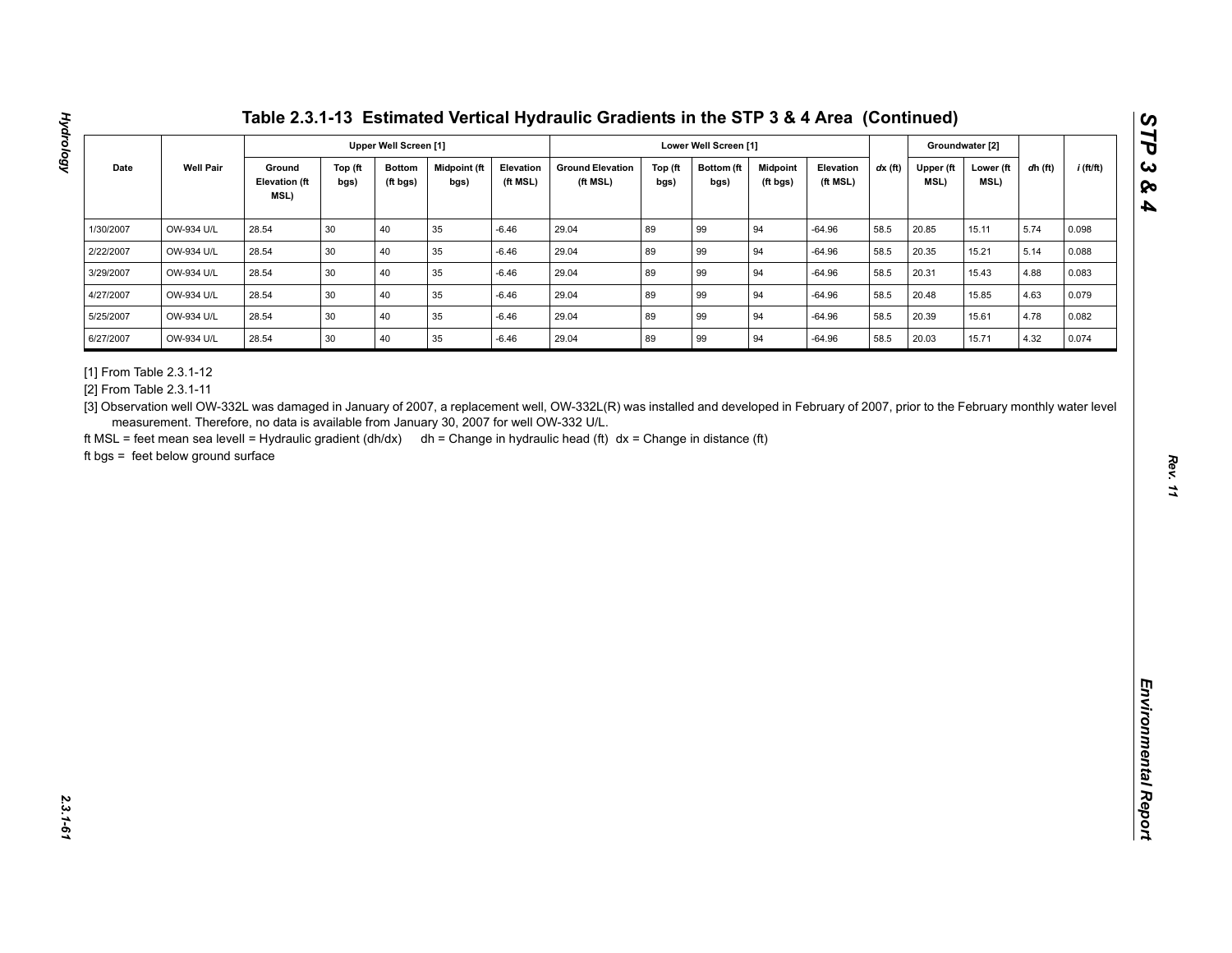# Table 2.3.1-13 Estimated Vertical Hydraulic Gradients in the STP 3 & 4 Area (Continued)

| Date | Well Pair | Upper Well Screen [1] | | | | | Lower Well Screen [1] | | | | | dx (ft) | Groundwater [2] | | dh (ft) | i (ft/ft) |
|---|---|---|---|---|---|---|---|---|---|---|---|---|---|---|---|---|
| | | Ground Elevation (ft MSL) | Top (ft bgs) | Bottom (ft bgs) | Midpoint (ft bgs) | Elevation (ft MSL) | Ground Elevation (ft MSL) | Top (ft bgs) | Bottom (ft bgs) | Midpoint (ft bgs) | Elevation (ft MSL) | | Upper (ft MSL) | Lower (ft MSL) | | |
| 1/30/2007 | OW-934 U/L | 28.54 | 30 | 40 | 35 | -6.46 | 29.04 | 89 | 99 | 94 | -64.96 | 58.5 | 20.85 | 15.11 | 5.74 | 0.098 |
| 2/22/2007 | OW-934 U/L | 28.54 | 30 | 40 | 35 | -6.46 | 29.04 | 89 | 99 | 94 | -64.96 | 58.5 | 20.35 | 15.21 | 5.14 | 0.088 |
| 3/29/2007 | OW-934 U/L | 28.54 | 30 | 40 | 35 | -6.46 | 29.04 | 89 | 99 | 94 | -64.96 | 58.5 | 20.31 | 15.43 | 4.88 | 0.083 |
| 4/27/2007 | OW-934 U/L | 28.54 | 30 | 40 | 35 | -6.46 | 29.04 | 89 | 99 | 94 | -64.96 | 58.5 | 20.48 | 15.85 | 4.63 | 0.079 |
| 5/25/2007 | OW-934 U/L | 28.54 | 30 | 40 | 35 | -6.46 | 29.04 | 89 | 99 | 94 | -64.96 | 58.5 | 20.39 | 15.61 | 4.78 | 0.082 |
| 6/27/2007 | OW-934 U/L | 28.54 | 30 | 40 | 35 | -6.46 | 29.04 | 89 | 99 | 94 | -64.96 | 58.5 | 20.03 | 15.71 | 4.32 | 0.074 |

[1] From Table 2.3.1-12

[2] From Table 2.3.1-11

[3] Observation well OW-332L was damaged in January of 2007, a replacement well, OW-332L(R) was installed and developed in February of 2007, prior to the February monthly water level measurement. Therefore, no data is available from January 30, 2007 for well OW-332 U/L.

ft MSL = feet mean sea levell = Hydraulic gradient (dh/dx)  dh = Change in hydraulic head (ft)  dx = Change in distance (ft)

ft bgs = feet below ground surface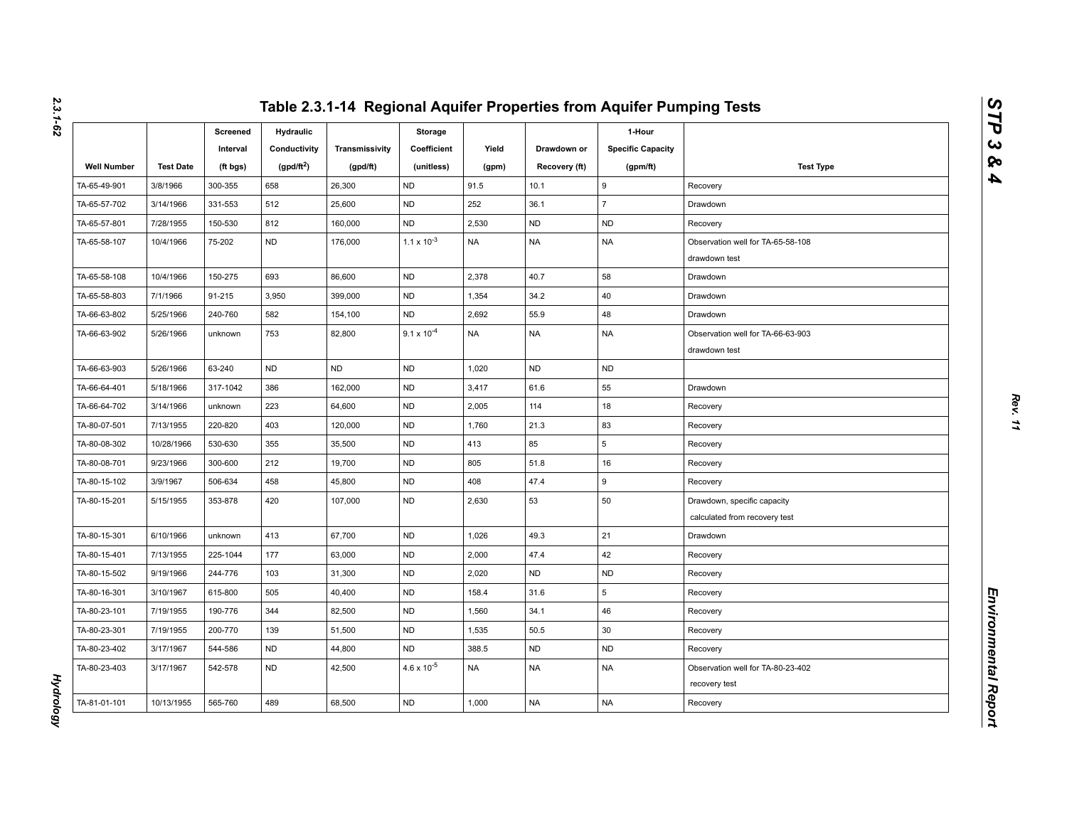# Table 2.3.1-14 Regional Aquifer Properties from Aquifer Pumping Tests

| Well Number | Test Date | Screened Interval (ft bgs) | Hydraulic Conductivity ($gpd/ft^2$) | Transmissivity (gpd/ft) | Storage Coefficient (unitless) | Yield (gpm) | Drawdown or Recovery (ft) | 1-Hour Specific Capacity (gpm/ft) | Test Type |
|---|---|---|---|---|---|---|---|---|---|
| TA-65-49-901 | 3/8/1966 | 300-355 | 658 | 26,300 | ND | 91.5 | 10.1 | 9 | Recovery |
| TA-65-57-702 | 3/14/1966 | 331-553 | 512 | 25,600 | ND | 252 | 36.1 | 7 | Drawdown |
| TA-65-57-801 | 7/28/1955 | 150-530 | 812 | 160,000 | ND | 2,530 | ND | ND | Recovery |
| TA-65-58-107 | 10/4/1966 | 75-202 | ND | 176,000 | $1.1 \times 10^{-3}$ | NA | NA | NA | Observation well for TA-65-58-108 drawdown test |
| TA-65-58-108 | 10/4/1966 | 150-275 | 693 | 86,600 | ND | 2,378 | 40.7 | 58 | Drawdown |
| TA-65-58-803 | 7/1/1966 | 91-215 | 3,950 | 399,000 | ND | 1,354 | 34.2 | 40 | Drawdown |
| TA-66-63-802 | 5/25/1966 | 240-760 | 582 | 154,100 | ND | 2,692 | 55.9 | 48 | Drawdown |
| TA-66-63-902 | 5/26/1966 | unknown | 753 | 82,800 | $9.1 \times 10^{-4}$ | NA | NA | NA | Observation well for TA-66-63-903 drawdown test |
| TA-66-63-903 | 5/26/1966 | 63-240 | ND | ND | ND | 1,020 | ND | ND | |
| TA-66-64-401 | 5/18/1966 | 317-1042 | 386 | 162,000 | ND | 3,417 | 61.6 | 55 | Drawdown |
| TA-66-64-702 | 3/14/1966 | unknown | 223 | 64,600 | ND | 2,005 | 114 | 18 | Recovery |
| TA-80-07-501 | 7/13/1955 | 220-820 | 403 | 120,000 | ND | 1,760 | 21.3 | 83 | Recovery |
| TA-80-08-302 | 10/28/1966 | 530-630 | 355 | 35,500 | ND | 413 | 85 | 5 | Recovery |
| TA-80-08-701 | 9/23/1966 | 300-600 | 212 | 19,700 | ND | 805 | 51.8 | 16 | Recovery |
| TA-80-15-102 | 3/9/1967 | 506-634 | 458 | 45,800 | ND | 408 | 47.4 | 9 | Recovery |
| TA-80-15-201 | 5/15/1955 | 353-878 | 420 | 107,000 | ND | 2,630 | 53 | 50 | Drawdown, specific capacity calculated from recovery test |
| TA-80-15-301 | 6/10/1966 | unknown | 413 | 67,700 | ND | 1,026 | 49.3 | 21 | Drawdown |
| TA-80-15-401 | 7/13/1955 | 225-1044 | 177 | 63,000 | ND | 2,000 | 47.4 | 42 | Recovery |
| TA-80-15-502 | 9/19/1966 | 244-776 | 103 | 31,300 | ND | 2,020 | ND | ND | Recovery |
| TA-80-16-301 | 3/10/1967 | 615-800 | 505 | 40,400 | ND | 158.4 | 31.6 | 5 | Recovery |
| TA-80-23-101 | 7/19/1955 | 190-776 | 344 | 82,500 | ND | 1,560 | 34.1 | 46 | Recovery |
| TA-80-23-301 | 7/19/1955 | 200-770 | 139 | 51,500 | ND | 1,535 | 50.5 | 30 | Recovery |
| TA-80-23-402 | 3/17/1967 | 544-586 | ND | 44,800 | ND | 388.5 | ND | ND | Recovery |
| TA-80-23-403 | 3/17/1967 | 542-578 | ND | 42,500 | $4.6 \times 10^{-5}$ | NA | NA | NA | Observation well for TA-80-23-402 recovery test |
| TA-81-01-101 | 10/13/1955 | 565-760 | 489 | 68,500 | ND | 1,000 | NA | NA | Recovery |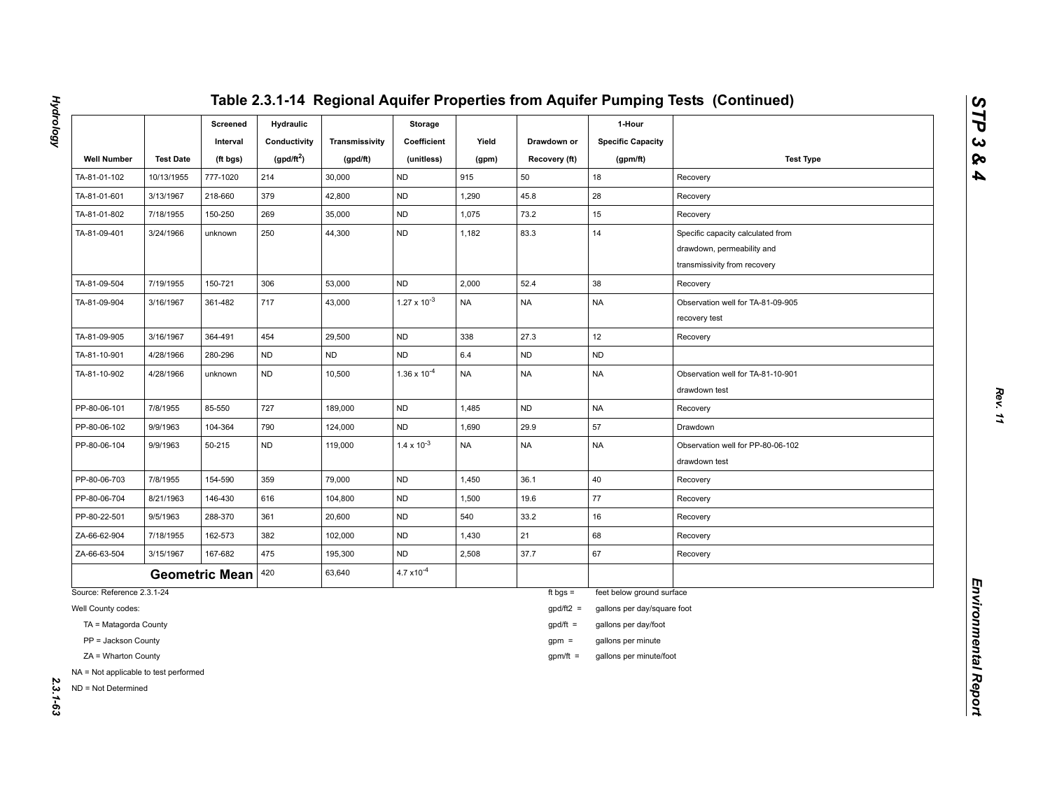# Table 2.3.1-14 Regional Aquifer Properties from Aquifer Pumping Tests (Continued)

| Well Number | Test Date | Screened Interval (ft bgs) | Hydraulic Conductivity (gpd/ft$^2$) | Transmissivity (gpd/ft) | Storage Coefficient (unitless) | Yield (gpm) | Drawdown or Recovery (ft) | 1-Hour Specific Capacity (gpm/ft) | Test Type |
|---|---|---|---|---|---|---|---|---|---|
| TA-81-01-102 | 10/13/1955 | 777-1020 | 214 | 30,000 | ND | 915 | 50 | 18 | Recovery |
| TA-81-01-601 | 3/13/1967 | 218-660 | 379 | 42,800 | ND | 1,290 | 45.8 | 28 | Recovery |
| TA-81-01-802 | 7/18/1955 | 150-250 | 269 | 35,000 | ND | 1,075 | 73.2 | 15 | Recovery |
| TA-81-09-401 | 3/24/1966 | unknown | 250 | 44,300 | ND | 1,182 | 83.3 | 14 | Specific capacity calculated from drawdown, permeability and transmissivity from recovery |
| TA-81-09-504 | 7/19/1955 | 150-721 | 306 | 53,000 | ND | 2,000 | 52.4 | 38 | Recovery |
| TA-81-09-904 | 3/16/1967 | 361-482 | 717 | 43,000 | $1.27 \times 10^{-3}$ | NA | NA | NA | Observation well for TA-81-09-905 recovery test |
| TA-81-09-905 | 3/16/1967 | 364-491 | 454 | 29,500 | ND | 338 | 27.3 | 12 | Recovery |
| TA-81-10-901 | 4/28/1966 | 280-296 | ND | ND | ND | 6.4 | ND | ND | |
| TA-81-10-902 | 4/28/1966 | unknown | ND | 10,500 | $1.36 \times 10^{-4}$ | NA | NA | NA | Observation well for TA-81-10-901 drawdown test |
| PP-80-06-101 | 7/8/1955 | 85-550 | 727 | 189,000 | ND | 1,485 | ND | NA | Recovery |
| PP-80-06-102 | 9/9/1963 | 104-364 | 790 | 124,000 | ND | 1,690 | 29.9 | 57 | Drawdown |
| PP-80-06-104 | 9/9/1963 | 50-215 | ND | 119,000 | $1.4 \times 10^{-3}$ | NA | NA | NA | Observation well for PP-80-06-102 drawdown test |
| PP-80-06-703 | 7/8/1955 | 154-590 | 359 | 79,000 | ND | 1,450 | 36.1 | 40 | Recovery |
| PP-80-06-704 | 8/21/1963 | 146-430 | 616 | 104,800 | ND | 1,500 | 19.6 | 77 | Recovery |
| PP-80-22-501 | 9/5/1963 | 288-370 | 361 | 20,600 | ND | 540 | 33.2 | 16 | Recovery |
| ZA-66-62-904 | 7/18/1955 | 162-573 | 382 | 102,000 | ND | 1,430 | 21 | 68 | Recovery |
| ZA-66-63-504 | 3/15/1967 | 167-682 | 475 | 195,300 | ND | 2,508 | 37.7 | 67 | Recovery |
| **Geometric Mean** | | | 420 | 63,640 | $4.7 \times 10^{-4}$ | | | | |

Source: Reference 2.3.1-24

Well County codes:

- TA = Matagorda County
- PP = Jackson County
- ZA = Wharton County

NA = Not applicable to test performed

ND = Not Determined

ft bgs = feet below ground surface

gpd/ft2 = gallons per day/square foot

gpd/ft = gallons per day/foot

gpm = gallons per minute

gpm/ft = gallons per minute/foot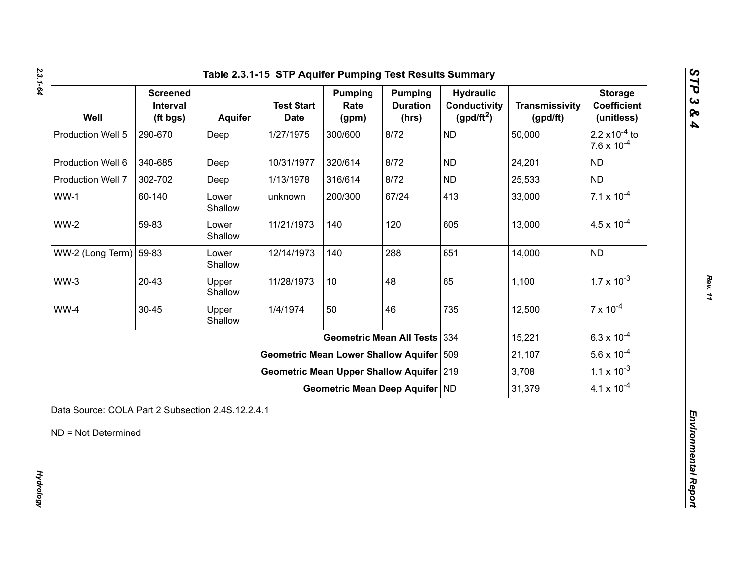## Table 2.3.1-15 STP Aquifer Pumping Test Results Summary

| Well | Screened Interval (ft bgs) | Aquifer | Test Start Date | Pumping Rate (gpm) | Pumping Duration (hrs) | Hydraulic Conductivity (gpd/ft$^2$) | Transmissivity (gpd/ft) | Storage Coefficient (unitless) |
|---|---|---|---|---|---|---|---|---|
| Production Well 5 | 290-670 | Deep | 1/27/1975 | 300/600 | 8/72 | ND | 50,000 | $2.2 \times 10^{-4}$ to $7.6 \times 10^{-4}$ |
| Production Well 6 | 340-685 | Deep | 10/31/1977 | 320/614 | 8/72 | ND | 24,201 | ND |
| Production Well 7 | 302-702 | Deep | 1/13/1978 | 316/614 | 8/72 | ND | 25,533 | ND |
| WW-1 | 60-140 | Lower Shallow | unknown | 200/300 | 67/24 | 413 | 33,000 | $7.1 \times 10^{-4}$ |
| WW-2 | 59-83 | Lower Shallow | 11/21/1973 | 140 | 120 | 605 | 13,000 | $4.5 \times 10^{-4}$ |
| WW-2 (Long Term) | 59-83 | Lower Shallow | 12/14/1973 | 140 | 288 | 651 | 14,000 | ND |
| WW-3 | 20-43 | Upper Shallow | 11/28/1973 | 10 | 48 | 65 | 1,100 | $1.7 \times 10^{-3}$ |
| WW-4 | 30-45 | Upper Shallow | 1/4/1974 | 50 | 46 | 735 | 12,500 | $7 \times 10^{-4}$ |
| | | | | | **Geometric Mean All Tests** | 334 | 15,221 | $6.3 \times 10^{-4}$ |
| | | | | | **Geometric Mean Lower Shallow Aquifer** | 509 | 21,107 | $5.6 \times 10^{-4}$ |
| | | | | | **Geometric Mean Upper Shallow Aquifer** | 219 | 3,708 | $1.1 \times 10^{-3}$ |
| | | | | | **Geometric Mean Deep Aquifer** | ND | 31,379 | $4.1 \times 10^{-4}$ |

Data Source: COLA Part 2 Subsection 2.4S.12.2.4.1

ND = Not Determined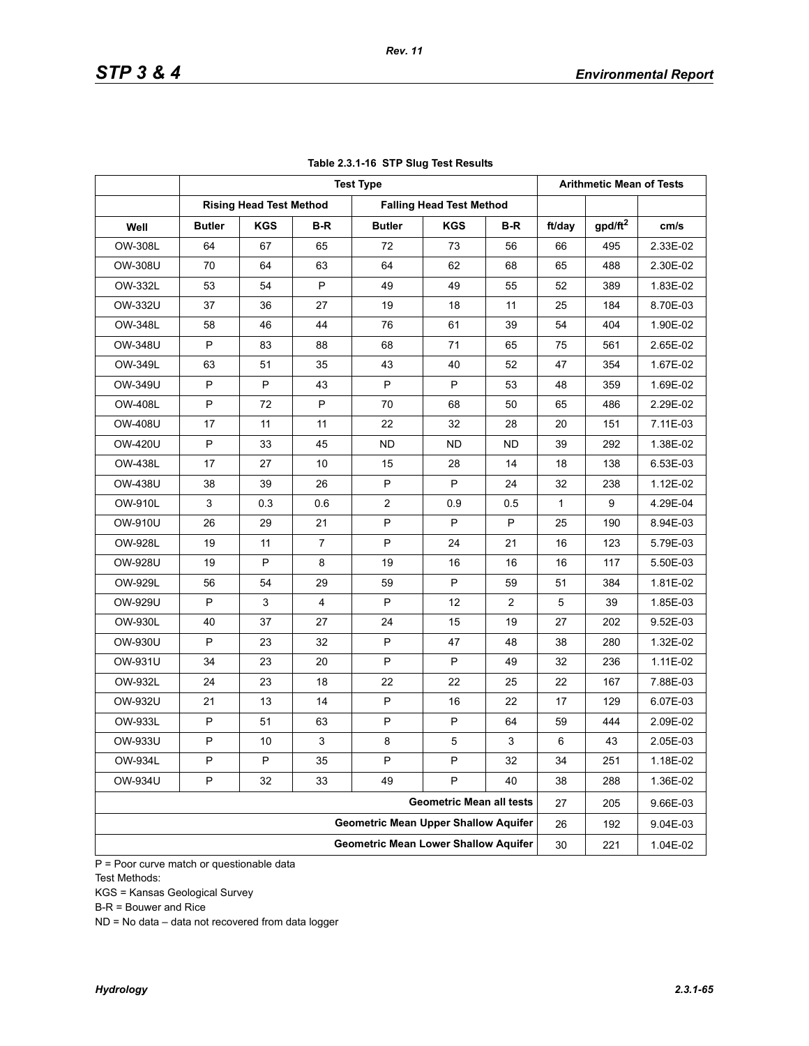**Table 2.3.1-16 STP Slug Test Results**

| | Test Type | | | | | | Arithmetic Mean of Tests | | |
|---|---|---|---|---|---|---|---|---|---|
| | Rising Head Test Method | | | Falling Head Test Method | | | | | |
| Well | Butler | KGS | B-R | Butler | KGS | B-R | ft/day | gpd/ft$^2$ | cm/s |
| OW-308L | 64 | 67 | 65 | 72 | 73 | 56 | 66 | 495 | 2.33E-02 |
| OW-308U | 70 | 64 | 63 | 64 | 62 | 68 | 65 | 488 | 2.30E-02 |
| OW-332L | 53 | 54 | P | 49 | 49 | 55 | 52 | 389 | 1.83E-02 |
| OW-332U | 37 | 36 | 27 | 19 | 18 | 11 | 25 | 184 | 8.70E-03 |
| OW-348L | 58 | 46 | 44 | 76 | 61 | 39 | 54 | 404 | 1.90E-02 |
| OW-348U | P | 83 | 88 | 68 | 71 | 65 | 75 | 561 | 2.65E-02 |
| OW-349L | 63 | 51 | 35 | 43 | 40 | 52 | 47 | 354 | 1.67E-02 |
| OW-349U | P | P | 43 | P | P | 53 | 48 | 359 | 1.69E-02 |
| OW-408L | P | 72 | P | 70 | 68 | 50 | 65 | 486 | 2.29E-02 |
| OW-408U | 17 | 11 | 11 | 22 | 32 | 28 | 20 | 151 | 7.11E-03 |
| OW-420U | P | 33 | 45 | ND | ND | ND | 39 | 292 | 1.38E-02 |
| OW-438L | 17 | 27 | 10 | 15 | 28 | 14 | 18 | 138 | 6.53E-03 |
| OW-438U | 38 | 39 | 26 | P | P | 24 | 32 | 238 | 1.12E-02 |
| OW-910L | 3 | 0.3 | 0.6 | 2 | 0.9 | 0.5 | 1 | 9 | 4.29E-04 |
| OW-910U | 26 | 29 | 21 | P | P | P | 25 | 190 | 8.94E-03 |
| OW-928L | 19 | 11 | 7 | P | 24 | 21 | 16 | 123 | 5.79E-03 |
| OW-928U | 19 | P | 8 | 19 | 16 | 16 | 16 | 117 | 5.50E-03 |
| OW-929L | 56 | 54 | 29 | 59 | P | 59 | 51 | 384 | 1.81E-02 |
| OW-929U | P | 3 | 4 | P | 12 | 2 | 5 | 39 | 1.85E-03 |
| OW-930L | 40 | 37 | 27 | 24 | 15 | 19 | 27 | 202 | 9.52E-03 |
| OW-930U | P | 23 | 32 | P | 47 | 48 | 38 | 280 | 1.32E-02 |
| OW-931U | 34 | 23 | 20 | P | P | 49 | 32 | 236 | 1.11E-02 |
| OW-932L | 24 | 23 | 18 | 22 | 22 | 25 | 22 | 167 | 7.88E-03 |
| OW-932U | 21 | 13 | 14 | P | 16 | 22 | 17 | 129 | 6.07E-03 |
| OW-933L | P | 51 | 63 | P | P | 64 | 59 | 444 | 2.09E-02 |
| OW-933U | P | 10 | 3 | 8 | 5 | 3 | 6 | 43 | 2.05E-03 |
| OW-934L | P | P | 35 | P | P | 32 | 34 | 251 | 1.18E-02 |
| OW-934U | P | 32 | 33 | 49 | P | 40 | 38 | 288 | 1.36E-02 |
| Geometric Mean all tests | | | | | | | 27 | 205 | 9.66E-03 |
| Geometric Mean Upper Shallow Aquifer | | | | | | | 26 | 192 | 9.04E-03 |
| Geometric Mean Lower Shallow Aquifer | | | | | | | 30 | 221 | 1.04E-02 |

P = Poor curve match or questionable data

Test Methods:

KGS = Kansas Geological Survey

B-R = Bouwer and Rice

ND = No data – data not recovered from data logger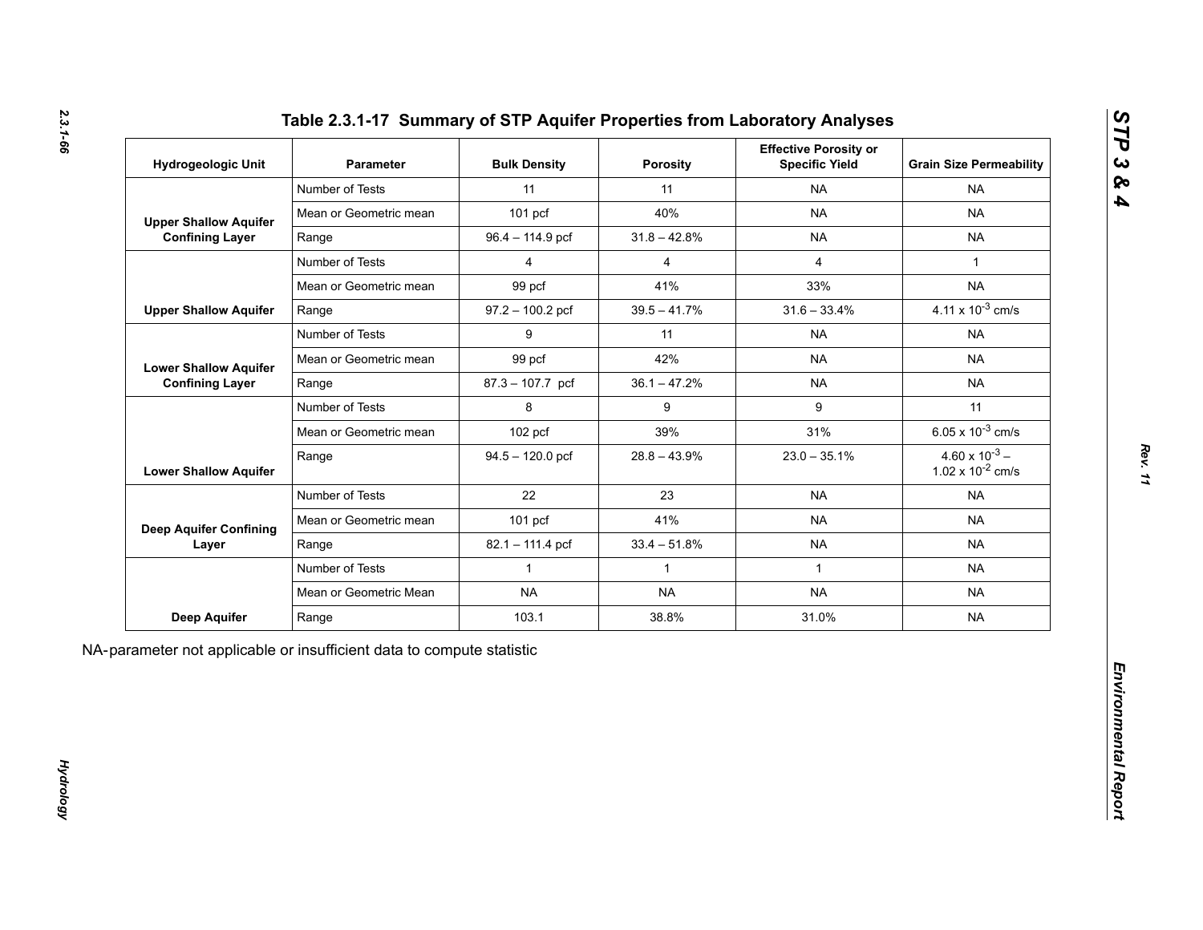## Table 2.3.1-17 Summary of STP Aquifer Properties from Laboratory Analyses

| Hydrogeologic Unit | Parameter | Bulk Density | Porosity | Effective Porosity or Specific Yield | Grain Size Permeability |
|---|---|---|---|---|---|
| Upper Shallow Aquifer Confining Layer | Number of Tests | 11 | 11 | NA | NA |
| | Mean or Geometric mean | 101 pcf | 40% | NA | NA |
| | Range | 96.4 – 114.9 pcf | 31.8 – 42.8% | NA | NA |
| Upper Shallow Aquifer | Number of Tests | 4 | 4 | 4 | 1 |
| | Mean or Geometric mean | 99 pcf | 41% | 33% | NA |
| | Range | 97.2 – 100.2 pcf | 39.5 – 41.7% | 31.6 – 33.4% | $4.11 \times 10^{-3}$ cm/s |
| Lower Shallow Aquifer Confining Layer | Number of Tests | 9 | 11 | NA | NA |
| | Mean or Geometric mean | 99 pcf | 42% | NA | NA |
| | Range | 87.3 – 107.7 pcf | 36.1 – 47.2% | NA | NA |
| Lower Shallow Aquifer | Number of Tests | 8 | 9 | 9 | 11 |
| | Mean or Geometric mean | 102 pcf | 39% | 31% | $6.05 \times 10^{-3}$ cm/s |
| | Range | 94.5 – 120.0 pcf | 28.8 – 43.9% | 23.0 – 35.1% | $4.60 \times 10^{-3}$ – $1.02 \times 10^{-2}$ cm/s |
| Deep Aquifer Confining Layer | Number of Tests | 22 | 23 | NA | NA |
| | Mean or Geometric mean | 101 pcf | 41% | NA | NA |
| | Range | 82.1 – 111.4 pcf | 33.4 – 51.8% | NA | NA |
| Deep Aquifer | Number of Tests | 1 | 1 | 1 | NA |
| | Mean or Geometric Mean | NA | NA | NA | NA |
| | Range | 103.1 | 38.8% | 31.0% | NA |

NA-parameter not applicable or insufficient data to compute statistic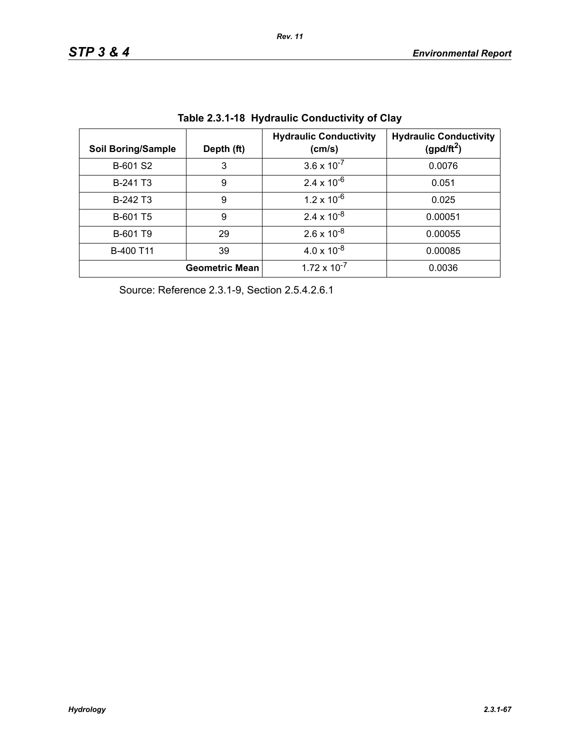**Table 2.3.1-18 Hydraulic Conductivity of Clay**

| Soil Boring/Sample | Depth (ft) | Hydraulic Conductivity (cm/s) | Hydraulic Conductivity (gpd/ft$^2$) |
|---|---|---|---|
| B-601 S2 | 3 | $3.6 \times 10^{-7}$ | 0.0076 |
| B-241 T3 | 9 | $2.4 \times 10^{-6}$ | 0.051 |
| B-242 T3 | 9 | $1.2 \times 10^{-6}$ | 0.025 |
| B-601 T5 | 9 | $2.4 \times 10^{-8}$ | 0.00051 |
| B-601 T9 | 29 | $2.6 \times 10^{-8}$ | 0.00055 |
| B-400 T11 | 39 | $4.0 \times 10^{-8}$ | 0.00085 |
| | **Geometric Mean** | $1.72 \times 10^{-7}$ | 0.0036 |

Source: Reference 2.3.1-9, Section 2.5.4.2.6.1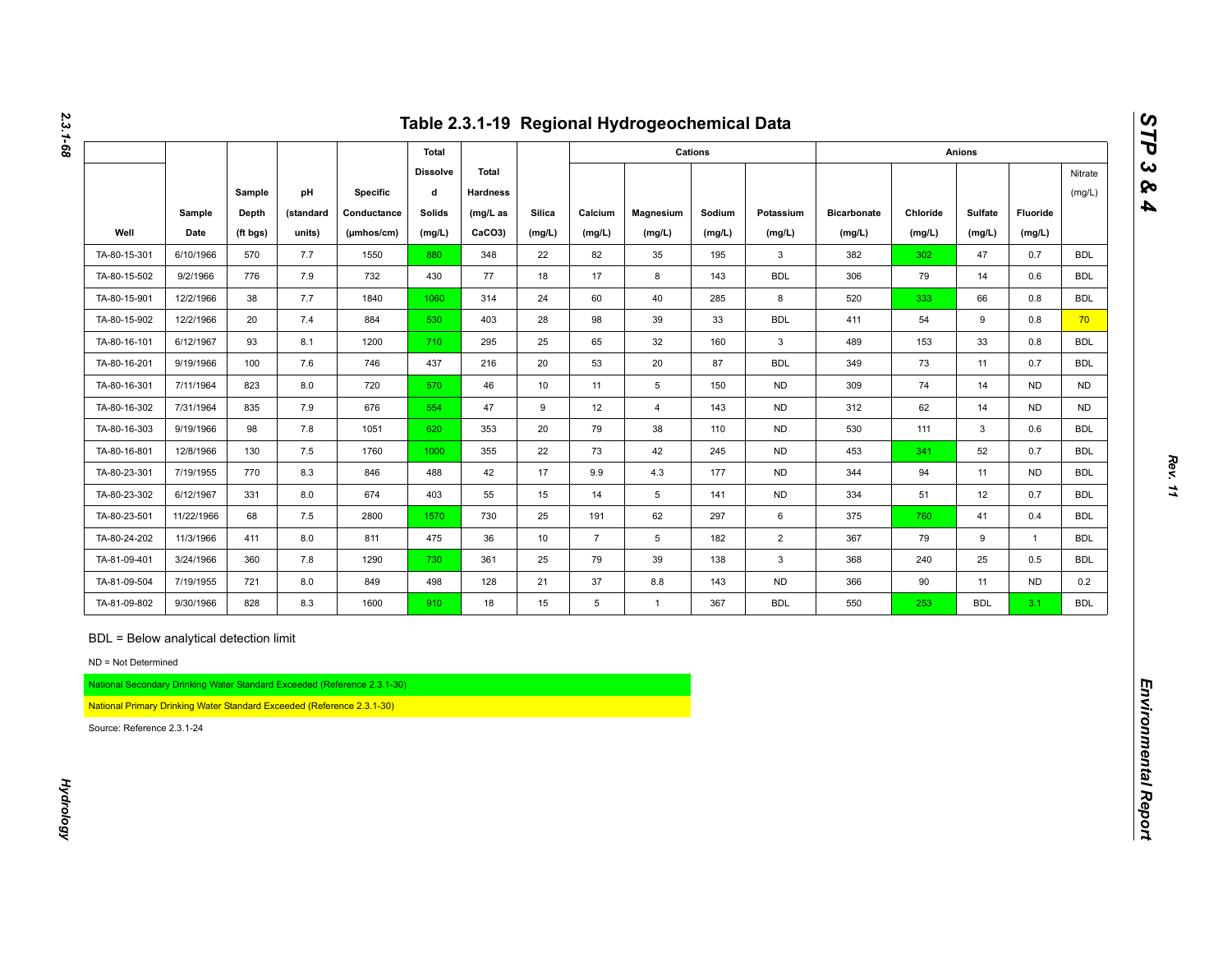# Table 2.3.1-19 Regional Hydrogeochemical Data

| Well | Sample Date | Sample Depth (ft bgs) | pH (standard units) | Specific Conductance (µmhos/cm) | Total Dissolved Solids (mg/L) | Total Hardness (mg/L as CaCO3) | Silica (mg/L) | Cations: Calcium (mg/L) | Cations: Magnesium (mg/L) | Cations: Sodium (mg/L) | Cations: Potassium (mg/L) | Anions: Bicarbonate (mg/L) | Anions: Chloride (mg/L) | Anions: Sulfate (mg/L) | Anions: Fluoride (mg/L) | Anions: Nitrate (mg/L) |
|---|---|---|---|---|---|---|---|---|---|---|---|---|---|---|---|---|
| TA-80-15-301 | 6/10/1966 | 570 | 7.7 | 1550 | 880 | 348 | 22 | 82 | 35 | 195 | 3 | 382 | 302 | 47 | 0.7 | BDL |
| TA-80-15-502 | 9/2/1966 | 776 | 7.9 | 732 | 430 | 77 | 18 | 17 | 8 | 143 | BDL | 306 | 79 | 14 | 0.6 | BDL |
| TA-80-15-901 | 12/2/1966 | 38 | 7.7 | 1840 | 1060 | 314 | 24 | 60 | 40 | 285 | 8 | 520 | 333 | 66 | 0.8 | BDL |
| TA-80-15-902 | 12/2/1966 | 20 | 7.4 | 884 | 530 | 403 | 28 | 98 | 39 | 33 | BDL | 411 | 54 | 9 | 0.8 | 70 |
| TA-80-16-101 | 6/12/1967 | 93 | 8.1 | 1200 | 710 | 295 | 25 | 65 | 32 | 160 | 3 | 489 | 153 | 33 | 0.8 | BDL |
| TA-80-16-201 | 9/19/1966 | 100 | 7.6 | 746 | 437 | 216 | 20 | 53 | 20 | 87 | BDL | 349 | 73 | 11 | 0.7 | BDL |
| TA-80-16-301 | 7/11/1964 | 823 | 8.0 | 720 | 570 | 46 | 10 | 11 | 5 | 150 | ND | 309 | 74 | 14 | ND | ND |
| TA-80-16-302 | 7/31/1964 | 835 | 7.9 | 676 | 554 | 47 | 9 | 12 | 4 | 143 | ND | 312 | 62 | 14 | ND | ND |
| TA-80-16-303 | 9/19/1966 | 98 | 7.8 | 1051 | 620 | 353 | 20 | 79 | 38 | 110 | ND | 530 | 111 | 3 | 0.6 | BDL |
| TA-80-16-801 | 12/8/1966 | 130 | 7.5 | 1760 | 1000 | 355 | 22 | 73 | 42 | 245 | ND | 453 | 341 | 52 | 0.7 | BDL |
| TA-80-23-301 | 7/19/1955 | 770 | 8.3 | 846 | 488 | 42 | 17 | 9.9 | 4.3 | 177 | ND | 344 | 94 | 11 | ND | BDL |
| TA-80-23-302 | 6/12/1967 | 331 | 8.0 | 674 | 403 | 55 | 15 | 14 | 5 | 141 | ND | 334 | 51 | 12 | 0.7 | BDL |
| TA-80-23-501 | 11/22/1966 | 68 | 7.5 | 2800 | 1570 | 730 | 25 | 191 | 62 | 297 | 6 | 375 | 760 | 41 | 0.4 | BDL |
| TA-80-24-202 | 11/3/1966 | 411 | 8.0 | 811 | 475 | 36 | 10 | 7 | 5 | 182 | 2 | 367 | 79 | 9 | 1 | BDL |
| TA-81-09-401 | 3/24/1966 | 360 | 7.8 | 1290 | 730 | 361 | 25 | 79 | 39 | 138 | 3 | 368 | 240 | 25 | 0.5 | BDL |
| TA-81-09-504 | 7/19/1955 | 721 | 8.0 | 849 | 498 | 128 | 21 | 37 | 8.8 | 143 | ND | 366 | 90 | 11 | ND | 0.2 |
| TA-81-09-802 | 9/30/1966 | 828 | 8.3 | 1600 | 910 | 18 | 15 | 5 | 1 | 367 | BDL | 550 | 253 | BDL | 3.1 | BDL |

BDL = Below analytical detection limit

ND = Not Determined

National Secondary Drinking Water Standard Exceeded (Reference 2.3.1-30)

National Primary Drinking Water Standard Exceeded (Reference 2.3.1-30)

Source: Reference 2.3.1-24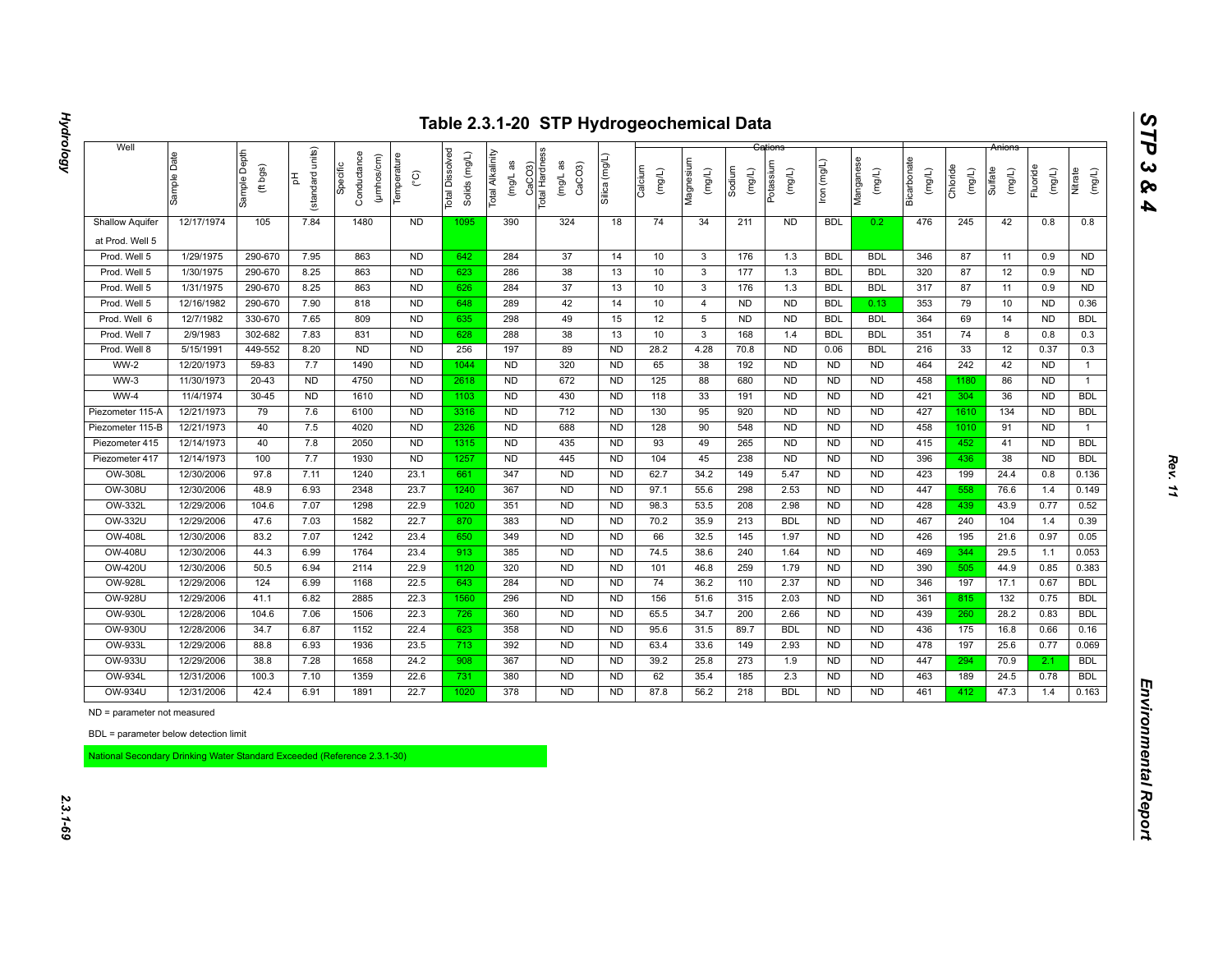# Table 2.3.1-20 STP Hydrogeochemical Data

| Well | Sample Date | Sample Depth (ft bgs) | pH (standard units) | Specific Conductance (µmhos/cm) | Temperature (°C) | Total Dissolved Solids (mg/L) | Total Alkalinity (mg/L as CaCO3) | Total Hardness (mg/L as CaCO3) | Silica (mg/L) | Cations: Calcium (mg/L) | Cations: Magnesium (mg/L) | Cations: Sodium (mg/L) | Cations: Potassium (mg/L) | Cations: Iron (mg/L) | Cations: Manganese (mg/L) | Anions: Bicarbonate (mg/L) | Anions: Chloride (mg/L) | Anions: Sulfate (mg/L) | Anions: Fluoride (mg/L) | Anions: Nitrate (mg/L) |
|---|---|---|---|---|---|---|---|---|---|---|---|---|---|---|---|---|---|---|---|---|
| Shallow Aquifer at Prod. Well 5 | 12/17/1974 | 105 | 7.84 | 1480 | ND | 1095 | 390 | 324 | 18 | 74 | 34 | 211 | ND | BDL | 0.2 | 476 | 245 | 42 | 0.8 | 0.8 |
| Prod. Well 5 | 1/29/1975 | 290-670 | 7.95 | 863 | ND | 642 | 284 | 37 | 14 | 10 | 3 | 176 | 1.3 | BDL | BDL | 346 | 87 | 11 | 0.9 | ND |
| Prod. Well 5 | 1/30/1975 | 290-670 | 8.25 | 863 | ND | 623 | 286 | 38 | 13 | 10 | 3 | 177 | 1.3 | BDL | BDL | 320 | 87 | 12 | 0.9 | ND |
| Prod. Well 5 | 1/31/1975 | 290-670 | 8.25 | 863 | ND | 626 | 284 | 37 | 13 | 10 | 3 | 176 | 1.3 | BDL | BDL | 317 | 87 | 11 | 0.9 | ND |
| Prod. Well 5 | 12/16/1982 | 290-670 | 7.90 | 818 | ND | 648 | 289 | 42 | 14 | 10 | 4 | ND | ND | BDL | 0.13 | 353 | 79 | 10 | ND | 0.36 |
| Prod. Well 6 | 12/7/1982 | 330-670 | 7.65 | 809 | ND | 635 | 298 | 49 | 15 | 12 | 5 | ND | ND | BDL | BDL | 364 | 69 | 14 | ND | BDL |
| Prod. Well 7 | 2/9/1983 | 302-682 | 7.83 | 831 | ND | 628 | 288 | 38 | 13 | 10 | 3 | 168 | 1.4 | BDL | BDL | 351 | 74 | 8 | 0.8 | 0.3 |
| Prod. Well 8 | 5/15/1991 | 449-552 | 8.20 | ND | ND | 256 | 197 | 89 | ND | 28.2 | 4.28 | 70.8 | ND | 0.06 | BDL | 216 | 33 | 12 | 0.37 | 0.3 |
| WW-2 | 12/20/1973 | 59-83 | 7.7 | 1490 | ND | 1044 | ND | 320 | ND | 65 | 38 | 192 | ND | ND | ND | 464 | 242 | 42 | ND | 1 |
| WW-3 | 11/30/1973 | 20-43 | ND | 4750 | ND | 2618 | ND | 672 | ND | 125 | 88 | 680 | ND | ND | ND | 458 | 1180 | 86 | ND | 1 |
| WW-4 | 11/4/1974 | 30-45 | ND | 1610 | ND | 1103 | ND | 430 | ND | 118 | 33 | 191 | ND | ND | ND | 421 | 304 | 36 | ND | BDL |
| Piezometer 115-A | 12/21/1973 | 79 | 7.6 | 6100 | ND | 3316 | ND | 712 | ND | 130 | 95 | 920 | ND | ND | ND | 427 | 1610 | 134 | ND | BDL |
| Piezometer 115-B | 12/21/1973 | 40 | 7.5 | 4020 | ND | 2326 | ND | 688 | ND | 128 | 90 | 548 | ND | ND | ND | 458 | 1010 | 91 | ND | 1 |
| Piezometer 415 | 12/14/1973 | 40 | 7.8 | 2050 | ND | 1315 | ND | 435 | ND | 93 | 49 | 265 | ND | ND | ND | 415 | 452 | 41 | ND | BDL |
| Piezometer 417 | 12/14/1973 | 100 | 7.7 | 1930 | ND | 1257 | ND | 445 | ND | 104 | 45 | 238 | ND | ND | ND | 396 | 436 | 38 | ND | BDL |
| OW-308L | 12/30/2006 | 97.8 | 7.11 | 1240 | 23.1 | 661 | 347 | ND | ND | 62.7 | 34.2 | 149 | 5.47 | ND | ND | 423 | 199 | 24.4 | 0.8 | 0.136 |
| OW-308U | 12/30/2006 | 48.9 | 6.93 | 2348 | 23.7 | 1240 | 367 | ND | ND | 97.1 | 55.6 | 298 | 2.53 | ND | ND | 447 | 558 | 76.6 | 1.4 | 0.149 |
| OW-332L | 12/29/2006 | 104.6 | 7.07 | 1298 | 22.9 | 1020 | 351 | ND | ND | 98.3 | 53.5 | 208 | 2.98 | ND | ND | 428 | 439 | 43.9 | 0.77 | 0.52 |
| OW-332U | 12/29/2006 | 47.6 | 7.03 | 1582 | 22.7 | 870 | 383 | ND | ND | 70.2 | 35.9 | 213 | BDL | ND | ND | 467 | 240 | 104 | 1.4 | 0.39 |
| OW-408L | 12/30/2006 | 83.2 | 7.07 | 1242 | 23.4 | 650 | 349 | ND | ND | 66 | 32.5 | 145 | 1.97 | ND | ND | 426 | 195 | 21.6 | 0.97 | 0.05 |
| OW-408U | 12/30/2006 | 44.3 | 6.99 | 1764 | 23.4 | 913 | 385 | ND | ND | 74.5 | 38.6 | 240 | 1.64 | ND | ND | 469 | 344 | 29.5 | 1.1 | 0.053 |
| OW-420U | 12/30/2006 | 50.5 | 6.94 | 2114 | 22.9 | 1120 | 320 | ND | ND | 101 | 46.8 | 259 | 1.79 | ND | ND | 390 | 505 | 44.9 | 0.85 | 0.383 |
| OW-928L | 12/29/2006 | 124 | 6.99 | 1168 | 22.5 | 643 | 284 | ND | ND | 74 | 36.2 | 110 | 2.37 | ND | ND | 346 | 197 | 17.1 | 0.67 | BDL |
| OW-928U | 12/29/2006 | 41.1 | 6.82 | 2885 | 22.3 | 1560 | 296 | ND | ND | 156 | 51.6 | 315 | 2.03 | ND | ND | 361 | 815 | 132 | 0.75 | BDL |
| OW-930L | 12/28/2006 | 104.6 | 7.06 | 1506 | 22.3 | 726 | 360 | ND | ND | 65.5 | 34.7 | 200 | 2.66 | ND | ND | 439 | 260 | 28.2 | 0.83 | BDL |
| OW-930U | 12/28/2006 | 34.7 | 6.87 | 1152 | 22.4 | 623 | 358 | ND | ND | 95.6 | 31.5 | 89.7 | BDL | ND | ND | 436 | 175 | 16.8 | 0.66 | 0.16 |
| OW-933L | 12/29/2006 | 88.8 | 6.93 | 1936 | 23.5 | 713 | 392 | ND | ND | 63.4 | 33.6 | 149 | 2.93 | ND | ND | 478 | 197 | 25.6 | 0.77 | 0.069 |
| OW-933U | 12/29/2006 | 38.8 | 7.28 | 1658 | 24.2 | 908 | 367 | ND | ND | 39.2 | 25.8 | 273 | 1.9 | ND | ND | 447 | 294 | 70.9 | 2.1 | BDL |
| OW-934L | 12/31/2006 | 100.3 | 7.10 | 1359 | 22.6 | 731 | 380 | ND | ND | 62 | 35.4 | 185 | 2.3 | ND | ND | 463 | 189 | 24.5 | 0.78 | BDL |
| OW-934U | 12/31/2006 | 42.4 | 6.91 | 1891 | 22.7 | 1020 | 378 | ND | ND | 87.8 | 56.2 | 218 | BDL | ND | ND | 461 | 412 | 47.3 | 1.4 | 0.163 |

ND = parameter not measured

BDL = parameter below detection limit

National Secondary Drinking Water Standard Exceeded (Reference 2.3.1-30)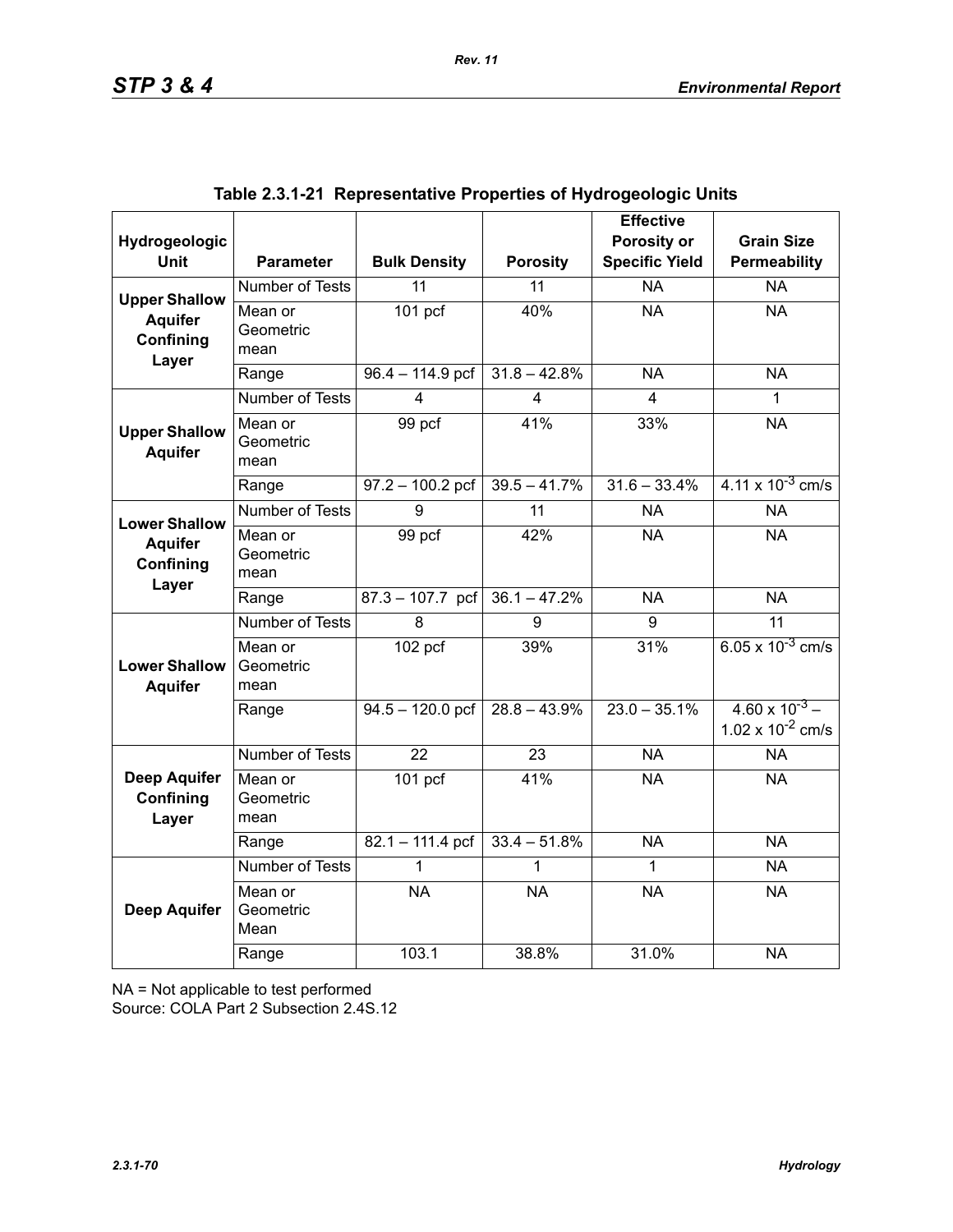**Table 2.3.1-21 Representative Properties of Hydrogeologic Units**

| Hydrogeologic Unit | Parameter | Bulk Density | Porosity | Effective Porosity or Specific Yield | Grain Size Permeability |
|---|---|---|---|---|---|
| **Upper Shallow Aquifer Confining Layer** | Number of Tests | 11 | 11 | NA | NA |
| | Mean or Geometric mean | 101 pcf | 40% | NA | NA |
| | Range | 96.4 – 114.9 pcf | 31.8 – 42.8% | NA | NA |
| **Upper Shallow Aquifer** | Number of Tests | 4 | 4 | 4 | 1 |
| | Mean or Geometric mean | 99 pcf | 41% | 33% | NA |
| | Range | 97.2 – 100.2 pcf | 39.5 – 41.7% | 31.6 – 33.4% | $4.11 \times 10^{-3}$ cm/s |
| **Lower Shallow Aquifer Confining Layer** | Number of Tests | 9 | 11 | NA | NA |
| | Mean or Geometric mean | 99 pcf | 42% | NA | NA |
| | Range | 87.3 – 107.7 pcf | 36.1 – 47.2% | NA | NA |
| **Lower Shallow Aquifer** | Number of Tests | 8 | 9 | 9 | 11 |
| | Mean or Geometric mean | 102 pcf | 39% | 31% | $6.05 \times 10^{-3}$ cm/s |
| | Range | 94.5 – 120.0 pcf | 28.8 – 43.9% | 23.0 – 35.1% | $4.60 \times 10^{-3}$ – $1.02 \times 10^{-2}$ cm/s |
| **Deep Aquifer Confining Layer** | Number of Tests | 22 | 23 | NA | NA |
| | Mean or Geometric mean | 101 pcf | 41% | NA | NA |
| | Range | 82.1 – 111.4 pcf | 33.4 – 51.8% | NA | NA |
| **Deep Aquifer** | Number of Tests | 1 | 1 | 1 | NA |
| | Mean or Geometric Mean | NA | NA | NA | NA |
| | Range | 103.1 | 38.8% | 31.0% | NA |

NA = Not applicable to test performed

Source: COLA Part 2 Subsection 2.4S.12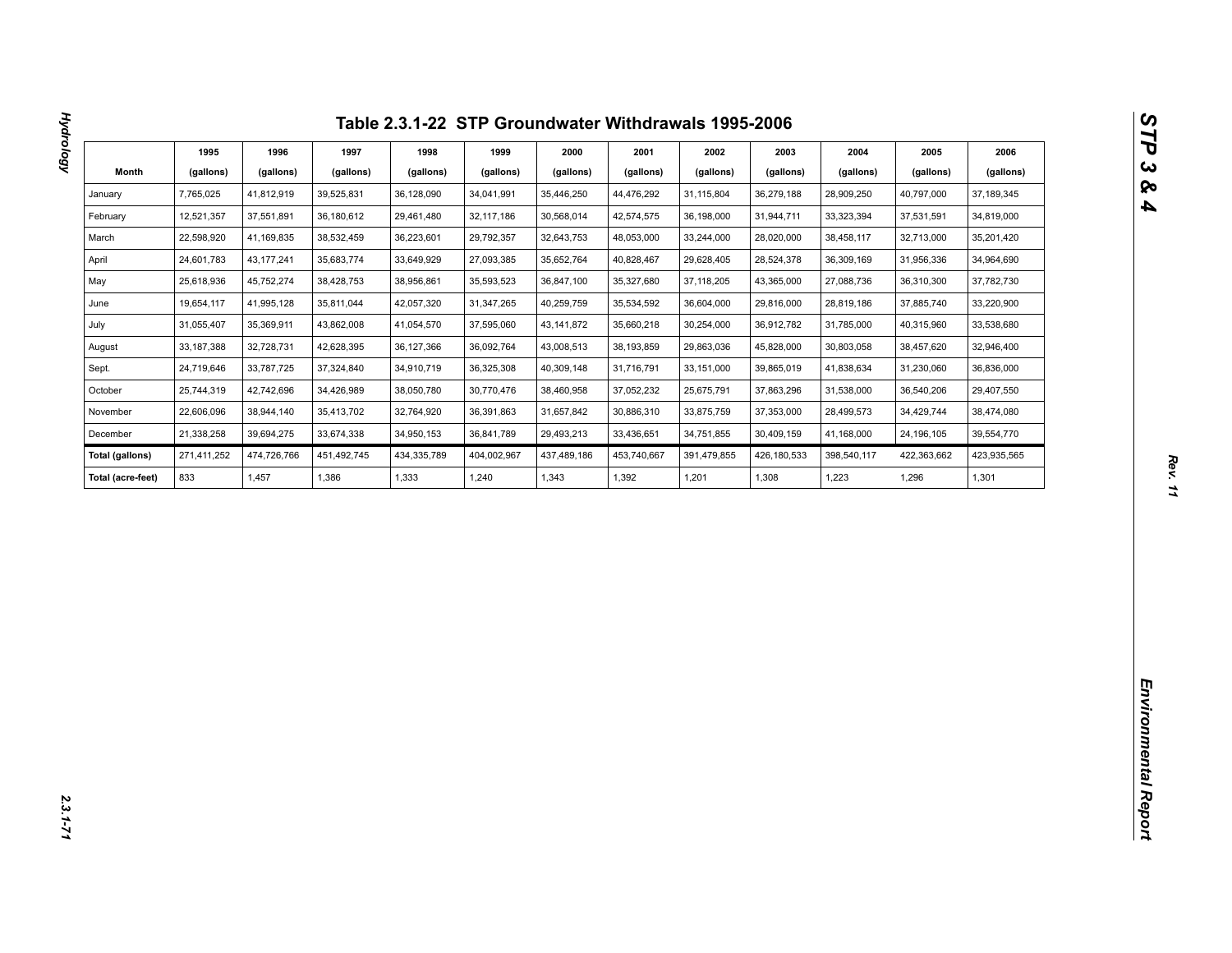# Table 2.3.1-22 STP Groundwater Withdrawals 1995-2006

| Month | 1995 (gallons) | 1996 (gallons) | 1997 (gallons) | 1998 (gallons) | 1999 (gallons) | 2000 (gallons) | 2001 (gallons) | 2002 (gallons) | 2003 (gallons) | 2004 (gallons) | 2005 (gallons) | 2006 (gallons) |
|---|---|---|---|---|---|---|---|---|---|---|---|---|
| January | 7,765,025 | 41,812,919 | 39,525,831 | 36,128,090 | 34,041,991 | 35,446,250 | 44,476,292 | 31,115,804 | 36,279,188 | 28,909,250 | 40,797,000 | 37,189,345 |
| February | 12,521,357 | 37,551,891 | 36,180,612 | 29,461,480 | 32,117,186 | 30,568,014 | 42,574,575 | 36,198,000 | 31,944,711 | 33,323,394 | 37,531,591 | 34,819,000 |
| March | 22,598,920 | 41,169,835 | 38,532,459 | 36,223,601 | 29,792,357 | 32,643,753 | 48,053,000 | 33,244,000 | 28,020,000 | 38,458,117 | 32,713,000 | 35,201,420 |
| April | 24,601,783 | 43,177,241 | 35,683,774 | 33,649,929 | 27,093,385 | 35,652,764 | 40,828,467 | 29,628,405 | 28,524,378 | 36,309,169 | 31,956,336 | 34,964,690 |
| May | 25,618,936 | 45,752,274 | 38,428,753 | 38,956,861 | 35,593,523 | 36,847,100 | 35,327,680 | 37,118,205 | 43,365,000 | 27,088,736 | 36,310,300 | 37,782,730 |
| June | 19,654,117 | 41,995,128 | 35,811,044 | 42,057,320 | 31,347,265 | 40,259,759 | 35,534,592 | 36,604,000 | 29,816,000 | 28,819,186 | 37,885,740 | 33,220,900 |
| July | 31,055,407 | 35,369,911 | 43,862,008 | 41,054,570 | 37,595,060 | 43,141,872 | 35,660,218 | 30,254,000 | 36,912,782 | 31,785,000 | 40,315,960 | 33,538,680 |
| August | 33,187,388 | 32,728,731 | 42,628,395 | 36,127,366 | 36,092,764 | 43,008,513 | 38,193,859 | 29,863,036 | 45,828,000 | 30,803,058 | 38,457,620 | 32,946,400 |
| Sept. | 24,719,646 | 33,787,725 | 37,324,840 | 34,910,719 | 36,325,308 | 40,309,148 | 31,716,791 | 33,151,000 | 39,865,019 | 41,838,634 | 31,230,060 | 36,836,000 |
| October | 25,744,319 | 42,742,696 | 34,426,989 | 38,050,780 | 30,770,476 | 38,460,958 | 37,052,232 | 25,675,791 | 37,863,296 | 31,538,000 | 36,540,206 | 29,407,550 |
| November | 22,606,096 | 38,944,140 | 35,413,702 | 32,764,920 | 36,391,863 | 31,657,842 | 30,886,310 | 33,875,759 | 37,353,000 | 28,499,573 | 34,429,744 | 38,474,080 |
| December | 21,338,258 | 39,694,275 | 33,674,338 | 34,950,153 | 36,841,789 | 29,493,213 | 33,436,651 | 34,751,855 | 30,409,159 | 41,168,000 | 24,196,105 | 39,554,770 |
| **Total (gallons)** | 271,411,252 | 474,726,766 | 451,492,745 | 434,335,789 | 404,002,967 | 437,489,186 | 453,740,667 | 391,479,855 | 426,180,533 | 398,540,117 | 422,363,662 | 423,935,565 |
| **Total (acre-feet)** | 833 | 1,457 | 1,386 | 1,333 | 1,240 | 1,343 | 1,392 | 1,201 | 1,308 | 1,223 | 1,296 | 1,301 |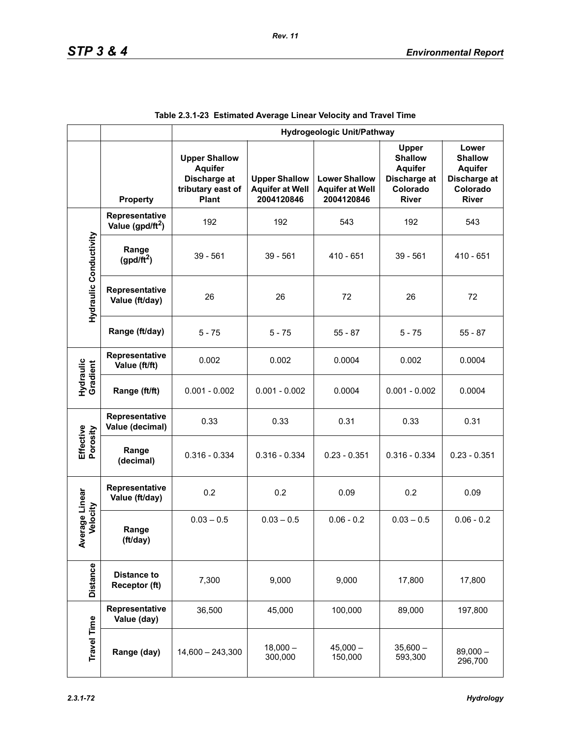**Table 2.3.1-23 Estimated Average Linear Velocity and Travel Time**

| | | Hydrogeologic Unit/Pathway | | | | |
|---|---|---|---|---|---|---|
| | **Property** | **Upper Shallow Aquifer Discharge at tributary east of Plant** | **Upper Shallow Aquifer at Well 2004120846** | **Lower Shallow Aquifer at Well 2004120846** | **Upper Shallow Aquifer Discharge at Colorado River** | **Lower Shallow Aquifer Discharge at Colorado River** |
| **Hydraulic Conductivity** | **Representative Value ($gpd/ft^2$)** | 192 | 192 | 543 | 192 | 543 |
| | **Range ($gpd/ft^2$)** | 39 - 561 | 39 - 561 | 410 - 651 | 39 - 561 | 410 - 651 |
| | **Representative Value (ft/day)** | 26 | 26 | 72 | 26 | 72 |
| | **Range (ft/day)** | 5 - 75 | 5 - 75 | 55 - 87 | 5 - 75 | 55 - 87 |
| **Hydraulic Gradient** | **Representative Value (ft/ft)** | 0.002 | 0.002 | 0.0004 | 0.002 | 0.0004 |
| | **Range (ft/ft)** | 0.001 - 0.002 | 0.001 - 0.002 | 0.0004 | 0.001 - 0.002 | 0.0004 |
| **Effective Porosity** | **Representative Value (decimal)** | 0.33 | 0.33 | 0.31 | 0.33 | 0.31 |
| | **Range (decimal)** | 0.316 - 0.334 | 0.316 - 0.334 | 0.23 - 0.351 | 0.316 - 0.334 | 0.23 - 0.351 |
| **Average Linear Velocity** | **Representative Value (ft/day)** | 0.2 | 0.2 | 0.09 | 0.2 | 0.09 |
| | **Range (ft/day)** | 0.03 – 0.5 | 0.03 – 0.5 | 0.06 - 0.2 | 0.03 – 0.5 | 0.06 - 0.2 |
| **Distance** | **Distance to Receptor (ft)** | 7,300 | 9,000 | 9,000 | 17,800 | 17,800 |
| **Travel Time** | **Representative Value (day)** | 36,500 | 45,000 | 100,000 | 89,000 | 197,800 |
| | **Range (day)** | 14,600 – 243,300 | 18,000 – 300,000 | 45,000 – 150,000 | 35,600 – 593,300 | 89,000 – 296,700 |